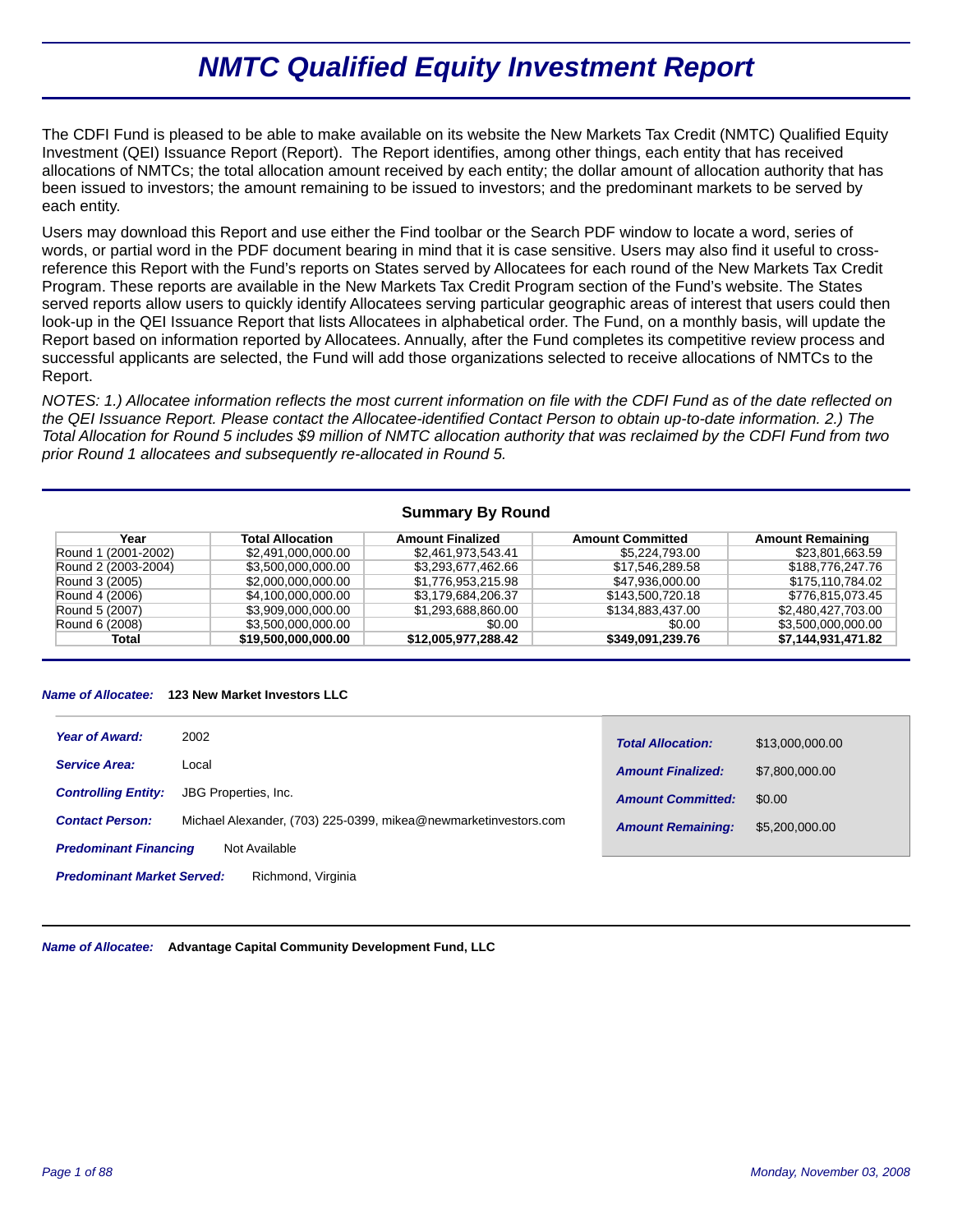# NMTC Qualified Equity Investment Report

The CDFI Fund is pleased to be able to make available on its website the New Markets Tax Credit (NMTC) Qualified Equity Investment (QEI) Issuance Report (Report). The Report identifies, among other things, each entity that has received allocations of NMTCs; the total allocation amount received by each entity; the dollar amount of allocation authority that has been issued to investors; the amount remaining to be issued to investors; and the predominant markets to be served by each entity.

Users may download this Report and use either the Find toolbar or the Search PDF window to locate a word, series of words, or partial word in the PDF document bearing in mind that it is case sensitive. Users may also find it useful to cross-reference this Report with the Fund's reports on States served by Allocatees for each round of the New Markets Tax Credit Program. These reports are available in the New Markets Tax Credit Program section of the Fund's website. The States served reports allow users to quickly identify Allocatees serving particular geographic areas of interest that users could then look-up in the QEI Issuance Report that lists Allocatees in alphabetical order. The Fund, on a monthly basis, will update the Report based on information reported by Allocatees. Annually, after the Fund completes its competitive review process and successful applicants are selected, the Fund will add those organizations selected to receive allocations of NMTCs to the Report.

*NOTES: 1.) Allocatee information reflects the most current information on file with the CDFI Fund as of the date reflected on the QEI Issuance Report. Please contact the Allocatee-identified Contact Person to obtain up-to-date information. 2.) The Total Allocation for Round 5 includes $9 million of NMTC allocation authority that was reclaimed by the CDFI Fund from two prior Round 1 allocatees and subsequently re-allocated in Round 5.*

## Summary By Round

| Year | Total Allocation | Amount Finalized | Amount Committed | Amount Remaining |
|---|---|---|---|---|
| Round 1 (2001-2002) | $2,491,000,000.00 | $2,461,973,543.41 | $5,224,793.00 | $23,801,663.59 |
| Round 2 (2003-2004) | $3,500,000,000.00 | $3,293,677,462.66 | $17,546,289.58 | $188,776,247.76 |
| Round 3 (2005) | $2,000,000,000.00 | $1,776,953,215.98 | $47,936,000.00 | $175,110,784.02 |
| Round 4 (2006) | $4,100,000,000.00 | $3,179,684,206.37 | $143,500,720.18 | $776,815,073.45 |
| Round 5 (2007) | $3,909,000,000.00 | $1,293,688,860.00 | $134,883,437.00 | $2,480,427,703.00 |
| Round 6 (2008) | $3,500,000,000.00 | $0.00 | $0.00 | $3,500,000,000.00 |
| **Total** | **$19,500,000,000.00** | **$12,005,977,288.42** | **$349,091,239.76** | **$7,144,931,471.82** |

***Name of Allocatee:*** **123 New Market Investors LLC**

***Year of Award:*** 2002

***Service Area:*** Local

***Controlling Entity:*** JBG Properties, Inc.

***Contact Person:*** Michael Alexander, (703) 225-0399, mikea@newmarketinvestors.com

***Predominant Financing*** Not Available

***Predominant Market Served:*** Richmond, Virginia

***Total Allocation:*** $13,000,000.00

***Amount Finalized:*** $7,800,000.00

***Amount Committed:*** $0.00

***Amount Remaining:*** $5,200,000.00

***Name of Allocatee:*** **Advantage Capital Community Development Fund, LLC**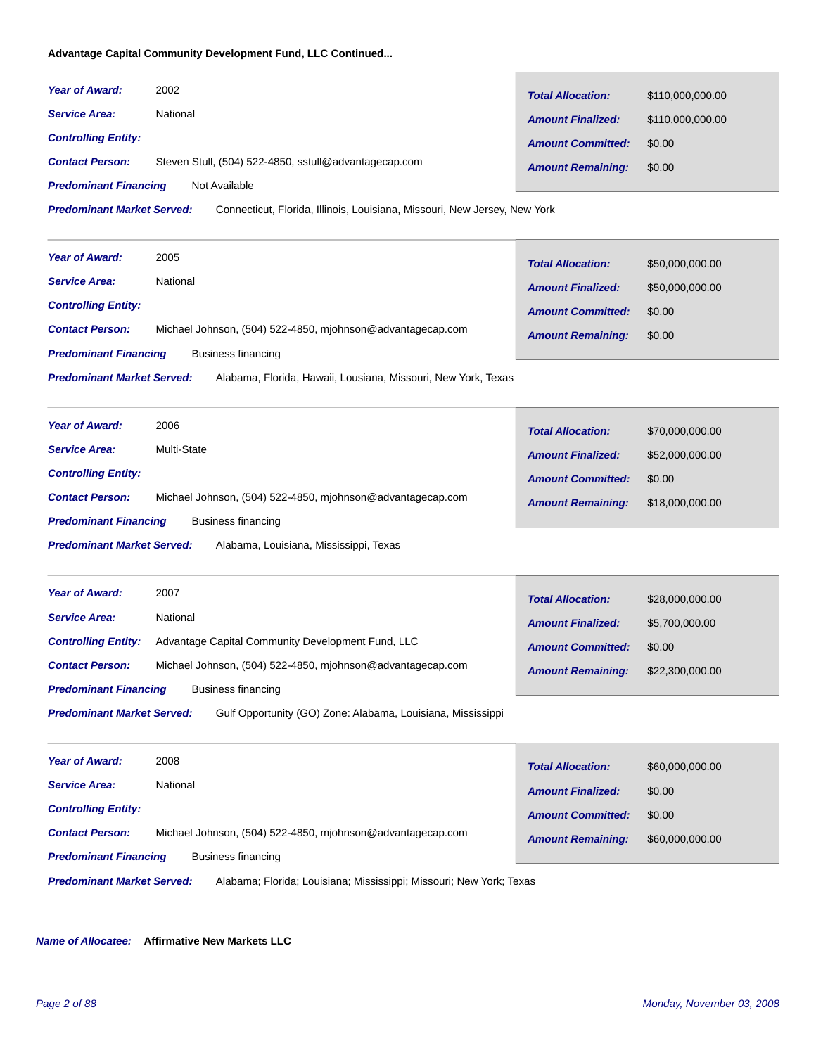**Advantage Capital Community Development Fund, LLC Continued...**

---

***Year of Award:*** 2002

***Service Area:*** National

***Controlling Entity:***

***Contact Person:*** Steven Stull, (504) 522-4850, sstull@advantagecap.com

***Predominant Financing*** Not Available

***Predominant Market Served:*** Connecticut, Florida, Illinois, Louisiana, Missouri, New Jersey, New York

| | |
|---|---|
| ***Total Allocation:*** | $110,000,000.00 |
| ***Amount Finalized:*** | $110,000,000.00 |
| ***Amount Committed:*** | $0.00 |
| ***Amount Remaining:*** | $0.00 |

---

***Year of Award:*** 2005

***Service Area:*** National

***Controlling Entity:***

***Contact Person:*** Michael Johnson, (504) 522-4850, mjohnson@advantagecap.com

***Predominant Financing*** Business financing

***Predominant Market Served:*** Alabama, Florida, Hawaii, Lousiana, Missouri, New York, Texas

| | |
|---|---|
| ***Total Allocation:*** | $50,000,000.00 |
| ***Amount Finalized:*** | $50,000,000.00 |
| ***Amount Committed:*** | $0.00 |
| ***Amount Remaining:*** | $0.00 |

---

***Year of Award:*** 2006

***Service Area:*** Multi-State

***Controlling Entity:***

***Contact Person:*** Michael Johnson, (504) 522-4850, mjohnson@advantagecap.com

***Predominant Financing*** Business financing

***Predominant Market Served:*** Alabama, Louisiana, Mississippi, Texas

| | |
|---|---|
| ***Total Allocation:*** | $70,000,000.00 |
| ***Amount Finalized:*** | $52,000,000.00 |
| ***Amount Committed:*** | $0.00 |
| ***Amount Remaining:*** | $18,000,000.00 |

---

***Year of Award:*** 2007

***Service Area:*** National

***Controlling Entity:*** Advantage Capital Community Development Fund, LLC

***Contact Person:*** Michael Johnson, (504) 522-4850, mjohnson@advantagecap.com

***Predominant Financing*** Business financing

***Predominant Market Served:*** Gulf Opportunity (GO) Zone: Alabama, Louisiana, Mississippi

| | |
|---|---|
| ***Total Allocation:*** | $28,000,000.00 |
| ***Amount Finalized:*** | $5,700,000.00 |
| ***Amount Committed:*** | $0.00 |
| ***Amount Remaining:*** | $22,300,000.00 |

---

***Year of Award:*** 2008

***Service Area:*** National

***Controlling Entity:***

***Contact Person:*** Michael Johnson, (504) 522-4850, mjohnson@advantagecap.com

***Predominant Financing*** Business financing

***Predominant Market Served:*** Alabama; Florida; Louisiana; Mississippi; Missouri; New York; Texas

| | |
|---|---|
| ***Total Allocation:*** | $60,000,000.00 |
| ***Amount Finalized:*** | $0.00 |
| ***Amount Committed:*** | $0.00 |
| ***Amount Remaining:*** | $60,000,000.00 |

---

***Name of Allocatee:*** **Affirmative New Markets LLC**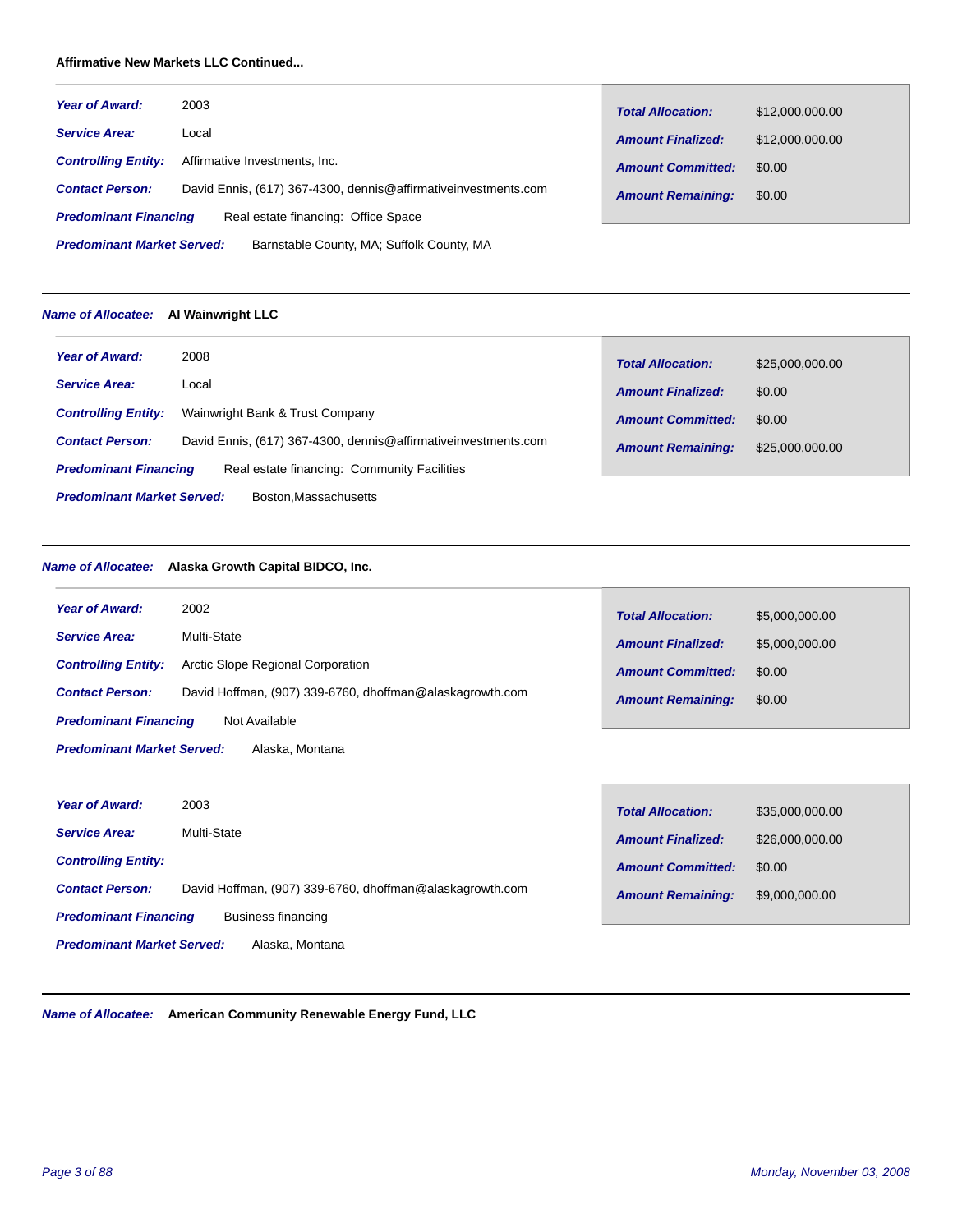**Affirmative New Markets LLC Continued...**

***Year of Award:*** 2003

***Service Area:*** Local

***Controlling Entity:*** Affirmative Investments, Inc.

***Contact Person:*** David Ennis, (617) 367-4300, dennis@affirmativeinvestments.com

***Predominant Financing*** Real estate financing: Office Space

***Predominant Market Served:*** Barnstable County, MA; Suffolk County, MA

| | |
|---|---|
| ***Total Allocation:*** | $12,000,000.00 |
| ***Amount Finalized:*** | $12,000,000.00 |
| ***Amount Committed:*** | $0.00 |
| ***Amount Remaining:*** | $0.00 |

---

***Name of Allocatee:*** **AI Wainwright LLC**

***Year of Award:*** 2008

***Service Area:*** Local

***Controlling Entity:*** Wainwright Bank & Trust Company

***Contact Person:*** David Ennis, (617) 367-4300, dennis@affirmativeinvestments.com

***Predominant Financing*** Real estate financing: Community Facilities

***Predominant Market Served:*** Boston,Massachusetts

| | |
|---|---|
| ***Total Allocation:*** | $25,000,000.00 |
| ***Amount Finalized:*** | $0.00 |
| ***Amount Committed:*** | $0.00 |
| ***Amount Remaining:*** | $25,000,000.00 |

---

***Name of Allocatee:*** **Alaska Growth Capital BIDCO, Inc.**

***Year of Award:*** 2002

***Service Area:*** Multi-State

***Controlling Entity:*** Arctic Slope Regional Corporation

***Contact Person:*** David Hoffman, (907) 339-6760, dhoffman@alaskagrowth.com

***Predominant Financing*** Not Available

***Predominant Market Served:*** Alaska, Montana

| | |
|---|---|
| ***Total Allocation:*** | $5,000,000.00 |
| ***Amount Finalized:*** | $5,000,000.00 |
| ***Amount Committed:*** | $0.00 |
| ***Amount Remaining:*** | $0.00 |

***Year of Award:*** 2003

***Service Area:*** Multi-State

***Controlling Entity:***

***Contact Person:*** David Hoffman, (907) 339-6760, dhoffman@alaskagrowth.com

***Predominant Financing*** Business financing

***Predominant Market Served:*** Alaska, Montana

| | |
|---|---|
| ***Total Allocation:*** | $35,000,000.00 |
| ***Amount Finalized:*** | $26,000,000.00 |
| ***Amount Committed:*** | $0.00 |
| ***Amount Remaining:*** | $9,000,000.00 |

---

***Name of Allocatee:*** **American Community Renewable Energy Fund, LLC**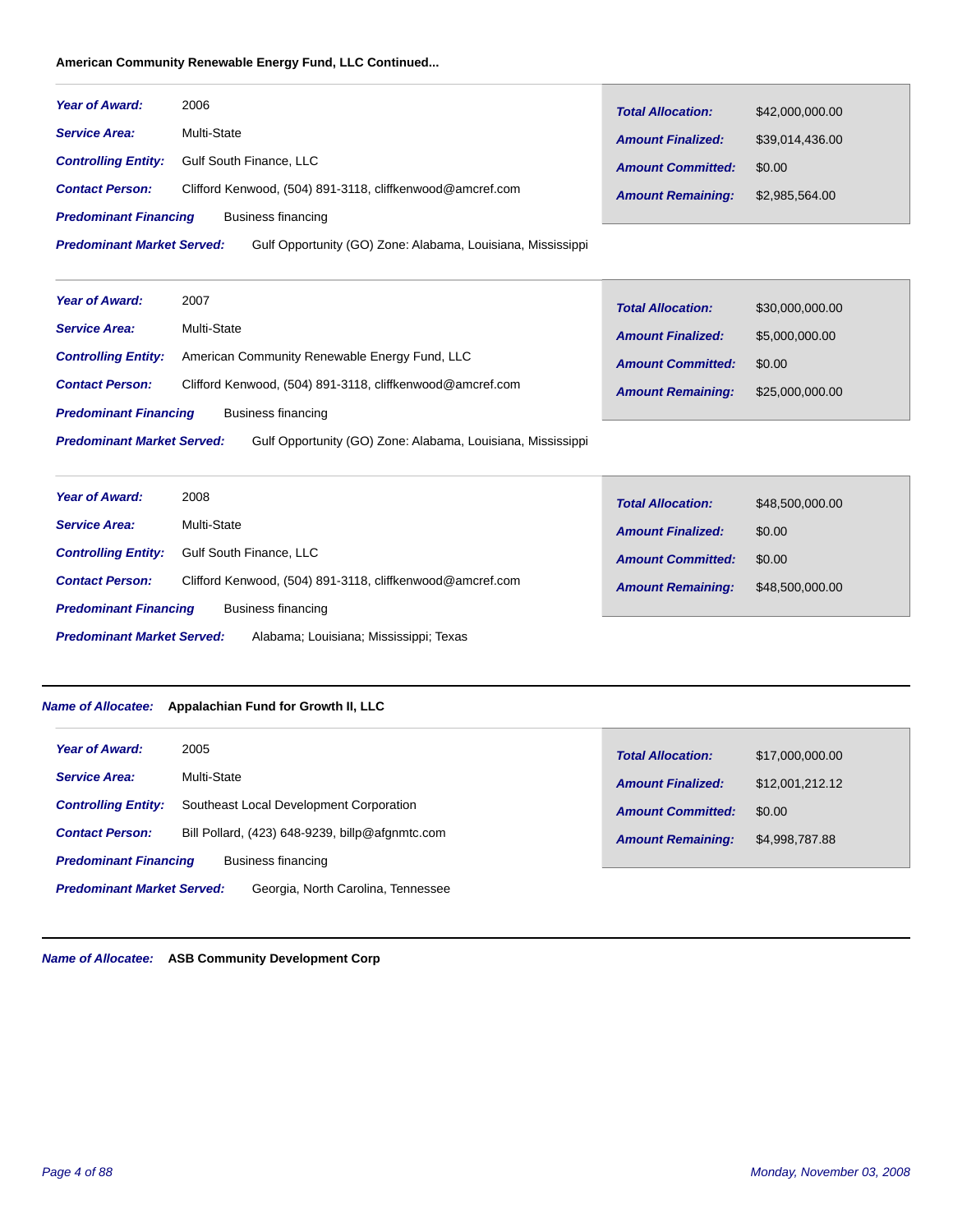**American Community Renewable Energy Fund, LLC Continued...**

---

***Year of Award:*** 2006
***Service Area:*** Multi-State
***Controlling Entity:*** Gulf South Finance, LLC
***Contact Person:*** Clifford Kenwood, (504) 891-3118, cliffkenwood@amcref.com
***Predominant Financing*** Business financing
***Predominant Market Served:*** Gulf Opportunity (GO) Zone: Alabama, Louisiana, Mississippi

| | |
|---|---|
| ***Total Allocation:*** | $42,000,000.00 |
| ***Amount Finalized:*** | $39,014,436.00 |
| ***Amount Committed:*** | $0.00 |
| ***Amount Remaining:*** | $2,985,564.00 |

---

***Year of Award:*** 2007
***Service Area:*** Multi-State
***Controlling Entity:*** American Community Renewable Energy Fund, LLC
***Contact Person:*** Clifford Kenwood, (504) 891-3118, cliffkenwood@amcref.com
***Predominant Financing*** Business financing
***Predominant Market Served:*** Gulf Opportunity (GO) Zone: Alabama, Louisiana, Mississippi

| | |
|---|---|
| ***Total Allocation:*** | $30,000,000.00 |
| ***Amount Finalized:*** | $5,000,000.00 |
| ***Amount Committed:*** | $0.00 |
| ***Amount Remaining:*** | $25,000,000.00 |

---

***Year of Award:*** 2008
***Service Area:*** Multi-State
***Controlling Entity:*** Gulf South Finance, LLC
***Contact Person:*** Clifford Kenwood, (504) 891-3118, cliffkenwood@amcref.com
***Predominant Financing*** Business financing
***Predominant Market Served:*** Alabama; Louisiana; Mississippi; Texas

| | |
|---|---|
| ***Total Allocation:*** | $48,500,000.00 |
| ***Amount Finalized:*** | $0.00 |
| ***Amount Committed:*** | $0.00 |
| ***Amount Remaining:*** | $48,500,000.00 |

---

***Name of Allocatee:*** **Appalachian Fund for Growth II, LLC**

***Year of Award:*** 2005
***Service Area:*** Multi-State
***Controlling Entity:*** Southeast Local Development Corporation
***Contact Person:*** Bill Pollard, (423) 648-9239, billp@afgnmtc.com
***Predominant Financing*** Business financing
***Predominant Market Served:*** Georgia, North Carolina, Tennessee

| | |
|---|---|
| ***Total Allocation:*** | $17,000,000.00 |
| ***Amount Finalized:*** | $12,001,212.12 |
| ***Amount Committed:*** | $0.00 |
| ***Amount Remaining:*** | $4,998,787.88 |

---

***Name of Allocatee:*** **ASB Community Development Corp**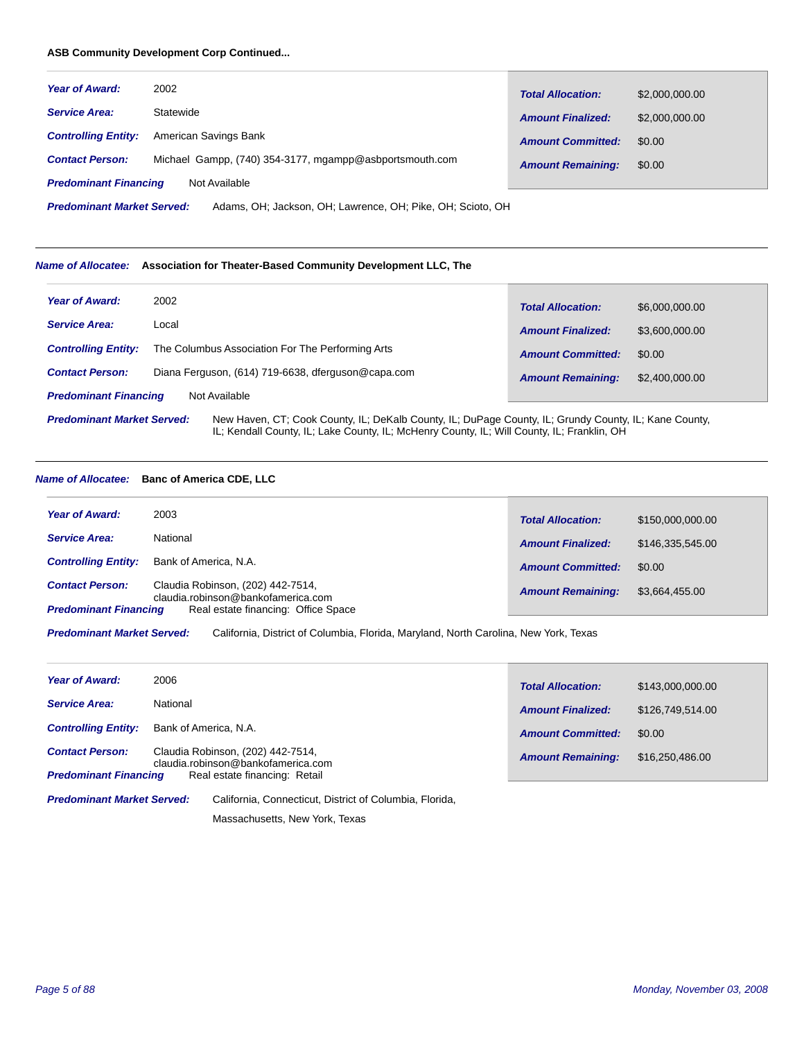**ASB Community Development Corp Continued...**

***Year of Award:*** 2002

***Service Area:*** Statewide

***Controlling Entity:*** American Savings Bank

***Contact Person:*** Michael Gampp, (740) 354-3177, mgampp@asbportsmouth.com

***Predominant Financing*** Not Available

***Predominant Market Served:*** Adams, OH; Jackson, OH; Lawrence, OH; Pike, OH; Scioto, OH

| | |
|---|---|
| ***Total Allocation:*** | $2,000,000.00 |
| ***Amount Finalized:*** | $2,000,000.00 |
| ***Amount Committed:*** | $0.00 |
| ***Amount Remaining:*** | $0.00 |

---

***Name of Allocatee:*** **Association for Theater-Based Community Development LLC, The**

***Year of Award:*** 2002

***Service Area:*** Local

***Controlling Entity:*** The Columbus Association For The Performing Arts

***Contact Person:*** Diana Ferguson, (614) 719-6638, dferguson@capa.com

***Predominant Financing*** Not Available

***Predominant Market Served:*** New Haven, CT; Cook County, IL; DeKalb County, IL; DuPage County, IL; Grundy County, IL; Kane County, IL; Kendall County, IL; Lake County, IL; McHenry County, IL; Will County, IL; Franklin, OH

| | |
|---|---|
| ***Total Allocation:*** | $6,000,000.00 |
| ***Amount Finalized:*** | $3,600,000.00 |
| ***Amount Committed:*** | $0.00 |
| ***Amount Remaining:*** | $2,400,000.00 |

---

***Name of Allocatee:*** **Banc of America CDE, LLC**

***Year of Award:*** 2003

***Service Area:*** National

***Controlling Entity:*** Bank of America, N.A.

***Contact Person:*** Claudia Robinson, (202) 442-7514, claudia.robinson@bankofamerica.com

***Predominant Financing*** Real estate financing: Office Space

***Predominant Market Served:*** California, District of Columbia, Florida, Maryland, North Carolina, New York, Texas

| | |
|---|---|
| ***Total Allocation:*** | $150,000,000.00 |
| ***Amount Finalized:*** | $146,335,545.00 |
| ***Amount Committed:*** | $0.00 |
| ***Amount Remaining:*** | $3,664,455.00 |

***Year of Award:*** 2006

***Service Area:*** National

***Controlling Entity:*** Bank of America, N.A.

***Contact Person:*** Claudia Robinson, (202) 442-7514, claudia.robinson@bankofamerica.com

***Predominant Financing*** Real estate financing: Retail

***Predominant Market Served:*** California, Connecticut, District of Columbia, Florida, Massachusetts, New York, Texas

| | |
|---|---|
| ***Total Allocation:*** | $143,000,000.00 |
| ***Amount Finalized:*** | $126,749,514.00 |
| ***Amount Committed:*** | $0.00 |
| ***Amount Remaining:*** | $16,250,486.00 |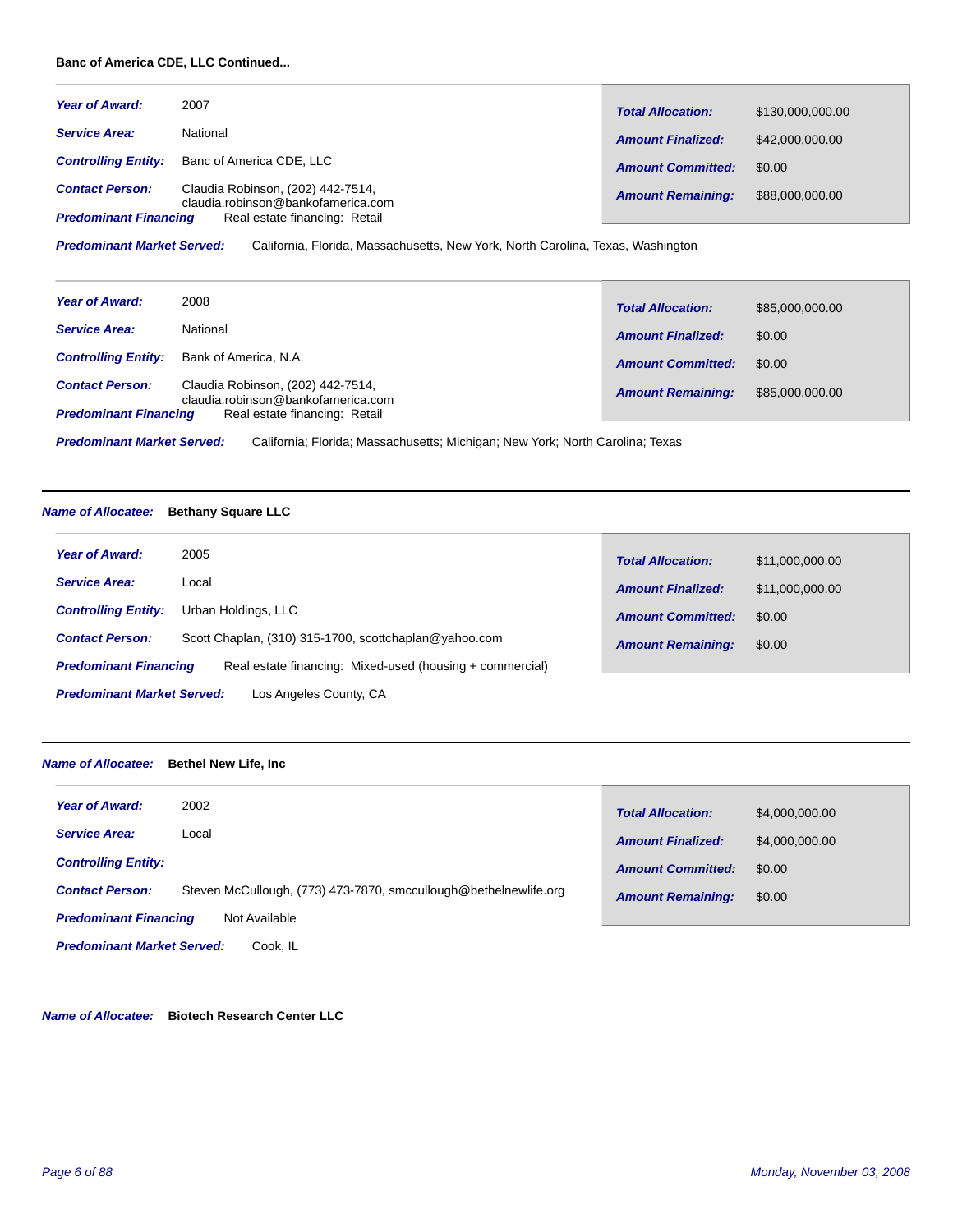**Banc of America CDE, LLC Continued...**

| | | | |
|---|---|---|---|
| ***Year of Award:*** | 2007 | ***Total Allocation:*** | $130,000,000.00 |
| ***Service Area:*** | National | ***Amount Finalized:*** | $42,000,000.00 |
| ***Controlling Entity:*** | Banc of America CDE, LLC | ***Amount Committed:*** | $0.00 |
| ***Contact Person:*** | Claudia Robinson, (202) 442-7514, claudia.robinson@bankofamerica.com | ***Amount Remaining:*** | $88,000,000.00 |
| ***Predominant Financing*** | Real estate financing: Retail | | |

***Predominant Market Served:*** California, Florida, Massachusetts, New York, North Carolina, Texas, Washington

| | | | |
|---|---|---|---|
| ***Year of Award:*** | 2008 | ***Total Allocation:*** | $85,000,000.00 |
| ***Service Area:*** | National | ***Amount Finalized:*** | $0.00 |
| ***Controlling Entity:*** | Bank of America, N.A. | ***Amount Committed:*** | $0.00 |
| ***Contact Person:*** | Claudia Robinson, (202) 442-7514, claudia.robinson@bankofamerica.com | ***Amount Remaining:*** | $85,000,000.00 |
| ***Predominant Financing*** | Real estate financing: Retail | | |

***Predominant Market Served:*** California; Florida; Massachusetts; Michigan; New York; North Carolina; Texas

---

***Name of Allocatee:*** **Bethany Square LLC**

| | | | |
|---|---|---|---|
| ***Year of Award:*** | 2005 | ***Total Allocation:*** | $11,000,000.00 |
| ***Service Area:*** | Local | ***Amount Finalized:*** | $11,000,000.00 |
| ***Controlling Entity:*** | Urban Holdings, LLC | ***Amount Committed:*** | $0.00 |
| ***Contact Person:*** | Scott Chaplan, (310) 315-1700, scottchaplan@yahoo.com | ***Amount Remaining:*** | $0.00 |
| ***Predominant Financing*** | Real estate financing: Mixed-used (housing + commercial) | | |

***Predominant Market Served:*** Los Angeles County, CA

---

***Name of Allocatee:*** **Bethel New Life, Inc**

| | | | |
|---|---|---|---|
| ***Year of Award:*** | 2002 | ***Total Allocation:*** | $4,000,000.00 |
| ***Service Area:*** | Local | ***Amount Finalized:*** | $4,000,000.00 |
| ***Controlling Entity:*** | | ***Amount Committed:*** | $0.00 |
| ***Contact Person:*** | Steven McCullough, (773) 473-7870, smccullough@bethelnewlife.org | ***Amount Remaining:*** | $0.00 |
| ***Predominant Financing*** | Not Available | | |

***Predominant Market Served:*** Cook, IL

---

***Name of Allocatee:*** **Biotech Research Center LLC**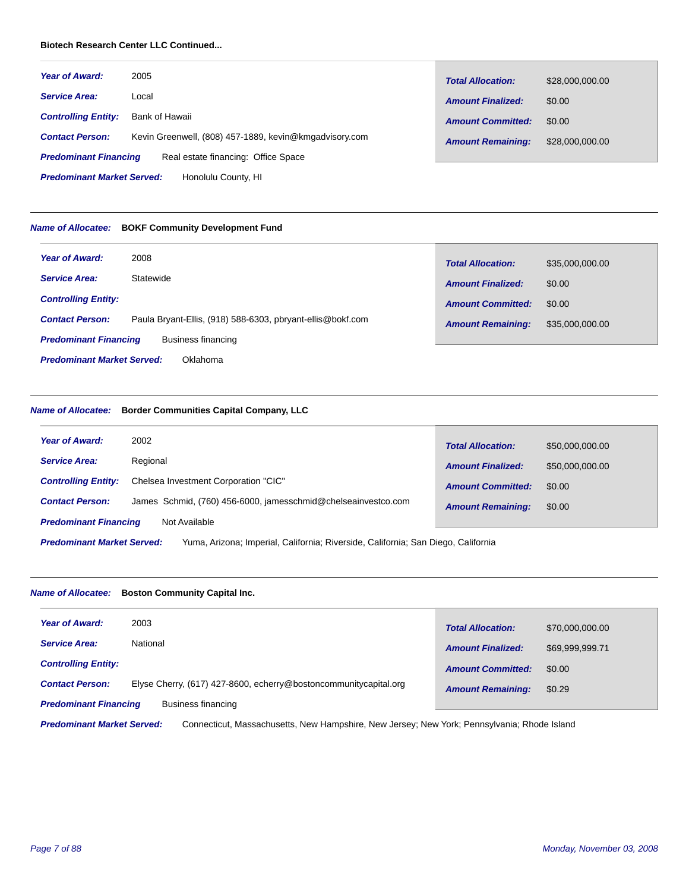**Biotech Research Center LLC Continued...**

***Year of Award:*** 2005

***Service Area:*** Local

***Controlling Entity:*** Bank of Hawaii

***Contact Person:*** Kevin Greenwell, (808) 457-1889, kevin@kmgadvisory.com

***Predominant Financing*** Real estate financing: Office Space

***Predominant Market Served:*** Honolulu County, HI

| | |
|---|---|
| ***Total Allocation:*** | $28,000,000.00 |
| ***Amount Finalized:*** | $0.00 |
| ***Amount Committed:*** | $0.00 |
| ***Amount Remaining:*** | $28,000,000.00 |

---

***Name of Allocatee:*** **BOKF Community Development Fund**

***Year of Award:*** 2008

***Service Area:*** Statewide

***Controlling Entity:***

***Contact Person:*** Paula Bryant-Ellis, (918) 588-6303, pbryant-ellis@bokf.com

***Predominant Financing*** Business financing

***Predominant Market Served:*** Oklahoma

| | |
|---|---|
| ***Total Allocation:*** | $35,000,000.00 |
| ***Amount Finalized:*** | $0.00 |
| ***Amount Committed:*** | $0.00 |
| ***Amount Remaining:*** | $35,000,000.00 |

---

***Name of Allocatee:*** **Border Communities Capital Company, LLC**

***Year of Award:*** 2002

***Service Area:*** Regional

***Controlling Entity:*** Chelsea Investment Corporation "CIC"

***Contact Person:*** James Schmid, (760) 456-6000, jamesschmid@chelseainvestco.com

***Predominant Financing*** Not Available

***Predominant Market Served:*** Yuma, Arizona; Imperial, California; Riverside, California; San Diego, California

| | |
|---|---|
| ***Total Allocation:*** | $50,000,000.00 |
| ***Amount Finalized:*** | $50,000,000.00 |
| ***Amount Committed:*** | $0.00 |
| ***Amount Remaining:*** | $0.00 |

---

***Name of Allocatee:*** **Boston Community Capital Inc.**

***Year of Award:*** 2003

***Service Area:*** National

***Controlling Entity:***

***Contact Person:*** Elyse Cherry, (617) 427-8600, echerry@bostoncommunitycapital.org

***Predominant Financing*** Business financing

***Predominant Market Served:*** Connecticut, Massachusetts, New Hampshire, New Jersey; New York; Pennsylvania; Rhode Island

| | |
|---|---|
| ***Total Allocation:*** | $70,000,000.00 |
| ***Amount Finalized:*** | $69,999,999.71 |
| ***Amount Committed:*** | $0.00 |
| ***Amount Remaining:*** | $0.29 |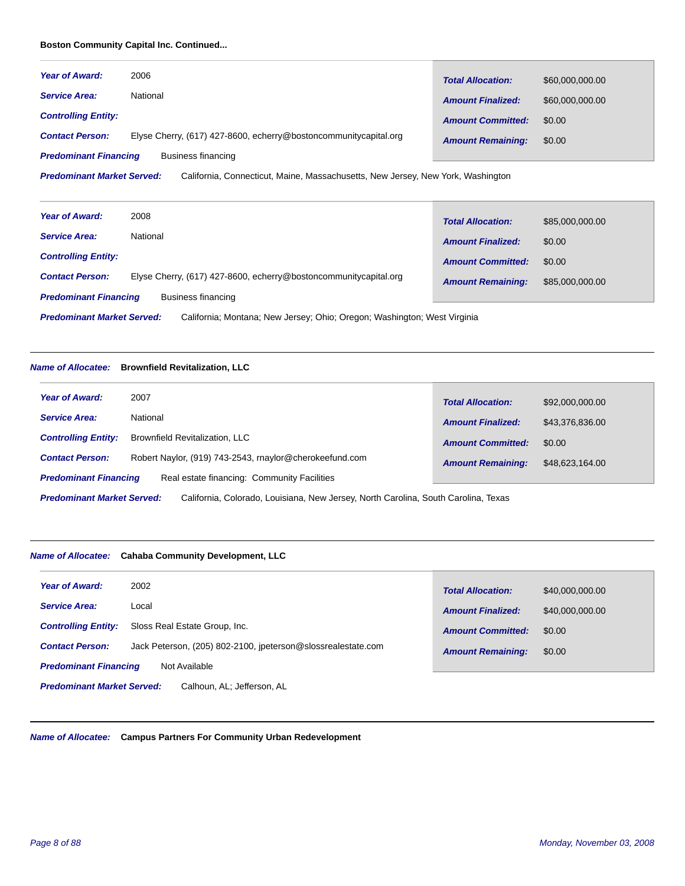**Boston Community Capital Inc. Continued...**

***Year of Award:*** 2006

***Service Area:*** National

***Controlling Entity:***

***Contact Person:*** Elyse Cherry, (617) 427-8600, echerry@bostoncommunitycapital.org

***Predominant Financing*** Business financing

***Predominant Market Served:*** California, Connecticut, Maine, Massachusetts, New Jersey, New York, Washington

| | |
|---|---|
| ***Total Allocation:*** | $60,000,000.00 |
| ***Amount Finalized:*** | $60,000,000.00 |
| ***Amount Committed:*** | $0.00 |
| ***Amount Remaining:*** | $0.00 |

***Year of Award:*** 2008

***Service Area:*** National

***Controlling Entity:***

***Contact Person:*** Elyse Cherry, (617) 427-8600, echerry@bostoncommunitycapital.org

***Predominant Financing*** Business financing

***Predominant Market Served:*** California; Montana; New Jersey; Ohio; Oregon; Washington; West Virginia

| | |
|---|---|
| ***Total Allocation:*** | $85,000,000.00 |
| ***Amount Finalized:*** | $0.00 |
| ***Amount Committed:*** | $0.00 |
| ***Amount Remaining:*** | $85,000,000.00 |

---

***Name of Allocatee:*** **Brownfield Revitalization, LLC**

***Year of Award:*** 2007

***Service Area:*** National

***Controlling Entity:*** Brownfield Revitalization, LLC

***Contact Person:*** Robert Naylor, (919) 743-2543, rnaylor@cherokeefund.com

***Predominant Financing*** Real estate financing: Community Facilities

***Predominant Market Served:*** California, Colorado, Louisiana, New Jersey, North Carolina, South Carolina, Texas

| | |
|---|---|
| ***Total Allocation:*** | $92,000,000.00 |
| ***Amount Finalized:*** | $43,376,836.00 |
| ***Amount Committed:*** | $0.00 |
| ***Amount Remaining:*** | $48,623,164.00 |

---

***Name of Allocatee:*** **Cahaba Community Development, LLC**

***Year of Award:*** 2002

***Service Area:*** Local

***Controlling Entity:*** Sloss Real Estate Group, Inc.

***Contact Person:*** Jack Peterson, (205) 802-2100, jpeterson@slossrealestate.com

***Predominant Financing*** Not Available

***Predominant Market Served:*** Calhoun, AL; Jefferson, AL

| | |
|---|---|
| ***Total Allocation:*** | $40,000,000.00 |
| ***Amount Finalized:*** | $40,000,000.00 |
| ***Amount Committed:*** | $0.00 |
| ***Amount Remaining:*** | $0.00 |

---

***Name of Allocatee:*** **Campus Partners For Community Urban Redevelopment**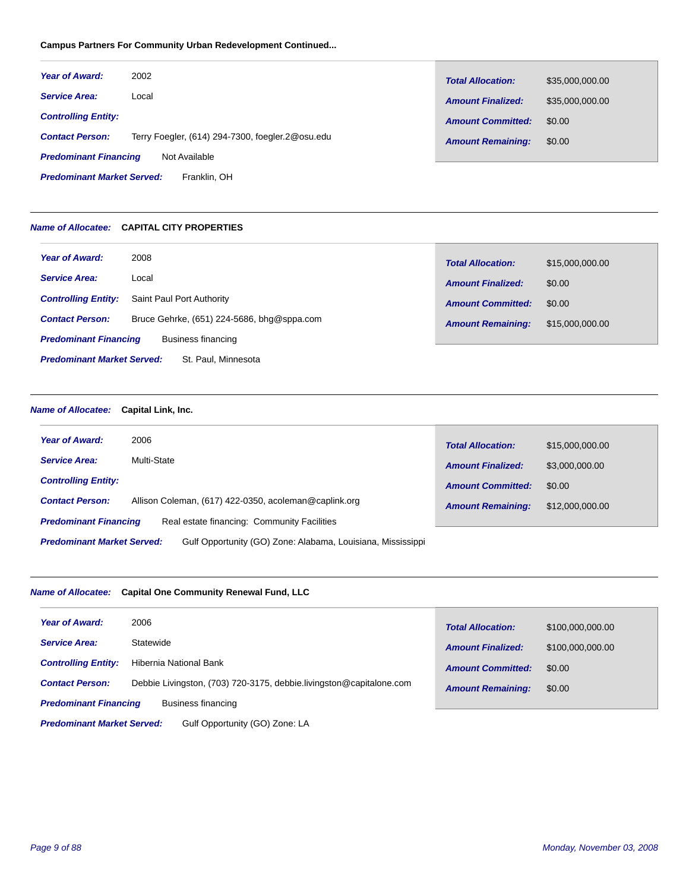**Campus Partners For Community Urban Redevelopment Continued...**

| | |
|---|---|
| ***Year of Award:*** | 2002 |
| ***Service Area:*** | Local |
| ***Controlling Entity:*** | |
| ***Contact Person:*** | Terry Foegler, (614) 294-7300, foegler.2@osu.edu |
| ***Predominant Financing*** | Not Available |
| ***Predominant Market Served:*** | Franklin, OH |

| | |
|---|---|
| ***Total Allocation:*** | $35,000,000.00 |
| ***Amount Finalized:*** | $35,000,000.00 |
| ***Amount Committed:*** | $0.00 |
| ***Amount Remaining:*** | $0.00 |

---

***Name of Allocatee:*** **CAPITAL CITY PROPERTIES**

| | |
|---|---|
| ***Year of Award:*** | 2008 |
| ***Service Area:*** | Local |
| ***Controlling Entity:*** | Saint Paul Port Authority |
| ***Contact Person:*** | Bruce Gehrke, (651) 224-5686, bhg@sppa.com |
| ***Predominant Financing*** | Business financing |
| ***Predominant Market Served:*** | St. Paul, Minnesota |

| | |
|---|---|
| ***Total Allocation:*** | $15,000,000.00 |
| ***Amount Finalized:*** | $0.00 |
| ***Amount Committed:*** | $0.00 |
| ***Amount Remaining:*** | $15,000,000.00 |

---

***Name of Allocatee:*** **Capital Link, Inc.**

| | |
|---|---|
| ***Year of Award:*** | 2006 |
| ***Service Area:*** | Multi-State |
| ***Controlling Entity:*** | |
| ***Contact Person:*** | Allison Coleman, (617) 422-0350, acoleman@caplink.org |
| ***Predominant Financing*** | Real estate financing:  Community Facilities |
| ***Predominant Market Served:*** | Gulf Opportunity (GO) Zone: Alabama, Louisiana, Mississippi |

| | |
|---|---|
| ***Total Allocation:*** | $15,000,000.00 |
| ***Amount Finalized:*** | $3,000,000.00 |
| ***Amount Committed:*** | $0.00 |
| ***Amount Remaining:*** | $12,000,000.00 |

---

***Name of Allocatee:*** **Capital One Community Renewal Fund, LLC**

| | |
|---|---|
| ***Year of Award:*** | 2006 |
| ***Service Area:*** | Statewide |
| ***Controlling Entity:*** | Hibernia National Bank |
| ***Contact Person:*** | Debbie Livingston, (703) 720-3175, debbie.livingston@capitalone.com |
| ***Predominant Financing*** | Business financing |
| ***Predominant Market Served:*** | Gulf Opportunity (GO) Zone: LA |

| | |
|---|---|
| ***Total Allocation:*** | $100,000,000.00 |
| ***Amount Finalized:*** | $100,000,000.00 |
| ***Amount Committed:*** | $0.00 |
| ***Amount Remaining:*** | $0.00 |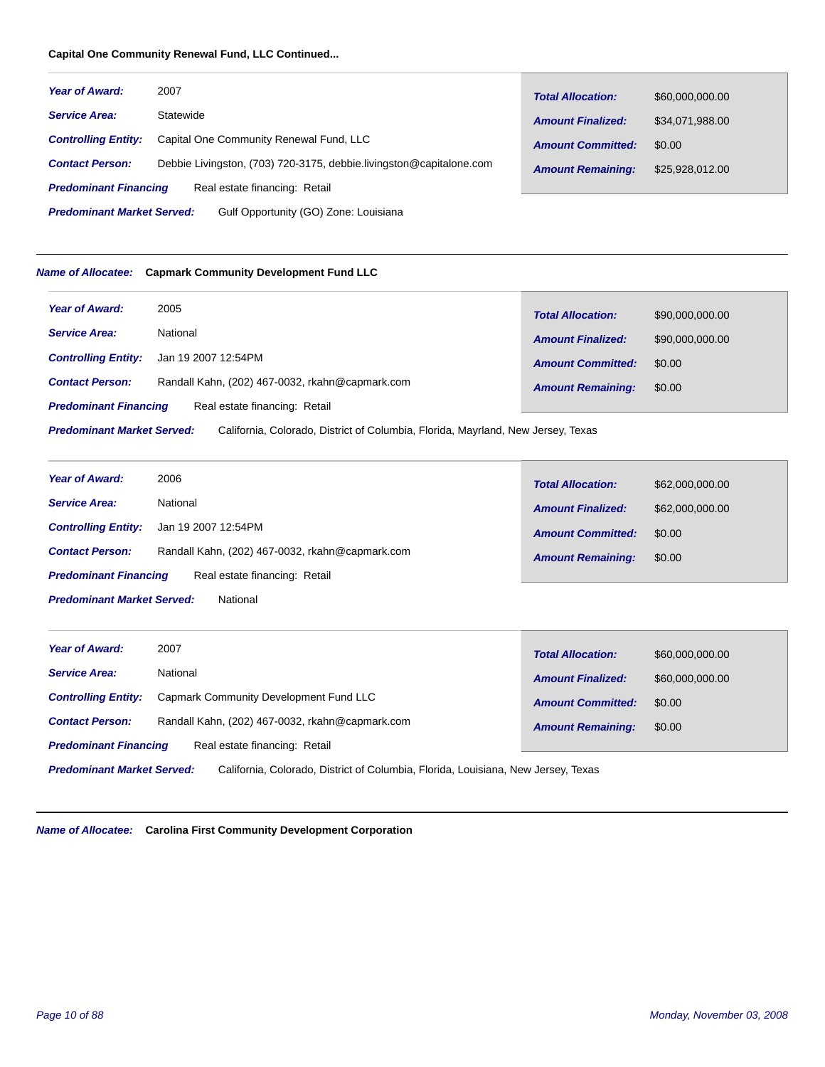**Capital One Community Renewal Fund, LLC Continued...**

***Year of Award:*** 2007

***Service Area:*** Statewide

***Controlling Entity:*** Capital One Community Renewal Fund, LLC

***Contact Person:*** Debbie Livingston, (703) 720-3175, debbie.livingston@capitalone.com

***Predominant Financing*** Real estate financing: Retail

***Predominant Market Served:*** Gulf Opportunity (GO) Zone: Louisiana

| | |
|---|---|
| ***Total Allocation:*** | $60,000,000.00 |
| ***Amount Finalized:*** | $34,071,988.00 |
| ***Amount Committed:*** | $0.00 |
| ***Amount Remaining:*** | $25,928,012.00 |

---

***Name of Allocatee:*** **Capmark Community Development Fund LLC**

***Year of Award:*** 2005

***Service Area:*** National

***Controlling Entity:*** Jan 19 2007 12:54PM

***Contact Person:*** Randall Kahn, (202) 467-0032, rkahn@capmark.com

***Predominant Financing*** Real estate financing: Retail

***Predominant Market Served:*** California, Colorado, District of Columbia, Florida, Mayrland, New Jersey, Texas

| | |
|---|---|
| ***Total Allocation:*** | $90,000,000.00 |
| ***Amount Finalized:*** | $90,000,000.00 |
| ***Amount Committed:*** | $0.00 |
| ***Amount Remaining:*** | $0.00 |

***Year of Award:*** 2006

***Service Area:*** National

***Controlling Entity:*** Jan 19 2007 12:54PM

***Contact Person:*** Randall Kahn, (202) 467-0032, rkahn@capmark.com

***Predominant Financing*** Real estate financing: Retail

***Predominant Market Served:*** National

| | |
|---|---|
| ***Total Allocation:*** | $62,000,000.00 |
| ***Amount Finalized:*** | $62,000,000.00 |
| ***Amount Committed:*** | $0.00 |
| ***Amount Remaining:*** | $0.00 |

***Year of Award:*** 2007

***Service Area:*** National

***Controlling Entity:*** Capmark Community Development Fund LLC

***Contact Person:*** Randall Kahn, (202) 467-0032, rkahn@capmark.com

***Predominant Financing*** Real estate financing: Retail

***Predominant Market Served:*** California, Colorado, District of Columbia, Florida, Louisiana, New Jersey, Texas

| | |
|---|---|
| ***Total Allocation:*** | $60,000,000.00 |
| ***Amount Finalized:*** | $60,000,000.00 |
| ***Amount Committed:*** | $0.00 |
| ***Amount Remaining:*** | $0.00 |

---

***Name of Allocatee:*** **Carolina First Community Development Corporation**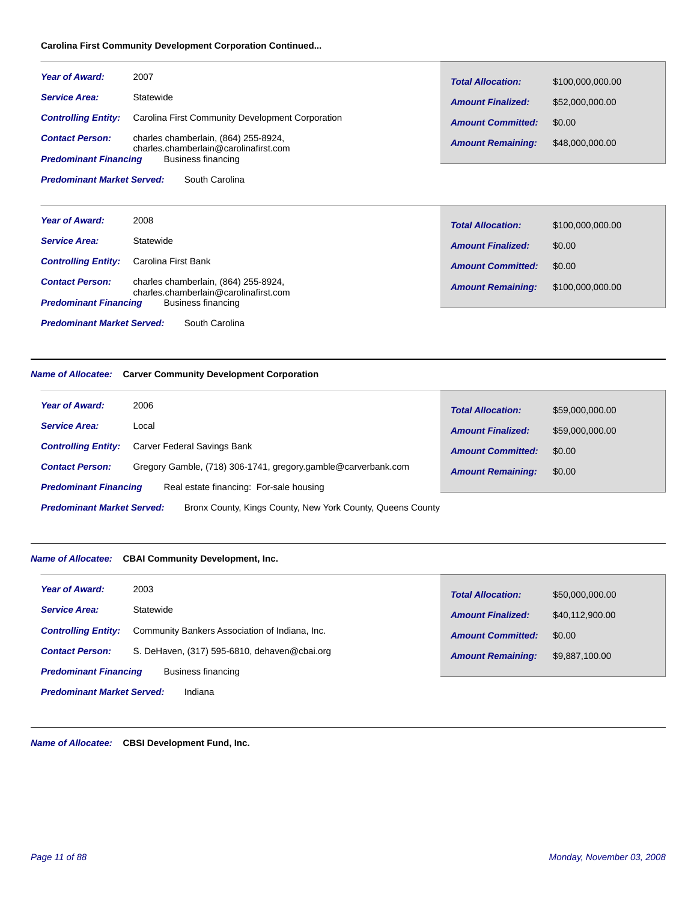**Carolina First Community Development Corporation Continued...**

| | |
|---|---|
| ***Year of Award:*** | 2007 |
| ***Service Area:*** | Statewide |
| ***Controlling Entity:*** | Carolina First Community Development Corporation |
| ***Contact Person:*** | charles chamberlain, (864) 255-8924, charles.chamberlain@carolinafirst.com |
| ***Predominant Financing*** | Business financing |
| ***Predominant Market Served:*** | South Carolina |

| | |
|---|---|
| ***Total Allocation:*** | $100,000,000.00 |
| ***Amount Finalized:*** | $52,000,000.00 |
| ***Amount Committed:*** | $0.00 |
| ***Amount Remaining:*** | $48,000,000.00 |

| | |
|---|---|
| ***Year of Award:*** | 2008 |
| ***Service Area:*** | Statewide |
| ***Controlling Entity:*** | Carolina First Bank |
| ***Contact Person:*** | charles chamberlain, (864) 255-8924, charles.chamberlain@carolinafirst.com |
| ***Predominant Financing*** | Business financing |
| ***Predominant Market Served:*** | South Carolina |

| | |
|---|---|
| ***Total Allocation:*** | $100,000,000.00 |
| ***Amount Finalized:*** | $0.00 |
| ***Amount Committed:*** | $0.00 |
| ***Amount Remaining:*** | $100,000,000.00 |

---

***Name of Allocatee:*** **Carver Community Development Corporation**

| | |
|---|---|
| ***Year of Award:*** | 2006 |
| ***Service Area:*** | Local |
| ***Controlling Entity:*** | Carver Federal Savings Bank |
| ***Contact Person:*** | Gregory Gamble, (718) 306-1741, gregory.gamble@carverbank.com |
| ***Predominant Financing*** | Real estate financing: For-sale housing |
| ***Predominant Market Served:*** | Bronx County, Kings County, New York County, Queens County |

| | |
|---|---|
| ***Total Allocation:*** | $59,000,000.00 |
| ***Amount Finalized:*** | $59,000,000.00 |
| ***Amount Committed:*** | $0.00 |
| ***Amount Remaining:*** | $0.00 |

---

***Name of Allocatee:*** **CBAI Community Development, Inc.**

| | |
|---|---|
| ***Year of Award:*** | 2003 |
| ***Service Area:*** | Statewide |
| ***Controlling Entity:*** | Community Bankers Association of Indiana, Inc. |
| ***Contact Person:*** | S. DeHaven, (317) 595-6810, dehaven@cbai.org |
| ***Predominant Financing*** | Business financing |
| ***Predominant Market Served:*** | Indiana |

| | |
|---|---|
| ***Total Allocation:*** | $50,000,000.00 |
| ***Amount Finalized:*** | $40,112,900.00 |
| ***Amount Committed:*** | $0.00 |
| ***Amount Remaining:*** | $9,887,100.00 |

---

***Name of Allocatee:*** **CBSI Development Fund, Inc.**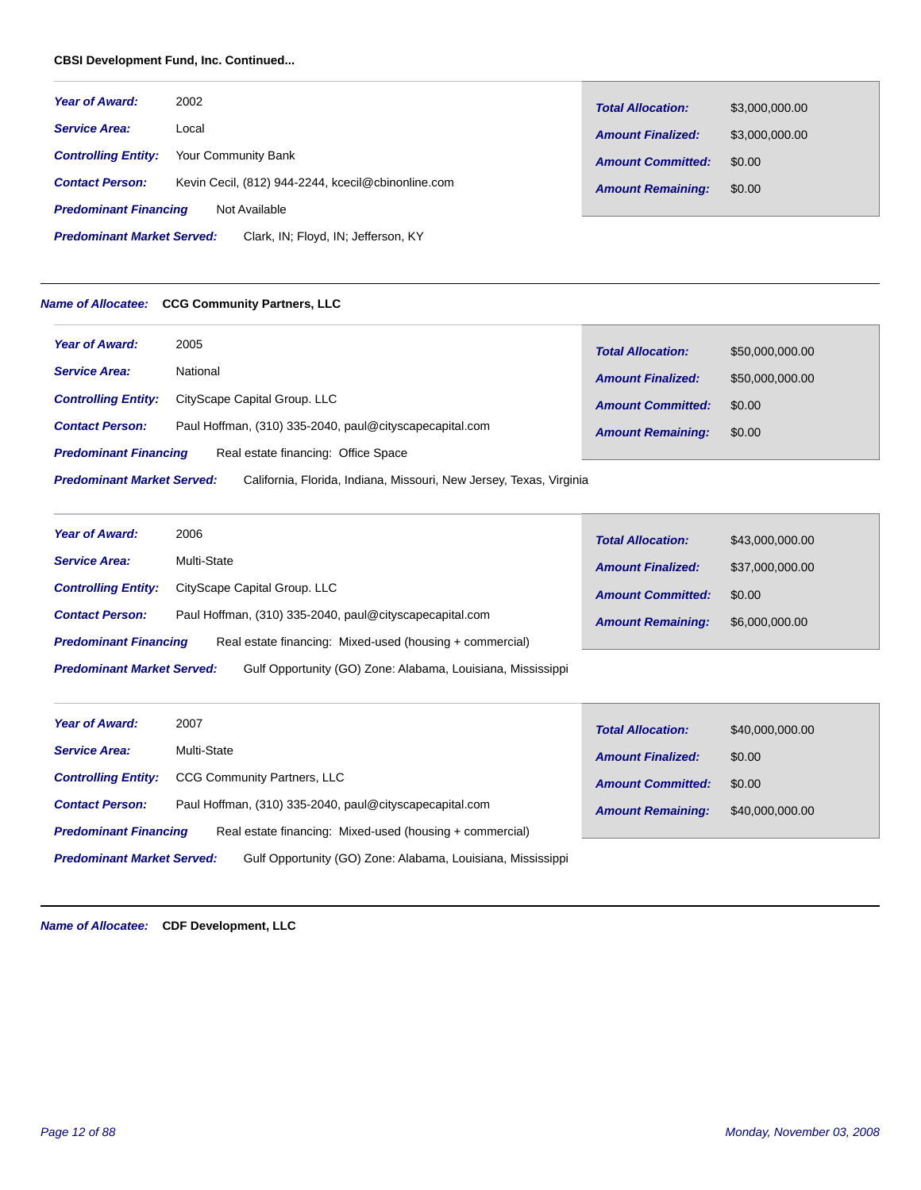**CBSI Development Fund, Inc. Continued...**

***Year of Award:*** 2002

***Service Area:*** Local

***Controlling Entity:*** Your Community Bank

***Contact Person:*** Kevin Cecil, (812) 944-2244, kcecil@cbinonline.com

***Predominant Financing*** Not Available

***Predominant Market Served:*** Clark, IN; Floyd, IN; Jefferson, KY

| | |
|---|---|
| ***Total Allocation:*** | $3,000,000.00 |
| ***Amount Finalized:*** | $3,000,000.00 |
| ***Amount Committed:*** | $0.00 |
| ***Amount Remaining:*** | $0.00 |

---

***Name of Allocatee:*** **CCG Community Partners, LLC**

***Year of Award:*** 2005

***Service Area:*** National

***Controlling Entity:*** CityScape Capital Group. LLC

***Contact Person:*** Paul Hoffman, (310) 335-2040, paul@cityscapecapital.com

***Predominant Financing*** Real estate financing: Office Space

***Predominant Market Served:*** California, Florida, Indiana, Missouri, New Jersey, Texas, Virginia

| | |
|---|---|
| ***Total Allocation:*** | $50,000,000.00 |
| ***Amount Finalized:*** | $50,000,000.00 |
| ***Amount Committed:*** | $0.00 |
| ***Amount Remaining:*** | $0.00 |

***Year of Award:*** 2006

***Service Area:*** Multi-State

***Controlling Entity:*** CityScape Capital Group. LLC

***Contact Person:*** Paul Hoffman, (310) 335-2040, paul@cityscapecapital.com

***Predominant Financing*** Real estate financing: Mixed-used (housing + commercial)

***Predominant Market Served:*** Gulf Opportunity (GO) Zone: Alabama, Louisiana, Mississippi

| | |
|---|---|
| ***Total Allocation:*** | $43,000,000.00 |
| ***Amount Finalized:*** | $37,000,000.00 |
| ***Amount Committed:*** | $0.00 |
| ***Amount Remaining:*** | $6,000,000.00 |

***Year of Award:*** 2007

***Service Area:*** Multi-State

***Controlling Entity:*** CCG Community Partners, LLC

***Contact Person:*** Paul Hoffman, (310) 335-2040, paul@cityscapecapital.com

***Predominant Financing*** Real estate financing: Mixed-used (housing + commercial)

***Predominant Market Served:*** Gulf Opportunity (GO) Zone: Alabama, Louisiana, Mississippi

| | |
|---|---|
| ***Total Allocation:*** | $40,000,000.00 |
| ***Amount Finalized:*** | $0.00 |
| ***Amount Committed:*** | $0.00 |
| ***Amount Remaining:*** | $40,000,000.00 |

---

***Name of Allocatee:*** **CDF Development, LLC**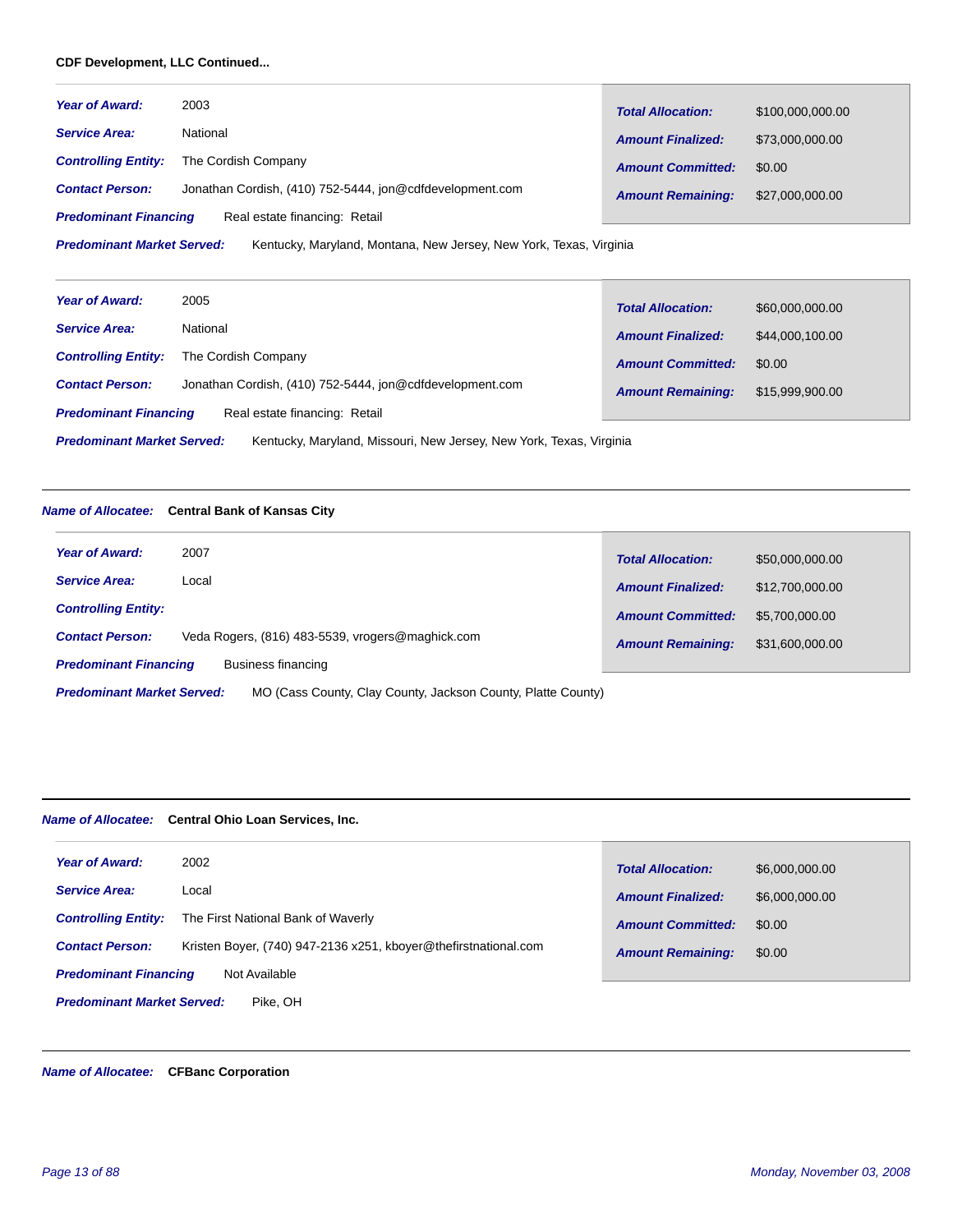**CDF Development, LLC Continued...**

***Year of Award:*** 2003

***Service Area:*** National

***Controlling Entity:*** The Cordish Company

***Contact Person:*** Jonathan Cordish, (410) 752-5444, jon@cdfdevelopment.com

***Predominant Financing*** Real estate financing: Retail

***Predominant Market Served:*** Kentucky, Maryland, Montana, New Jersey, New York, Texas, Virginia

| | |
|---|---|
| ***Total Allocation:*** | $100,000,000.00 |
| ***Amount Finalized:*** | $73,000,000.00 |
| ***Amount Committed:*** | $0.00 |
| ***Amount Remaining:*** | $27,000,000.00 |

***Year of Award:*** 2005

***Service Area:*** National

***Controlling Entity:*** The Cordish Company

***Contact Person:*** Jonathan Cordish, (410) 752-5444, jon@cdfdevelopment.com

***Predominant Financing*** Real estate financing: Retail

***Predominant Market Served:*** Kentucky, Maryland, Missouri, New Jersey, New York, Texas, Virginia

| | |
|---|---|
| ***Total Allocation:*** | $60,000,000.00 |
| ***Amount Finalized:*** | $44,000,100.00 |
| ***Amount Committed:*** | $0.00 |
| ***Amount Remaining:*** | $15,999,900.00 |

---

***Name of Allocatee:*** **Central Bank of Kansas City**

***Year of Award:*** 2007

***Service Area:*** Local

***Controlling Entity:***

***Contact Person:*** Veda Rogers, (816) 483-5539, vrogers@maghick.com

***Predominant Financing*** Business financing

***Predominant Market Served:*** MO (Cass County, Clay County, Jackson County, Platte County)

| | |
|---|---|
| ***Total Allocation:*** | $50,000,000.00 |
| ***Amount Finalized:*** | $12,700,000.00 |
| ***Amount Committed:*** | $5,700,000.00 |
| ***Amount Remaining:*** | $31,600,000.00 |

---

***Name of Allocatee:*** **Central Ohio Loan Services, Inc.**

***Year of Award:*** 2002

***Service Area:*** Local

***Controlling Entity:*** The First National Bank of Waverly

***Contact Person:*** Kristen Boyer, (740) 947-2136 x251, kboyer@thefirstnational.com

***Predominant Financing*** Not Available

***Predominant Market Served:*** Pike, OH

| | |
|---|---|
| ***Total Allocation:*** | $6,000,000.00 |
| ***Amount Finalized:*** | $6,000,000.00 |
| ***Amount Committed:*** | $0.00 |
| ***Amount Remaining:*** | $0.00 |

---

***Name of Allocatee:*** **CFBanc Corporation**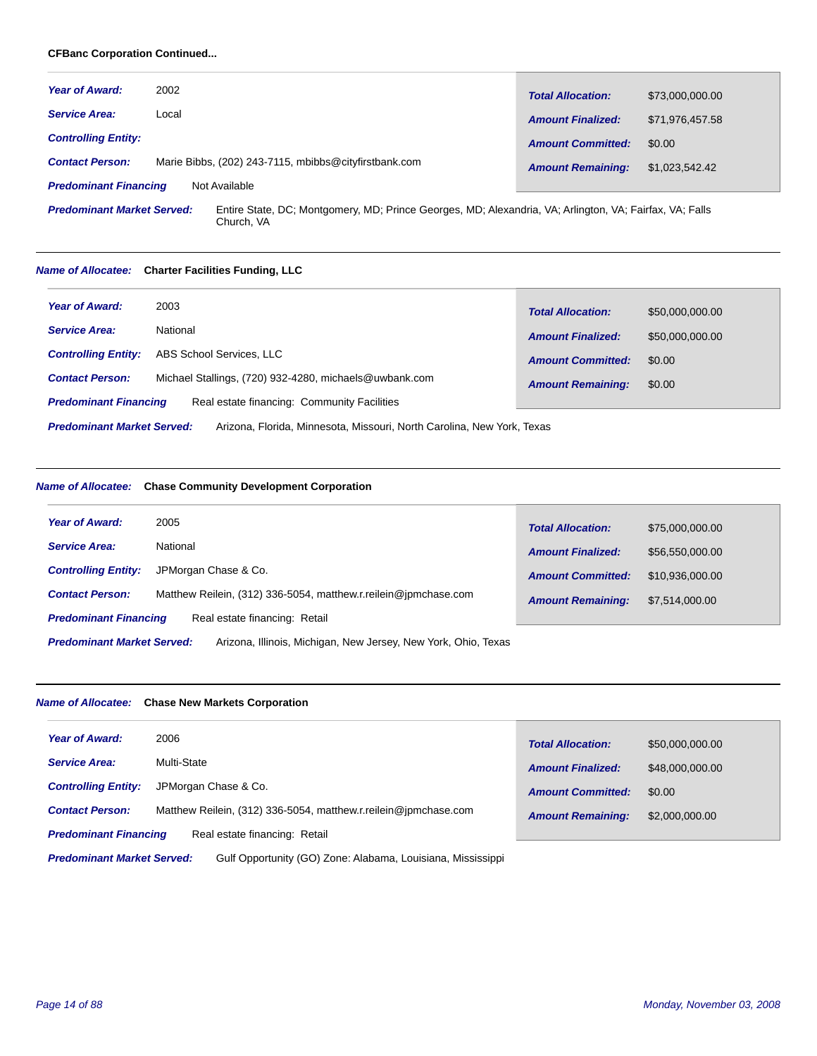**CFBanc Corporation Continued...**

***Year of Award:*** 2002

***Service Area:*** Local

***Controlling Entity:***

***Contact Person:*** Marie Bibbs, (202) 243-7115, mbibbs@cityfirstbank.com

***Predominant Financing*** Not Available

***Predominant Market Served:*** Entire State, DC; Montgomery, MD; Prince Georges, MD; Alexandria, VA; Arlington, VA; Fairfax, VA; Falls Church, VA

| | |
|---|---|
| ***Total Allocation:*** | $73,000,000.00 |
| ***Amount Finalized:*** | $71,976,457.58 |
| ***Amount Committed:*** | $0.00 |
| ***Amount Remaining:*** | $1,023,542.42 |

---

***Name of Allocatee:*** **Charter Facilities Funding, LLC**

***Year of Award:*** 2003

***Service Area:*** National

***Controlling Entity:*** ABS School Services, LLC

***Contact Person:*** Michael Stallings, (720) 932-4280, michaels@uwbank.com

***Predominant Financing*** Real estate financing: Community Facilities

***Predominant Market Served:*** Arizona, Florida, Minnesota, Missouri, North Carolina, New York, Texas

| | |
|---|---|
| ***Total Allocation:*** | $50,000,000.00 |
| ***Amount Finalized:*** | $50,000,000.00 |
| ***Amount Committed:*** | $0.00 |
| ***Amount Remaining:*** | $0.00 |

---

***Name of Allocatee:*** **Chase Community Development Corporation**

***Year of Award:*** 2005

***Service Area:*** National

***Controlling Entity:*** JPMorgan Chase & Co.

***Contact Person:*** Matthew Reilein, (312) 336-5054, matthew.r.reilein@jpmchase.com

***Predominant Financing*** Real estate financing: Retail

***Predominant Market Served:*** Arizona, Illinois, Michigan, New Jersey, New York, Ohio, Texas

| | |
|---|---|
| ***Total Allocation:*** | $75,000,000.00 |
| ***Amount Finalized:*** | $56,550,000.00 |
| ***Amount Committed:*** | $10,936,000.00 |
| ***Amount Remaining:*** | $7,514,000.00 |

---

***Name of Allocatee:*** **Chase New Markets Corporation**

***Year of Award:*** 2006

***Service Area:*** Multi-State

***Controlling Entity:*** JPMorgan Chase & Co.

***Contact Person:*** Matthew Reilein, (312) 336-5054, matthew.r.reilein@jpmchase.com

***Predominant Financing*** Real estate financing: Retail

***Predominant Market Served:*** Gulf Opportunity (GO) Zone: Alabama, Louisiana, Mississippi

| | |
|---|---|
| ***Total Allocation:*** | $50,000,000.00 |
| ***Amount Finalized:*** | $48,000,000.00 |
| ***Amount Committed:*** | $0.00 |
| ***Amount Remaining:*** | $2,000,000.00 |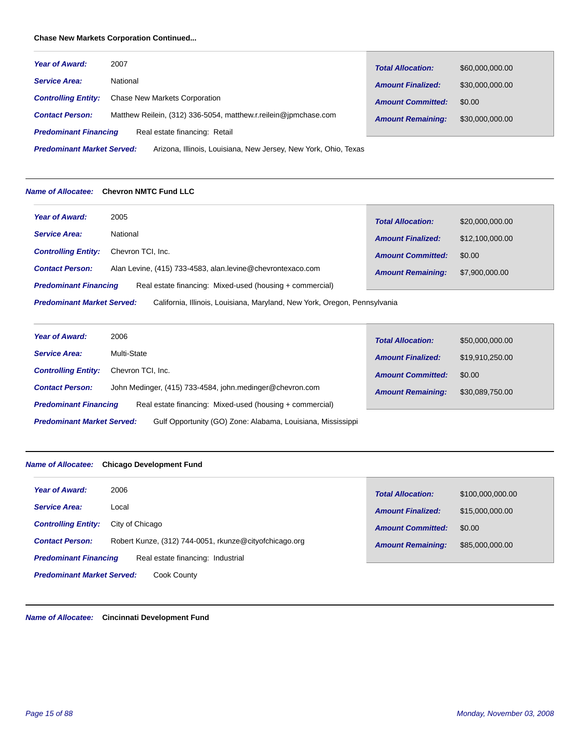**Chase New Markets Corporation Continued...**

***Year of Award:*** 2007

***Service Area:*** National

***Controlling Entity:*** Chase New Markets Corporation

***Contact Person:*** Matthew Reilein, (312) 336-5054, matthew.r.reilein@jpmchase.com

***Predominant Financing*** Real estate financing: Retail

***Predominant Market Served:*** Arizona, Illinois, Louisiana, New Jersey, New York, Ohio, Texas

| | |
|---|---|
| ***Total Allocation:*** | $60,000,000.00 |
| ***Amount Finalized:*** | $30,000,000.00 |
| ***Amount Committed:*** | $0.00 |
| ***Amount Remaining:*** | $30,000,000.00 |

---

***Name of Allocatee:*** **Chevron NMTC Fund LLC**

***Year of Award:*** 2005

***Service Area:*** National

***Controlling Entity:*** Chevron TCI, Inc.

***Contact Person:*** Alan Levine, (415) 733-4583, alan.levine@chevrontexaco.com

***Predominant Financing*** Real estate financing: Mixed-used (housing + commercial)

***Predominant Market Served:*** California, Illinois, Louisiana, Maryland, New York, Oregon, Pennsylvania

| | |
|---|---|
| ***Total Allocation:*** | $20,000,000.00 |
| ***Amount Finalized:*** | $12,100,000.00 |
| ***Amount Committed:*** | $0.00 |
| ***Amount Remaining:*** | $7,900,000.00 |

***Year of Award:*** 2006

***Service Area:*** Multi-State

***Controlling Entity:*** Chevron TCI, Inc.

***Contact Person:*** John Medinger, (415) 733-4584, john.medinger@chevron.com

***Predominant Financing*** Real estate financing: Mixed-used (housing + commercial)

***Predominant Market Served:*** Gulf Opportunity (GO) Zone: Alabama, Louisiana, Mississippi

| | |
|---|---|
| ***Total Allocation:*** | $50,000,000.00 |
| ***Amount Finalized:*** | $19,910,250.00 |
| ***Amount Committed:*** | $0.00 |
| ***Amount Remaining:*** | $30,089,750.00 |

---

***Name of Allocatee:*** **Chicago Development Fund**

***Year of Award:*** 2006

***Service Area:*** Local

***Controlling Entity:*** City of Chicago

***Contact Person:*** Robert Kunze, (312) 744-0051, rkunze@cityofchicago.org

***Predominant Financing*** Real estate financing: Industrial

***Predominant Market Served:*** Cook County

| | |
|---|---|
| ***Total Allocation:*** | $100,000,000.00 |
| ***Amount Finalized:*** | $15,000,000.00 |
| ***Amount Committed:*** | $0.00 |
| ***Amount Remaining:*** | $85,000,000.00 |

---

***Name of Allocatee:*** **Cincinnati Development Fund**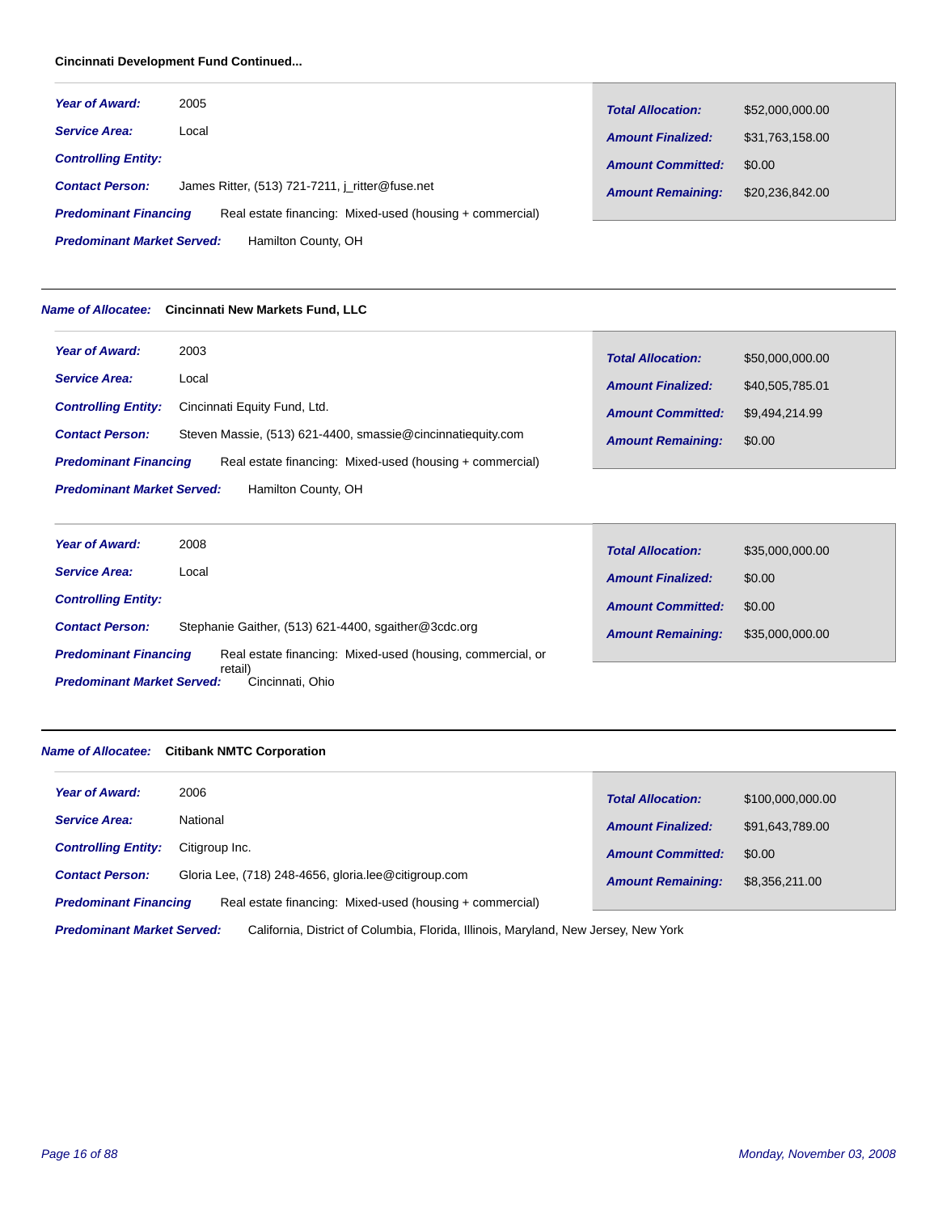**Cincinnati Development Fund Continued...**

| | |
|---|---|
| ***Year of Award:*** | 2005 |
| ***Service Area:*** | Local |
| ***Controlling Entity:*** | |
| ***Contact Person:*** | James Ritter, (513) 721-7211, j_ritter@fuse.net |
| ***Predominant Financing*** | Real estate financing: Mixed-used (housing + commercial) |
| ***Predominant Market Served:*** | Hamilton County, OH |

| | |
|---|---|
| ***Total Allocation:*** | $52,000,000.00 |
| ***Amount Finalized:*** | $31,763,158.00 |
| ***Amount Committed:*** | $0.00 |
| ***Amount Remaining:*** | $20,236,842.00 |

---

***Name of Allocatee:*** **Cincinnati New Markets Fund, LLC**

| | |
|---|---|
| ***Year of Award:*** | 2003 |
| ***Service Area:*** | Local |
| ***Controlling Entity:*** | Cincinnati Equity Fund, Ltd. |
| ***Contact Person:*** | Steven Massie, (513) 621-4400, smassie@cincinnatiequity.com |
| ***Predominant Financing*** | Real estate financing: Mixed-used (housing + commercial) |
| ***Predominant Market Served:*** | Hamilton County, OH |

| | |
|---|---|
| ***Total Allocation:*** | $50,000,000.00 |
| ***Amount Finalized:*** | $40,505,785.01 |
| ***Amount Committed:*** | $9,494,214.99 |
| ***Amount Remaining:*** | $0.00 |

| | |
|---|---|
| ***Year of Award:*** | 2008 |
| ***Service Area:*** | Local |
| ***Controlling Entity:*** | |
| ***Contact Person:*** | Stephanie Gaither, (513) 621-4400, sgaither@3cdc.org |
| ***Predominant Financing*** | Real estate financing: Mixed-used (housing, commercial, or retail) |
| ***Predominant Market Served:*** | Cincinnati, Ohio |

| | |
|---|---|
| ***Total Allocation:*** | $35,000,000.00 |
| ***Amount Finalized:*** | $0.00 |
| ***Amount Committed:*** | $0.00 |
| ***Amount Remaining:*** | $35,000,000.00 |

---

***Name of Allocatee:*** **Citibank NMTC Corporation**

| | |
|---|---|
| ***Year of Award:*** | 2006 |
| ***Service Area:*** | National |
| ***Controlling Entity:*** | Citigroup Inc. |
| ***Contact Person:*** | Gloria Lee, (718) 248-4656, gloria.lee@citigroup.com |
| ***Predominant Financing*** | Real estate financing: Mixed-used (housing + commercial) |
| ***Predominant Market Served:*** | California, District of Columbia, Florida, Illinois, Maryland, New Jersey, New York |

| | |
|---|---|
| ***Total Allocation:*** | $100,000,000.00 |
| ***Amount Finalized:*** | $91,643,789.00 |
| ***Amount Committed:*** | $0.00 |
| ***Amount Remaining:*** | $8,356,211.00 |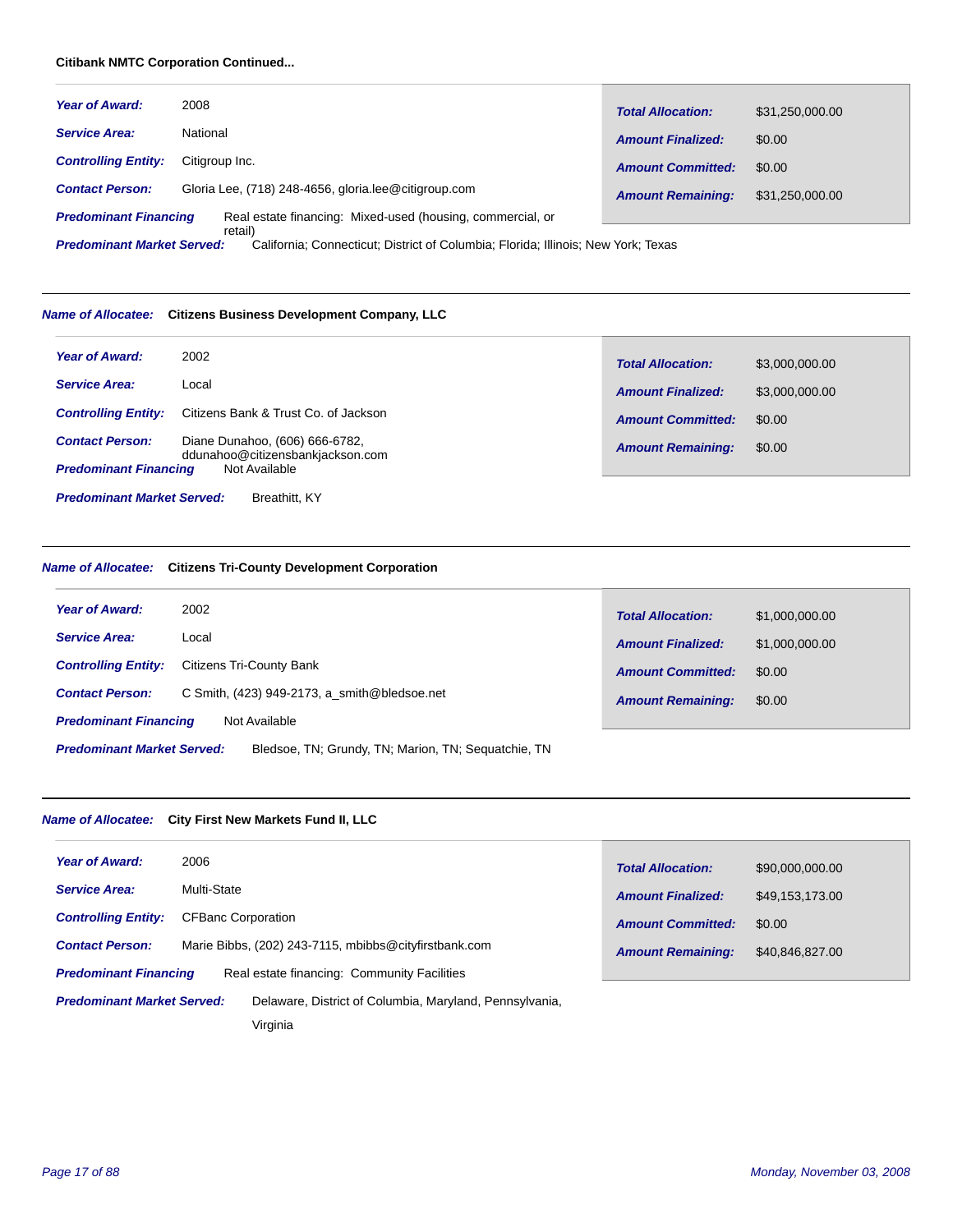**Citibank NMTC Corporation Continued...**

***Year of Award:*** 2008

***Service Area:*** National

***Controlling Entity:*** Citigroup Inc.

***Contact Person:*** Gloria Lee, (718) 248-4656, gloria.lee@citigroup.com

***Predominant Financing*** Real estate financing: Mixed-used (housing, commercial, or retail)

***Predominant Market Served:*** California; Connecticut; District of Columbia; Florida; Illinois; New York; Texas

| | |
|---|---|
| ***Total Allocation:*** | $31,250,000.00 |
| ***Amount Finalized:*** | $0.00 |
| ***Amount Committed:*** | $0.00 |
| ***Amount Remaining:*** | $31,250,000.00 |

---

***Name of Allocatee:*** **Citizens Business Development Company, LLC**

***Year of Award:*** 2002

***Service Area:*** Local

***Controlling Entity:*** Citizens Bank & Trust Co. of Jackson

***Contact Person:*** Diane Dunahoo, (606) 666-6782, ddunahoo@citizensbankjackson.com

***Predominant Financing*** Not Available

***Predominant Market Served:*** Breathitt, KY

| | |
|---|---|
| ***Total Allocation:*** | $3,000,000.00 |
| ***Amount Finalized:*** | $3,000,000.00 |
| ***Amount Committed:*** | $0.00 |
| ***Amount Remaining:*** | $0.00 |

---

***Name of Allocatee:*** **Citizens Tri-County Development Corporation**

***Year of Award:*** 2002

***Service Area:*** Local

***Controlling Entity:*** Citizens Tri-County Bank

***Contact Person:*** C Smith, (423) 949-2173, a_smith@bledsoe.net

***Predominant Financing*** Not Available

***Predominant Market Served:*** Bledsoe, TN; Grundy, TN; Marion, TN; Sequatchie, TN

| | |
|---|---|
| ***Total Allocation:*** | $1,000,000.00 |
| ***Amount Finalized:*** | $1,000,000.00 |
| ***Amount Committed:*** | $0.00 |
| ***Amount Remaining:*** | $0.00 |

---

***Name of Allocatee:*** **City First New Markets Fund II, LLC**

***Year of Award:*** 2006

***Service Area:*** Multi-State

***Controlling Entity:*** CFBanc Corporation

***Contact Person:*** Marie Bibbs, (202) 243-7115, mbibbs@cityfirstbank.com

***Predominant Financing*** Real estate financing: Community Facilities

***Predominant Market Served:*** Delaware, District of Columbia, Maryland, Pennsylvania, Virginia

| | |
|---|---|
| ***Total Allocation:*** | $90,000,000.00 |
| ***Amount Finalized:*** | $49,153,173.00 |
| ***Amount Committed:*** | $0.00 |
| ***Amount Remaining:*** | $40,846,827.00 |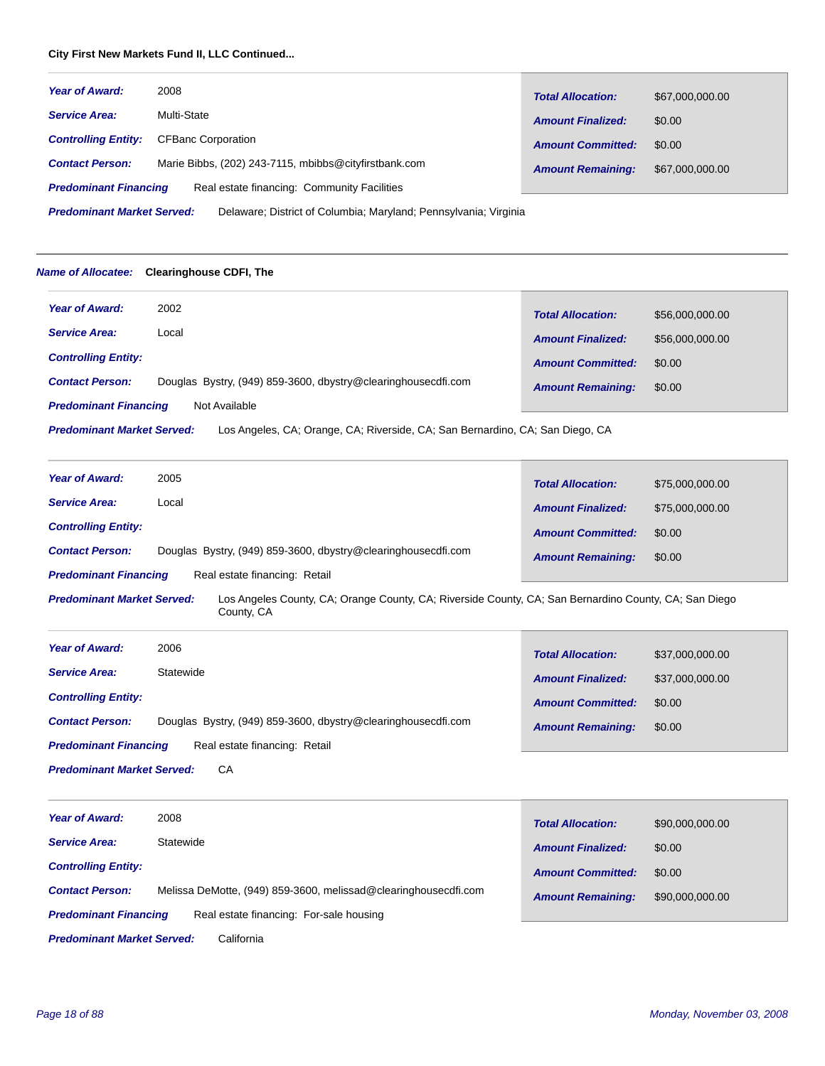**City First New Markets Fund II, LLC Continued...**

| | |
|---|---|
| ***Year of Award:*** | 2008 |
| ***Service Area:*** | Multi-State |
| ***Controlling Entity:*** | CFBanc Corporation |
| ***Contact Person:*** | Marie Bibbs, (202) 243-7115, mbibbs@cityfirstbank.com |
| ***Predominant Financing*** | Real estate financing: Community Facilities |
| ***Predominant Market Served:*** | Delaware; District of Columbia; Maryland; Pennsylvania; Virginia |
| ***Total Allocation:*** | $67,000,000.00 |
| ***Amount Finalized:*** | $0.00 |
| ***Amount Committed:*** | $0.00 |
| ***Amount Remaining:*** | $67,000,000.00 |

---

***Name of Allocatee:*** **Clearinghouse CDFI, The**

| | |
|---|---|
| ***Year of Award:*** | 2002 |
| ***Service Area:*** | Local |
| ***Controlling Entity:*** | |
| ***Contact Person:*** | Douglas Bystry, (949) 859-3600, dbystry@clearinghousecdfi.com |
| ***Predominant Financing*** | Not Available |
| ***Predominant Market Served:*** | Los Angeles, CA; Orange, CA; Riverside, CA; San Bernardino, CA; San Diego, CA |
| ***Total Allocation:*** | $56,000,000.00 |
| ***Amount Finalized:*** | $56,000,000.00 |
| ***Amount Committed:*** | $0.00 |
| ***Amount Remaining:*** | $0.00 |

| | |
|---|---|
| ***Year of Award:*** | 2005 |
| ***Service Area:*** | Local |
| ***Controlling Entity:*** | |
| ***Contact Person:*** | Douglas Bystry, (949) 859-3600, dbystry@clearinghousecdfi.com |
| ***Predominant Financing*** | Real estate financing: Retail |
| ***Predominant Market Served:*** | Los Angeles County, CA; Orange County, CA; Riverside County, CA; San Bernardino County, CA; San Diego County, CA |
| ***Total Allocation:*** | $75,000,000.00 |
| ***Amount Finalized:*** | $75,000,000.00 |
| ***Amount Committed:*** | $0.00 |
| ***Amount Remaining:*** | $0.00 |

| | |
|---|---|
| ***Year of Award:*** | 2006 |
| ***Service Area:*** | Statewide |
| ***Controlling Entity:*** | |
| ***Contact Person:*** | Douglas Bystry, (949) 859-3600, dbystry@clearinghousecdfi.com |
| ***Predominant Financing*** | Real estate financing: Retail |
| ***Predominant Market Served:*** | CA |
| ***Total Allocation:*** | $37,000,000.00 |
| ***Amount Finalized:*** | $37,000,000.00 |
| ***Amount Committed:*** | $0.00 |
| ***Amount Remaining:*** | $0.00 |

| | |
|---|---|
| ***Year of Award:*** | 2008 |
| ***Service Area:*** | Statewide |
| ***Controlling Entity:*** | |
| ***Contact Person:*** | Melissa DeMotte, (949) 859-3600, melissad@clearinghousecdfi.com |
| ***Predominant Financing*** | Real estate financing: For-sale housing |
| ***Predominant Market Served:*** | California |
| ***Total Allocation:*** | $90,000,000.00 |
| ***Amount Finalized:*** | $0.00 |
| ***Amount Committed:*** | $0.00 |
| ***Amount Remaining:*** | $90,000,000.00 |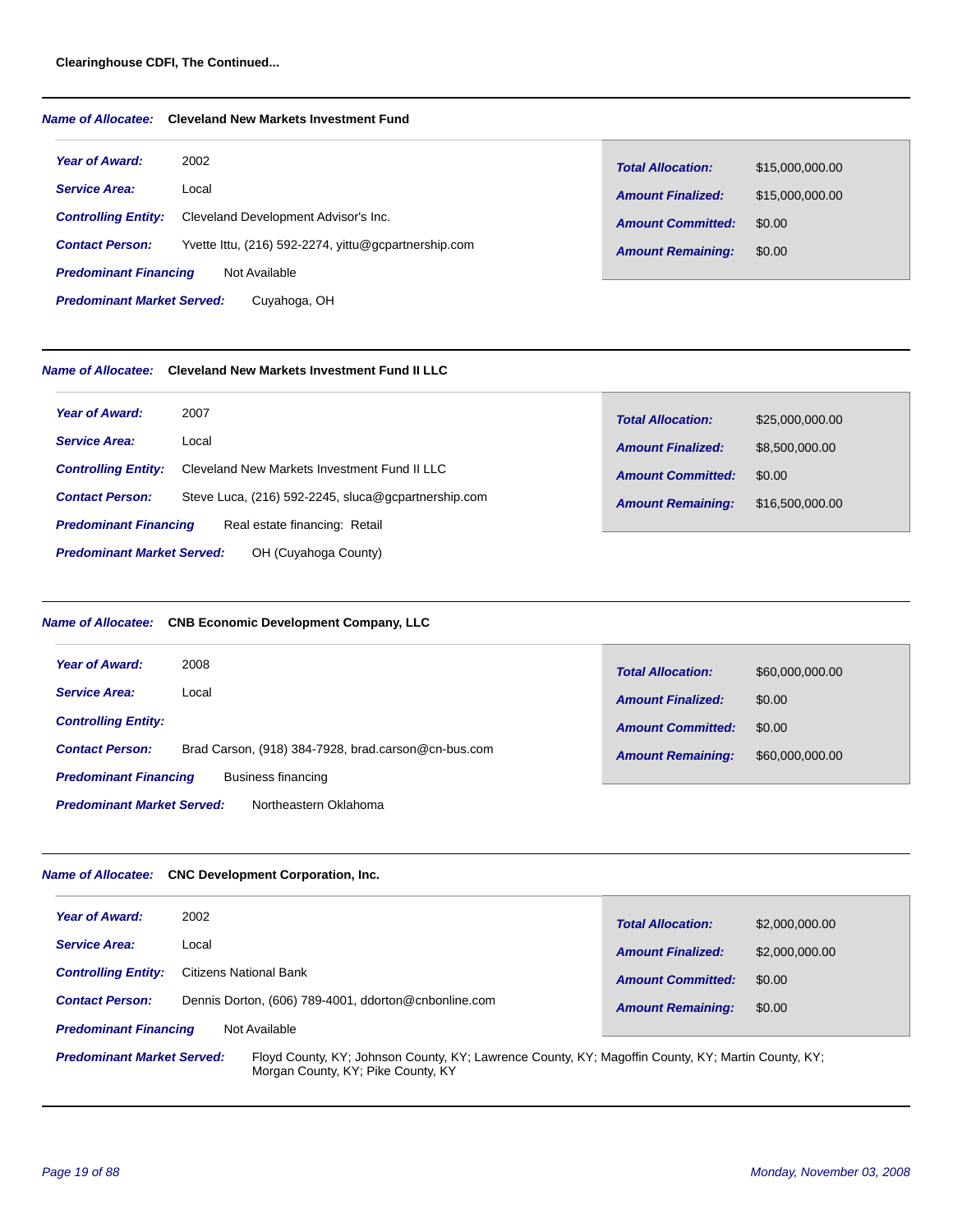**Clearinghouse CDFI, The Continued...**

---

***Name of Allocatee:*** **Cleveland New Markets Investment Fund**

***Year of Award:*** 2002
***Service Area:*** Local
***Controlling Entity:*** Cleveland Development Advisor's Inc.
***Contact Person:*** Yvette Ittu, (216) 592-2274, yittu@gcpartnership.com
***Predominant Financing*** Not Available
***Predominant Market Served:*** Cuyahoga, OH

| | |
|---|---|
| ***Total Allocation:*** | $15,000,000.00 |
| ***Amount Finalized:*** | $15,000,000.00 |
| ***Amount Committed:*** | $0.00 |
| ***Amount Remaining:*** | $0.00 |

---

***Name of Allocatee:*** **Cleveland New Markets Investment Fund II LLC**

***Year of Award:*** 2007
***Service Area:*** Local
***Controlling Entity:*** Cleveland New Markets Investment Fund II LLC
***Contact Person:*** Steve Luca, (216) 592-2245, sluca@gcpartnership.com
***Predominant Financing*** Real estate financing: Retail
***Predominant Market Served:*** OH (Cuyahoga County)

| | |
|---|---|
| ***Total Allocation:*** | $25,000,000.00 |
| ***Amount Finalized:*** | $8,500,000.00 |
| ***Amount Committed:*** | $0.00 |
| ***Amount Remaining:*** | $16,500,000.00 |

---

***Name of Allocatee:*** **CNB Economic Development Company, LLC**

***Year of Award:*** 2008
***Service Area:*** Local
***Controlling Entity:***
***Contact Person:*** Brad Carson, (918) 384-7928, brad.carson@cn-bus.com
***Predominant Financing*** Business financing
***Predominant Market Served:*** Northeastern Oklahoma

| | |
|---|---|
| ***Total Allocation:*** | $60,000,000.00 |
| ***Amount Finalized:*** | $0.00 |
| ***Amount Committed:*** | $0.00 |
| ***Amount Remaining:*** | $60,000,000.00 |

---

***Name of Allocatee:*** **CNC Development Corporation, Inc.**

***Year of Award:*** 2002
***Service Area:*** Local
***Controlling Entity:*** Citizens National Bank
***Contact Person:*** Dennis Dorton, (606) 789-4001, ddorton@cnbonline.com
***Predominant Financing*** Not Available
***Predominant Market Served:*** Floyd County, KY; Johnson County, KY; Lawrence County, KY; Magoffin County, KY; Martin County, KY; Morgan County, KY; Pike County, KY

| | |
|---|---|
| ***Total Allocation:*** | $2,000,000.00 |
| ***Amount Finalized:*** | $2,000,000.00 |
| ***Amount Committed:*** | $0.00 |
| ***Amount Remaining:*** | $0.00 |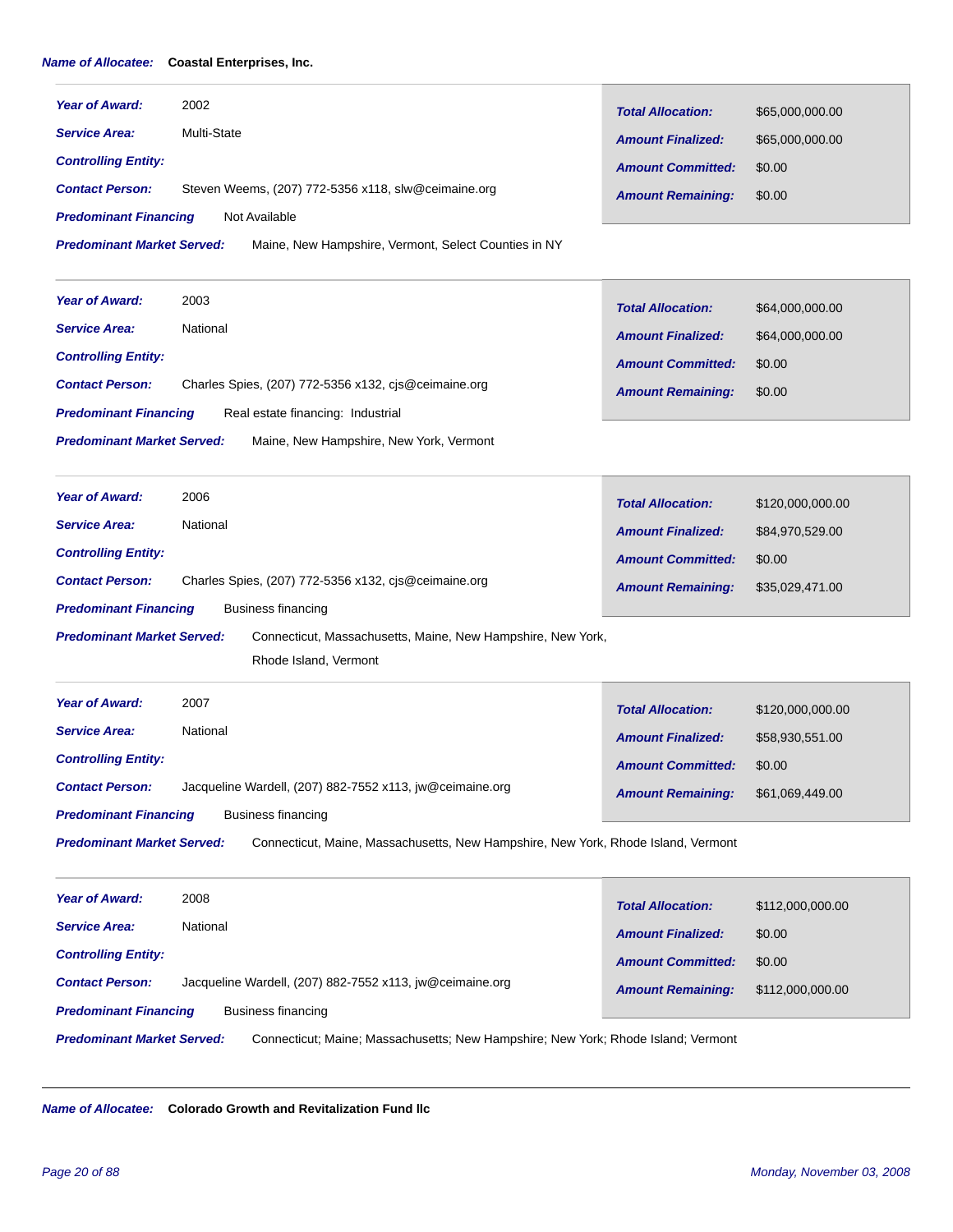***Name of Allocatee:*** **Coastal Enterprises, Inc.**

---

***Year of Award:*** 2002
***Service Area:*** Multi-State
***Controlling Entity:***
***Contact Person:*** Steven Weems, (207) 772-5356 x118, slw@ceimaine.org
***Predominant Financing*** Not Available
***Predominant Market Served:*** Maine, New Hampshire, Vermont, Select Counties in NY

| | |
|---|---|
| ***Total Allocation:*** | $65,000,000.00 |
| ***Amount Finalized:*** | $65,000,000.00 |
| ***Amount Committed:*** | $0.00 |
| ***Amount Remaining:*** | $0.00 |

---

***Year of Award:*** 2003
***Service Area:*** National
***Controlling Entity:***
***Contact Person:*** Charles Spies, (207) 772-5356 x132, cjs@ceimaine.org
***Predominant Financing*** Real estate financing: Industrial
***Predominant Market Served:*** Maine, New Hampshire, New York, Vermont

| | |
|---|---|
| ***Total Allocation:*** | $64,000,000.00 |
| ***Amount Finalized:*** | $64,000,000.00 |
| ***Amount Committed:*** | $0.00 |
| ***Amount Remaining:*** | $0.00 |

---

***Year of Award:*** 2006
***Service Area:*** National
***Controlling Entity:***
***Contact Person:*** Charles Spies, (207) 772-5356 x132, cjs@ceimaine.org
***Predominant Financing*** Business financing
***Predominant Market Served:*** Connecticut, Massachusetts, Maine, New Hampshire, New York, Rhode Island, Vermont

| | |
|---|---|
| ***Total Allocation:*** | $120,000,000.00 |
| ***Amount Finalized:*** | $84,970,529.00 |
| ***Amount Committed:*** | $0.00 |
| ***Amount Remaining:*** | $35,029,471.00 |

---

***Year of Award:*** 2007
***Service Area:*** National
***Controlling Entity:***
***Contact Person:*** Jacqueline Wardell, (207) 882-7552 x113, jw@ceimaine.org
***Predominant Financing*** Business financing
***Predominant Market Served:*** Connecticut, Maine, Massachusetts, New Hampshire, New York, Rhode Island, Vermont

| | |
|---|---|
| ***Total Allocation:*** | $120,000,000.00 |
| ***Amount Finalized:*** | $58,930,551.00 |
| ***Amount Committed:*** | $0.00 |
| ***Amount Remaining:*** | $61,069,449.00 |

---

***Year of Award:*** 2008
***Service Area:*** National
***Controlling Entity:***
***Contact Person:*** Jacqueline Wardell, (207) 882-7552 x113, jw@ceimaine.org
***Predominant Financing*** Business financing
***Predominant Market Served:*** Connecticut; Maine; Massachusetts; New Hampshire; New York; Rhode Island; Vermont

| | |
|---|---|
| ***Total Allocation:*** | $112,000,000.00 |
| ***Amount Finalized:*** | $0.00 |
| ***Amount Committed:*** | $0.00 |
| ***Amount Remaining:*** | $112,000,000.00 |

---

***Name of Allocatee:*** **Colorado Growth and Revitalization Fund llc**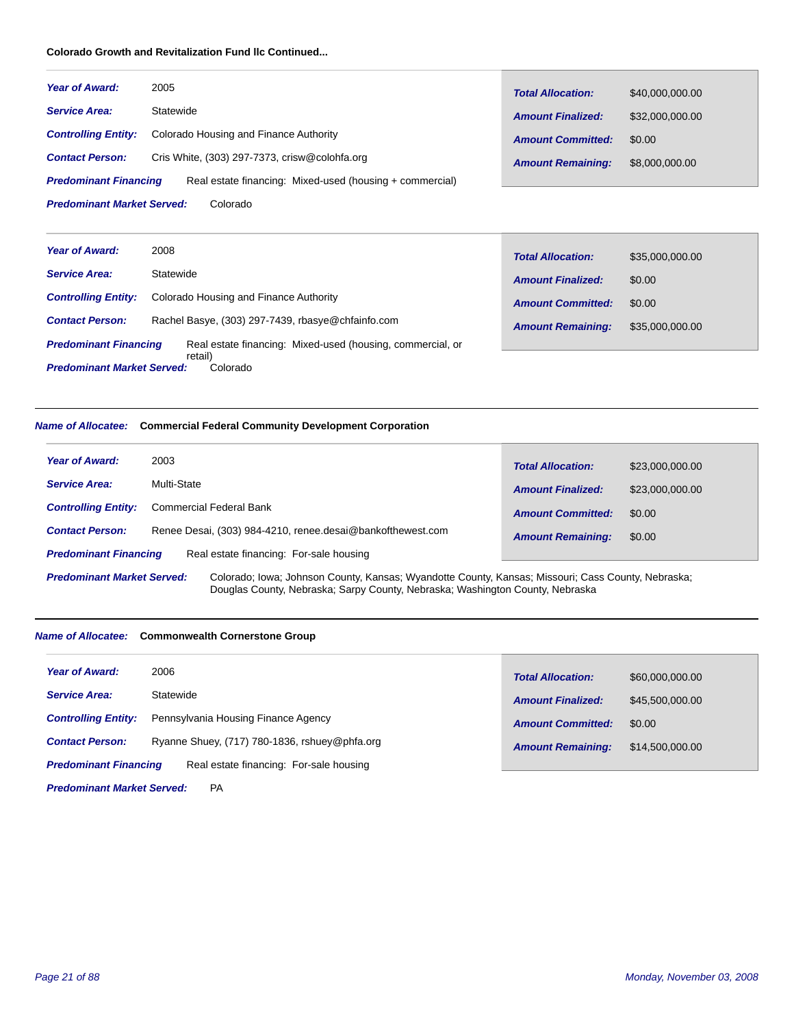**Colorado Growth and Revitalization Fund llc Continued...**

***Year of Award:*** 2005

***Service Area:*** Statewide

***Controlling Entity:*** Colorado Housing and Finance Authority

***Contact Person:*** Cris White, (303) 297-7373, crisw@colohfa.org

***Predominant Financing*** Real estate financing: Mixed-used (housing + commercial)

***Predominant Market Served:*** Colorado

| | |
|---|---|
| ***Total Allocation:*** | $40,000,000.00 |
| ***Amount Finalized:*** | $32,000,000.00 |
| ***Amount Committed:*** | $0.00 |
| ***Amount Remaining:*** | $8,000,000.00 |

***Year of Award:*** 2008

***Service Area:*** Statewide

***Controlling Entity:*** Colorado Housing and Finance Authority

***Contact Person:*** Rachel Basye, (303) 297-7439, rbasye@chfainfo.com

***Predominant Financing*** Real estate financing: Mixed-used (housing, commercial, or retail)

***Predominant Market Served:*** Colorado

| | |
|---|---|
| ***Total Allocation:*** | $35,000,000.00 |
| ***Amount Finalized:*** | $0.00 |
| ***Amount Committed:*** | $0.00 |
| ***Amount Remaining:*** | $35,000,000.00 |

---

***Name of Allocatee:*** **Commercial Federal Community Development Corporation**

***Year of Award:*** 2003

***Service Area:*** Multi-State

***Controlling Entity:*** Commercial Federal Bank

***Contact Person:*** Renee Desai, (303) 984-4210, renee.desai@bankofthewest.com

***Predominant Financing*** Real estate financing: For-sale housing

***Predominant Market Served:*** Colorado; Iowa; Johnson County, Kansas; Wyandotte County, Kansas; Missouri; Cass County, Nebraska; Douglas County, Nebraska; Sarpy County, Nebraska; Washington County, Nebraska

| | |
|---|---|
| ***Total Allocation:*** | $23,000,000.00 |
| ***Amount Finalized:*** | $23,000,000.00 |
| ***Amount Committed:*** | $0.00 |
| ***Amount Remaining:*** | $0.00 |

---

***Name of Allocatee:*** **Commonwealth Cornerstone Group**

***Year of Award:*** 2006

***Service Area:*** Statewide

***Controlling Entity:*** Pennsylvania Housing Finance Agency

***Contact Person:*** Ryanne Shuey, (717) 780-1836, rshuey@phfa.org

***Predominant Financing*** Real estate financing: For-sale housing

***Predominant Market Served:*** PA

| | |
|---|---|
| ***Total Allocation:*** | $60,000,000.00 |
| ***Amount Finalized:*** | $45,500,000.00 |
| ***Amount Committed:*** | $0.00 |
| ***Amount Remaining:*** | $14,500,000.00 |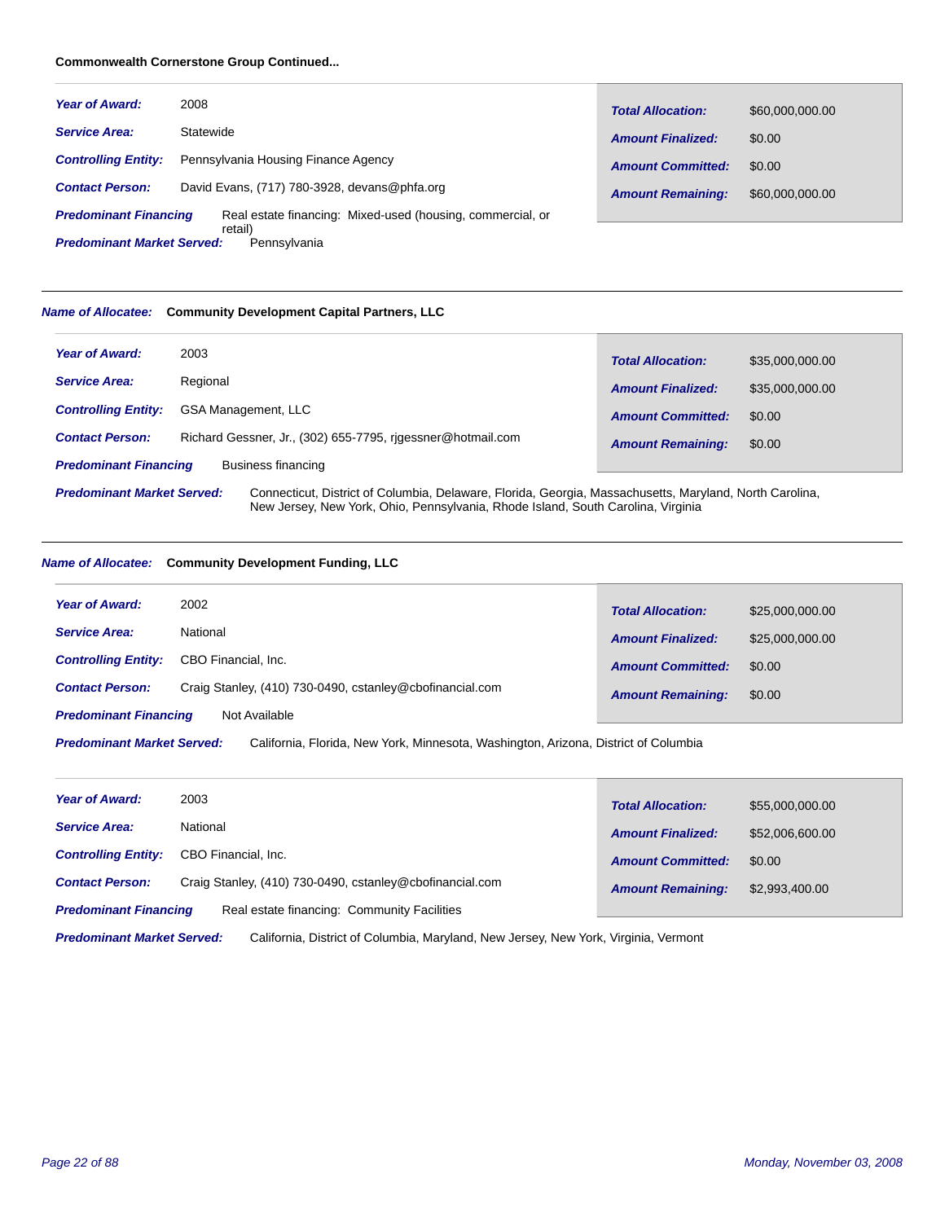**Commonwealth Cornerstone Group Continued...**

***Year of Award:*** 2008

***Service Area:*** Statewide

***Controlling Entity:*** Pennsylvania Housing Finance Agency

***Contact Person:*** David Evans, (717) 780-3928, devans@phfa.org

***Predominant Financing*** Real estate financing: Mixed-used (housing, commercial, or retail)

***Predominant Market Served:*** Pennsylvania

| | |
|---|---|
| ***Total Allocation:*** | $60,000,000.00 |
| ***Amount Finalized:*** | $0.00 |
| ***Amount Committed:*** | $0.00 |
| ***Amount Remaining:*** | $60,000,000.00 |

---

***Name of Allocatee:*** **Community Development Capital Partners, LLC**

***Year of Award:*** 2003

***Service Area:*** Regional

***Controlling Entity:*** GSA Management, LLC

***Contact Person:*** Richard Gessner, Jr., (302) 655-7795, rjgessner@hotmail.com

***Predominant Financing*** Business financing

***Predominant Market Served:*** Connecticut, District of Columbia, Delaware, Florida, Georgia, Massachusetts, Maryland, North Carolina, New Jersey, New York, Ohio, Pennsylvania, Rhode Island, South Carolina, Virginia

| | |
|---|---|
| ***Total Allocation:*** | $35,000,000.00 |
| ***Amount Finalized:*** | $35,000,000.00 |
| ***Amount Committed:*** | $0.00 |
| ***Amount Remaining:*** | $0.00 |

---

***Name of Allocatee:*** **Community Development Funding, LLC**

***Year of Award:*** 2002

***Service Area:*** National

***Controlling Entity:*** CBO Financial, Inc.

***Contact Person:*** Craig Stanley, (410) 730-0490, cstanley@cbofinancial.com

***Predominant Financing*** Not Available

***Predominant Market Served:*** California, Florida, New York, Minnesota, Washington, Arizona, District of Columbia

| | |
|---|---|
| ***Total Allocation:*** | $25,000,000.00 |
| ***Amount Finalized:*** | $25,000,000.00 |
| ***Amount Committed:*** | $0.00 |
| ***Amount Remaining:*** | $0.00 |

***Year of Award:*** 2003

***Service Area:*** National

***Controlling Entity:*** CBO Financial, Inc.

***Contact Person:*** Craig Stanley, (410) 730-0490, cstanley@cbofinancial.com

***Predominant Financing*** Real estate financing: Community Facilities

***Predominant Market Served:*** California, District of Columbia, Maryland, New Jersey, New York, Virginia, Vermont

| | |
|---|---|
| ***Total Allocation:*** | $55,000,000.00 |
| ***Amount Finalized:*** | $52,006,600.00 |
| ***Amount Committed:*** | $0.00 |
| ***Amount Remaining:*** | $2,993,400.00 |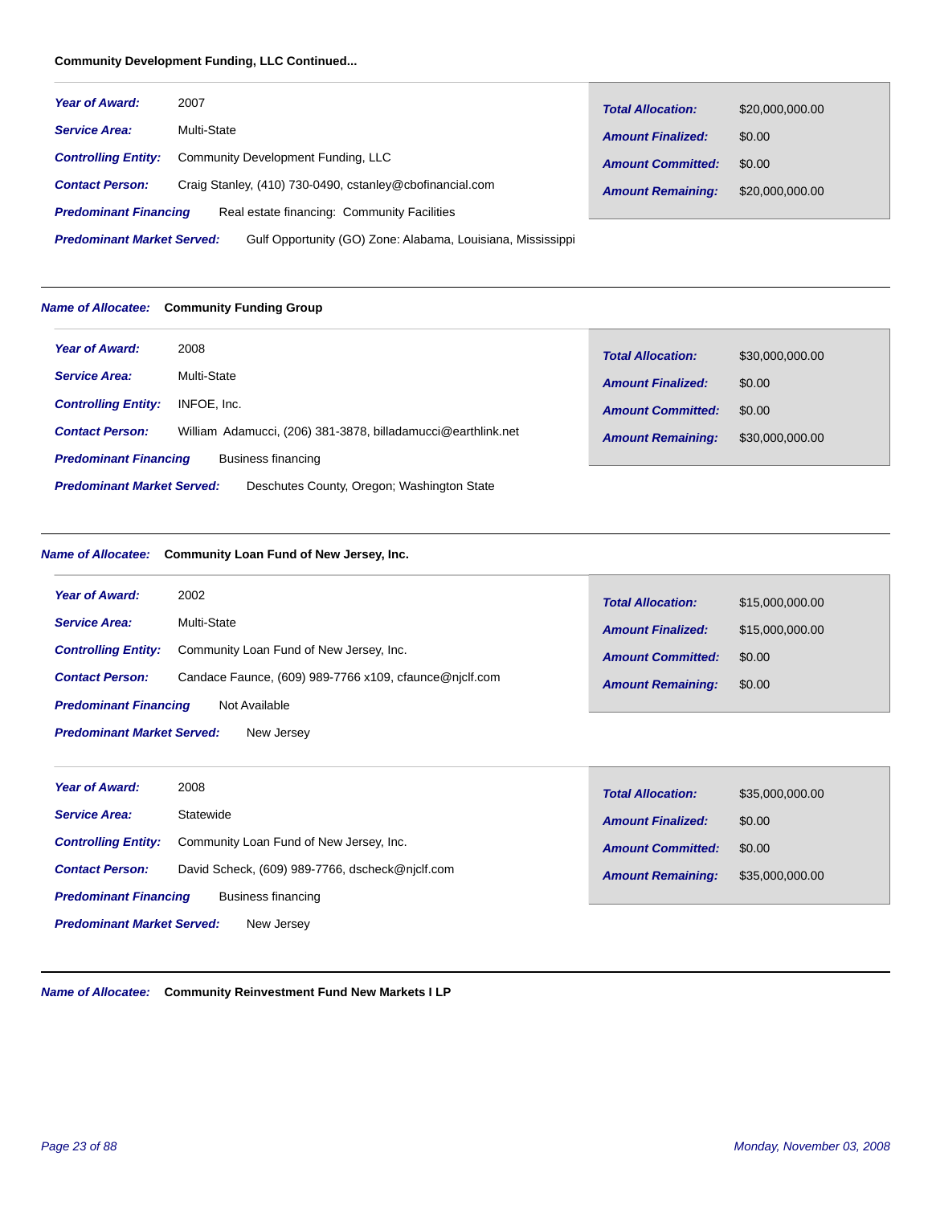**Community Development Funding, LLC Continued...**

***Year of Award:*** 2007
***Service Area:*** Multi-State
***Controlling Entity:*** Community Development Funding, LLC
***Contact Person:*** Craig Stanley, (410) 730-0490, cstanley@cbofinancial.com
***Predominant Financing*** Real estate financing: Community Facilities
***Predominant Market Served:*** Gulf Opportunity (GO) Zone: Alabama, Louisiana, Mississippi

| | |
|---|---|
| ***Total Allocation:*** | $20,000,000.00 |
| ***Amount Finalized:*** | $0.00 |
| ***Amount Committed:*** | $0.00 |
| ***Amount Remaining:*** | $20,000,000.00 |

---

***Name of Allocatee:*** **Community Funding Group**

***Year of Award:*** 2008
***Service Area:*** Multi-State
***Controlling Entity:*** INFOE, Inc.
***Contact Person:*** William Adamucci, (206) 381-3878, billadamucci@earthlink.net
***Predominant Financing*** Business financing
***Predominant Market Served:*** Deschutes County, Oregon; Washington State

| | |
|---|---|
| ***Total Allocation:*** | $30,000,000.00 |
| ***Amount Finalized:*** | $0.00 |
| ***Amount Committed:*** | $0.00 |
| ***Amount Remaining:*** | $30,000,000.00 |

---

***Name of Allocatee:*** **Community Loan Fund of New Jersey, Inc.**

***Year of Award:*** 2002
***Service Area:*** Multi-State
***Controlling Entity:*** Community Loan Fund of New Jersey, Inc.
***Contact Person:*** Candace Faunce, (609) 989-7766 x109, cfaunce@njclf.com
***Predominant Financing*** Not Available
***Predominant Market Served:*** New Jersey

| | |
|---|---|
| ***Total Allocation:*** | $15,000,000.00 |
| ***Amount Finalized:*** | $15,000,000.00 |
| ***Amount Committed:*** | $0.00 |
| ***Amount Remaining:*** | $0.00 |

***Year of Award:*** 2008
***Service Area:*** Statewide
***Controlling Entity:*** Community Loan Fund of New Jersey, Inc.
***Contact Person:*** David Scheck, (609) 989-7766, dscheck@njclf.com
***Predominant Financing*** Business financing
***Predominant Market Served:*** New Jersey

| | |
|---|---|
| ***Total Allocation:*** | $35,000,000.00 |
| ***Amount Finalized:*** | $0.00 |
| ***Amount Committed:*** | $0.00 |
| ***Amount Remaining:*** | $35,000,000.00 |

---

***Name of Allocatee:*** **Community Reinvestment Fund New Markets I LP**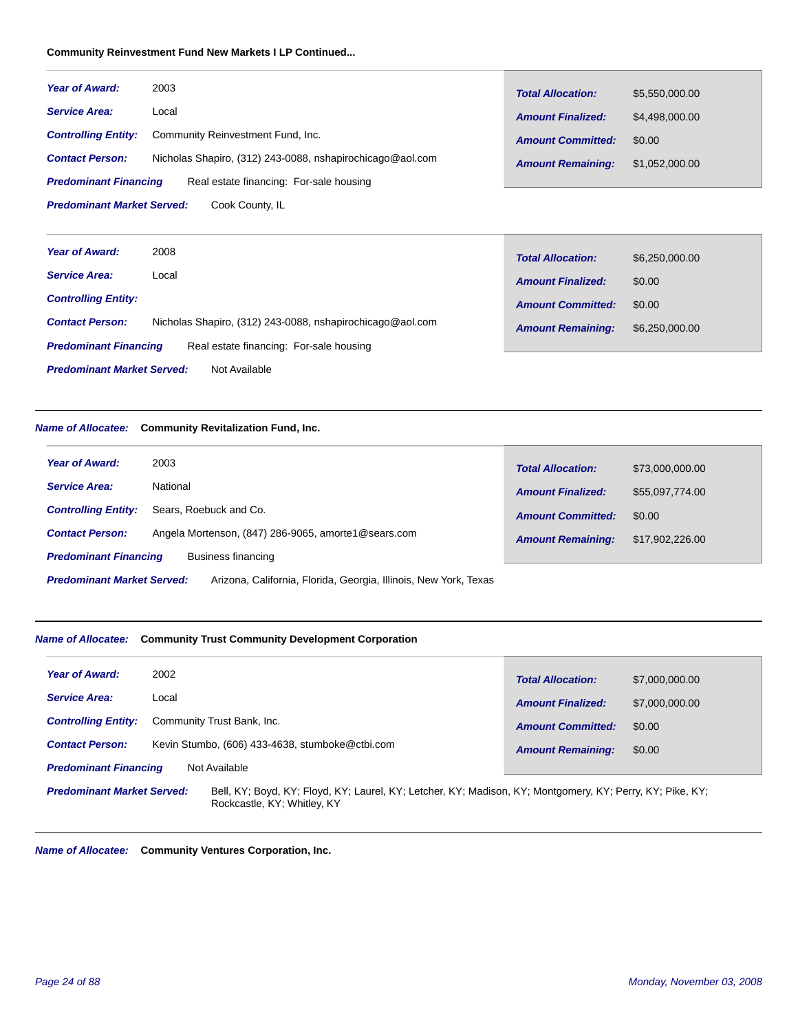**Community Reinvestment Fund New Markets I LP Continued...**

| | | | |
|---|---|---|---|
| ***Year of Award:*** | 2003 | ***Total Allocation:*** | $5,550,000.00 |
| ***Service Area:*** | Local | ***Amount Finalized:*** | $4,498,000.00 |
| ***Controlling Entity:*** | Community Reinvestment Fund, Inc. | ***Amount Committed:*** | $0.00 |
| ***Contact Person:*** | Nicholas Shapiro, (312) 243-0088, nshapirochicago@aol.com | ***Amount Remaining:*** | $1,052,000.00 |
| ***Predominant Financing*** | Real estate financing: For-sale housing | | |
| ***Predominant Market Served:*** | Cook County, IL | | |

| | | | |
|---|---|---|---|
| ***Year of Award:*** | 2008 | ***Total Allocation:*** | $6,250,000.00 |
| ***Service Area:*** | Local | ***Amount Finalized:*** | $0.00 |
| ***Controlling Entity:*** | | ***Amount Committed:*** | $0.00 |
| ***Contact Person:*** | Nicholas Shapiro, (312) 243-0088, nshapirochicago@aol.com | ***Amount Remaining:*** | $6,250,000.00 |
| ***Predominant Financing*** | Real estate financing: For-sale housing | | |
| ***Predominant Market Served:*** | Not Available | | |

***Name of Allocatee:*** **Community Revitalization Fund, Inc.**

| | | | |
|---|---|---|---|
| ***Year of Award:*** | 2003 | ***Total Allocation:*** | $73,000,000.00 |
| ***Service Area:*** | National | ***Amount Finalized:*** | $55,097,774.00 |
| ***Controlling Entity:*** | Sears, Roebuck and Co. | ***Amount Committed:*** | $0.00 |
| ***Contact Person:*** | Angela Mortenson, (847) 286-9065, amorte1@sears.com | ***Amount Remaining:*** | $17,902,226.00 |
| ***Predominant Financing*** | Business financing | | |
| ***Predominant Market Served:*** | Arizona, California, Florida, Georgia, Illinois, New York, Texas | | |

***Name of Allocatee:*** **Community Trust Community Development Corporation**

| | | | |
|---|---|---|---|
| ***Year of Award:*** | 2002 | ***Total Allocation:*** | $7,000,000.00 |
| ***Service Area:*** | Local | ***Amount Finalized:*** | $7,000,000.00 |
| ***Controlling Entity:*** | Community Trust Bank, Inc. | ***Amount Committed:*** | $0.00 |
| ***Contact Person:*** | Kevin Stumbo, (606) 433-4638, stumboke@ctbi.com | ***Amount Remaining:*** | $0.00 |
| ***Predominant Financing*** | Not Available | | |
| ***Predominant Market Served:*** | Bell, KY; Boyd, KY; Floyd, KY; Laurel, KY; Letcher, KY; Madison, KY; Montgomery, KY; Perry, KY; Pike, KY; Rockcastle, KY; Whitley, KY | | |

***Name of Allocatee:*** **Community Ventures Corporation, Inc.**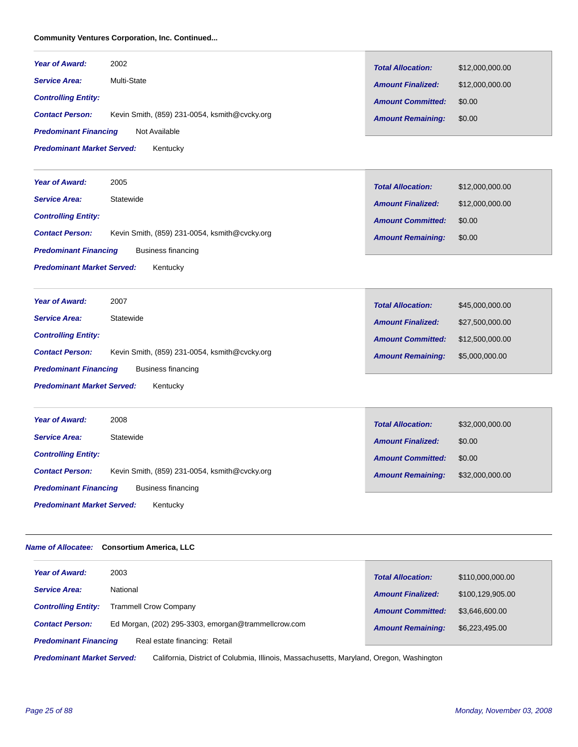**Community Ventures Corporation, Inc. Continued...**

| | | | |
|---|---|---|---|
| ***Year of Award:*** | 2002 | ***Total Allocation:*** | $12,000,000.00 |
| ***Service Area:*** | Multi-State | ***Amount Finalized:*** | $12,000,000.00 |
| ***Controlling Entity:*** | | ***Amount Committed:*** | $0.00 |
| ***Contact Person:*** | Kevin Smith, (859) 231-0054, ksmith@cvcky.org | ***Amount Remaining:*** | $0.00 |
| ***Predominant Financing*** | Not Available | | |
| ***Predominant Market Served:*** | Kentucky | | |

| | | | |
|---|---|---|---|
| ***Year of Award:*** | 2005 | ***Total Allocation:*** | $12,000,000.00 |
| ***Service Area:*** | Statewide | ***Amount Finalized:*** | $12,000,000.00 |
| ***Controlling Entity:*** | | ***Amount Committed:*** | $0.00 |
| ***Contact Person:*** | Kevin Smith, (859) 231-0054, ksmith@cvcky.org | ***Amount Remaining:*** | $0.00 |
| ***Predominant Financing*** | Business financing | | |
| ***Predominant Market Served:*** | Kentucky | | |

| | | | |
|---|---|---|---|
| ***Year of Award:*** | 2007 | ***Total Allocation:*** | $45,000,000.00 |
| ***Service Area:*** | Statewide | ***Amount Finalized:*** | $27,500,000.00 |
| ***Controlling Entity:*** | | ***Amount Committed:*** | $12,500,000.00 |
| ***Contact Person:*** | Kevin Smith, (859) 231-0054, ksmith@cvcky.org | ***Amount Remaining:*** | $5,000,000.00 |
| ***Predominant Financing*** | Business financing | | |
| ***Predominant Market Served:*** | Kentucky | | |

| | | | |
|---|---|---|---|
| ***Year of Award:*** | 2008 | ***Total Allocation:*** | $32,000,000.00 |
| ***Service Area:*** | Statewide | ***Amount Finalized:*** | $0.00 |
| ***Controlling Entity:*** | | ***Amount Committed:*** | $0.00 |
| ***Contact Person:*** | Kevin Smith, (859) 231-0054, ksmith@cvcky.org | ***Amount Remaining:*** | $32,000,000.00 |
| ***Predominant Financing*** | Business financing | | |
| ***Predominant Market Served:*** | Kentucky | | |

***Name of Allocatee:*** **Consortium America, LLC**

| | | | |
|---|---|---|---|
| ***Year of Award:*** | 2003 | ***Total Allocation:*** | $110,000,000.00 |
| ***Service Area:*** | National | ***Amount Finalized:*** | $100,129,905.00 |
| ***Controlling Entity:*** | Trammell Crow Company | ***Amount Committed:*** | $3,646,600.00 |
| ***Contact Person:*** | Ed Morgan, (202) 295-3303, emorgan@trammellcrow.com | ***Amount Remaining:*** | $6,223,495.00 |
| ***Predominant Financing*** | Real estate financing: Retail | | |
| ***Predominant Market Served:*** | California, District of Columbia, Illinois, Massachusetts, Maryland, Oregon, Washington | | |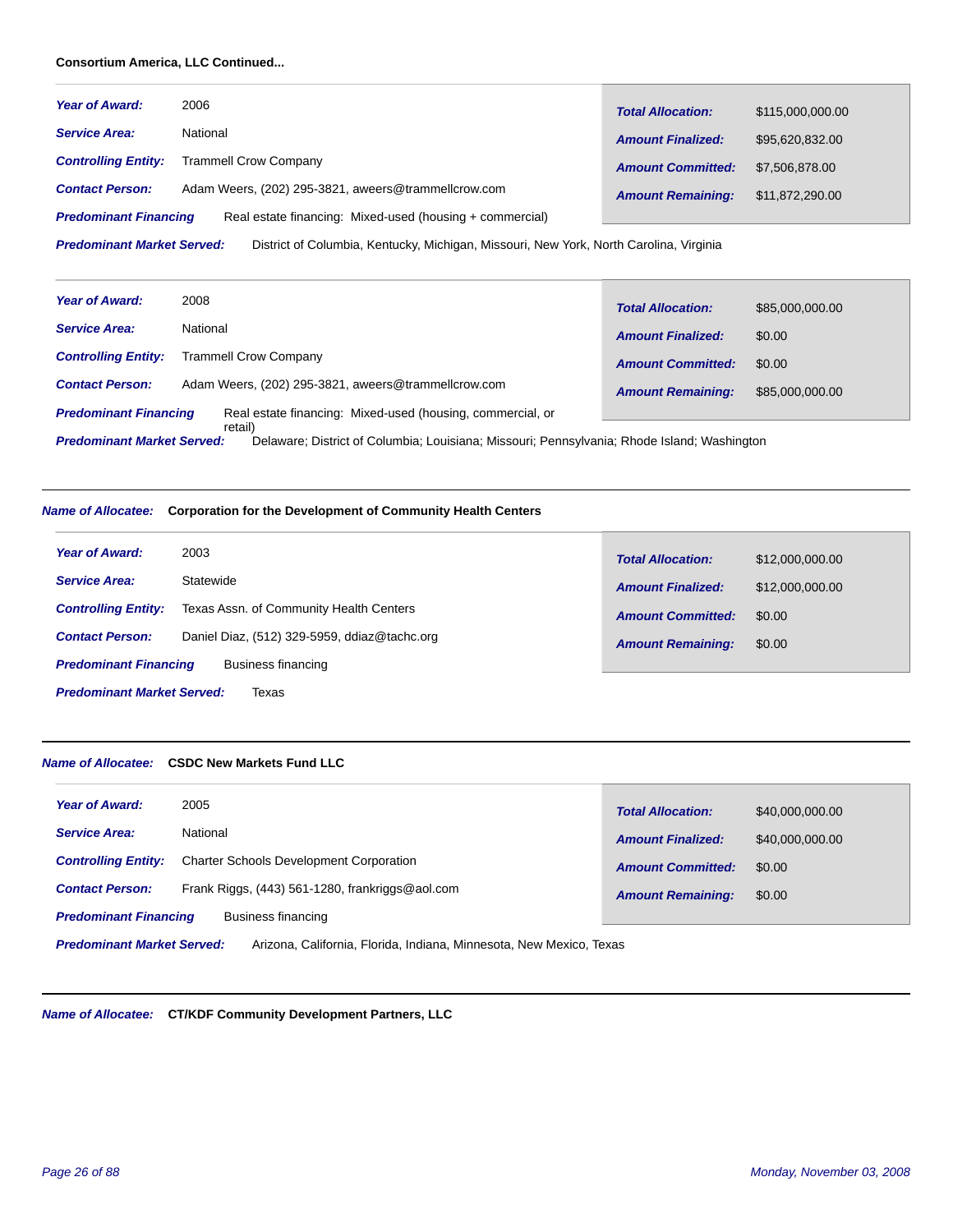**Consortium America, LLC Continued...**

***Year of Award:*** 2006

***Service Area:*** National

***Controlling Entity:*** Trammell Crow Company

***Contact Person:*** Adam Weers, (202) 295-3821, aweers@trammellcrow.com

***Predominant Financing*** Real estate financing: Mixed-used (housing + commercial)

***Predominant Market Served:*** District of Columbia, Kentucky, Michigan, Missouri, New York, North Carolina, Virginia

| | |
|---|---|
| ***Total Allocation:*** | $115,000,000.00 |
| ***Amount Finalized:*** | $95,620,832.00 |
| ***Amount Committed:*** | $7,506,878.00 |
| ***Amount Remaining:*** | $11,872,290.00 |

***Year of Award:*** 2008

***Service Area:*** National

***Controlling Entity:*** Trammell Crow Company

***Contact Person:*** Adam Weers, (202) 295-3821, aweers@trammellcrow.com

***Predominant Financing*** Real estate financing: Mixed-used (housing, commercial, or retail)

***Predominant Market Served:*** Delaware; District of Columbia; Louisiana; Missouri; Pennsylvania; Rhode Island; Washington

| | |
|---|---|
| ***Total Allocation:*** | $85,000,000.00 |
| ***Amount Finalized:*** | $0.00 |
| ***Amount Committed:*** | $0.00 |
| ***Amount Remaining:*** | $85,000,000.00 |

---

***Name of Allocatee:*** **Corporation for the Development of Community Health Centers**

***Year of Award:*** 2003

***Service Area:*** Statewide

***Controlling Entity:*** Texas Assn. of Community Health Centers

***Contact Person:*** Daniel Diaz, (512) 329-5959, ddiaz@tachc.org

***Predominant Financing*** Business financing

***Predominant Market Served:*** Texas

| | |
|---|---|
| ***Total Allocation:*** | $12,000,000.00 |
| ***Amount Finalized:*** | $12,000,000.00 |
| ***Amount Committed:*** | $0.00 |
| ***Amount Remaining:*** | $0.00 |

---

***Name of Allocatee:*** **CSDC New Markets Fund LLC**

***Year of Award:*** 2005

***Service Area:*** National

***Controlling Entity:*** Charter Schools Development Corporation

***Contact Person:*** Frank Riggs, (443) 561-1280, frankriggs@aol.com

***Predominant Financing*** Business financing

***Predominant Market Served:*** Arizona, California, Florida, Indiana, Minnesota, New Mexico, Texas

| | |
|---|---|
| ***Total Allocation:*** | $40,000,000.00 |
| ***Amount Finalized:*** | $40,000,000.00 |
| ***Amount Committed:*** | $0.00 |
| ***Amount Remaining:*** | $0.00 |

---

***Name of Allocatee:*** **CT/KDF Community Development Partners, LLC**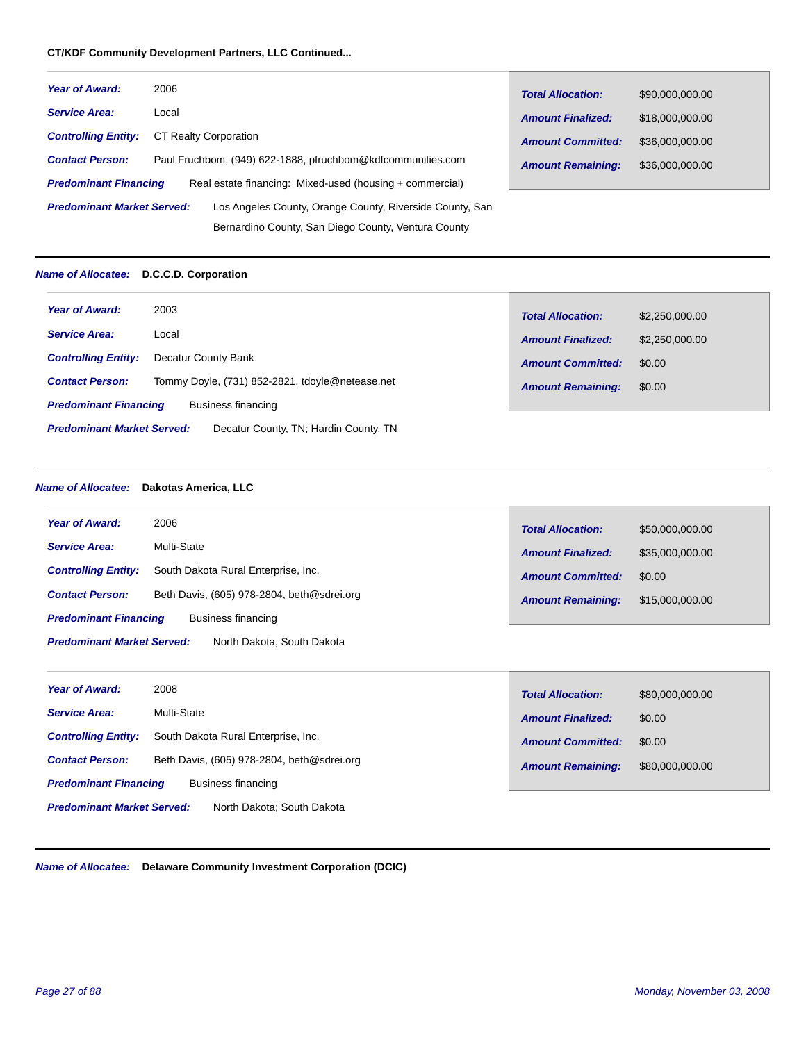**CT/KDF Community Development Partners, LLC Continued...**

***Year of Award:*** 2006

***Service Area:*** Local

***Controlling Entity:*** CT Realty Corporation

***Contact Person:*** Paul Fruchbom, (949) 622-1888, pfruchbom@kdfcommunities.com

***Predominant Financing*** Real estate financing: Mixed-used (housing + commercial)

***Predominant Market Served:*** Los Angeles County, Orange County, Riverside County, San Bernardino County, San Diego County, Ventura County

| | |
|---|---|
| ***Total Allocation:*** | $90,000,000.00 |
| ***Amount Finalized:*** | $18,000,000.00 |
| ***Amount Committed:*** | $36,000,000.00 |
| ***Amount Remaining:*** | $36,000,000.00 |

---

***Name of Allocatee:*** **D.C.C.D. Corporation**

***Year of Award:*** 2003

***Service Area:*** Local

***Controlling Entity:*** Decatur County Bank

***Contact Person:*** Tommy Doyle, (731) 852-2821, tdoyle@netease.net

***Predominant Financing*** Business financing

***Predominant Market Served:*** Decatur County, TN; Hardin County, TN

| | |
|---|---|
| ***Total Allocation:*** | $2,250,000.00 |
| ***Amount Finalized:*** | $2,250,000.00 |
| ***Amount Committed:*** | $0.00 |
| ***Amount Remaining:*** | $0.00 |

---

***Name of Allocatee:*** **Dakotas America, LLC**

***Year of Award:*** 2006

***Service Area:*** Multi-State

***Controlling Entity:*** South Dakota Rural Enterprise, Inc.

***Contact Person:*** Beth Davis, (605) 978-2804, beth@sdrei.org

***Predominant Financing*** Business financing

***Predominant Market Served:*** North Dakota, South Dakota

| | |
|---|---|
| ***Total Allocation:*** | $50,000,000.00 |
| ***Amount Finalized:*** | $35,000,000.00 |
| ***Amount Committed:*** | $0.00 |
| ***Amount Remaining:*** | $15,000,000.00 |

***Year of Award:*** 2008

***Service Area:*** Multi-State

***Controlling Entity:*** South Dakota Rural Enterprise, Inc.

***Contact Person:*** Beth Davis, (605) 978-2804, beth@sdrei.org

***Predominant Financing*** Business financing

***Predominant Market Served:*** North Dakota; South Dakota

| | |
|---|---|
| ***Total Allocation:*** | $80,000,000.00 |
| ***Amount Finalized:*** | $0.00 |
| ***Amount Committed:*** | $0.00 |
| ***Amount Remaining:*** | $80,000,000.00 |

---

***Name of Allocatee:*** **Delaware Community Investment Corporation (DCIC)**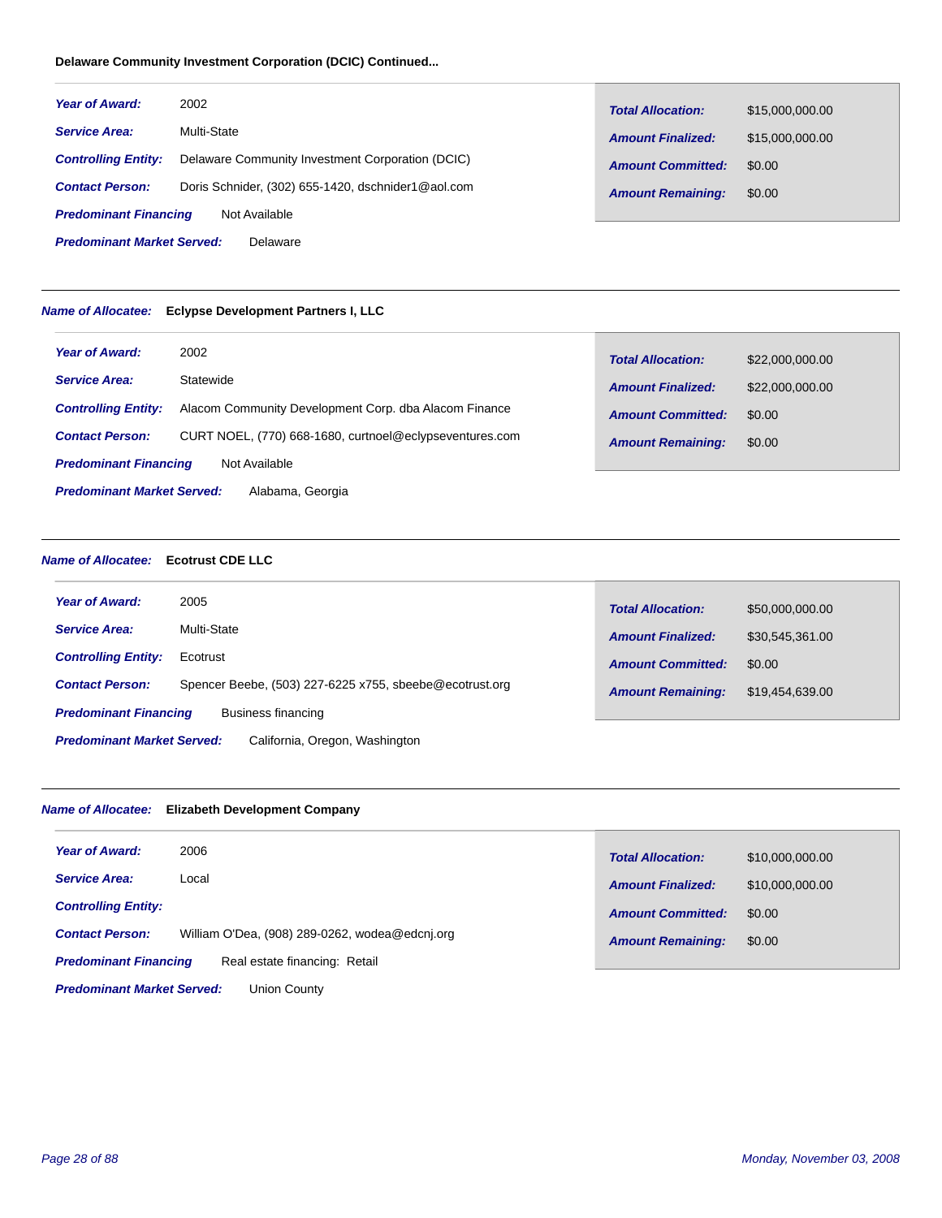**Delaware Community Investment Corporation (DCIC) Continued...**

| | |
|---|---|
| ***Year of Award:*** | 2002 |
| ***Service Area:*** | Multi-State |
| ***Controlling Entity:*** | Delaware Community Investment Corporation (DCIC) |
| ***Contact Person:*** | Doris Schnider, (302) 655-1420, dschnider1@aol.com |
| ***Predominant Financing*** | Not Available |
| ***Predominant Market Served:*** | Delaware |

| | |
|---|---|
| ***Total Allocation:*** | $15,000,000.00 |
| ***Amount Finalized:*** | $15,000,000.00 |
| ***Amount Committed:*** | $0.00 |
| ***Amount Remaining:*** | $0.00 |

---

***Name of Allocatee:*** **Eclypse Development Partners I, LLC**

| | |
|---|---|
| ***Year of Award:*** | 2002 |
| ***Service Area:*** | Statewide |
| ***Controlling Entity:*** | Alacom Community Development Corp. dba Alacom Finance |
| ***Contact Person:*** | CURT NOEL, (770) 668-1680, curtnoel@eclypseventures.com |
| ***Predominant Financing*** | Not Available |
| ***Predominant Market Served:*** | Alabama, Georgia |

| | |
|---|---|
| ***Total Allocation:*** | $22,000,000.00 |
| ***Amount Finalized:*** | $22,000,000.00 |
| ***Amount Committed:*** | $0.00 |
| ***Amount Remaining:*** | $0.00 |

---

***Name of Allocatee:*** **Ecotrust CDE LLC**

| | |
|---|---|
| ***Year of Award:*** | 2005 |
| ***Service Area:*** | Multi-State |
| ***Controlling Entity:*** | Ecotrust |
| ***Contact Person:*** | Spencer Beebe, (503) 227-6225 x755, sbeebe@ecotrust.org |
| ***Predominant Financing*** | Business financing |
| ***Predominant Market Served:*** | California, Oregon, Washington |

| | |
|---|---|
| ***Total Allocation:*** | $50,000,000.00 |
| ***Amount Finalized:*** | $30,545,361.00 |
| ***Amount Committed:*** | $0.00 |
| ***Amount Remaining:*** | $19,454,639.00 |

---

***Name of Allocatee:*** **Elizabeth Development Company**

| | |
|---|---|
| ***Year of Award:*** | 2006 |
| ***Service Area:*** | Local |
| ***Controlling Entity:*** | |
| ***Contact Person:*** | William O'Dea, (908) 289-0262, wodea@edcnj.org |
| ***Predominant Financing*** | Real estate financing: Retail |
| ***Predominant Market Served:*** | Union County |

| | |
|---|---|
| ***Total Allocation:*** | $10,000,000.00 |
| ***Amount Finalized:*** | $10,000,000.00 |
| ***Amount Committed:*** | $0.00 |
| ***Amount Remaining:*** | $0.00 |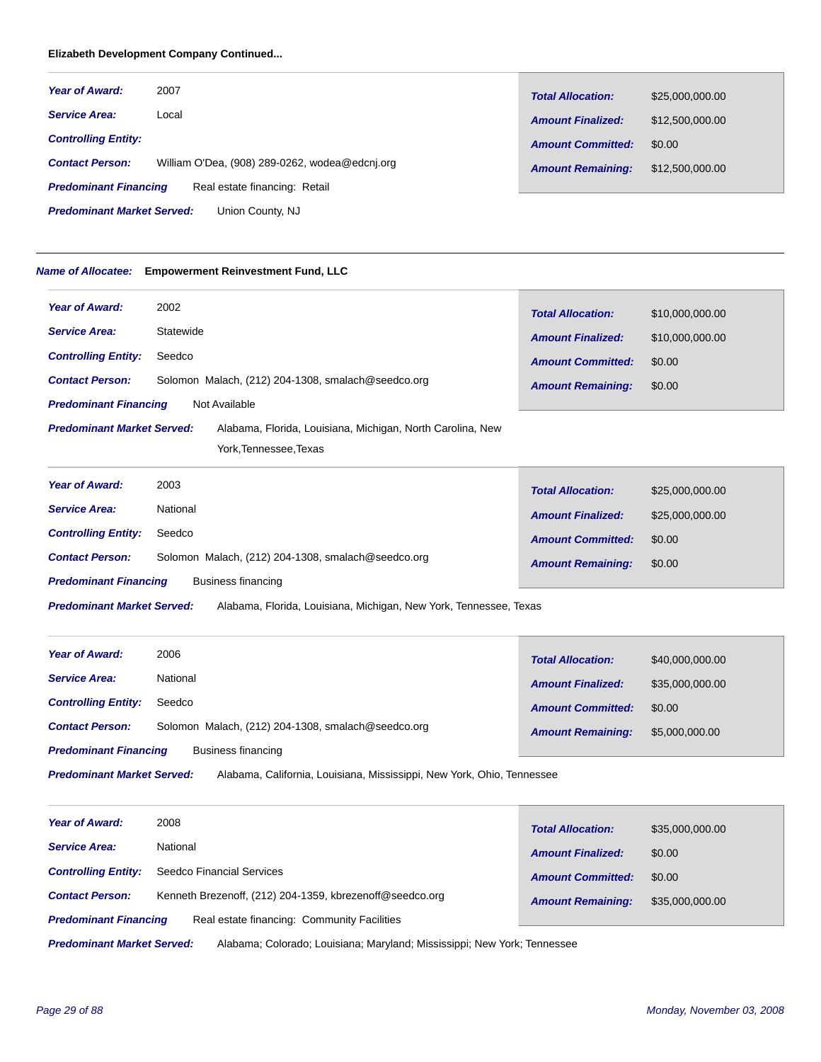**Elizabeth Development Company Continued...**

| | |
|---|---|
| ***Year of Award:*** | 2007 |
| ***Service Area:*** | Local |
| ***Controlling Entity:*** | |
| ***Contact Person:*** | William O'Dea, (908) 289-0262, wodea@edcnj.org |
| ***Predominant Financing*** | Real estate financing: Retail |
| ***Predominant Market Served:*** | Union County, NJ |
| ***Total Allocation:*** | $25,000,000.00 |
| ***Amount Finalized:*** | $12,500,000.00 |
| ***Amount Committed:*** | $0.00 |
| ***Amount Remaining:*** | $12,500,000.00 |

---

***Name of Allocatee:*** **Empowerment Reinvestment Fund, LLC**

| | |
|---|---|
| ***Year of Award:*** | 2002 |
| ***Service Area:*** | Statewide |
| ***Controlling Entity:*** | Seedco |
| ***Contact Person:*** | Solomon Malach, (212) 204-1308, smalach@seedco.org |
| ***Predominant Financing*** | Not Available |
| ***Predominant Market Served:*** | Alabama, Florida, Louisiana, Michigan, North Carolina, New York,Tennessee,Texas |
| ***Total Allocation:*** | $10,000,000.00 |
| ***Amount Finalized:*** | $10,000,000.00 |
| ***Amount Committed:*** | $0.00 |
| ***Amount Remaining:*** | $0.00 |

| | |
|---|---|
| ***Year of Award:*** | 2003 |
| ***Service Area:*** | National |
| ***Controlling Entity:*** | Seedco |
| ***Contact Person:*** | Solomon Malach, (212) 204-1308, smalach@seedco.org |
| ***Predominant Financing*** | Business financing |
| ***Predominant Market Served:*** | Alabama, Florida, Louisiana, Michigan, New York, Tennessee, Texas |
| ***Total Allocation:*** | $25,000,000.00 |
| ***Amount Finalized:*** | $25,000,000.00 |
| ***Amount Committed:*** | $0.00 |
| ***Amount Remaining:*** | $0.00 |

| | |
|---|---|
| ***Year of Award:*** | 2006 |
| ***Service Area:*** | National |
| ***Controlling Entity:*** | Seedco |
| ***Contact Person:*** | Solomon Malach, (212) 204-1308, smalach@seedco.org |
| ***Predominant Financing*** | Business financing |
| ***Predominant Market Served:*** | Alabama, California, Louisiana, Mississippi, New York, Ohio, Tennessee |
| ***Total Allocation:*** | $40,000,000.00 |
| ***Amount Finalized:*** | $35,000,000.00 |
| ***Amount Committed:*** | $0.00 |
| ***Amount Remaining:*** | $5,000,000.00 |

| | |
|---|---|
| ***Year of Award:*** | 2008 |
| ***Service Area:*** | National |
| ***Controlling Entity:*** | Seedco Financial Services |
| ***Contact Person:*** | Kenneth Brezenoff, (212) 204-1359, kbrezenoff@seedco.org |
| ***Predominant Financing*** | Real estate financing: Community Facilities |
| ***Predominant Market Served:*** | Alabama; Colorado; Louisiana; Maryland; Mississippi; New York; Tennessee |
| ***Total Allocation:*** | $35,000,000.00 |
| ***Amount Finalized:*** | $0.00 |
| ***Amount Committed:*** | $0.00 |
| ***Amount Remaining:*** | $35,000,000.00 |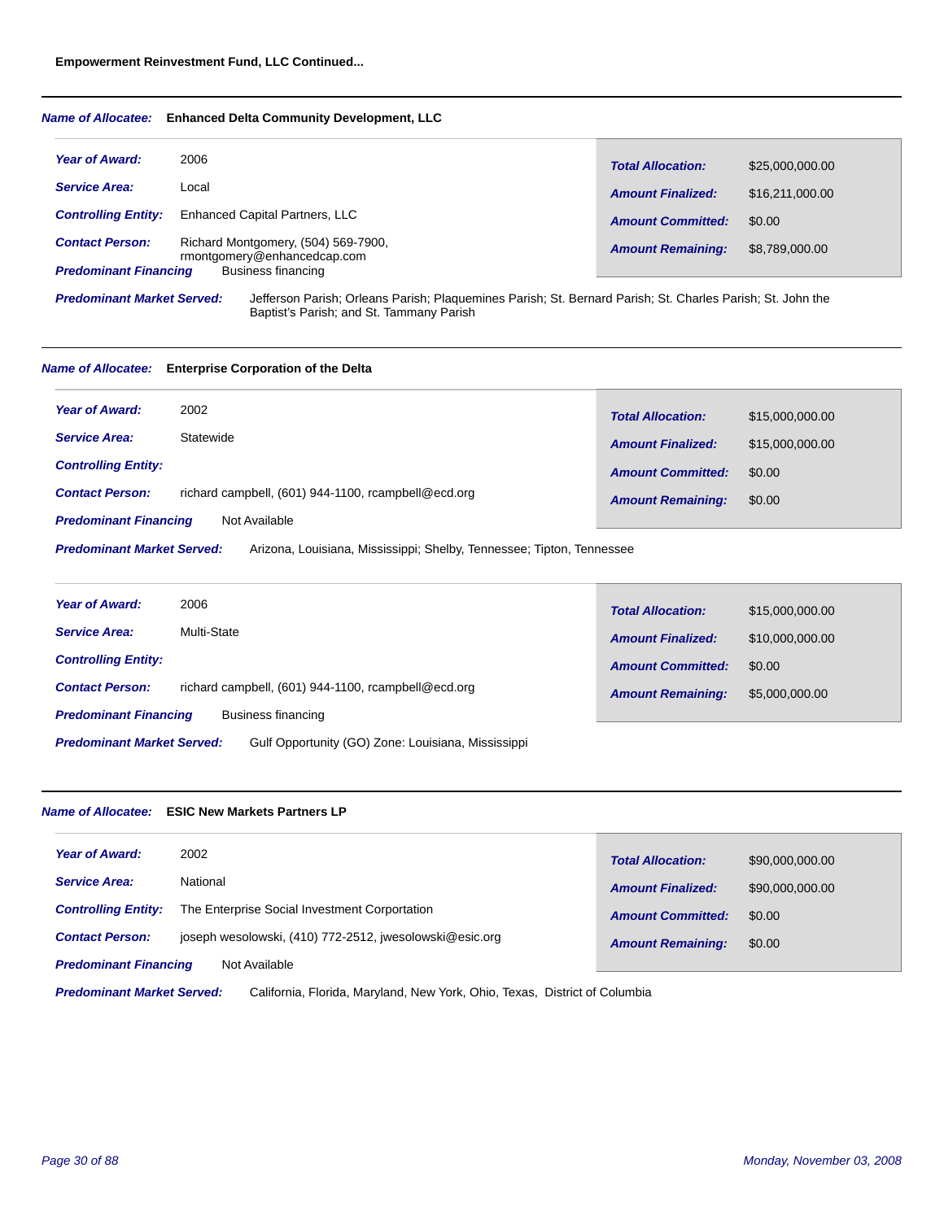**Empowerment Reinvestment Fund, LLC Continued...**

---

***Name of Allocatee:*** **Enhanced Delta Community Development, LLC**

***Year of Award:*** 2006

***Service Area:*** Local

***Controlling Entity:*** Enhanced Capital Partners, LLC

***Contact Person:*** Richard Montgomery, (504) 569-7900, rmontgomery@enhancedcap.com

***Predominant Financing*** Business financing

| | |
|---|---|
| ***Total Allocation:*** | $25,000,000.00 |
| ***Amount Finalized:*** | $16,211,000.00 |
| ***Amount Committed:*** | $0.00 |
| ***Amount Remaining:*** | $8,789,000.00 |

***Predominant Market Served:*** Jefferson Parish; Orleans Parish; Plaquemines Parish; St. Bernard Parish; St. Charles Parish; St. John the Baptist's Parish; and St. Tammany Parish

---

***Name of Allocatee:*** **Enterprise Corporation of the Delta**

***Year of Award:*** 2002

***Service Area:*** Statewide

***Controlling Entity:***

***Contact Person:*** richard campbell, (601) 944-1100, rcampbell@ecd.org

***Predominant Financing*** Not Available

| | |
|---|---|
| ***Total Allocation:*** | $15,000,000.00 |
| ***Amount Finalized:*** | $15,000,000.00 |
| ***Amount Committed:*** | $0.00 |
| ***Amount Remaining:*** | $0.00 |

***Predominant Market Served:*** Arizona, Louisiana, Mississippi; Shelby, Tennessee; Tipton, Tennessee

***Year of Award:*** 2006

***Service Area:*** Multi-State

***Controlling Entity:***

***Contact Person:*** richard campbell, (601) 944-1100, rcampbell@ecd.org

***Predominant Financing*** Business financing

| | |
|---|---|
| ***Total Allocation:*** | $15,000,000.00 |
| ***Amount Finalized:*** | $10,000,000.00 |
| ***Amount Committed:*** | $0.00 |
| ***Amount Remaining:*** | $5,000,000.00 |

***Predominant Market Served:*** Gulf Opportunity (GO) Zone: Louisiana, Mississippi

---

***Name of Allocatee:*** **ESIC New Markets Partners LP**

***Year of Award:*** 2002

***Service Area:*** National

***Controlling Entity:*** The Enterprise Social Investment Corportation

***Contact Person:*** joseph wesolowski, (410) 772-2512, jwesolowski@esic.org

***Predominant Financing*** Not Available

| | |
|---|---|
| ***Total Allocation:*** | $90,000,000.00 |
| ***Amount Finalized:*** | $90,000,000.00 |
| ***Amount Committed:*** | $0.00 |
| ***Amount Remaining:*** | $0.00 |

***Predominant Market Served:*** California, Florida, Maryland, New York, Ohio, Texas, District of Columbia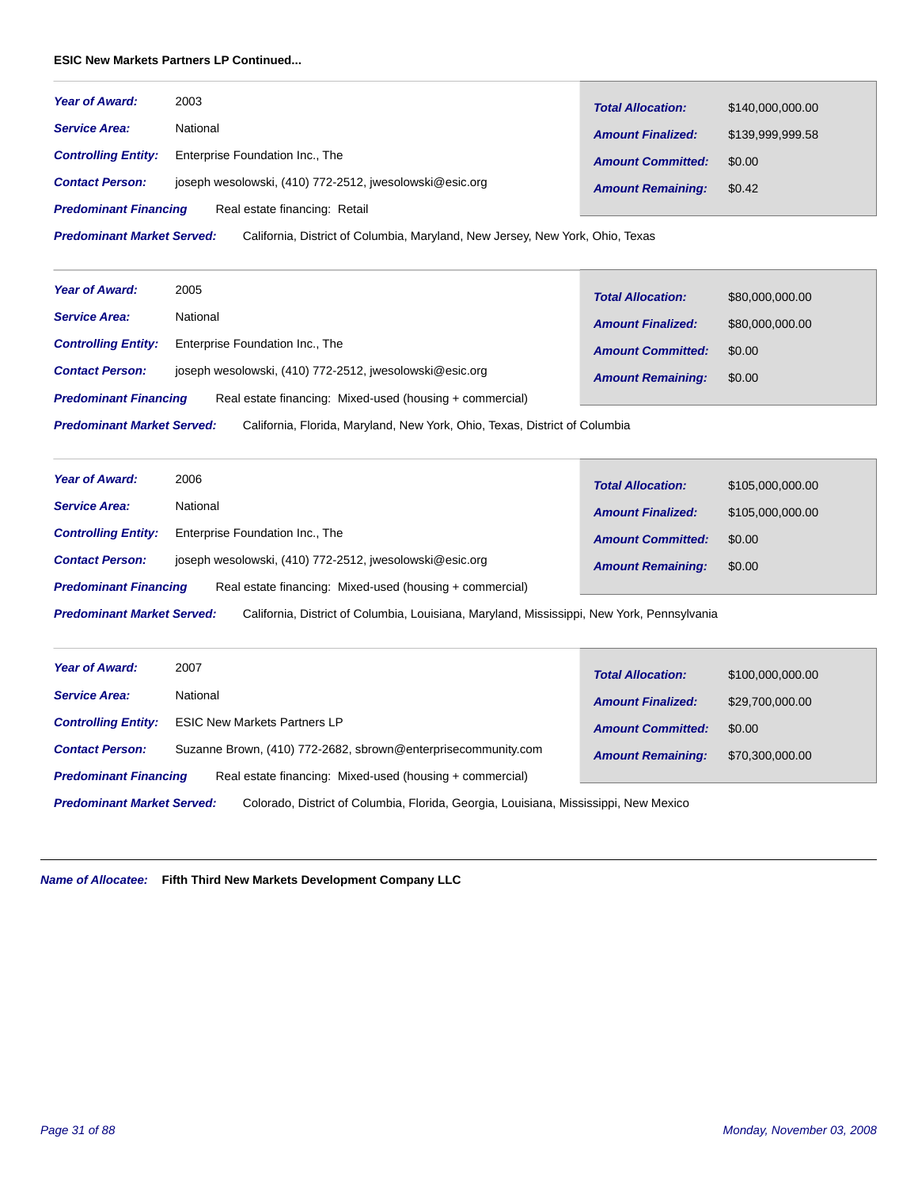**ESIC New Markets Partners LP Continued...**

***Year of Award:*** 2003

***Service Area:*** National

***Controlling Entity:*** Enterprise Foundation Inc., The

***Contact Person:*** joseph wesolowski, (410) 772-2512, jwesolowski@esic.org

***Predominant Financing*** Real estate financing: Retail

***Predominant Market Served:*** California, District of Columbia, Maryland, New Jersey, New York, Ohio, Texas

***Total Allocation:*** $140,000,000.00

***Amount Finalized:*** $139,999,999.58

***Amount Committed:*** $0.00

***Amount Remaining:*** $0.42

---

***Year of Award:*** 2005

***Service Area:*** National

***Controlling Entity:*** Enterprise Foundation Inc., The

***Contact Person:*** joseph wesolowski, (410) 772-2512, jwesolowski@esic.org

***Predominant Financing*** Real estate financing: Mixed-used (housing + commercial)

***Predominant Market Served:*** California, Florida, Maryland, New York, Ohio, Texas, District of Columbia

***Total Allocation:*** $80,000,000.00

***Amount Finalized:*** $80,000,000.00

***Amount Committed:*** $0.00

***Amount Remaining:*** $0.00

---

***Year of Award:*** 2006

***Service Area:*** National

***Controlling Entity:*** Enterprise Foundation Inc., The

***Contact Person:*** joseph wesolowski, (410) 772-2512, jwesolowski@esic.org

***Predominant Financing*** Real estate financing: Mixed-used (housing + commercial)

***Predominant Market Served:*** California, District of Columbia, Louisiana, Maryland, Mississippi, New York, Pennsylvania

***Total Allocation:*** $105,000,000.00

***Amount Finalized:*** $105,000,000.00

***Amount Committed:*** $0.00

***Amount Remaining:*** $0.00

---

***Year of Award:*** 2007

***Service Area:*** National

***Controlling Entity:*** ESIC New Markets Partners LP

***Contact Person:*** Suzanne Brown, (410) 772-2682, sbrown@enterprisecommunity.com

***Predominant Financing*** Real estate financing: Mixed-used (housing + commercial)

***Predominant Market Served:*** Colorado, District of Columbia, Florida, Georgia, Louisiana, Mississippi, New Mexico

***Total Allocation:*** $100,000,000.00

***Amount Finalized:*** $29,700,000.00

***Amount Committed:*** $0.00

***Amount Remaining:*** $70,300,000.00

---

***Name of Allocatee:*** **Fifth Third New Markets Development Company LLC**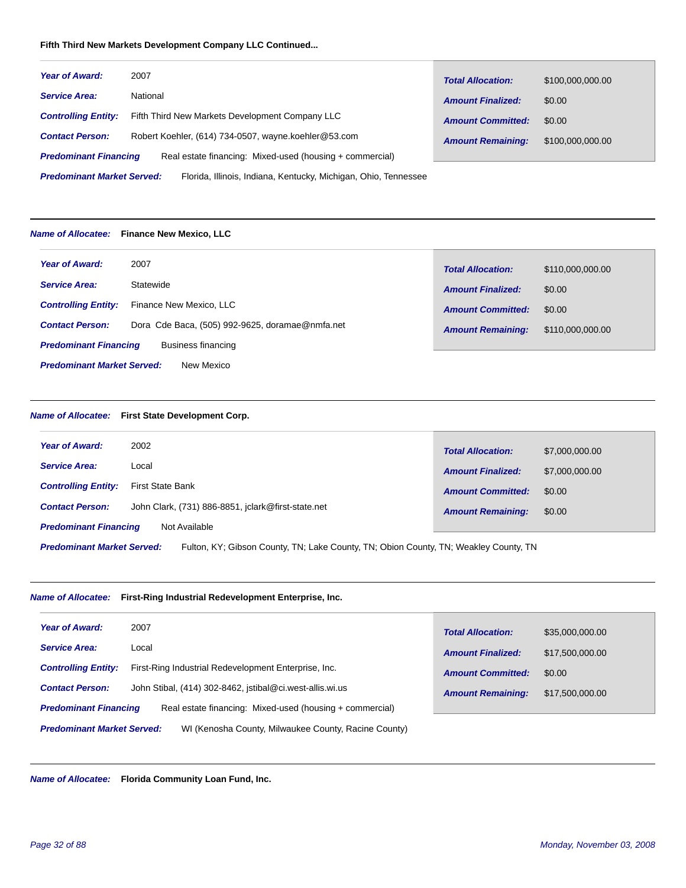**Fifth Third New Markets Development Company LLC Continued...**

***Year of Award:*** 2007

***Service Area:*** National

***Controlling Entity:*** Fifth Third New Markets Development Company LLC

***Contact Person:*** Robert Koehler, (614) 734-0507, wayne.koehler@53.com

***Predominant Financing*** Real estate financing: Mixed-used (housing + commercial)

***Predominant Market Served:*** Florida, Illinois, Indiana, Kentucky, Michigan, Ohio, Tennessee

| | |
|---|---|
| ***Total Allocation:*** | $100,000,000.00 |
| ***Amount Finalized:*** | $0.00 |
| ***Amount Committed:*** | $0.00 |
| ***Amount Remaining:*** | $100,000,000.00 |

---

***Name of Allocatee:*** **Finance New Mexico, LLC**

***Year of Award:*** 2007

***Service Area:*** Statewide

***Controlling Entity:*** Finance New Mexico, LLC

***Contact Person:*** Dora Cde Baca, (505) 992-9625, doramae@nmfa.net

***Predominant Financing*** Business financing

***Predominant Market Served:*** New Mexico

| | |
|---|---|
| ***Total Allocation:*** | $110,000,000.00 |
| ***Amount Finalized:*** | $0.00 |
| ***Amount Committed:*** | $0.00 |
| ***Amount Remaining:*** | $110,000,000.00 |

---

***Name of Allocatee:*** **First State Development Corp.**

***Year of Award:*** 2002

***Service Area:*** Local

***Controlling Entity:*** First State Bank

***Contact Person:*** John Clark, (731) 886-8851, jclark@first-state.net

***Predominant Financing*** Not Available

***Predominant Market Served:*** Fulton, KY; Gibson County, TN; Lake County, TN; Obion County, TN; Weakley County, TN

| | |
|---|---|
| ***Total Allocation:*** | $7,000,000.00 |
| ***Amount Finalized:*** | $7,000,000.00 |
| ***Amount Committed:*** | $0.00 |
| ***Amount Remaining:*** | $0.00 |

---

***Name of Allocatee:*** **First-Ring Industrial Redevelopment Enterprise, Inc.**

***Year of Award:*** 2007

***Service Area:*** Local

***Controlling Entity:*** First-Ring Industrial Redevelopment Enterprise, Inc.

***Contact Person:*** John Stibal, (414) 302-8462, jstibal@ci.west-allis.wi.us

***Predominant Financing*** Real estate financing: Mixed-used (housing + commercial)

***Predominant Market Served:*** WI (Kenosha County, Milwaukee County, Racine County)

| | |
|---|---|
| ***Total Allocation:*** | $35,000,000.00 |
| ***Amount Finalized:*** | $17,500,000.00 |
| ***Amount Committed:*** | $0.00 |
| ***Amount Remaining:*** | $17,500,000.00 |

---

***Name of Allocatee:*** **Florida Community Loan Fund, Inc.**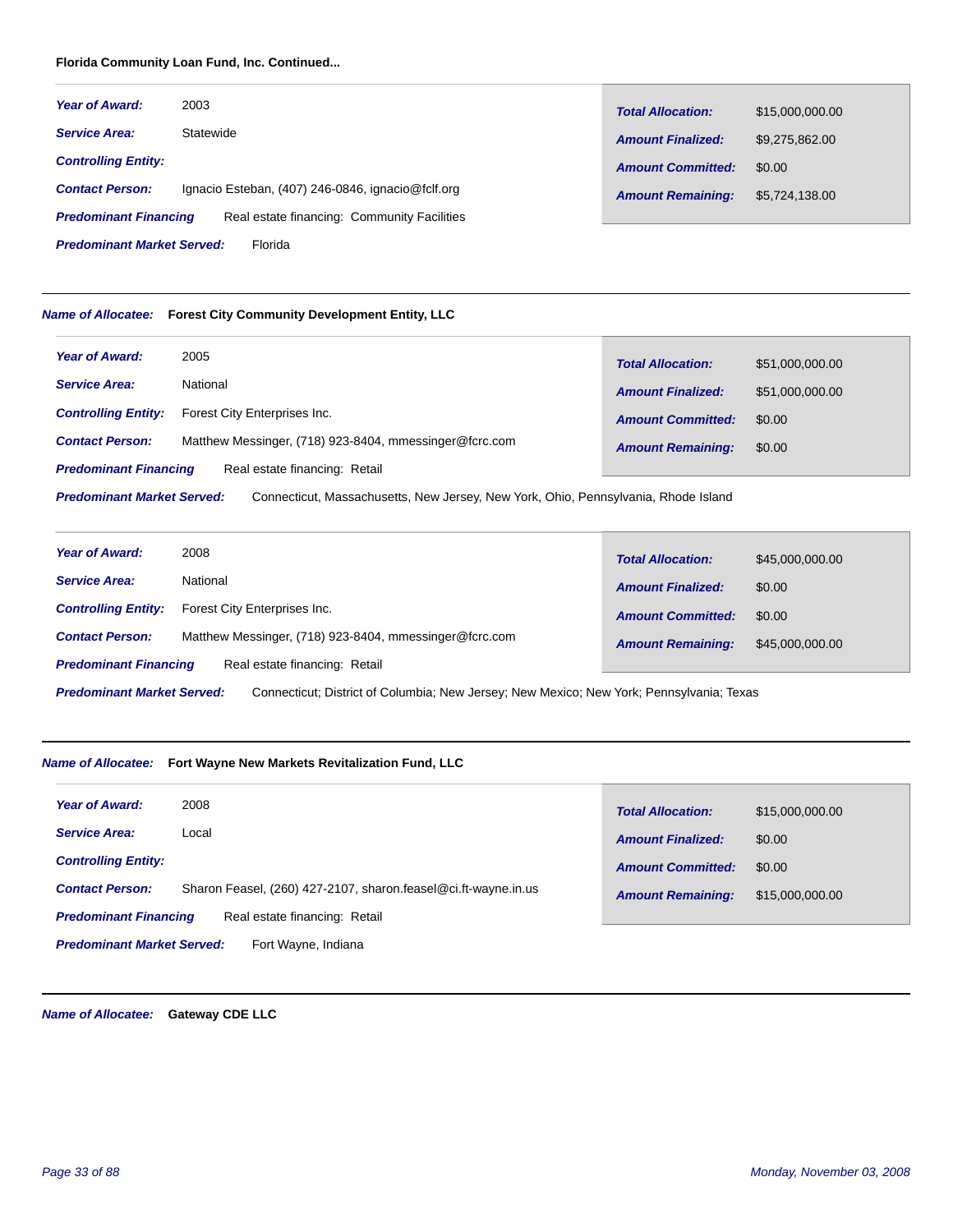**Florida Community Loan Fund, Inc. Continued...**

***Year of Award:*** 2003

***Service Area:*** Statewide

***Controlling Entity:***

***Contact Person:*** Ignacio Esteban, (407) 246-0846, ignacio@fclf.org

***Predominant Financing*** Real estate financing: Community Facilities

***Predominant Market Served:*** Florida

| | |
|---|---|
| ***Total Allocation:*** | $15,000,000.00 |
| ***Amount Finalized:*** | $9,275,862.00 |
| ***Amount Committed:*** | $0.00 |
| ***Amount Remaining:*** | $5,724,138.00 |

---

***Name of Allocatee:*** **Forest City Community Development Entity, LLC**

***Year of Award:*** 2005

***Service Area:*** National

***Controlling Entity:*** Forest City Enterprises Inc.

***Contact Person:*** Matthew Messinger, (718) 923-8404, mmessinger@fcrc.com

***Predominant Financing*** Real estate financing: Retail

***Predominant Market Served:*** Connecticut, Massachusetts, New Jersey, New York, Ohio, Pennsylvania, Rhode Island

| | |
|---|---|
| ***Total Allocation:*** | $51,000,000.00 |
| ***Amount Finalized:*** | $51,000,000.00 |
| ***Amount Committed:*** | $0.00 |
| ***Amount Remaining:*** | $0.00 |

***Year of Award:*** 2008

***Service Area:*** National

***Controlling Entity:*** Forest City Enterprises Inc.

***Contact Person:*** Matthew Messinger, (718) 923-8404, mmessinger@fcrc.com

***Predominant Financing*** Real estate financing: Retail

***Predominant Market Served:*** Connecticut; District of Columbia; New Jersey; New Mexico; New York; Pennsylvania; Texas

| | |
|---|---|
| ***Total Allocation:*** | $45,000,000.00 |
| ***Amount Finalized:*** | $0.00 |
| ***Amount Committed:*** | $0.00 |
| ***Amount Remaining:*** | $45,000,000.00 |

---

***Name of Allocatee:*** **Fort Wayne New Markets Revitalization Fund, LLC**

***Year of Award:*** 2008

***Service Area:*** Local

***Controlling Entity:***

***Contact Person:*** Sharon Feasel, (260) 427-2107, sharon.feasel@ci.ft-wayne.in.us

***Predominant Financing*** Real estate financing: Retail

***Predominant Market Served:*** Fort Wayne, Indiana

| | |
|---|---|
| ***Total Allocation:*** | $15,000,000.00 |
| ***Amount Finalized:*** | $0.00 |
| ***Amount Committed:*** | $0.00 |
| ***Amount Remaining:*** | $15,000,000.00 |

---

***Name of Allocatee:*** **Gateway CDE LLC**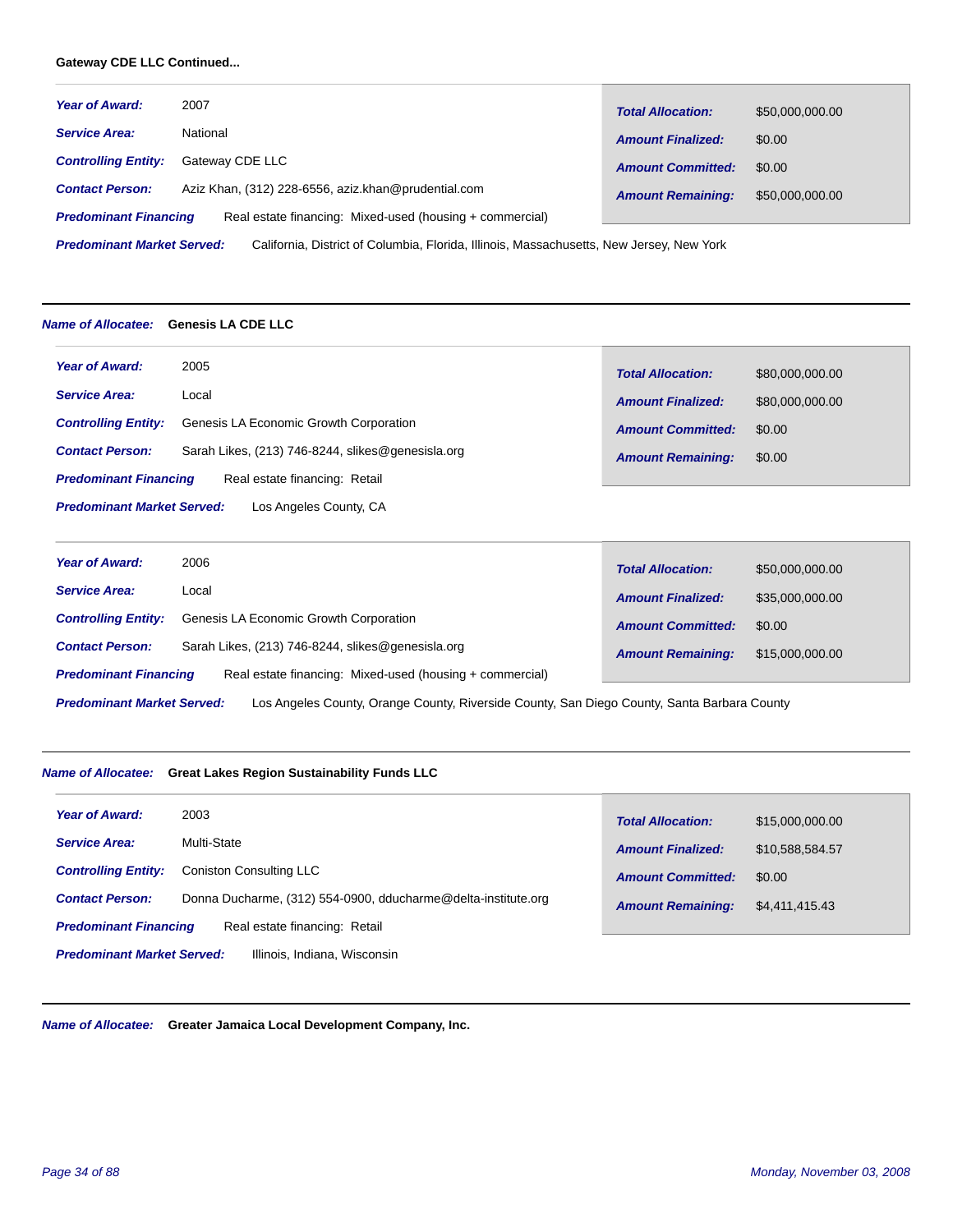**Gateway CDE LLC Continued...**

| | | | |
|---|---|---|---|
| ***Year of Award:*** | 2007 | ***Total Allocation:*** | $50,000,000.00 |
| ***Service Area:*** | National | ***Amount Finalized:*** | $0.00 |
| ***Controlling Entity:*** | Gateway CDE LLC | ***Amount Committed:*** | $0.00 |
| ***Contact Person:*** | Aziz Khan, (312) 228-6556, aziz.khan@prudential.com | ***Amount Remaining:*** | $50,000,000.00 |

***Predominant Financing*** Real estate financing: Mixed-used (housing + commercial)

***Predominant Market Served:*** California, District of Columbia, Florida, Illinois, Massachusetts, New Jersey, New York

---

***Name of Allocatee:*** **Genesis LA CDE LLC**

| | | | |
|---|---|---|---|
| ***Year of Award:*** | 2005 | ***Total Allocation:*** | $80,000,000.00 |
| ***Service Area:*** | Local | ***Amount Finalized:*** | $80,000,000.00 |
| ***Controlling Entity:*** | Genesis LA Economic Growth Corporation | ***Amount Committed:*** | $0.00 |
| ***Contact Person:*** | Sarah Likes, (213) 746-8244, slikes@genesisla.org | ***Amount Remaining:*** | $0.00 |

***Predominant Financing*** Real estate financing: Retail

***Predominant Market Served:*** Los Angeles County, CA

| | | | |
|---|---|---|---|
| ***Year of Award:*** | 2006 | ***Total Allocation:*** | $50,000,000.00 |
| ***Service Area:*** | Local | ***Amount Finalized:*** | $35,000,000.00 |
| ***Controlling Entity:*** | Genesis LA Economic Growth Corporation | ***Amount Committed:*** | $0.00 |
| ***Contact Person:*** | Sarah Likes, (213) 746-8244, slikes@genesisla.org | ***Amount Remaining:*** | $15,000,000.00 |

***Predominant Financing*** Real estate financing: Mixed-used (housing + commercial)

***Predominant Market Served:*** Los Angeles County, Orange County, Riverside County, San Diego County, Santa Barbara County

---

***Name of Allocatee:*** **Great Lakes Region Sustainability Funds LLC**

| | | | |
|---|---|---|---|
| ***Year of Award:*** | 2003 | ***Total Allocation:*** | $15,000,000.00 |
| ***Service Area:*** | Multi-State | ***Amount Finalized:*** | $10,588,584.57 |
| ***Controlling Entity:*** | Coniston Consulting LLC | ***Amount Committed:*** | $0.00 |
| ***Contact Person:*** | Donna Ducharme, (312) 554-0900, dducharme@delta-institute.org | ***Amount Remaining:*** | $4,411,415.43 |

***Predominant Financing*** Real estate financing: Retail

***Predominant Market Served:*** Illinois, Indiana, Wisconsin

---

***Name of Allocatee:*** **Greater Jamaica Local Development Company, Inc.**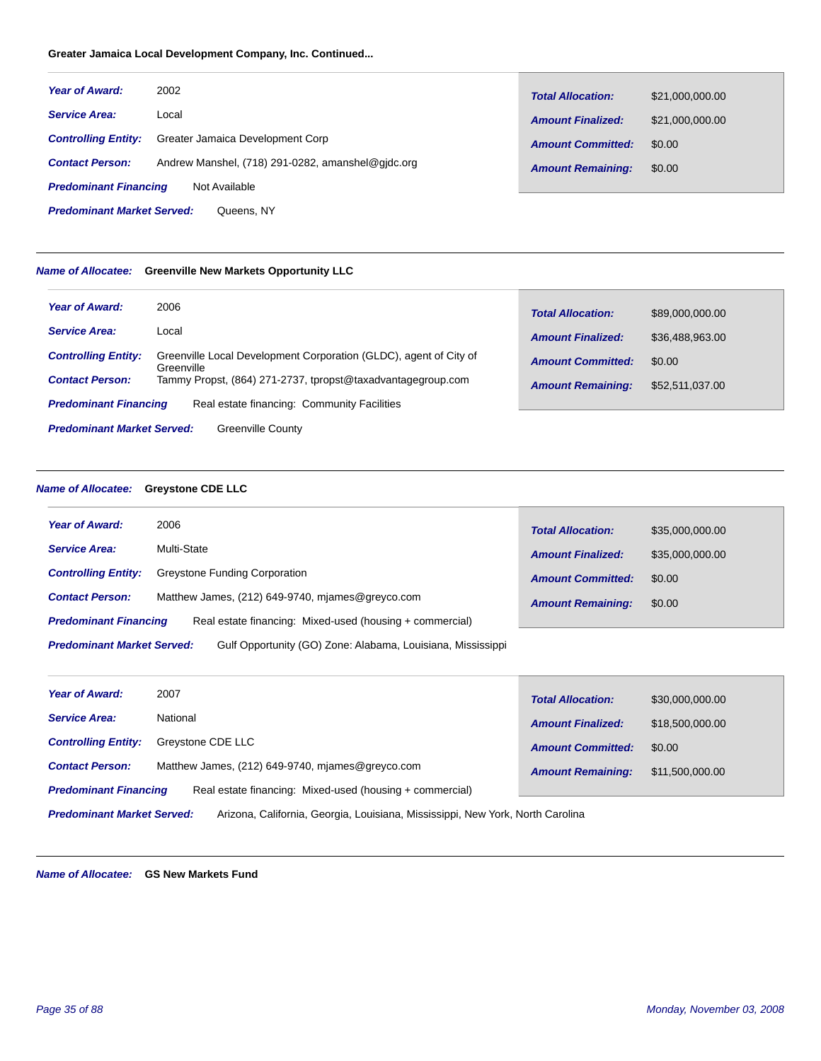**Greater Jamaica Local Development Company, Inc. Continued...**

***Year of Award:*** 2002

***Service Area:*** Local

***Controlling Entity:*** Greater Jamaica Development Corp

***Contact Person:*** Andrew Manshel, (718) 291-0282, amanshel@gjdc.org

***Predominant Financing*** Not Available

***Predominant Market Served:*** Queens, NY

| | |
|---|---|
| ***Total Allocation:*** | $21,000,000.00 |
| ***Amount Finalized:*** | $21,000,000.00 |
| ***Amount Committed:*** | $0.00 |
| ***Amount Remaining:*** | $0.00 |

---

***Name of Allocatee:*** **Greenville New Markets Opportunity LLC**

***Year of Award:*** 2006

***Service Area:*** Local

***Controlling Entity:*** Greenville Local Development Corporation (GLDC), agent of City of Greenville

***Contact Person:*** Tammy Propst, (864) 271-2737, tpropst@taxadvantagegroup.com

***Predominant Financing*** Real estate financing: Community Facilities

***Predominant Market Served:*** Greenville County

| | |
|---|---|
| ***Total Allocation:*** | $89,000,000.00 |
| ***Amount Finalized:*** | $36,488,963.00 |
| ***Amount Committed:*** | $0.00 |
| ***Amount Remaining:*** | $52,511,037.00 |

---

***Name of Allocatee:*** **Greystone CDE LLC**

***Year of Award:*** 2006

***Service Area:*** Multi-State

***Controlling Entity:*** Greystone Funding Corporation

***Contact Person:*** Matthew James, (212) 649-9740, mjames@greyco.com

***Predominant Financing*** Real estate financing: Mixed-used (housing + commercial)

***Predominant Market Served:*** Gulf Opportunity (GO) Zone: Alabama, Louisiana, Mississippi

| | |
|---|---|
| ***Total Allocation:*** | $35,000,000.00 |
| ***Amount Finalized:*** | $35,000,000.00 |
| ***Amount Committed:*** | $0.00 |
| ***Amount Remaining:*** | $0.00 |

***Year of Award:*** 2007

***Service Area:*** National

***Controlling Entity:*** Greystone CDE LLC

***Contact Person:*** Matthew James, (212) 649-9740, mjames@greyco.com

***Predominant Financing*** Real estate financing: Mixed-used (housing + commercial)

***Predominant Market Served:*** Arizona, California, Georgia, Louisiana, Mississippi, New York, North Carolina

| | |
|---|---|
| ***Total Allocation:*** | $30,000,000.00 |
| ***Amount Finalized:*** | $18,500,000.00 |
| ***Amount Committed:*** | $0.00 |
| ***Amount Remaining:*** | $11,500,000.00 |

---

***Name of Allocatee:*** **GS New Markets Fund**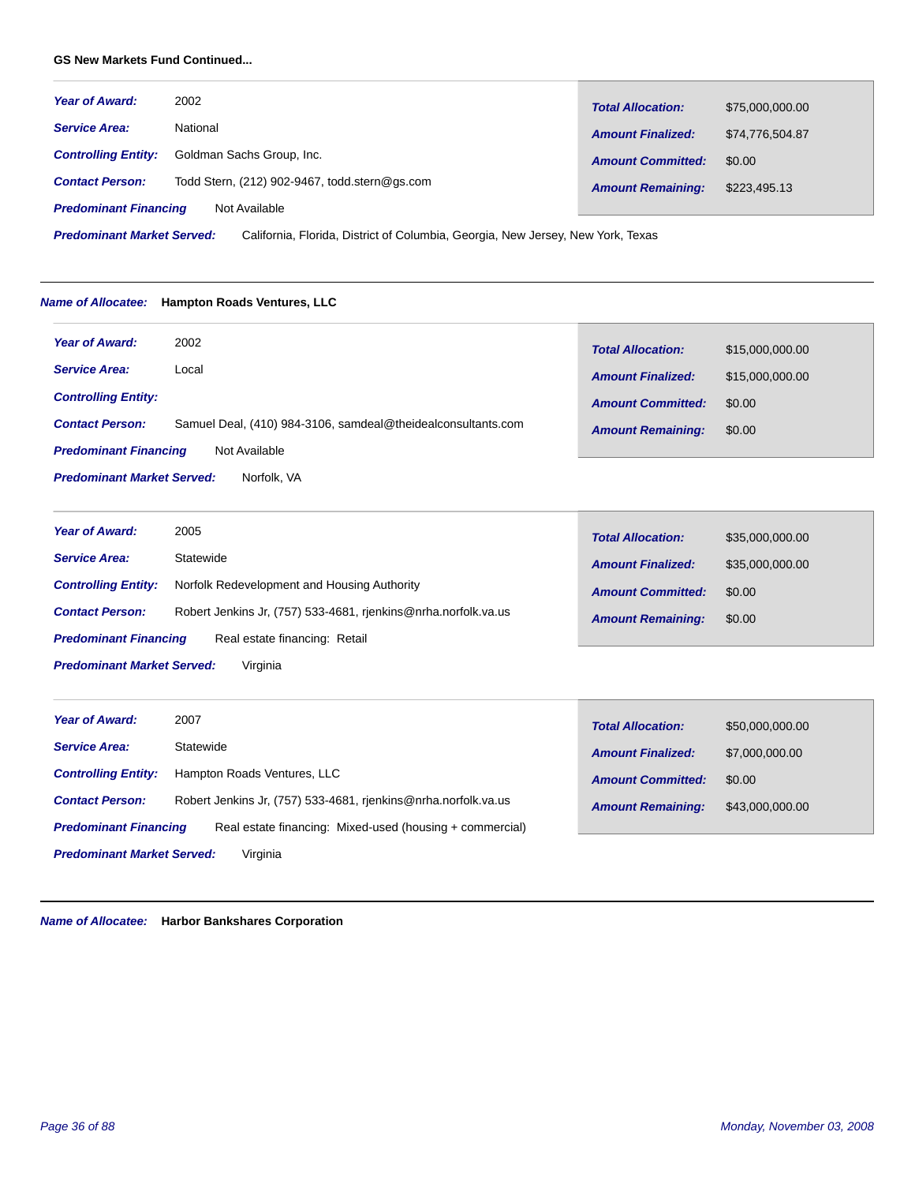**GS New Markets Fund Continued...**

***Year of Award:*** 2002

***Service Area:*** National

***Controlling Entity:*** Goldman Sachs Group, Inc.

***Contact Person:*** Todd Stern, (212) 902-9467, todd.stern@gs.com

***Predominant Financing*** Not Available

***Predominant Market Served:*** California, Florida, District of Columbia, Georgia, New Jersey, New York, Texas

| | |
|---|---|
| ***Total Allocation:*** | $75,000,000.00 |
| ***Amount Finalized:*** | $74,776,504.87 |
| ***Amount Committed:*** | $0.00 |
| ***Amount Remaining:*** | $223,495.13 |

---

***Name of Allocatee:*** **Hampton Roads Ventures, LLC**

***Year of Award:*** 2002

***Service Area:*** Local

***Controlling Entity:***

***Contact Person:*** Samuel Deal, (410) 984-3106, samdeal@theidealconsultants.com

***Predominant Financing*** Not Available

***Predominant Market Served:*** Norfolk, VA

| | |
|---|---|
| ***Total Allocation:*** | $15,000,000.00 |
| ***Amount Finalized:*** | $15,000,000.00 |
| ***Amount Committed:*** | $0.00 |
| ***Amount Remaining:*** | $0.00 |

***Year of Award:*** 2005

***Service Area:*** Statewide

***Controlling Entity:*** Norfolk Redevelopment and Housing Authority

***Contact Person:*** Robert Jenkins Jr, (757) 533-4681, rjenkins@nrha.norfolk.va.us

***Predominant Financing*** Real estate financing: Retail

***Predominant Market Served:*** Virginia

| | |
|---|---|
| ***Total Allocation:*** | $35,000,000.00 |
| ***Amount Finalized:*** | $35,000,000.00 |
| ***Amount Committed:*** | $0.00 |
| ***Amount Remaining:*** | $0.00 |

***Year of Award:*** 2007

***Service Area:*** Statewide

***Controlling Entity:*** Hampton Roads Ventures, LLC

***Contact Person:*** Robert Jenkins Jr, (757) 533-4681, rjenkins@nrha.norfolk.va.us

***Predominant Financing*** Real estate financing: Mixed-used (housing + commercial)

***Predominant Market Served:*** Virginia

| | |
|---|---|
| ***Total Allocation:*** | $50,000,000.00 |
| ***Amount Finalized:*** | $7,000,000.00 |
| ***Amount Committed:*** | $0.00 |
| ***Amount Remaining:*** | $43,000,000.00 |

---

***Name of Allocatee:*** **Harbor Bankshares Corporation**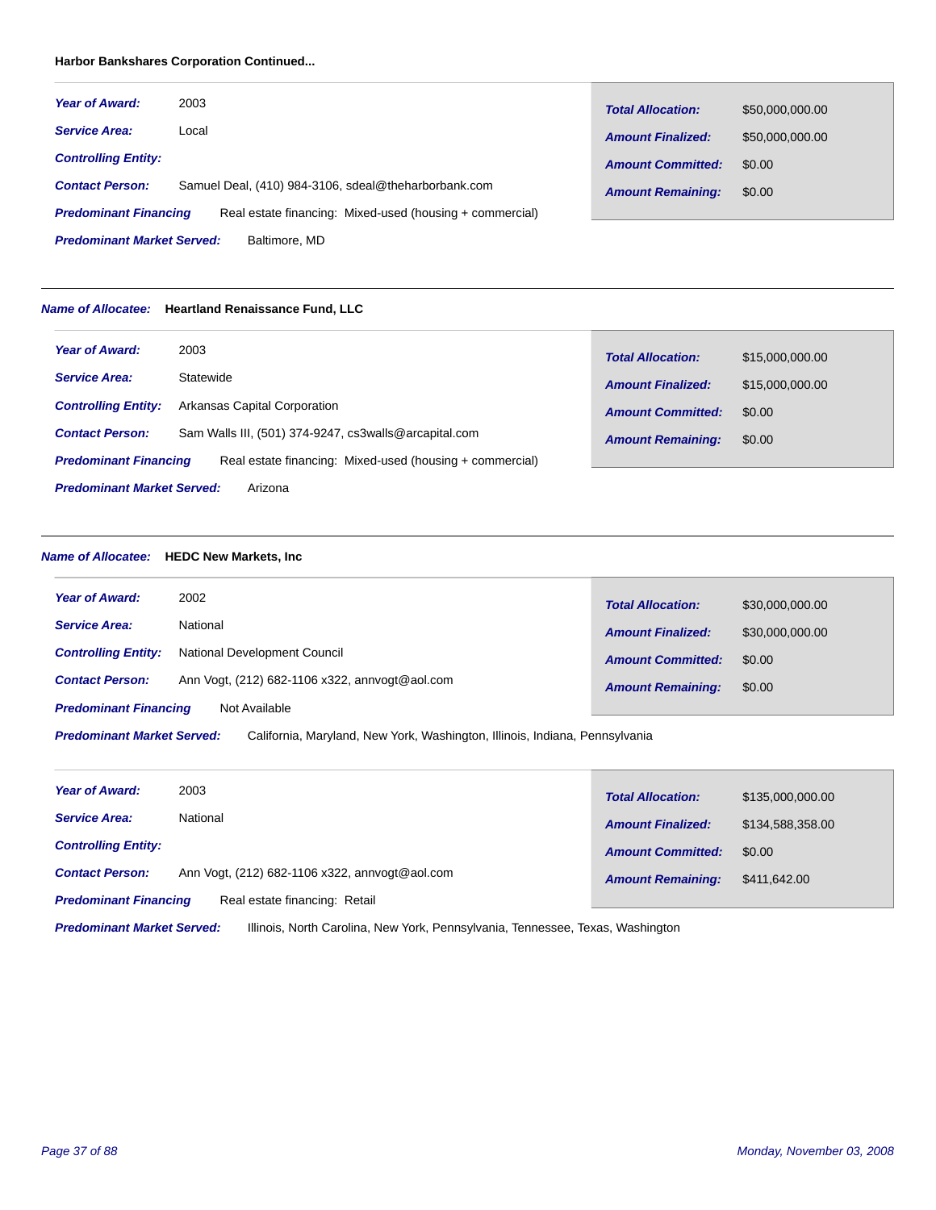**Harbor Bankshares Corporation Continued...**

| | | | |
|---|---|---|---|
| ***Year of Award:*** | 2003 | ***Total Allocation:*** | $50,000,000.00 |
| ***Service Area:*** | Local | ***Amount Finalized:*** | $50,000,000.00 |
| ***Controlling Entity:*** | | ***Amount Committed:*** | $0.00 |
| ***Contact Person:*** | Samuel Deal, (410) 984-3106, sdeal@theharborbank.com | ***Amount Remaining:*** | $0.00 |
| ***Predominant Financing*** | Real estate financing: Mixed-used (housing + commercial) | | |
| ***Predominant Market Served:*** | Baltimore, MD | | |

---

***Name of Allocatee:*** **Heartland Renaissance Fund, LLC**

| | | | |
|---|---|---|---|
| ***Year of Award:*** | 2003 | ***Total Allocation:*** | $15,000,000.00 |
| ***Service Area:*** | Statewide | ***Amount Finalized:*** | $15,000,000.00 |
| ***Controlling Entity:*** | Arkansas Capital Corporation | ***Amount Committed:*** | $0.00 |
| ***Contact Person:*** | Sam Walls III, (501) 374-9247, cs3walls@arcapital.com | ***Amount Remaining:*** | $0.00 |
| ***Predominant Financing*** | Real estate financing: Mixed-used (housing + commercial) | | |
| ***Predominant Market Served:*** | Arizona | | |

---

***Name of Allocatee:*** **HEDC New Markets, Inc**

| | | | |
|---|---|---|---|
| ***Year of Award:*** | 2002 | ***Total Allocation:*** | $30,000,000.00 |
| ***Service Area:*** | National | ***Amount Finalized:*** | $30,000,000.00 |
| ***Controlling Entity:*** | National Development Council | ***Amount Committed:*** | $0.00 |
| ***Contact Person:*** | Ann Vogt, (212) 682-1106 x322, annvogt@aol.com | ***Amount Remaining:*** | $0.00 |
| ***Predominant Financing*** | Not Available | | |
| ***Predominant Market Served:*** | California, Maryland, New York, Washington, Illinois, Indiana, Pennsylvania | | |

| | | | |
|---|---|---|---|
| ***Year of Award:*** | 2003 | ***Total Allocation:*** | $135,000,000.00 |
| ***Service Area:*** | National | ***Amount Finalized:*** | $134,588,358.00 |
| ***Controlling Entity:*** | | ***Amount Committed:*** | $0.00 |
| ***Contact Person:*** | Ann Vogt, (212) 682-1106 x322, annvogt@aol.com | ***Amount Remaining:*** | $411,642.00 |
| ***Predominant Financing*** | Real estate financing: Retail | | |
| ***Predominant Market Served:*** | Illinois, North Carolina, New York, Pennsylvania, Tennessee, Texas, Washington | | |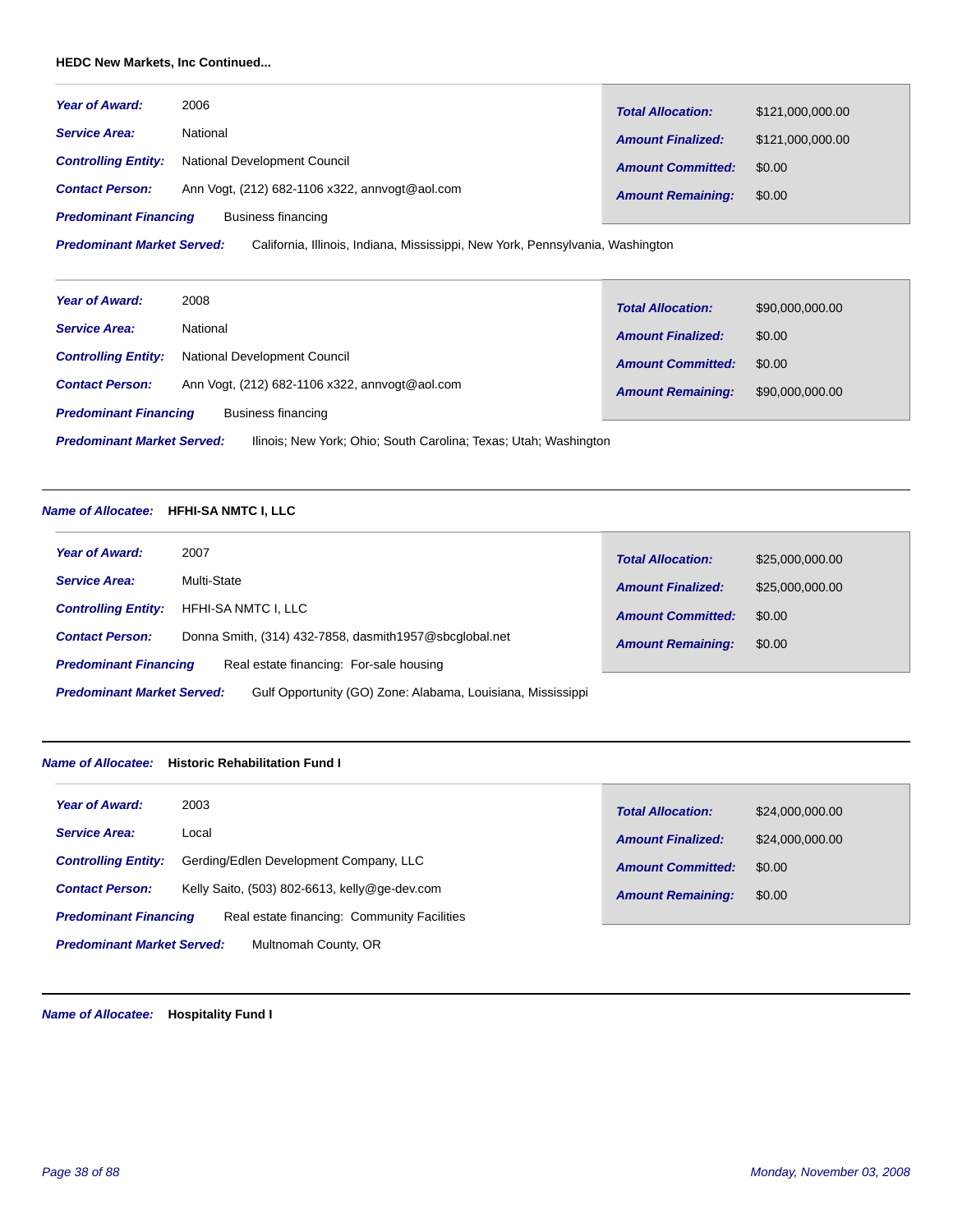**HEDC New Markets, Inc Continued...**

***Year of Award:*** 2006

***Service Area:*** National

***Controlling Entity:*** National Development Council

***Contact Person:*** Ann Vogt, (212) 682-1106 x322, annvogt@aol.com

***Predominant Financing*** Business financing

***Predominant Market Served:*** California, Illinois, Indiana, Mississippi, New York, Pennsylvania, Washington

| | |
|---|---|
| ***Total Allocation:*** | $121,000,000.00 |
| ***Amount Finalized:*** | $121,000,000.00 |
| ***Amount Committed:*** | $0.00 |
| ***Amount Remaining:*** | $0.00 |

---

***Year of Award:*** 2008

***Service Area:*** National

***Controlling Entity:*** National Development Council

***Contact Person:*** Ann Vogt, (212) 682-1106 x322, annvogt@aol.com

***Predominant Financing*** Business financing

***Predominant Market Served:*** Ilinois; New York; Ohio; South Carolina; Texas; Utah; Washington

| | |
|---|---|
| ***Total Allocation:*** | $90,000,000.00 |
| ***Amount Finalized:*** | $0.00 |
| ***Amount Committed:*** | $0.00 |
| ***Amount Remaining:*** | $90,000,000.00 |

---

***Name of Allocatee:*** **HFHI-SA NMTC I, LLC**

***Year of Award:*** 2007

***Service Area:*** Multi-State

***Controlling Entity:*** HFHI-SA NMTC I, LLC

***Contact Person:*** Donna Smith, (314) 432-7858, dasmith1957@sbcglobal.net

***Predominant Financing*** Real estate financing: For-sale housing

***Predominant Market Served:*** Gulf Opportunity (GO) Zone: Alabama, Louisiana, Mississippi

| | |
|---|---|
| ***Total Allocation:*** | $25,000,000.00 |
| ***Amount Finalized:*** | $25,000,000.00 |
| ***Amount Committed:*** | $0.00 |
| ***Amount Remaining:*** | $0.00 |

---

***Name of Allocatee:*** **Historic Rehabilitation Fund I**

***Year of Award:*** 2003

***Service Area:*** Local

***Controlling Entity:*** Gerding/Edlen Development Company, LLC

***Contact Person:*** Kelly Saito, (503) 802-6613, kelly@ge-dev.com

***Predominant Financing*** Real estate financing: Community Facilities

***Predominant Market Served:*** Multnomah County, OR

| | |
|---|---|
| ***Total Allocation:*** | $24,000,000.00 |
| ***Amount Finalized:*** | $24,000,000.00 |
| ***Amount Committed:*** | $0.00 |
| ***Amount Remaining:*** | $0.00 |

---

***Name of Allocatee:*** **Hospitality Fund I**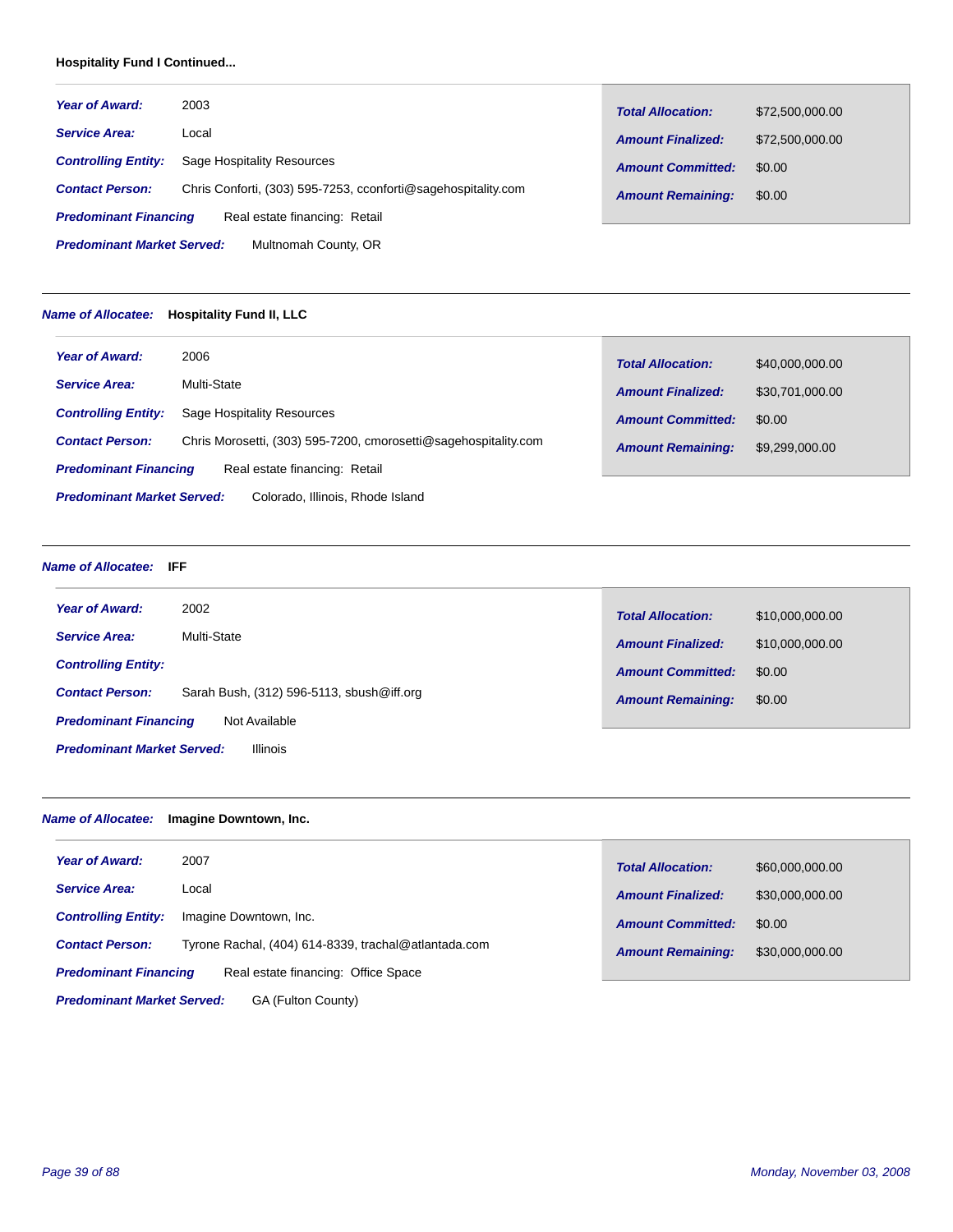**Hospitality Fund I Continued...**

***Year of Award:*** 2003

***Service Area:*** Local

***Controlling Entity:*** Sage Hospitality Resources

***Contact Person:*** Chris Conforti, (303) 595-7253, cconforti@sagehospitality.com

***Predominant Financing*** Real estate financing: Retail

***Predominant Market Served:*** Multnomah County, OR

| | |
|---|---|
| ***Total Allocation:*** | $72,500,000.00 |
| ***Amount Finalized:*** | $72,500,000.00 |
| ***Amount Committed:*** | $0.00 |
| ***Amount Remaining:*** | $0.00 |

---

***Name of Allocatee:*** **Hospitality Fund II, LLC**

***Year of Award:*** 2006

***Service Area:*** Multi-State

***Controlling Entity:*** Sage Hospitality Resources

***Contact Person:*** Chris Morosetti, (303) 595-7200, cmorosetti@sagehospitality.com

***Predominant Financing*** Real estate financing: Retail

***Predominant Market Served:*** Colorado, Illinois, Rhode Island

| | |
|---|---|
| ***Total Allocation:*** | $40,000,000.00 |
| ***Amount Finalized:*** | $30,701,000.00 |
| ***Amount Committed:*** | $0.00 |
| ***Amount Remaining:*** | $9,299,000.00 |

---

***Name of Allocatee:*** **IFF**

***Year of Award:*** 2002

***Service Area:*** Multi-State

***Controlling Entity:***

***Contact Person:*** Sarah Bush, (312) 596-5113, sbush@iff.org

***Predominant Financing*** Not Available

***Predominant Market Served:*** Illinois

| | |
|---|---|
| ***Total Allocation:*** | $10,000,000.00 |
| ***Amount Finalized:*** | $10,000,000.00 |
| ***Amount Committed:*** | $0.00 |
| ***Amount Remaining:*** | $0.00 |

---

***Name of Allocatee:*** **Imagine Downtown, Inc.**

***Year of Award:*** 2007

***Service Area:*** Local

***Controlling Entity:*** Imagine Downtown, Inc.

***Contact Person:*** Tyrone Rachal, (404) 614-8339, trachal@atlantada.com

***Predominant Financing*** Real estate financing: Office Space

***Predominant Market Served:*** GA (Fulton County)

| | |
|---|---|
| ***Total Allocation:*** | $60,000,000.00 |
| ***Amount Finalized:*** | $30,000,000.00 |
| ***Amount Committed:*** | $0.00 |
| ***Amount Remaining:*** | $30,000,000.00 |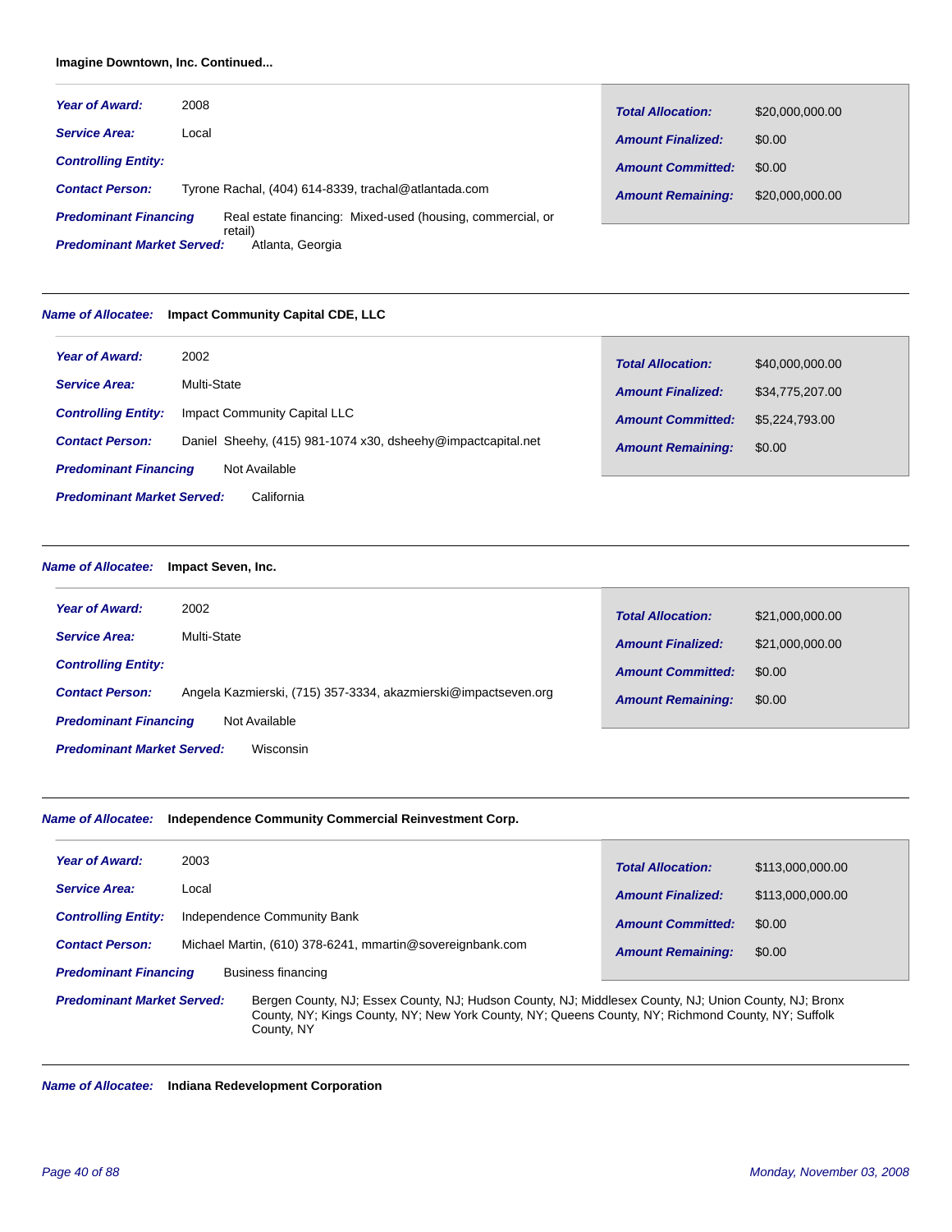**Imagine Downtown, Inc. Continued...**

***Year of Award:*** 2008

***Service Area:*** Local

***Controlling Entity:***

***Contact Person:*** Tyrone Rachal, (404) 614-8339, trachal@atlantada.com

***Predominant Financing*** Real estate financing: Mixed-used (housing, commercial, or retail)

***Predominant Market Served:*** Atlanta, Georgia

| | |
|---|---|
| ***Total Allocation:*** | $20,000,000.00 |
| ***Amount Finalized:*** | $0.00 |
| ***Amount Committed:*** | $0.00 |
| ***Amount Remaining:*** | $20,000,000.00 |

---

***Name of Allocatee:*** **Impact Community Capital CDE, LLC**

***Year of Award:*** 2002

***Service Area:*** Multi-State

***Controlling Entity:*** Impact Community Capital LLC

***Contact Person:*** Daniel Sheehy, (415) 981-1074 x30, dsheehy@impactcapital.net

***Predominant Financing*** Not Available

***Predominant Market Served:*** California

| | |
|---|---|
| ***Total Allocation:*** | $40,000,000.00 |
| ***Amount Finalized:*** | $34,775,207.00 |
| ***Amount Committed:*** | $5,224,793.00 |
| ***Amount Remaining:*** | $0.00 |

---

***Name of Allocatee:*** **Impact Seven, Inc.**

***Year of Award:*** 2002

***Service Area:*** Multi-State

***Controlling Entity:***

***Contact Person:*** Angela Kazmierski, (715) 357-3334, akazmierski@impactseven.org

***Predominant Financing*** Not Available

***Predominant Market Served:*** Wisconsin

| | |
|---|---|
| ***Total Allocation:*** | $21,000,000.00 |
| ***Amount Finalized:*** | $21,000,000.00 |
| ***Amount Committed:*** | $0.00 |
| ***Amount Remaining:*** | $0.00 |

---

***Name of Allocatee:*** **Independence Community Commercial Reinvestment Corp.**

***Year of Award:*** 2003

***Service Area:*** Local

***Controlling Entity:*** Independence Community Bank

***Contact Person:*** Michael Martin, (610) 378-6241, mmartin@sovereignbank.com

***Predominant Financing*** Business financing

***Predominant Market Served:*** Bergen County, NJ; Essex County, NJ; Hudson County, NJ; Middlesex County, NJ; Union County, NJ; Bronx County, NY; Kings County, NY; New York County, NY; Queens County, NY; Richmond County, NY; Suffolk County, NY

| | |
|---|---|
| ***Total Allocation:*** | $113,000,000.00 |
| ***Amount Finalized:*** | $113,000,000.00 |
| ***Amount Committed:*** | $0.00 |
| ***Amount Remaining:*** | $0.00 |

---

***Name of Allocatee:*** **Indiana Redevelopment Corporation**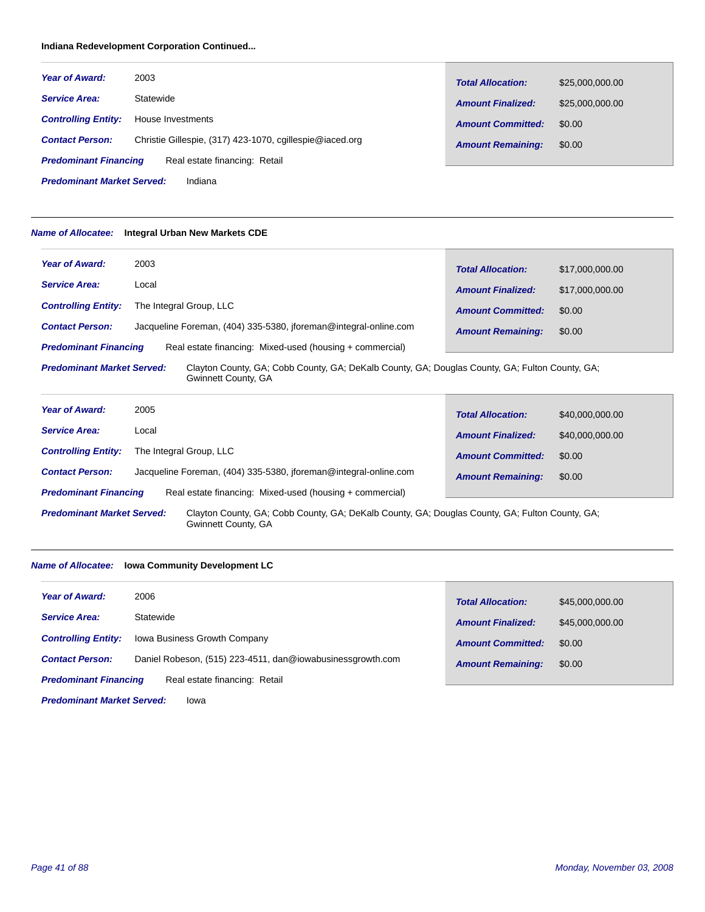**Indiana Redevelopment Corporation Continued...**

***Year of Award:*** 2003

***Service Area:*** Statewide

***Controlling Entity:*** House Investments

***Contact Person:*** Christie Gillespie, (317) 423-1070, cgillespie@iaced.org

***Predominant Financing*** Real estate financing: Retail

***Predominant Market Served:*** Indiana

| | |
|---|---|
| ***Total Allocation:*** | $25,000,000.00 |
| ***Amount Finalized:*** | $25,000,000.00 |
| ***Amount Committed:*** | $0.00 |
| ***Amount Remaining:*** | $0.00 |

---

***Name of Allocatee:*** **Integral Urban New Markets CDE**

***Year of Award:*** 2003

***Service Area:*** Local

***Controlling Entity:*** The Integral Group, LLC

***Contact Person:*** Jacqueline Foreman, (404) 335-5380, jforeman@integral-online.com

***Predominant Financing*** Real estate financing: Mixed-used (housing + commercial)

***Predominant Market Served:*** Clayton County, GA; Cobb County, GA; DeKalb County, GA; Douglas County, GA; Fulton County, GA; Gwinnett County, GA

| | |
|---|---|
| ***Total Allocation:*** | $17,000,000.00 |
| ***Amount Finalized:*** | $17,000,000.00 |
| ***Amount Committed:*** | $0.00 |
| ***Amount Remaining:*** | $0.00 |

***Year of Award:*** 2005

***Service Area:*** Local

***Controlling Entity:*** The Integral Group, LLC

***Contact Person:*** Jacqueline Foreman, (404) 335-5380, jforeman@integral-online.com

***Predominant Financing*** Real estate financing: Mixed-used (housing + commercial)

***Predominant Market Served:*** Clayton County, GA; Cobb County, GA; DeKalb County, GA; Douglas County, GA; Fulton County, GA; Gwinnett County, GA

| | |
|---|---|
| ***Total Allocation:*** | $40,000,000.00 |
| ***Amount Finalized:*** | $40,000,000.00 |
| ***Amount Committed:*** | $0.00 |
| ***Amount Remaining:*** | $0.00 |

---

***Name of Allocatee:*** **Iowa Community Development LC**

***Year of Award:*** 2006

***Service Area:*** Statewide

***Controlling Entity:*** Iowa Business Growth Company

***Contact Person:*** Daniel Robeson, (515) 223-4511, dan@iowabusinessgrowth.com

***Predominant Financing*** Real estate financing: Retail

***Predominant Market Served:*** Iowa

| | |
|---|---|
| ***Total Allocation:*** | $45,000,000.00 |
| ***Amount Finalized:*** | $45,000,000.00 |
| ***Amount Committed:*** | $0.00 |
| ***Amount Remaining:*** | $0.00 |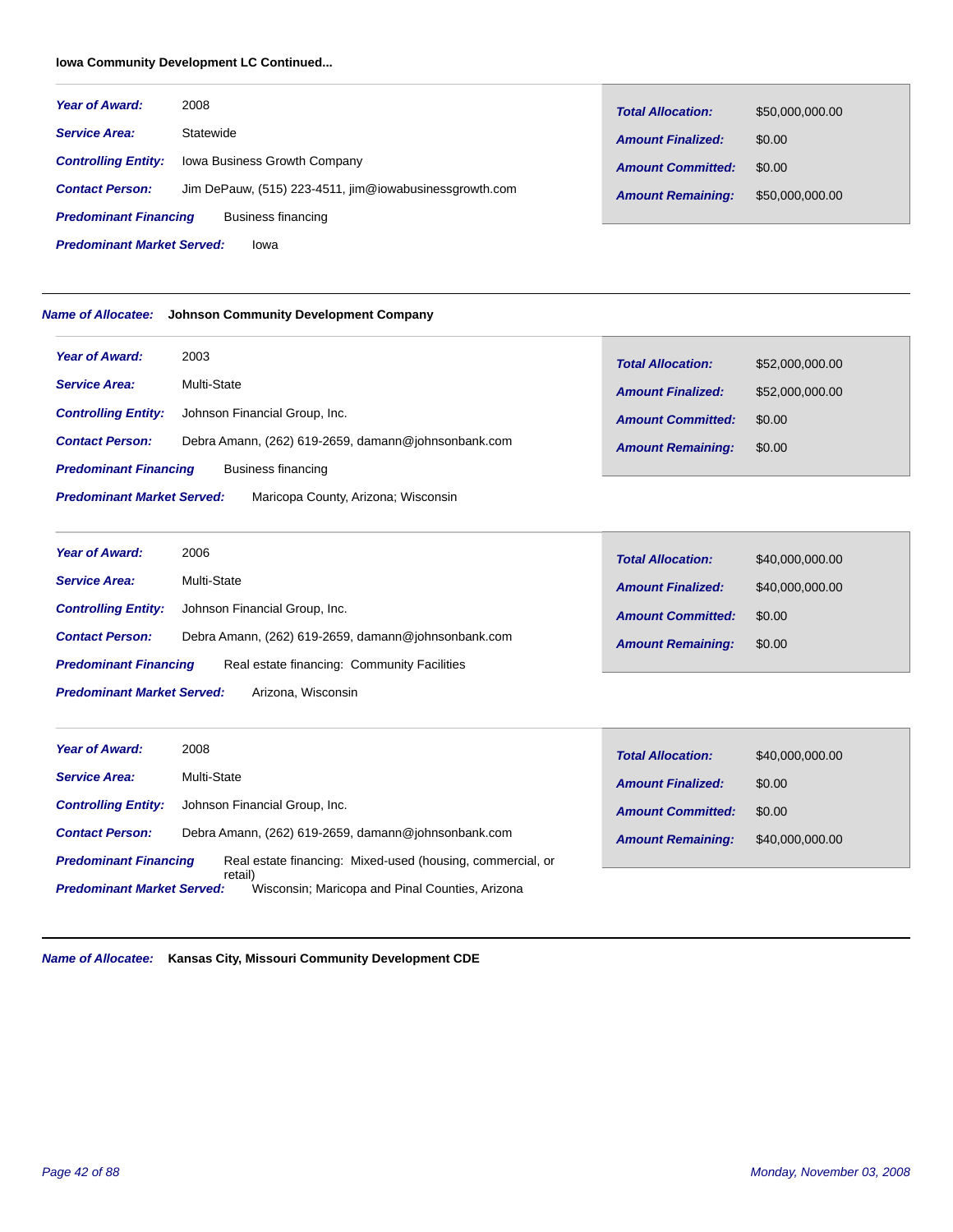**Iowa Community Development LC Continued...**

| | |
|---|---|
| ***Year of Award:*** | 2008 |
| ***Service Area:*** | Statewide |
| ***Controlling Entity:*** | Iowa Business Growth Company |
| ***Contact Person:*** | Jim DePauw, (515) 223-4511, jim@iowabusinessgrowth.com |
| ***Predominant Financing*** | Business financing |
| ***Predominant Market Served:*** | Iowa |

| | |
|---|---|
| ***Total Allocation:*** | $50,000,000.00 |
| ***Amount Finalized:*** | $0.00 |
| ***Amount Committed:*** | $0.00 |
| ***Amount Remaining:*** | $50,000,000.00 |

---

***Name of Allocatee:*** **Johnson Community Development Company**

| | |
|---|---|
| ***Year of Award:*** | 2003 |
| ***Service Area:*** | Multi-State |
| ***Controlling Entity:*** | Johnson Financial Group, Inc. |
| ***Contact Person:*** | Debra Amann, (262) 619-2659, damann@johnsonbank.com |
| ***Predominant Financing*** | Business financing |
| ***Predominant Market Served:*** | Maricopa County, Arizona; Wisconsin |

| | |
|---|---|
| ***Total Allocation:*** | $52,000,000.00 |
| ***Amount Finalized:*** | $52,000,000.00 |
| ***Amount Committed:*** | $0.00 |
| ***Amount Remaining:*** | $0.00 |

| | |
|---|---|
| ***Year of Award:*** | 2006 |
| ***Service Area:*** | Multi-State |
| ***Controlling Entity:*** | Johnson Financial Group, Inc. |
| ***Contact Person:*** | Debra Amann, (262) 619-2659, damann@johnsonbank.com |
| ***Predominant Financing*** | Real estate financing: Community Facilities |
| ***Predominant Market Served:*** | Arizona, Wisconsin |

| | |
|---|---|
| ***Total Allocation:*** | $40,000,000.00 |
| ***Amount Finalized:*** | $40,000,000.00 |
| ***Amount Committed:*** | $0.00 |
| ***Amount Remaining:*** | $0.00 |

| | |
|---|---|
| ***Year of Award:*** | 2008 |
| ***Service Area:*** | Multi-State |
| ***Controlling Entity:*** | Johnson Financial Group, Inc. |
| ***Contact Person:*** | Debra Amann, (262) 619-2659, damann@johnsonbank.com |
| ***Predominant Financing*** | Real estate financing: Mixed-used (housing, commercial, or retail) |
| ***Predominant Market Served:*** | Wisconsin; Maricopa and Pinal Counties, Arizona |

| | |
|---|---|
| ***Total Allocation:*** | $40,000,000.00 |
| ***Amount Finalized:*** | $0.00 |
| ***Amount Committed:*** | $0.00 |
| ***Amount Remaining:*** | $40,000,000.00 |

---

***Name of Allocatee:*** **Kansas City, Missouri Community Development CDE**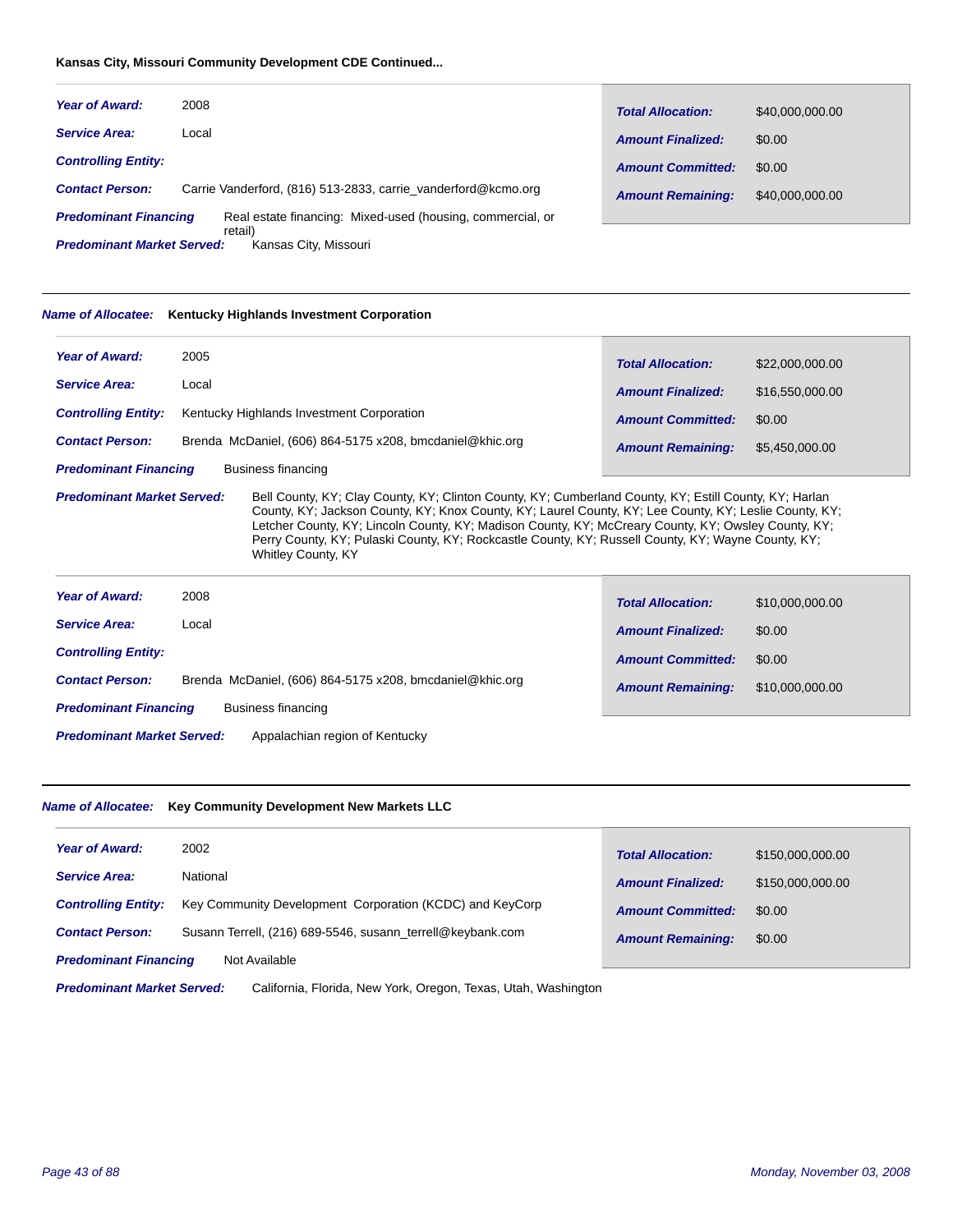**Kansas City, Missouri Community Development CDE Continued...**

| | |
|---|---|
| ***Year of Award:*** | 2008 |
| ***Service Area:*** | Local |
| ***Controlling Entity:*** | |
| ***Contact Person:*** | Carrie Vanderford, (816) 513-2833, carrie_vanderford@kcmo.org |
| ***Predominant Financing*** | Real estate financing: Mixed-used (housing, commercial, or retail) |
| ***Predominant Market Served:*** | Kansas City, Missouri |

| | |
|---|---|
| ***Total Allocation:*** | $40,000,000.00 |
| ***Amount Finalized:*** | $0.00 |
| ***Amount Committed:*** | $0.00 |
| ***Amount Remaining:*** | $40,000,000.00 |

---

***Name of Allocatee:*** **Kentucky Highlands Investment Corporation**

| | |
|---|---|
| ***Year of Award:*** | 2005 |
| ***Service Area:*** | Local |
| ***Controlling Entity:*** | Kentucky Highlands Investment Corporation |
| ***Contact Person:*** | Brenda McDaniel, (606) 864-5175 x208, bmcdaniel@khic.org |
| ***Predominant Financing*** | Business financing |
| ***Predominant Market Served:*** | Bell County, KY; Clay County, KY; Clinton County, KY; Cumberland County, KY; Estill County, KY; Harlan County, KY; Jackson County, KY; Knox County, KY; Laurel County, KY; Lee County, KY; Leslie County, KY; Letcher County, KY; Lincoln County, KY; Madison County, KY; McCreary County, KY; Owsley County, KY; Perry County, KY; Pulaski County, KY; Rockcastle County, KY; Russell County, KY; Wayne County, KY; Whitley County, KY |

| | |
|---|---|
| ***Total Allocation:*** | $22,000,000.00 |
| ***Amount Finalized:*** | $16,550,000.00 |
| ***Amount Committed:*** | $0.00 |
| ***Amount Remaining:*** | $5,450,000.00 |

| | |
|---|---|
| ***Year of Award:*** | 2008 |
| ***Service Area:*** | Local |
| ***Controlling Entity:*** | |
| ***Contact Person:*** | Brenda McDaniel, (606) 864-5175 x208, bmcdaniel@khic.org |
| ***Predominant Financing*** | Business financing |
| ***Predominant Market Served:*** | Appalachian region of Kentucky |

| | |
|---|---|
| ***Total Allocation:*** | $10,000,000.00 |
| ***Amount Finalized:*** | $0.00 |
| ***Amount Committed:*** | $0.00 |
| ***Amount Remaining:*** | $10,000,000.00 |

---

***Name of Allocatee:*** **Key Community Development New Markets LLC**

| | |
|---|---|
| ***Year of Award:*** | 2002 |
| ***Service Area:*** | National |
| ***Controlling Entity:*** | Key Community Development Corporation (KCDC) and KeyCorp |
| ***Contact Person:*** | Susann Terrell, (216) 689-5546, susann_terrell@keybank.com |
| ***Predominant Financing*** | Not Available |
| ***Predominant Market Served:*** | California, Florida, New York, Oregon, Texas, Utah, Washington |

| | |
|---|---|
| ***Total Allocation:*** | $150,000,000.00 |
| ***Amount Finalized:*** | $150,000,000.00 |
| ***Amount Committed:*** | $0.00 |
| ***Amount Remaining:*** | $0.00 |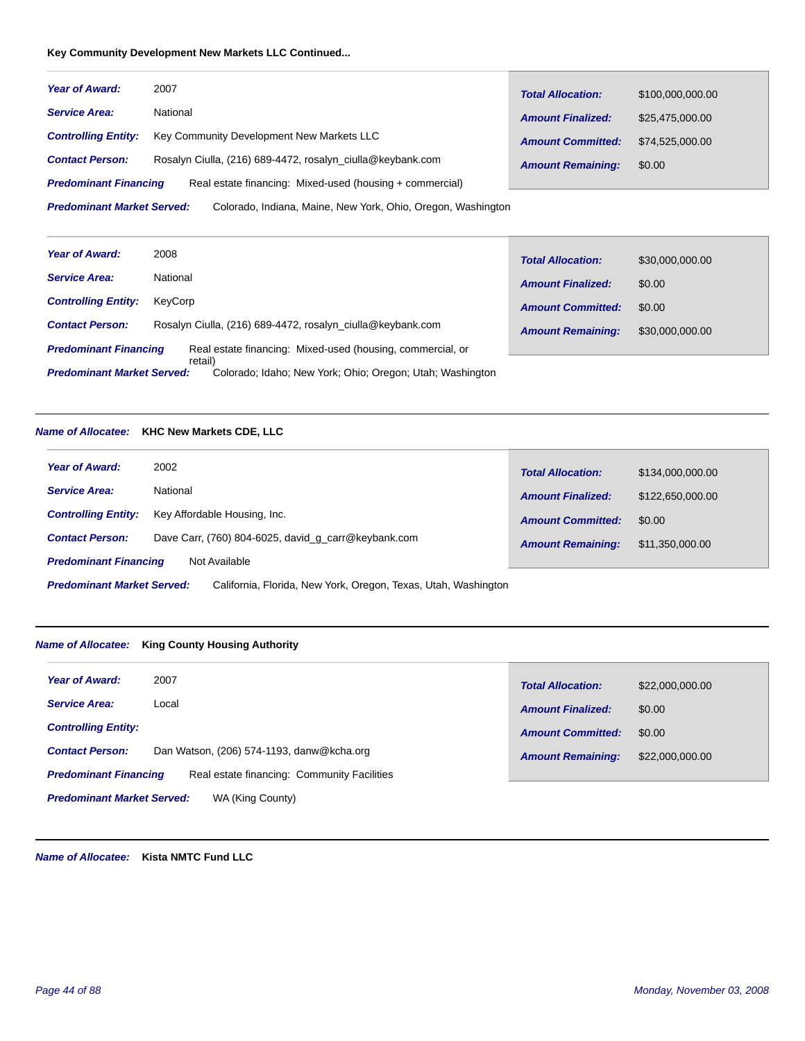**Key Community Development New Markets LLC Continued...**

***Year of Award:*** 2007

***Service Area:*** National

***Controlling Entity:*** Key Community Development New Markets LLC

***Contact Person:*** Rosalyn Ciulla, (216) 689-4472, rosalyn_ciulla@keybank.com

***Predominant Financing*** Real estate financing: Mixed-used (housing + commercial)

***Predominant Market Served:*** Colorado, Indiana, Maine, New York, Ohio, Oregon, Washington

***Total Allocation:*** $100,000,000.00

***Amount Finalized:*** $25,475,000.00

***Amount Committed:*** $74,525,000.00

***Amount Remaining:*** $0.00

---

***Year of Award:*** 2008

***Service Area:*** National

***Controlling Entity:*** KeyCorp

***Contact Person:*** Rosalyn Ciulla, (216) 689-4472, rosalyn_ciulla@keybank.com

***Predominant Financing*** Real estate financing: Mixed-used (housing, commercial, or retail)

***Predominant Market Served:*** Colorado; Idaho; New York; Ohio; Oregon; Utah; Washington

***Total Allocation:*** $30,000,000.00

***Amount Finalized:*** $0.00

***Amount Committed:*** $0.00

***Amount Remaining:*** $30,000,000.00

---

***Name of Allocatee:*** **KHC New Markets CDE, LLC**

***Year of Award:*** 2002

***Service Area:*** National

***Controlling Entity:*** Key Affordable Housing, Inc.

***Contact Person:*** Dave Carr, (760) 804-6025, david_g_carr@keybank.com

***Predominant Financing*** Not Available

***Predominant Market Served:*** California, Florida, New York, Oregon, Texas, Utah, Washington

***Total Allocation:*** $134,000,000.00

***Amount Finalized:*** $122,650,000.00

***Amount Committed:*** $0.00

***Amount Remaining:*** $11,350,000.00

---

***Name of Allocatee:*** **King County Housing Authority**

***Year of Award:*** 2007

***Service Area:*** Local

***Controlling Entity:***

***Contact Person:*** Dan Watson, (206) 574-1193, danw@kcha.org

***Predominant Financing*** Real estate financing: Community Facilities

***Predominant Market Served:*** WA (King County)

***Total Allocation:*** $22,000,000.00

***Amount Finalized:*** $0.00

***Amount Committed:*** $0.00

***Amount Remaining:*** $22,000,000.00

---

***Name of Allocatee:*** **Kista NMTC Fund LLC**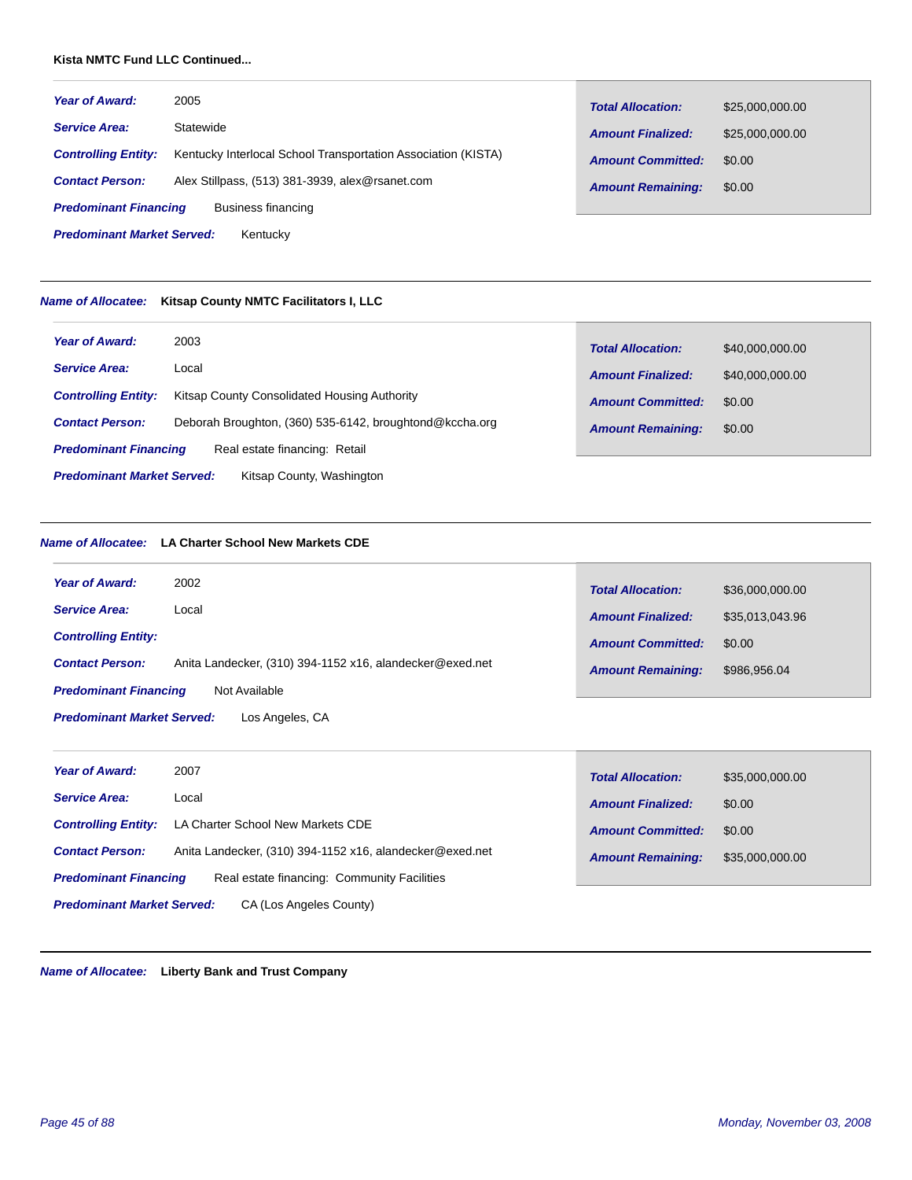**Kista NMTC Fund LLC Continued...**

---

***Year of Award:*** 2005

***Service Area:*** Statewide

***Controlling Entity:*** Kentucky Interlocal School Transportation Association (KISTA)

***Contact Person:*** Alex Stillpass, (513) 381-3939, alex@rsanet.com

***Predominant Financing*** Business financing

***Predominant Market Served:*** Kentucky

| | |
|---|---|
| ***Total Allocation:*** | $25,000,000.00 |
| ***Amount Finalized:*** | $25,000,000.00 |
| ***Amount Committed:*** | $0.00 |
| ***Amount Remaining:*** | $0.00 |

---

***Name of Allocatee:*** **Kitsap County NMTC Facilitators I, LLC**

***Year of Award:*** 2003

***Service Area:*** Local

***Controlling Entity:*** Kitsap County Consolidated Housing Authority

***Contact Person:*** Deborah Broughton, (360) 535-6142, broughtond@kccha.org

***Predominant Financing*** Real estate financing: Retail

***Predominant Market Served:*** Kitsap County, Washington

| | |
|---|---|
| ***Total Allocation:*** | $40,000,000.00 |
| ***Amount Finalized:*** | $40,000,000.00 |
| ***Amount Committed:*** | $0.00 |
| ***Amount Remaining:*** | $0.00 |

---

***Name of Allocatee:*** **LA Charter School New Markets CDE**

***Year of Award:*** 2002

***Service Area:*** Local

***Controlling Entity:***

***Contact Person:*** Anita Landecker, (310) 394-1152 x16, alandecker@exed.net

***Predominant Financing*** Not Available

***Predominant Market Served:*** Los Angeles, CA

| | |
|---|---|
| ***Total Allocation:*** | $36,000,000.00 |
| ***Amount Finalized:*** | $35,013,043.96 |
| ***Amount Committed:*** | $0.00 |
| ***Amount Remaining:*** | $986,956.04 |

***Year of Award:*** 2007

***Service Area:*** Local

***Controlling Entity:*** LA Charter School New Markets CDE

***Contact Person:*** Anita Landecker, (310) 394-1152 x16, alandecker@exed.net

***Predominant Financing*** Real estate financing: Community Facilities

***Predominant Market Served:*** CA (Los Angeles County)

| | |
|---|---|
| ***Total Allocation:*** | $35,000,000.00 |
| ***Amount Finalized:*** | $0.00 |
| ***Amount Committed:*** | $0.00 |
| ***Amount Remaining:*** | $35,000,000.00 |

---

***Name of Allocatee:*** **Liberty Bank and Trust Company**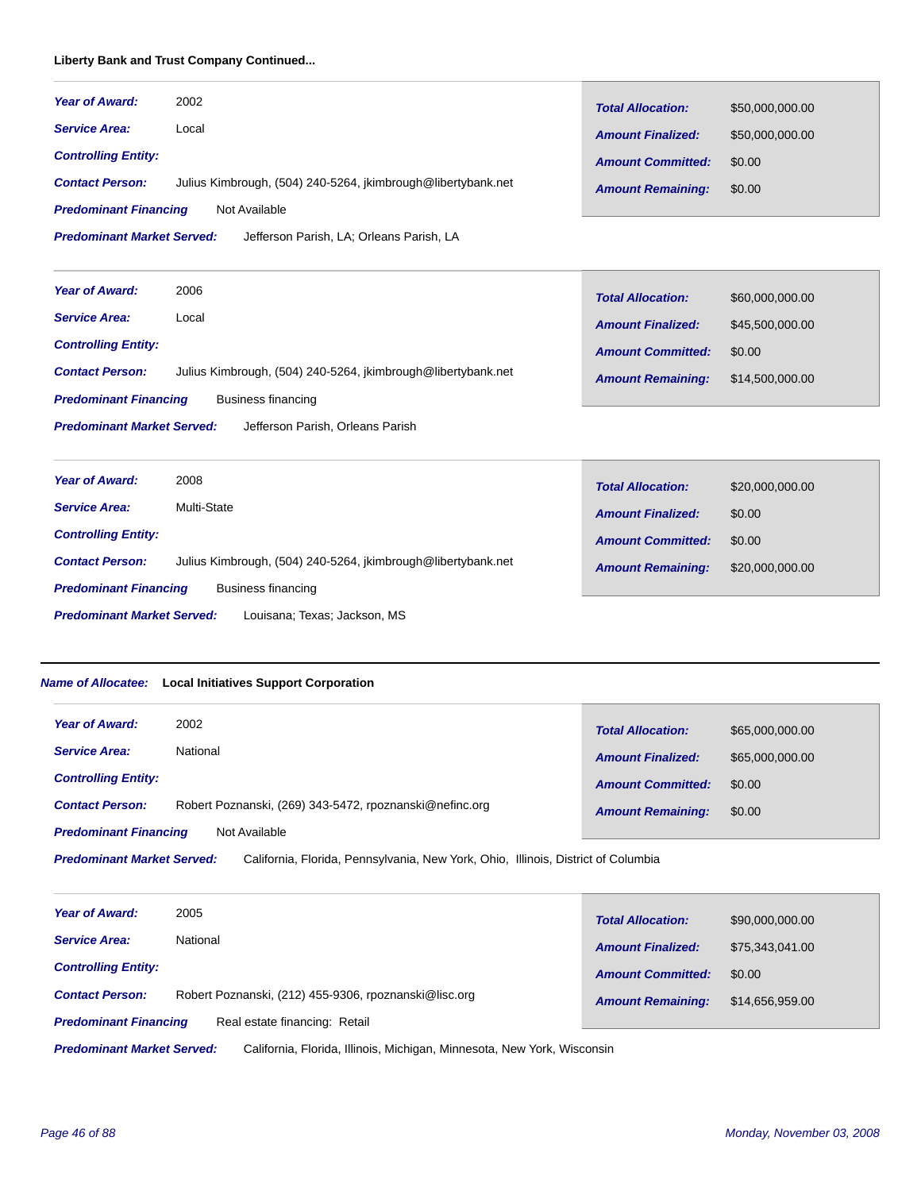**Liberty Bank and Trust Company Continued...**

***Year of Award:*** 2002
***Service Area:*** Local
***Controlling Entity:***
***Contact Person:*** Julius Kimbrough, (504) 240-5264, jkimbrough@libertybank.net
***Predominant Financing*** Not Available
***Predominant Market Served:*** Jefferson Parish, LA; Orleans Parish, LA

| | |
|---|---|
| ***Total Allocation:*** | $50,000,000.00 |
| ***Amount Finalized:*** | $50,000,000.00 |
| ***Amount Committed:*** | $0.00 |
| ***Amount Remaining:*** | $0.00 |

---

***Year of Award:*** 2006
***Service Area:*** Local
***Controlling Entity:***
***Contact Person:*** Julius Kimbrough, (504) 240-5264, jkimbrough@libertybank.net
***Predominant Financing*** Business financing
***Predominant Market Served:*** Jefferson Parish, Orleans Parish

| | |
|---|---|
| ***Total Allocation:*** | $60,000,000.00 |
| ***Amount Finalized:*** | $45,500,000.00 |
| ***Amount Committed:*** | $0.00 |
| ***Amount Remaining:*** | $14,500,000.00 |

---

***Year of Award:*** 2008
***Service Area:*** Multi-State
***Controlling Entity:***
***Contact Person:*** Julius Kimbrough, (504) 240-5264, jkimbrough@libertybank.net
***Predominant Financing*** Business financing
***Predominant Market Served:*** Louisana; Texas; Jackson, MS

| | |
|---|---|
| ***Total Allocation:*** | $20,000,000.00 |
| ***Amount Finalized:*** | $0.00 |
| ***Amount Committed:*** | $0.00 |
| ***Amount Remaining:*** | $20,000,000.00 |

---

***Name of Allocatee:*** **Local Initiatives Support Corporation**

***Year of Award:*** 2002
***Service Area:*** National
***Controlling Entity:***
***Contact Person:*** Robert Poznanski, (269) 343-5472, rpoznanski@nefinc.org
***Predominant Financing*** Not Available
***Predominant Market Served:*** California, Florida, Pennsylvania, New York, Ohio, Illinois, District of Columbia

| | |
|---|---|
| ***Total Allocation:*** | $65,000,000.00 |
| ***Amount Finalized:*** | $65,000,000.00 |
| ***Amount Committed:*** | $0.00 |
| ***Amount Remaining:*** | $0.00 |

---

***Year of Award:*** 2005
***Service Area:*** National
***Controlling Entity:***
***Contact Person:*** Robert Poznanski, (212) 455-9306, rpoznanski@lisc.org
***Predominant Financing*** Real estate financing: Retail
***Predominant Market Served:*** California, Florida, Illinois, Michigan, Minnesota, New York, Wisconsin

| | |
|---|---|
| ***Total Allocation:*** | $90,000,000.00 |
| ***Amount Finalized:*** | $75,343,041.00 |
| ***Amount Committed:*** | $0.00 |
| ***Amount Remaining:*** | $14,656,959.00 |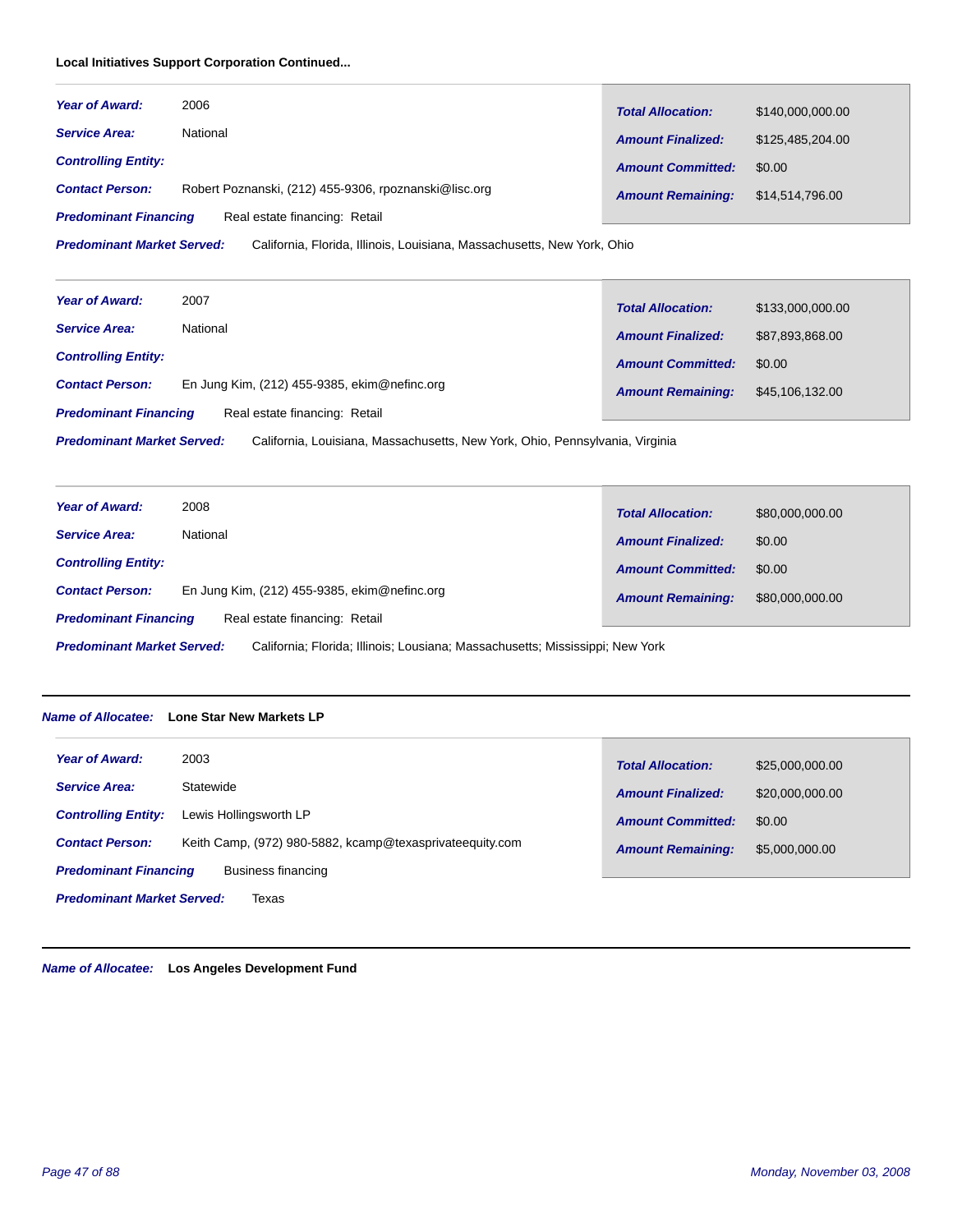**Local Initiatives Support Corporation Continued...**

| | | | |
|---|---|---|---|
| ***Year of Award:*** | 2006 | ***Total Allocation:*** | $140,000,000.00 |
| ***Service Area:*** | National | ***Amount Finalized:*** | $125,485,204.00 |
| ***Controlling Entity:*** | | ***Amount Committed:*** | $0.00 |
| ***Contact Person:*** | Robert Poznanski, (212) 455-9306, rpoznanski@lisc.org | ***Amount Remaining:*** | $14,514,796.00 |
| ***Predominant Financing*** | Real estate financing: Retail | | |
| ***Predominant Market Served:*** | California, Florida, Illinois, Louisiana, Massachusetts, New York, Ohio | | |

| | | | |
|---|---|---|---|
| ***Year of Award:*** | 2007 | ***Total Allocation:*** | $133,000,000.00 |
| ***Service Area:*** | National | ***Amount Finalized:*** | $87,893,868.00 |
| ***Controlling Entity:*** | | ***Amount Committed:*** | $0.00 |
| ***Contact Person:*** | En Jung Kim, (212) 455-9385, ekim@nefinc.org | ***Amount Remaining:*** | $45,106,132.00 |
| ***Predominant Financing*** | Real estate financing: Retail | | |
| ***Predominant Market Served:*** | California, Louisiana, Massachusetts, New York, Ohio, Pennsylvania, Virginia | | |

| | | | |
|---|---|---|---|
| ***Year of Award:*** | 2008 | ***Total Allocation:*** | $80,000,000.00 |
| ***Service Area:*** | National | ***Amount Finalized:*** | $0.00 |
| ***Controlling Entity:*** | | ***Amount Committed:*** | $0.00 |
| ***Contact Person:*** | En Jung Kim, (212) 455-9385, ekim@nefinc.org | ***Amount Remaining:*** | $80,000,000.00 |
| ***Predominant Financing*** | Real estate financing: Retail | | |
| ***Predominant Market Served:*** | California; Florida; Illinois; Lousiana; Massachusetts; Mississippi; New York | | |

***Name of Allocatee:*** **Lone Star New Markets LP**

| | | | |
|---|---|---|---|
| ***Year of Award:*** | 2003 | ***Total Allocation:*** | $25,000,000.00 |
| ***Service Area:*** | Statewide | ***Amount Finalized:*** | $20,000,000.00 |
| ***Controlling Entity:*** | Lewis Hollingsworth LP | ***Amount Committed:*** | $0.00 |
| ***Contact Person:*** | Keith Camp, (972) 980-5882, kcamp@texasprivateequity.com | ***Amount Remaining:*** | $5,000,000.00 |
| ***Predominant Financing*** | Business financing | | |
| ***Predominant Market Served:*** | Texas | | |

***Name of Allocatee:*** **Los Angeles Development Fund**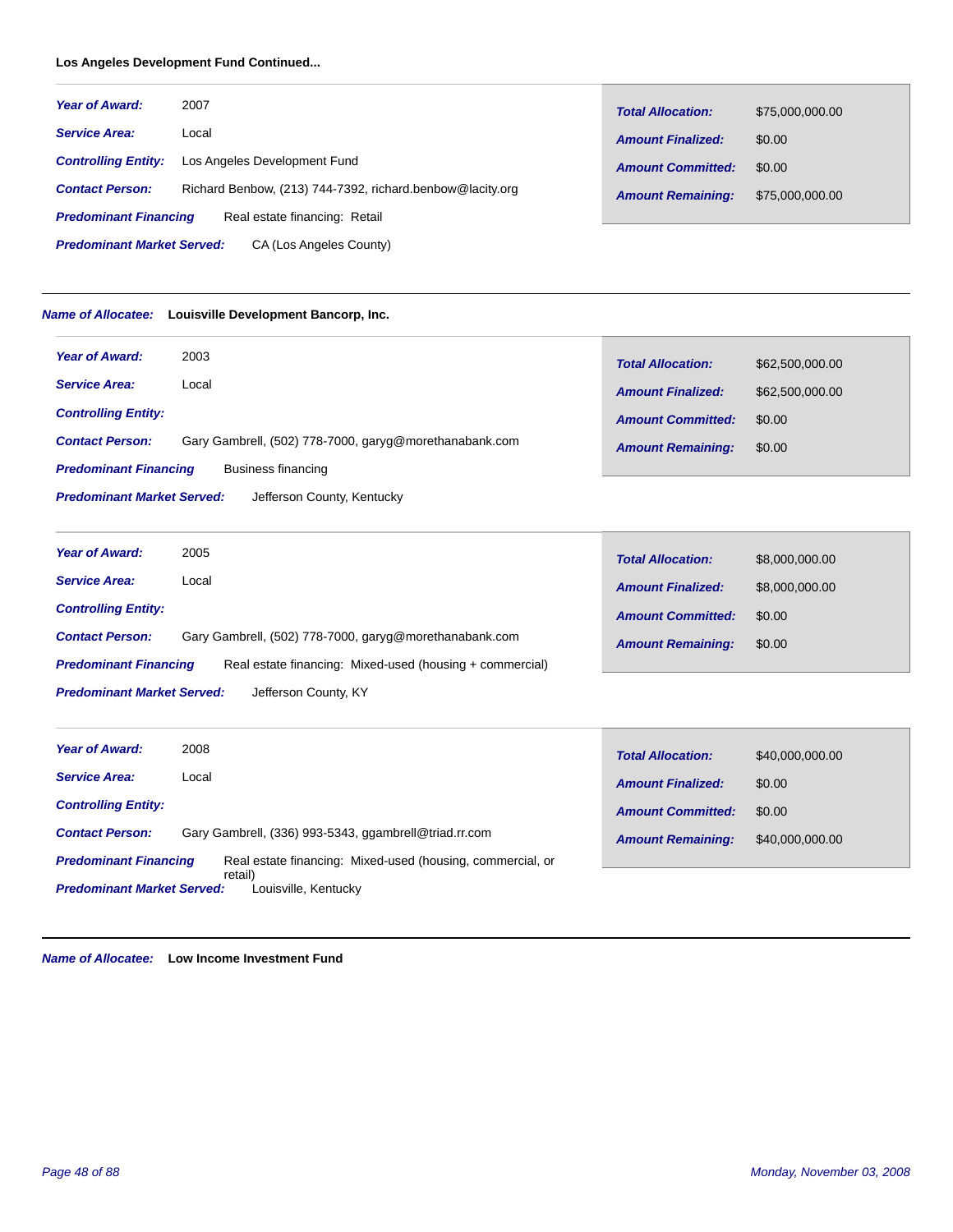**Los Angeles Development Fund Continued...**

---

***Year of Award:*** 2007

***Service Area:*** Local

***Controlling Entity:*** Los Angeles Development Fund

***Contact Person:*** Richard Benbow, (213) 744-7392, richard.benbow@lacity.org

***Predominant Financing*** Real estate financing: Retail

***Predominant Market Served:*** CA (Los Angeles County)

| | |
|---|---|
| ***Total Allocation:*** | $75,000,000.00 |
| ***Amount Finalized:*** | $0.00 |
| ***Amount Committed:*** | $0.00 |
| ***Amount Remaining:*** | $75,000,000.00 |

---

***Name of Allocatee:*** **Louisville Development Bancorp, Inc.**

---

***Year of Award:*** 2003

***Service Area:*** Local

***Controlling Entity:***

***Contact Person:*** Gary Gambrell, (502) 778-7000, garyg@morethanabank.com

***Predominant Financing*** Business financing

***Predominant Market Served:*** Jefferson County, Kentucky

| | |
|---|---|
| ***Total Allocation:*** | $62,500,000.00 |
| ***Amount Finalized:*** | $62,500,000.00 |
| ***Amount Committed:*** | $0.00 |
| ***Amount Remaining:*** | $0.00 |

---

***Year of Award:*** 2005

***Service Area:*** Local

***Controlling Entity:***

***Contact Person:*** Gary Gambrell, (502) 778-7000, garyg@morethanabank.com

***Predominant Financing*** Real estate financing: Mixed-used (housing + commercial)

***Predominant Market Served:*** Jefferson County, KY

| | |
|---|---|
| ***Total Allocation:*** | $8,000,000.00 |
| ***Amount Finalized:*** | $8,000,000.00 |
| ***Amount Committed:*** | $0.00 |
| ***Amount Remaining:*** | $0.00 |

---

***Year of Award:*** 2008

***Service Area:*** Local

***Controlling Entity:***

***Contact Person:*** Gary Gambrell, (336) 993-5343, ggambrell@triad.rr.com

***Predominant Financing*** Real estate financing: Mixed-used (housing, commercial, or retail)

***Predominant Market Served:*** Louisville, Kentucky

| | |
|---|---|
| ***Total Allocation:*** | $40,000,000.00 |
| ***Amount Finalized:*** | $0.00 |
| ***Amount Committed:*** | $0.00 |
| ***Amount Remaining:*** | $40,000,000.00 |

---

***Name of Allocatee:*** **Low Income Investment Fund**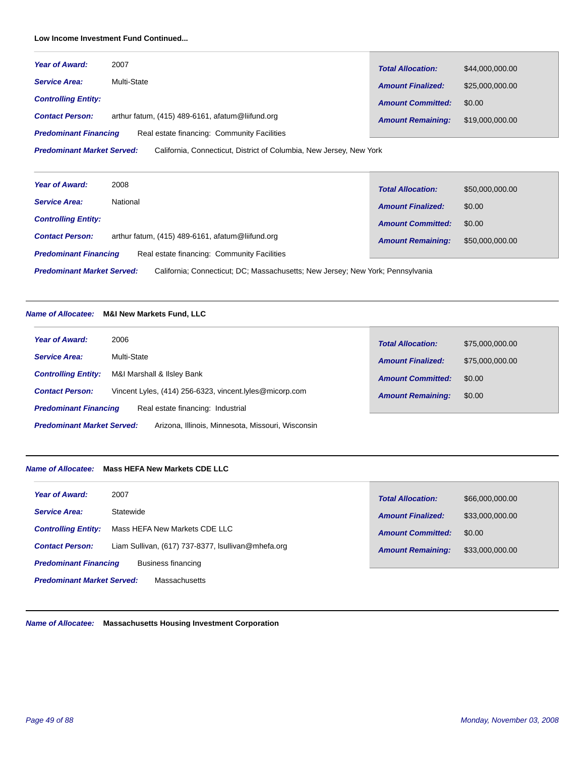**Low Income Investment Fund Continued...**

| | |
|---|---|
| ***Year of Award:*** | 2007 |
| ***Service Area:*** | Multi-State |
| ***Controlling Entity:*** | |
| ***Contact Person:*** | arthur fatum, (415) 489-6161, afatum@liifund.org |
| ***Predominant Financing*** | Real estate financing: Community Facilities |
| ***Predominant Market Served:*** | California, Connecticut, District of Columbia, New Jersey, New York |
| ***Total Allocation:*** | $44,000,000.00 |
| ***Amount Finalized:*** | $25,000,000.00 |
| ***Amount Committed:*** | $0.00 |
| ***Amount Remaining:*** | $19,000,000.00 |

| | |
|---|---|
| ***Year of Award:*** | 2008 |
| ***Service Area:*** | National |
| ***Controlling Entity:*** | |
| ***Contact Person:*** | arthur fatum, (415) 489-6161, afatum@liifund.org |
| ***Predominant Financing*** | Real estate financing: Community Facilities |
| ***Predominant Market Served:*** | California; Connecticut; DC; Massachusetts; New Jersey; New York; Pennsylvania |
| ***Total Allocation:*** | $50,000,000.00 |
| ***Amount Finalized:*** | $0.00 |
| ***Amount Committed:*** | $0.00 |
| ***Amount Remaining:*** | $50,000,000.00 |

***Name of Allocatee:*** **M&I New Markets Fund, LLC**

| | |
|---|---|
| ***Year of Award:*** | 2006 |
| ***Service Area:*** | Multi-State |
| ***Controlling Entity:*** | M&I Marshall & Ilsley Bank |
| ***Contact Person:*** | Vincent Lyles, (414) 256-6323, vincent.lyles@micorp.com |
| ***Predominant Financing*** | Real estate financing: Industrial |
| ***Predominant Market Served:*** | Arizona, Illinois, Minnesota, Missouri, Wisconsin |
| ***Total Allocation:*** | $75,000,000.00 |
| ***Amount Finalized:*** | $75,000,000.00 |
| ***Amount Committed:*** | $0.00 |
| ***Amount Remaining:*** | $0.00 |

***Name of Allocatee:*** **Mass HEFA New Markets CDE LLC**

| | |
|---|---|
| ***Year of Award:*** | 2007 |
| ***Service Area:*** | Statewide |
| ***Controlling Entity:*** | Mass HEFA New Markets CDE LLC |
| ***Contact Person:*** | Liam Sullivan, (617) 737-8377, lsullivan@mhefa.org |
| ***Predominant Financing*** | Business financing |
| ***Predominant Market Served:*** | Massachusetts |
| ***Total Allocation:*** | $66,000,000.00 |
| ***Amount Finalized:*** | $33,000,000.00 |
| ***Amount Committed:*** | $0.00 |
| ***Amount Remaining:*** | $33,000,000.00 |

***Name of Allocatee:*** **Massachusetts Housing Investment Corporation**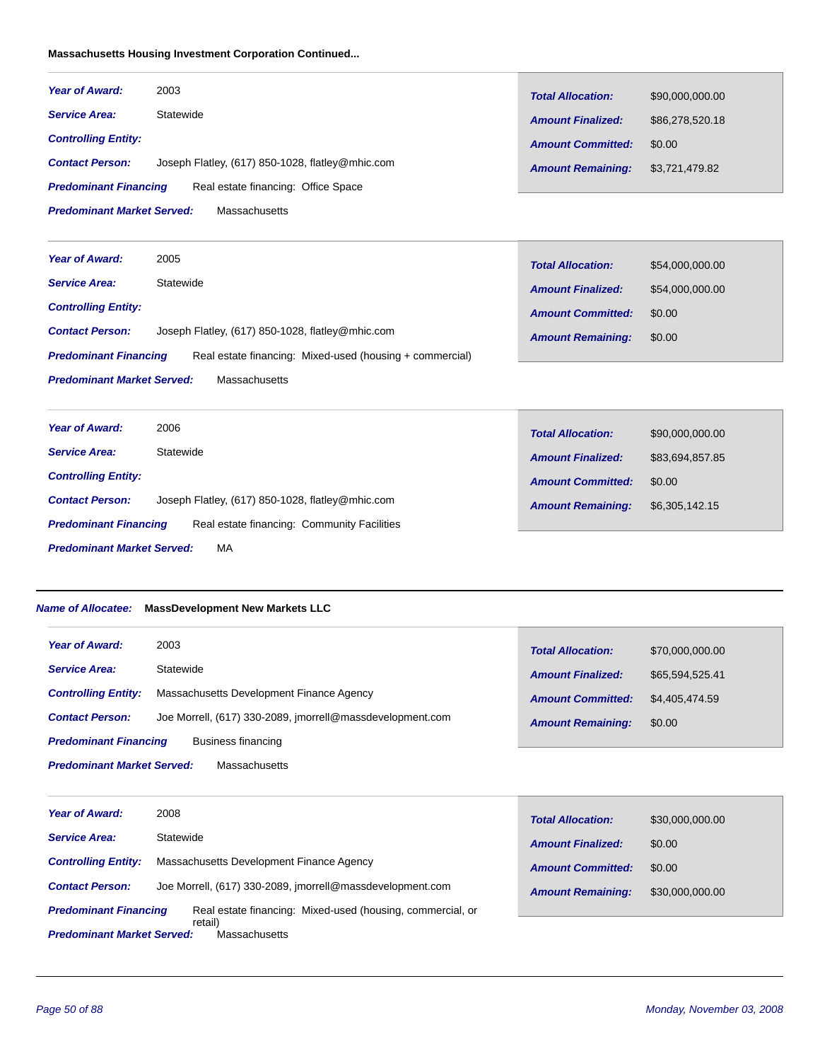**Massachusetts Housing Investment Corporation Continued...**

| | | | |
|---|---|---|---|
| ***Year of Award:*** | 2003 | ***Total Allocation:*** | $90,000,000.00 |
| ***Service Area:*** | Statewide | ***Amount Finalized:*** | $86,278,520.18 |
| ***Controlling Entity:*** | | ***Amount Committed:*** | $0.00 |
| ***Contact Person:*** | Joseph Flatley, (617) 850-1028, flatley@mhic.com | ***Amount Remaining:*** | $3,721,479.82 |
| ***Predominant Financing*** | Real estate financing: Office Space | | |
| ***Predominant Market Served:*** | Massachusetts | | |

| | | | |
|---|---|---|---|
| ***Year of Award:*** | 2005 | ***Total Allocation:*** | $54,000,000.00 |
| ***Service Area:*** | Statewide | ***Amount Finalized:*** | $54,000,000.00 |
| ***Controlling Entity:*** | | ***Amount Committed:*** | $0.00 |
| ***Contact Person:*** | Joseph Flatley, (617) 850-1028, flatley@mhic.com | ***Amount Remaining:*** | $0.00 |
| ***Predominant Financing*** | Real estate financing: Mixed-used (housing + commercial) | | |
| ***Predominant Market Served:*** | Massachusetts | | |

| | | | |
|---|---|---|---|
| ***Year of Award:*** | 2006 | ***Total Allocation:*** | $90,000,000.00 |
| ***Service Area:*** | Statewide | ***Amount Finalized:*** | $83,694,857.85 |
| ***Controlling Entity:*** | | ***Amount Committed:*** | $0.00 |
| ***Contact Person:*** | Joseph Flatley, (617) 850-1028, flatley@mhic.com | ***Amount Remaining:*** | $6,305,142.15 |
| ***Predominant Financing*** | Real estate financing: Community Facilities | | |
| ***Predominant Market Served:*** | MA | | |

***Name of Allocatee:*** **MassDevelopment New Markets LLC**

| | | | |
|---|---|---|---|
| ***Year of Award:*** | 2003 | ***Total Allocation:*** | $70,000,000.00 |
| ***Service Area:*** | Statewide | ***Amount Finalized:*** | $65,594,525.41 |
| ***Controlling Entity:*** | Massachusetts Development Finance Agency | ***Amount Committed:*** | $4,405,474.59 |
| ***Contact Person:*** | Joe Morrell, (617) 330-2089, jmorrell@massdevelopment.com | ***Amount Remaining:*** | $0.00 |
| ***Predominant Financing*** | Business financing | | |
| ***Predominant Market Served:*** | Massachusetts | | |

| | | | |
|---|---|---|---|
| ***Year of Award:*** | 2008 | ***Total Allocation:*** | $30,000,000.00 |
| ***Service Area:*** | Statewide | ***Amount Finalized:*** | $0.00 |
| ***Controlling Entity:*** | Massachusetts Development Finance Agency | ***Amount Committed:*** | $0.00 |
| ***Contact Person:*** | Joe Morrell, (617) 330-2089, jmorrell@massdevelopment.com | ***Amount Remaining:*** | $30,000,000.00 |
| ***Predominant Financing*** | Real estate financing: Mixed-used (housing, commercial, or retail) | | |
| ***Predominant Market Served:*** | Massachusetts | | |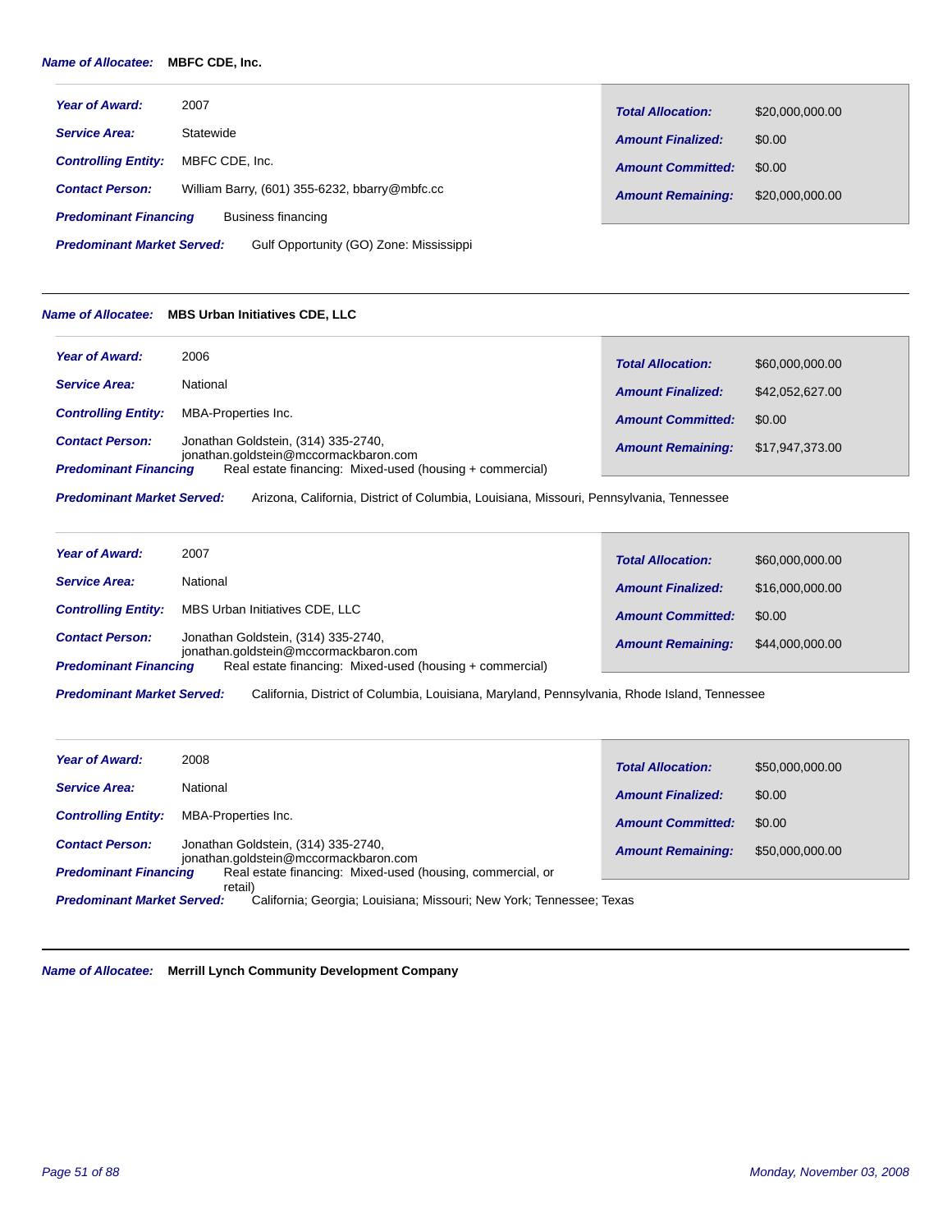**Name of Allocatee:** **MBFC CDE, Inc.**

| | |
|---|---|
| **Year of Award:** | 2007 |
| **Service Area:** | Statewide |
| **Controlling Entity:** | MBFC CDE, Inc. |
| **Contact Person:** | William Barry, (601) 355-6232, bbarry@mbfc.cc |
| **Predominant Financing** | Business financing |
| **Predominant Market Served:** | Gulf Opportunity (GO) Zone: Mississippi |
| **Total Allocation:** | $20,000,000.00 |
| **Amount Finalized:** | $0.00 |
| **Amount Committed:** | $0.00 |
| **Amount Remaining:** | $20,000,000.00 |

---

**Name of Allocatee:** **MBS Urban Initiatives CDE, LLC**

| | |
|---|---|
| **Year of Award:** | 2006 |
| **Service Area:** | National |
| **Controlling Entity:** | MBA-Properties Inc. |
| **Contact Person:** | Jonathan Goldstein, (314) 335-2740, jonathan.goldstein@mccormackbaron.com |
| **Predominant Financing** | Real estate financing: Mixed-used (housing + commercial) |
| **Predominant Market Served:** | Arizona, California, District of Columbia, Louisiana, Missouri, Pennsylvania, Tennessee |
| **Total Allocation:** | $60,000,000.00 |
| **Amount Finalized:** | $42,052,627.00 |
| **Amount Committed:** | $0.00 |
| **Amount Remaining:** | $17,947,373.00 |

| | |
|---|---|
| **Year of Award:** | 2007 |
| **Service Area:** | National |
| **Controlling Entity:** | MBS Urban Initiatives CDE, LLC |
| **Contact Person:** | Jonathan Goldstein, (314) 335-2740, |
| **Predominant Financing** | Real estate financing: Mixed-used (housing + commercial) |
| **Predominant Market Served:** | California, District of Columbia, Louisiana, Maryland, Pennsylvania, Rhode Island, Tennessee |
| **Total Allocation:** | $60,000,000.00 |
| **Amount Finalized:** | $16,000,000.00 |
| **Amount Committed:** | $0.00 |
| **Amount Remaining:** | $44,000,000.00 |

| | |
|---|---|
| **Year of Award:** | 2008 |
| **Service Area:** | National |
| **Controlling Entity:** | MBA-Properties Inc. |
| **Contact Person:** | Jonathan Goldstein, (314) 335-2740, jonathan.goldstein@mccormackbaron.com |
| **Predominant Financing** | Real estate financing: Mixed-used (housing, commercial, or retail) |
| **Predominant Market Served:** | California; Georgia; Louisiana; Missouri; New York; Tennessee; Texas |
| **Total Allocation:** | $50,000,000.00 |
| **Amount Finalized:** | $0.00 |
| **Amount Committed:** | $0.00 |
| **Amount Remaining:** | $50,000,000.00 |

---

**Name of Allocatee:** **Merrill Lynch Community Development Company**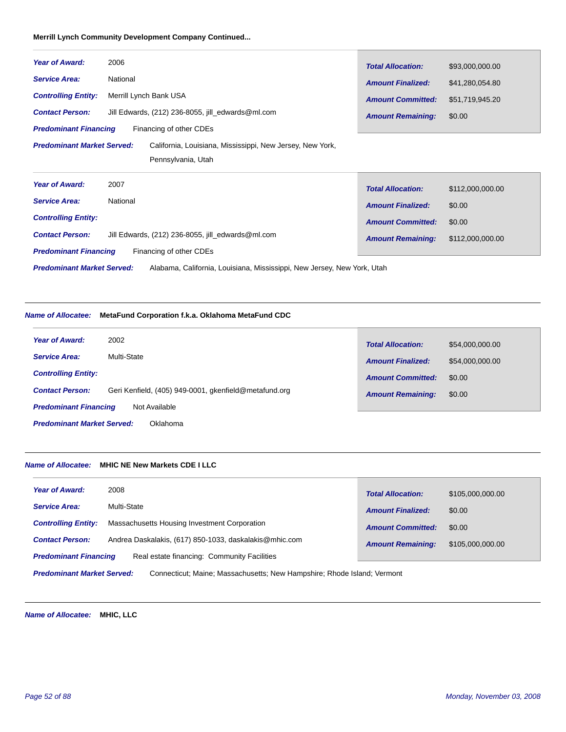**Merrill Lynch Community Development Company Continued...**

***Year of Award:*** 2006

***Service Area:*** National

***Controlling Entity:*** Merrill Lynch Bank USA

***Contact Person:*** Jill Edwards, (212) 236-8055, jill_edwards@ml.com

***Predominant Financing*** Financing of other CDEs

***Predominant Market Served:*** California, Louisiana, Mississippi, New Jersey, New York, Pennsylvania, Utah

| | |
|---|---|
| ***Total Allocation:*** | $93,000,000.00 |
| ***Amount Finalized:*** | $41,280,054.80 |
| ***Amount Committed:*** | $51,719,945.20 |
| ***Amount Remaining:*** | $0.00 |

***Year of Award:*** 2007

***Service Area:*** National

***Controlling Entity:***

***Contact Person:*** Jill Edwards, (212) 236-8055, jill_edwards@ml.com

***Predominant Financing*** Financing of other CDEs

***Predominant Market Served:*** Alabama, California, Louisiana, Mississippi, New Jersey, New York, Utah

| | |
|---|---|
| ***Total Allocation:*** | $112,000,000.00 |
| ***Amount Finalized:*** | $0.00 |
| ***Amount Committed:*** | $0.00 |
| ***Amount Remaining:*** | $112,000,000.00 |

---

***Name of Allocatee:*** **MetaFund Corporation f.k.a. Oklahoma MetaFund CDC**

***Year of Award:*** 2002

***Service Area:*** Multi-State

***Controlling Entity:***

***Contact Person:*** Geri Kenfield, (405) 949-0001, gkenfield@metafund.org

***Predominant Financing*** Not Available

***Predominant Market Served:*** Oklahoma

| | |
|---|---|
| ***Total Allocation:*** | $54,000,000.00 |
| ***Amount Finalized:*** | $54,000,000.00 |
| ***Amount Committed:*** | $0.00 |
| ***Amount Remaining:*** | $0.00 |

---

***Name of Allocatee:*** **MHIC NE New Markets CDE I LLC**

***Year of Award:*** 2008

***Service Area:*** Multi-State

***Controlling Entity:*** Massachusetts Housing Investment Corporation

***Contact Person:*** Andrea Daskalakis, (617) 850-1033, daskalakis@mhic.com

***Predominant Financing*** Real estate financing: Community Facilities

***Predominant Market Served:*** Connecticut; Maine; Massachusetts; New Hampshire; Rhode Island; Vermont

| | |
|---|---|
| ***Total Allocation:*** | $105,000,000.00 |
| ***Amount Finalized:*** | $0.00 |
| ***Amount Committed:*** | $0.00 |
| ***Amount Remaining:*** | $105,000,000.00 |

---

***Name of Allocatee:*** **MHIC, LLC**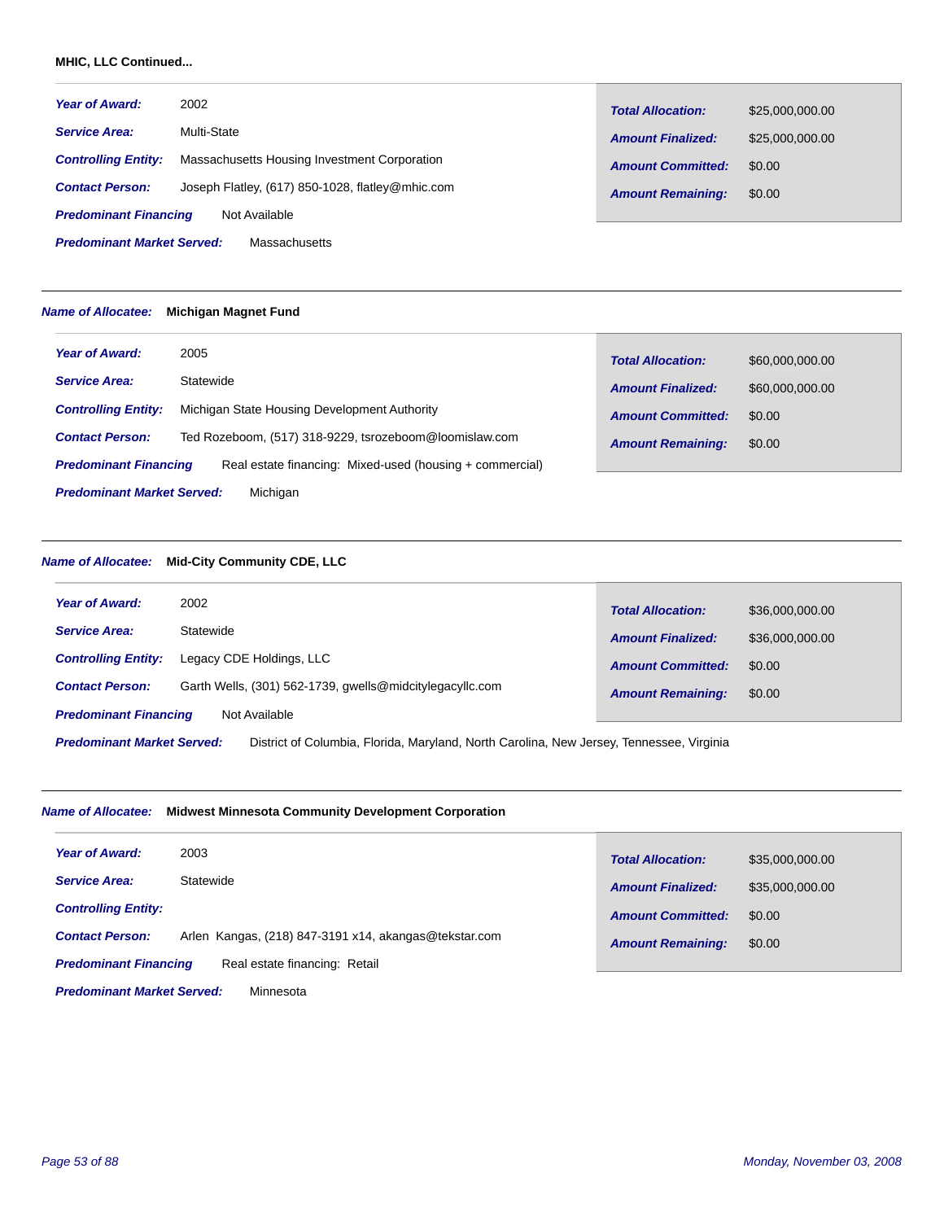**MHIC, LLC Continued...**

***Year of Award:*** 2002

***Service Area:*** Multi-State

***Controlling Entity:*** Massachusetts Housing Investment Corporation

***Contact Person:*** Joseph Flatley, (617) 850-1028, flatley@mhic.com

***Predominant Financing*** Not Available

***Predominant Market Served:*** Massachusetts

| | |
|---|---|
| ***Total Allocation:*** | $25,000,000.00 |
| ***Amount Finalized:*** | $25,000,000.00 |
| ***Amount Committed:*** | $0.00 |
| ***Amount Remaining:*** | $0.00 |

---

***Name of Allocatee:*** **Michigan Magnet Fund**

***Year of Award:*** 2005

***Service Area:*** Statewide

***Controlling Entity:*** Michigan State Housing Development Authority

***Contact Person:*** Ted Rozeboom, (517) 318-9229, tsrozeboom@loomislaw.com

***Predominant Financing*** Real estate financing: Mixed-used (housing + commercial)

***Predominant Market Served:*** Michigan

| | |
|---|---|
| ***Total Allocation:*** | $60,000,000.00 |
| ***Amount Finalized:*** | $60,000,000.00 |
| ***Amount Committed:*** | $0.00 |
| ***Amount Remaining:*** | $0.00 |

---

***Name of Allocatee:*** **Mid-City Community CDE, LLC**

***Year of Award:*** 2002

***Service Area:*** Statewide

***Controlling Entity:*** Legacy CDE Holdings, LLC

***Contact Person:*** Garth Wells, (301) 562-1739, gwells@midcitylegacyllc.com

***Predominant Financing*** Not Available

***Predominant Market Served:*** District of Columbia, Florida, Maryland, North Carolina, New Jersey, Tennessee, Virginia

| | |
|---|---|
| ***Total Allocation:*** | $36,000,000.00 |
| ***Amount Finalized:*** | $36,000,000.00 |
| ***Amount Committed:*** | $0.00 |
| ***Amount Remaining:*** | $0.00 |

---

***Name of Allocatee:*** **Midwest Minnesota Community Development Corporation**

***Year of Award:*** 2003

***Service Area:*** Statewide

***Controlling Entity:***

***Contact Person:*** Arlen Kangas, (218) 847-3191 x14, akangas@tekstar.com

***Predominant Financing*** Real estate financing: Retail

***Predominant Market Served:*** Minnesota

| | |
|---|---|
| ***Total Allocation:*** | $35,000,000.00 |
| ***Amount Finalized:*** | $35,000,000.00 |
| ***Amount Committed:*** | $0.00 |
| ***Amount Remaining:*** | $0.00 |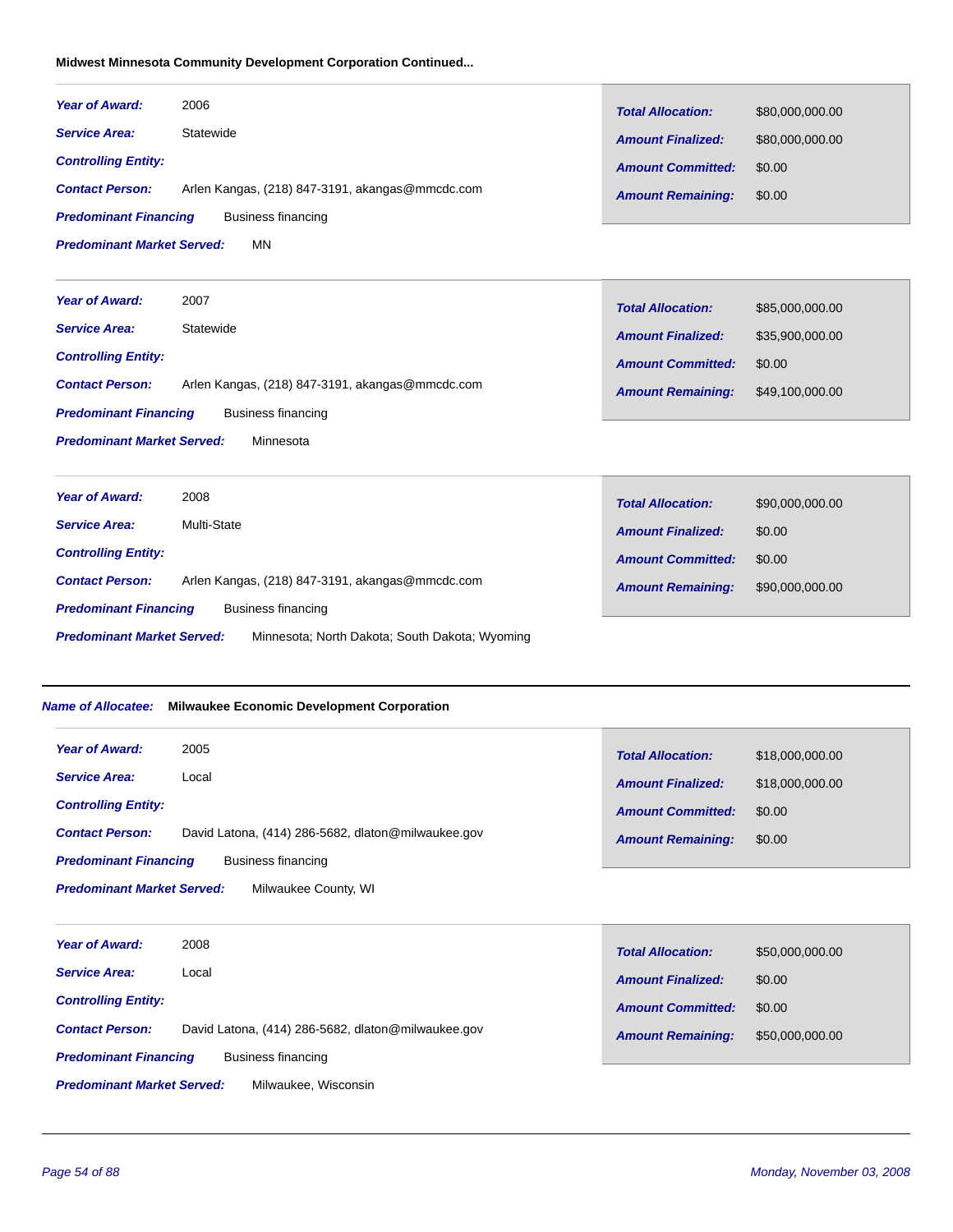**Midwest Minnesota Community Development Corporation Continued...**

***Year of Award:*** 2006
***Service Area:*** Statewide
***Controlling Entity:***
***Contact Person:*** Arlen Kangas, (218) 847-3191, akangas@mmcdc.com
***Predominant Financing*** Business financing
***Predominant Market Served:*** MN

| | |
|---|---|
| ***Total Allocation:*** | $80,000,000.00 |
| ***Amount Finalized:*** | $80,000,000.00 |
| ***Amount Committed:*** | $0.00 |
| ***Amount Remaining:*** | $0.00 |

---

***Year of Award:*** 2007
***Service Area:*** Statewide
***Controlling Entity:***
***Contact Person:*** Arlen Kangas, (218) 847-3191, akangas@mmcdc.com
***Predominant Financing*** Business financing
***Predominant Market Served:*** Minnesota

| | |
|---|---|
| ***Total Allocation:*** | $85,000,000.00 |
| ***Amount Finalized:*** | $35,900,000.00 |
| ***Amount Committed:*** | $0.00 |
| ***Amount Remaining:*** | $49,100,000.00 |

---

***Year of Award:*** 2008
***Service Area:*** Multi-State
***Controlling Entity:***
***Contact Person:*** Arlen Kangas, (218) 847-3191, akangas@mmcdc.com
***Predominant Financing*** Business financing
***Predominant Market Served:*** Minnesota; North Dakota; South Dakota; Wyoming

| | |
|---|---|
| ***Total Allocation:*** | $90,000,000.00 |
| ***Amount Finalized:*** | $0.00 |
| ***Amount Committed:*** | $0.00 |
| ***Amount Remaining:*** | $90,000,000.00 |

---

***Name of Allocatee:*** **Milwaukee Economic Development Corporation**

***Year of Award:*** 2005
***Service Area:*** Local
***Controlling Entity:***
***Contact Person:*** David Latona, (414) 286-5682, dlaton@milwaukee.gov
***Predominant Financing*** Business financing
***Predominant Market Served:*** Milwaukee County, WI

| | |
|---|---|
| ***Total Allocation:*** | $18,000,000.00 |
| ***Amount Finalized:*** | $18,000,000.00 |
| ***Amount Committed:*** | $0.00 |
| ***Amount Remaining:*** | $0.00 |

---

***Year of Award:*** 2008
***Service Area:*** Local
***Controlling Entity:***
***Contact Person:*** David Latona, (414) 286-5682, dlaton@milwaukee.gov
***Predominant Financing*** Business financing
***Predominant Market Served:*** Milwaukee, Wisconsin

| | |
|---|---|
| ***Total Allocation:*** | $50,000,000.00 |
| ***Amount Finalized:*** | $0.00 |
| ***Amount Committed:*** | $0.00 |
| ***Amount Remaining:*** | $50,000,000.00 |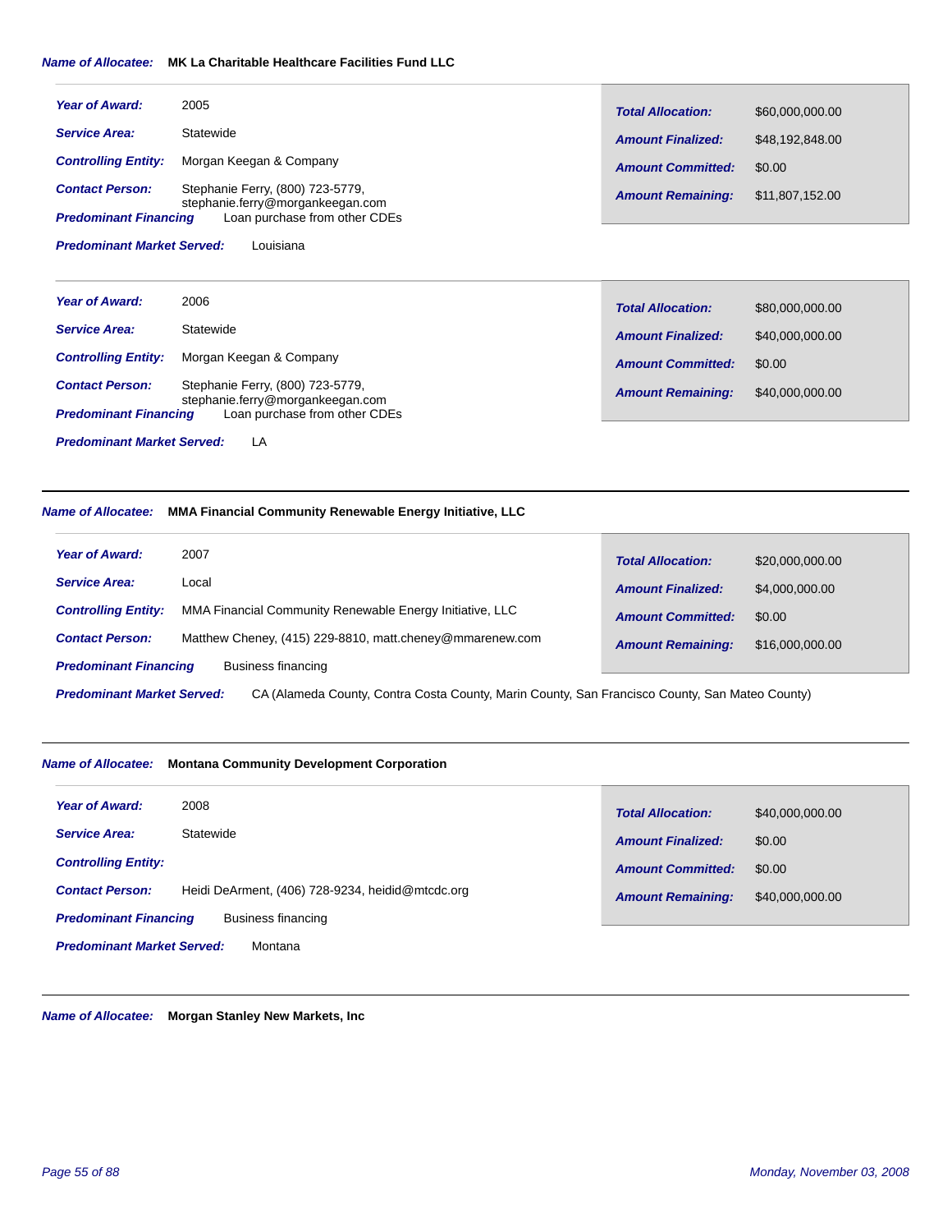***Name of Allocatee:*** **MK La Charitable Healthcare Facilities Fund LLC**

| | |
|---|---|
| ***Year of Award:*** | 2005 |
| ***Service Area:*** | Statewide |
| ***Controlling Entity:*** | Morgan Keegan & Company |
| ***Contact Person:*** | Stephanie Ferry, (800) 723-5779, stephanie.ferry@morgankeegan.com |
| ***Predominant Financing*** | Loan purchase from other CDEs |
| ***Predominant Market Served:*** | Louisiana |

| | |
|---|---|
| ***Total Allocation:*** | $60,000,000.00 |
| ***Amount Finalized:*** | $48,192,848.00 |
| ***Amount Committed:*** | $0.00 |
| ***Amount Remaining:*** | $11,807,152.00 |

| | |
|---|---|
| ***Year of Award:*** | 2006 |
| ***Service Area:*** | Statewide |
| ***Controlling Entity:*** | Morgan Keegan & Company |
| ***Contact Person:*** | Stephanie Ferry, (800) 723-5779, stephanie.ferry@morgankeegan.com |
| ***Predominant Financing*** | Loan purchase from other CDEs |
| ***Predominant Market Served:*** | LA |

| | |
|---|---|
| ***Total Allocation:*** | $80,000,000.00 |
| ***Amount Finalized:*** | $40,000,000.00 |
| ***Amount Committed:*** | $0.00 |
| ***Amount Remaining:*** | $40,000,000.00 |

---

***Name of Allocatee:*** **MMA Financial Community Renewable Energy Initiative, LLC**

| | |
|---|---|
| ***Year of Award:*** | 2007 |
| ***Service Area:*** | Local |
| ***Controlling Entity:*** | MMA Financial Community Renewable Energy Initiative, LLC |
| ***Contact Person:*** | Matthew Cheney, (415) 229-8810, matt.cheney@mmarenew.com |
| ***Predominant Financing*** | Business financing |
| ***Predominant Market Served:*** | CA (Alameda County, Contra Costa County, Marin County, San Francisco County, San Mateo County) |

| | |
|---|---|
| ***Total Allocation:*** | $20,000,000.00 |
| ***Amount Finalized:*** | $4,000,000.00 |
| ***Amount Committed:*** | $0.00 |
| ***Amount Remaining:*** | $16,000,000.00 |

---

***Name of Allocatee:*** **Montana Community Development Corporation**

| | |
|---|---|
| ***Year of Award:*** | 2008 |
| ***Service Area:*** | Statewide |
| ***Controlling Entity:*** | |
| ***Contact Person:*** | Heidi DeArment, (406) 728-9234, heidid@mtcdc.org |
| ***Predominant Financing*** | Business financing |
| ***Predominant Market Served:*** | Montana |

| | |
|---|---|
| ***Total Allocation:*** | $40,000,000.00 |
| ***Amount Finalized:*** | $0.00 |
| ***Amount Committed:*** | $0.00 |
| ***Amount Remaining:*** | $40,000,000.00 |

---

***Name of Allocatee:*** **Morgan Stanley New Markets, Inc**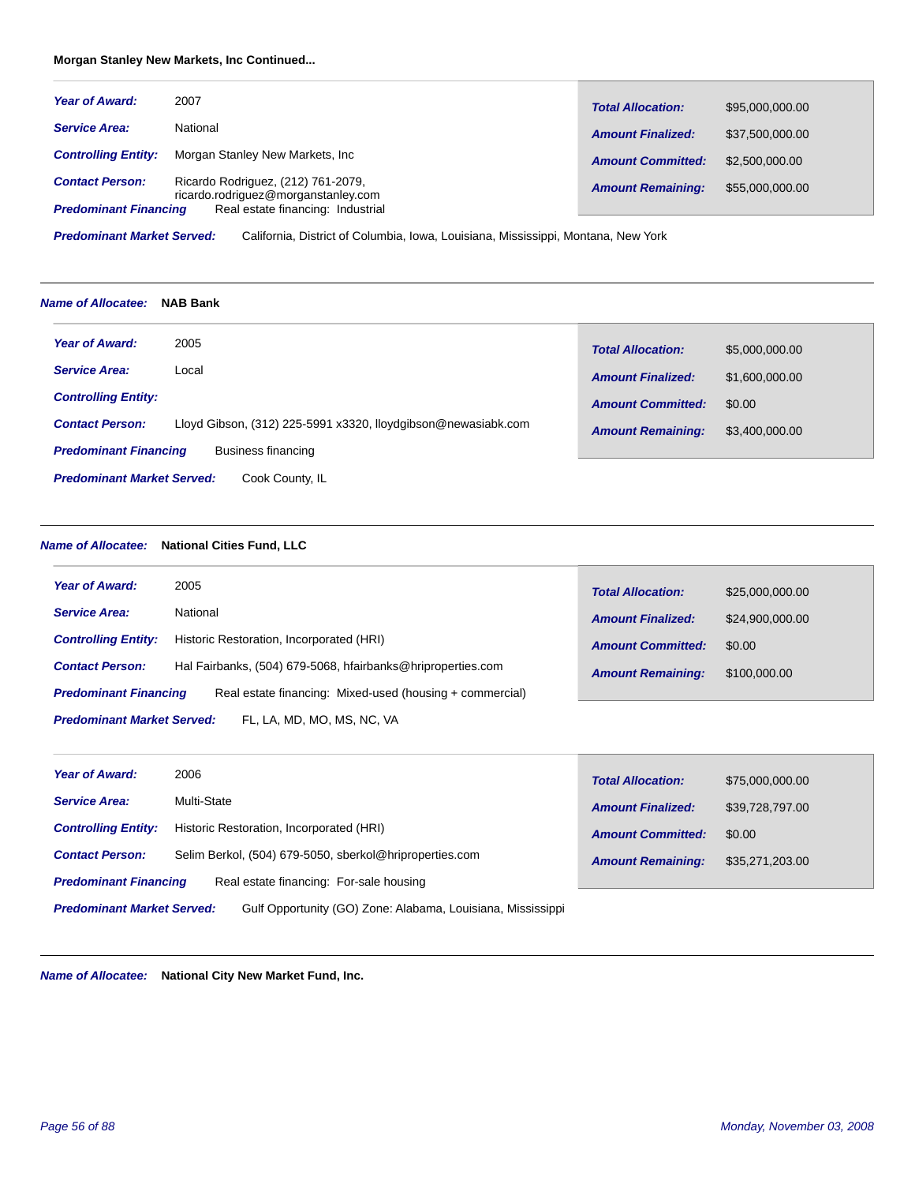**Morgan Stanley New Markets, Inc Continued...**

| | | | |
|---|---|---|---|
| ***Year of Award:*** | 2007 | ***Total Allocation:*** | $95,000,000.00 |
| ***Service Area:*** | National | ***Amount Finalized:*** | $37,500,000.00 |
| ***Controlling Entity:*** | Morgan Stanley New Markets, Inc | ***Amount Committed:*** | $2,500,000.00 |
| ***Contact Person:*** | Ricardo Rodriguez, (212) 761-2079, ricardo.rodriguez@morganstanley.com | ***Amount Remaining:*** | $55,000,000.00 |
| ***Predominant Financing*** | Real estate financing: Industrial | | |

***Predominant Market Served:*** California, District of Columbia, Iowa, Louisiana, Mississippi, Montana, New York

---

***Name of Allocatee:*** **NAB Bank**

| | | | |
|---|---|---|---|
| ***Year of Award:*** | 2005 | ***Total Allocation:*** | $5,000,000.00 |
| ***Service Area:*** | Local | ***Amount Finalized:*** | $1,600,000.00 |
| ***Controlling Entity:*** | | ***Amount Committed:*** | $0.00 |
| ***Contact Person:*** | Lloyd Gibson, (312) 225-5991 x3320, lloydgibson@newasiabk.com | ***Amount Remaining:*** | $3,400,000.00 |
| ***Predominant Financing*** | Business financing | | |

***Predominant Market Served:*** Cook County, IL

---

***Name of Allocatee:*** **National Cities Fund, LLC**

| | | | |
|---|---|---|---|
| ***Year of Award:*** | 2005 | ***Total Allocation:*** | $25,000,000.00 |
| ***Service Area:*** | National | ***Amount Finalized:*** | $24,900,000.00 |
| ***Controlling Entity:*** | Historic Restoration, Incorporated (HRI) | ***Amount Committed:*** | $0.00 |
| ***Contact Person:*** | Hal Fairbanks, (504) 679-5068, hfairbanks@hriproperties.com | ***Amount Remaining:*** | $100,000.00 |
| ***Predominant Financing*** | Real estate financing: Mixed-used (housing + commercial) | | |

***Predominant Market Served:*** FL, LA, MD, MO, MS, NC, VA

| | | | |
|---|---|---|---|
| ***Year of Award:*** | 2006 | ***Total Allocation:*** | $75,000,000.00 |
| ***Service Area:*** | Multi-State | ***Amount Finalized:*** | $39,728,797.00 |
| ***Controlling Entity:*** | Historic Restoration, Incorporated (HRI) | ***Amount Committed:*** | $0.00 |
| ***Contact Person:*** | Selim Berkol, (504) 679-5050, sberkol@hriproperties.com | ***Amount Remaining:*** | $35,271,203.00 |
| ***Predominant Financing*** | Real estate financing: For-sale housing | | |

***Predominant Market Served:*** Gulf Opportunity (GO) Zone: Alabama, Louisiana, Mississippi

---

***Name of Allocatee:*** **National City New Market Fund, Inc.**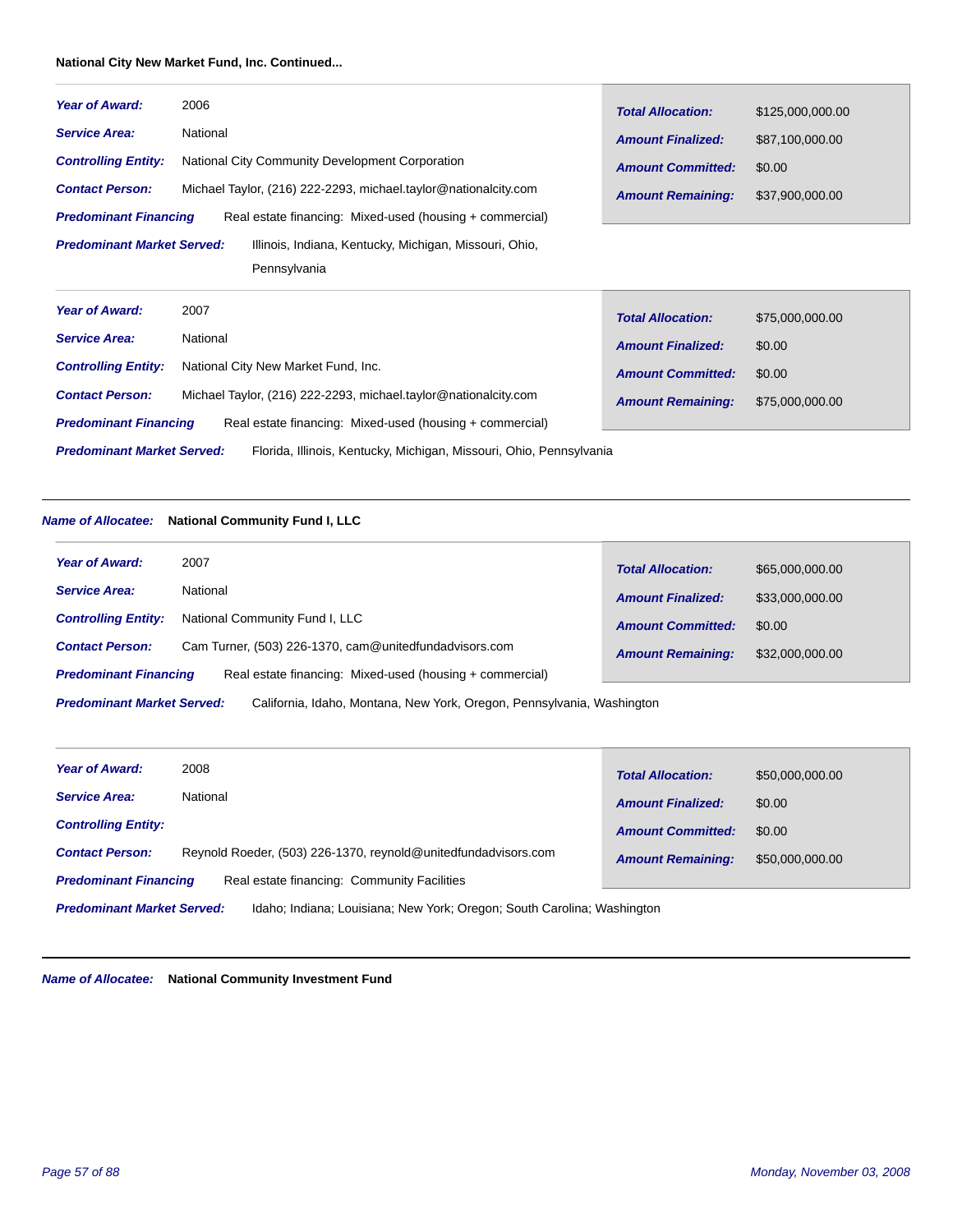**National City New Market Fund, Inc. Continued...**

***Year of Award:*** 2006

***Service Area:*** National

***Controlling Entity:*** National City Community Development Corporation

***Contact Person:*** Michael Taylor, (216) 222-2293, michael.taylor@nationalcity.com

***Predominant Financing*** Real estate financing: Mixed-used (housing + commercial)

***Predominant Market Served:*** Illinois, Indiana, Kentucky, Michigan, Missouri, Ohio, Pennsylvania

| | |
|---|---|
| ***Total Allocation:*** | $125,000,000.00 |
| ***Amount Finalized:*** | $87,100,000.00 |
| ***Amount Committed:*** | $0.00 |
| ***Amount Remaining:*** | $37,900,000.00 |

---

***Year of Award:*** 2007

***Service Area:*** National

***Controlling Entity:*** National City New Market Fund, Inc.

***Contact Person:*** Michael Taylor, (216) 222-2293, michael.taylor@nationalcity.com

***Predominant Financing*** Real estate financing: Mixed-used (housing + commercial)

***Predominant Market Served:*** Florida, Illinois, Kentucky, Michigan, Missouri, Ohio, Pennsylvania

| | |
|---|---|
| ***Total Allocation:*** | $75,000,000.00 |
| ***Amount Finalized:*** | $0.00 |
| ***Amount Committed:*** | $0.00 |
| ***Amount Remaining:*** | $75,000,000.00 |

---

***Name of Allocatee:*** **National Community Fund I, LLC**

***Year of Award:*** 2007

***Service Area:*** National

***Controlling Entity:*** National Community Fund I, LLC

***Contact Person:*** Cam Turner, (503) 226-1370, cam@unitedfundadvisors.com

***Predominant Financing*** Real estate financing: Mixed-used (housing + commercial)

***Predominant Market Served:*** California, Idaho, Montana, New York, Oregon, Pennsylvania, Washington

| | |
|---|---|
| ***Total Allocation:*** | $65,000,000.00 |
| ***Amount Finalized:*** | $33,000,000.00 |
| ***Amount Committed:*** | $0.00 |
| ***Amount Remaining:*** | $32,000,000.00 |

---

***Year of Award:*** 2008

***Service Area:*** National

***Controlling Entity:***

***Contact Person:*** Reynold Roeder, (503) 226-1370, reynold@unitedfundadvisors.com

***Predominant Financing*** Real estate financing: Community Facilities

***Predominant Market Served:*** Idaho; Indiana; Louisiana; New York; Oregon; South Carolina; Washington

| | |
|---|---|
| ***Total Allocation:*** | $50,000,000.00 |
| ***Amount Finalized:*** | $0.00 |
| ***Amount Committed:*** | $0.00 |
| ***Amount Remaining:*** | $50,000,000.00 |

---

***Name of Allocatee:*** **National Community Investment Fund**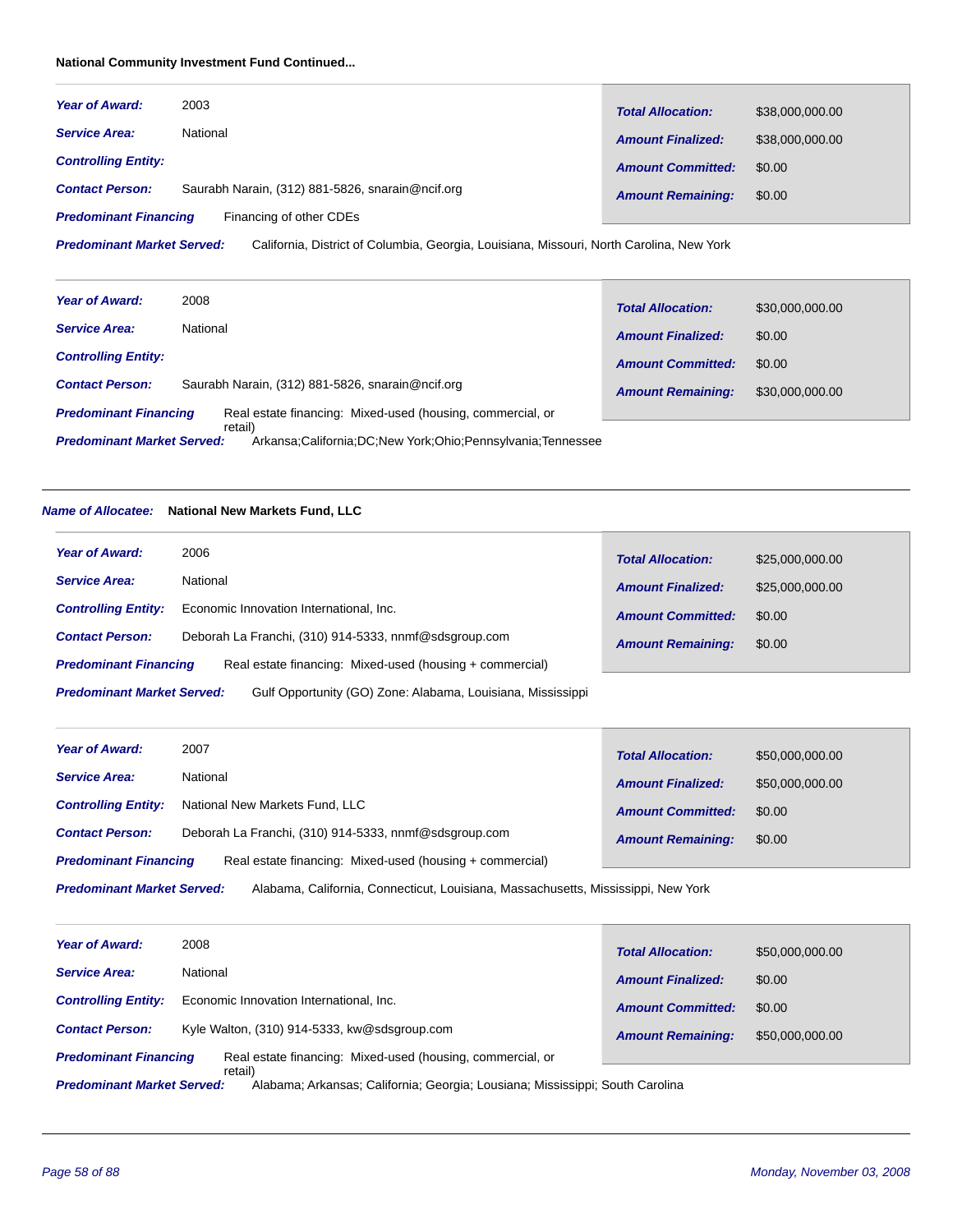**National Community Investment Fund Continued...**

---

***Year of Award:*** 2003

***Service Area:*** National

***Controlling Entity:***

***Contact Person:*** Saurabh Narain, (312) 881-5826, snarain@ncif.org

***Predominant Financing*** Financing of other CDEs

***Predominant Market Served:*** California, District of Columbia, Georgia, Louisiana, Missouri, North Carolina, New York

| | |
|---|---|
| ***Total Allocation:*** | $38,000,000.00 |
| ***Amount Finalized:*** | $38,000,000.00 |
| ***Amount Committed:*** | $0.00 |
| ***Amount Remaining:*** | $0.00 |

---

***Year of Award:*** 2008

***Service Area:*** National

***Controlling Entity:***

***Contact Person:*** Saurabh Narain, (312) 881-5826, snarain@ncif.org

***Predominant Financing*** Real estate financing: Mixed-used (housing, commercial, or retail)

***Predominant Market Served:*** Arkansa;California;DC;New York;Ohio;Pennsylvania;Tennessee

| | |
|---|---|
| ***Total Allocation:*** | $30,000,000.00 |
| ***Amount Finalized:*** | $0.00 |
| ***Amount Committed:*** | $0.00 |
| ***Amount Remaining:*** | $30,000,000.00 |

---

***Name of Allocatee:*** **National New Markets Fund, LLC**

---

***Year of Award:*** 2006

***Service Area:*** National

***Controlling Entity:*** Economic Innovation International, Inc.

***Contact Person:*** Deborah La Franchi, (310) 914-5333, nnmf@sdsgroup.com

***Predominant Financing*** Real estate financing: Mixed-used (housing + commercial)

***Predominant Market Served:*** Gulf Opportunity (GO) Zone: Alabama, Louisiana, Mississippi

| | |
|---|---|
| ***Total Allocation:*** | $25,000,000.00 |
| ***Amount Finalized:*** | $25,000,000.00 |
| ***Amount Committed:*** | $0.00 |
| ***Amount Remaining:*** | $0.00 |

---

***Year of Award:*** 2007

***Service Area:*** National

***Controlling Entity:*** National New Markets Fund, LLC

***Contact Person:*** Deborah La Franchi, (310) 914-5333, nnmf@sdsgroup.com

***Predominant Financing*** Real estate financing: Mixed-used (housing + commercial)

***Predominant Market Served:*** Alabama, California, Connecticut, Louisiana, Massachusetts, Mississippi, New York

| | |
|---|---|
| ***Total Allocation:*** | $50,000,000.00 |
| ***Amount Finalized:*** | $50,000,000.00 |
| ***Amount Committed:*** | $0.00 |
| ***Amount Remaining:*** | $0.00 |

---

***Year of Award:*** 2008

***Service Area:*** National

***Controlling Entity:*** Economic Innovation International, Inc.

***Contact Person:*** Kyle Walton, (310) 914-5333, kw@sdsgroup.com

***Predominant Financing*** Real estate financing: Mixed-used (housing, commercial, or retail)

***Predominant Market Served:*** Alabama; Arkansas; California; Georgia; Lousiana; Mississippi; South Carolina

| | |
|---|---|
| ***Total Allocation:*** | $50,000,000.00 |
| ***Amount Finalized:*** | $0.00 |
| ***Amount Committed:*** | $0.00 |
| ***Amount Remaining:*** | $50,000,000.00 |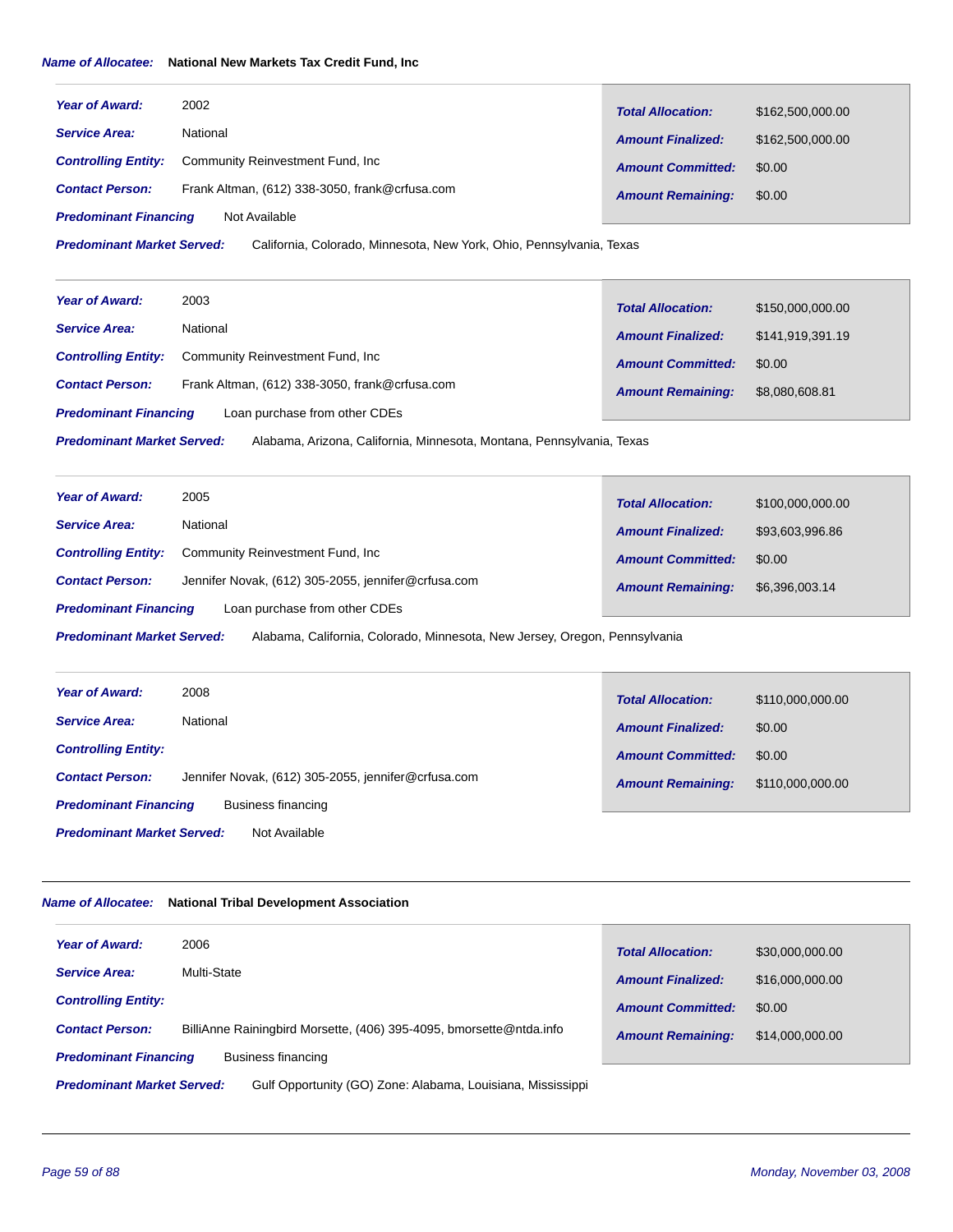***Name of Allocatee:*** **National New Markets Tax Credit Fund, Inc**

| | | | |
|---|---|---|---|
| ***Year of Award:*** | 2002 | ***Total Allocation:*** | $162,500,000.00 |
| ***Service Area:*** | National | ***Amount Finalized:*** | $162,500,000.00 |
| ***Controlling Entity:*** | Community Reinvestment Fund, Inc | ***Amount Committed:*** | $0.00 |
| ***Contact Person:*** | Frank Altman, (612) 338-3050, frank@crfusa.com | ***Amount Remaining:*** | $0.00 |
| ***Predominant Financing*** | Not Available | | |
| ***Predominant Market Served:*** | California, Colorado, Minnesota, New York, Ohio, Pennsylvania, Texas | | |

| | | | |
|---|---|---|---|
| ***Year of Award:*** | 2003 | ***Total Allocation:*** | $150,000,000.00 |
| ***Service Area:*** | National | ***Amount Finalized:*** | $141,919,391.19 |
| ***Controlling Entity:*** | Community Reinvestment Fund, Inc | ***Amount Committed:*** | $0.00 |
| ***Contact Person:*** | Frank Altman, (612) 338-3050, frank@crfusa.com | ***Amount Remaining:*** | $8,080,608.81 |
| ***Predominant Financing*** | Loan purchase from other CDEs | | |
| ***Predominant Market Served:*** | Alabama, Arizona, California, Minnesota, Montana, Pennsylvania, Texas | | |

| | | | |
|---|---|---|---|
| ***Year of Award:*** | 2005 | ***Total Allocation:*** | $100,000,000.00 |
| ***Service Area:*** | National | ***Amount Finalized:*** | $93,603,996.86 |
| ***Controlling Entity:*** | Community Reinvestment Fund, Inc | ***Amount Committed:*** | $0.00 |
| ***Contact Person:*** | Jennifer Novak, (612) 305-2055, jennifer@crfusa.com | ***Amount Remaining:*** | $6,396,003.14 |
| ***Predominant Financing*** | Loan purchase from other CDEs | | |
| ***Predominant Market Served:*** | Alabama, California, Colorado, Minnesota, New Jersey, Oregon, Pennsylvania | | |

| | | | |
|---|---|---|---|
| ***Year of Award:*** | 2008 | ***Total Allocation:*** | $110,000,000.00 |
| ***Service Area:*** | National | ***Amount Finalized:*** | $0.00 |
| ***Controlling Entity:*** | | ***Amount Committed:*** | $0.00 |
| ***Contact Person:*** | Jennifer Novak, (612) 305-2055, jennifer@crfusa.com | ***Amount Remaining:*** | $110,000,000.00 |
| ***Predominant Financing*** | Business financing | | |
| ***Predominant Market Served:*** | Not Available | | |

***Name of Allocatee:*** **National Tribal Development Association**

| | | | |
|---|---|---|---|
| ***Year of Award:*** | 2006 | ***Total Allocation:*** | $30,000,000.00 |
| ***Service Area:*** | Multi-State | ***Amount Finalized:*** | $16,000,000.00 |
| ***Controlling Entity:*** | | ***Amount Committed:*** | $0.00 |
| ***Contact Person:*** | BilliAnne Raningbird Morsette, (406) 395-4095, bmorsette@ntda.info | ***Amount Remaining:*** | $14,000,000.00 |
| ***Predominant Financing*** | Business financing | | |
| ***Predominant Market Served:*** | Gulf Opportunity (GO) Zone: Alabama, Louisiana, Mississippi | | |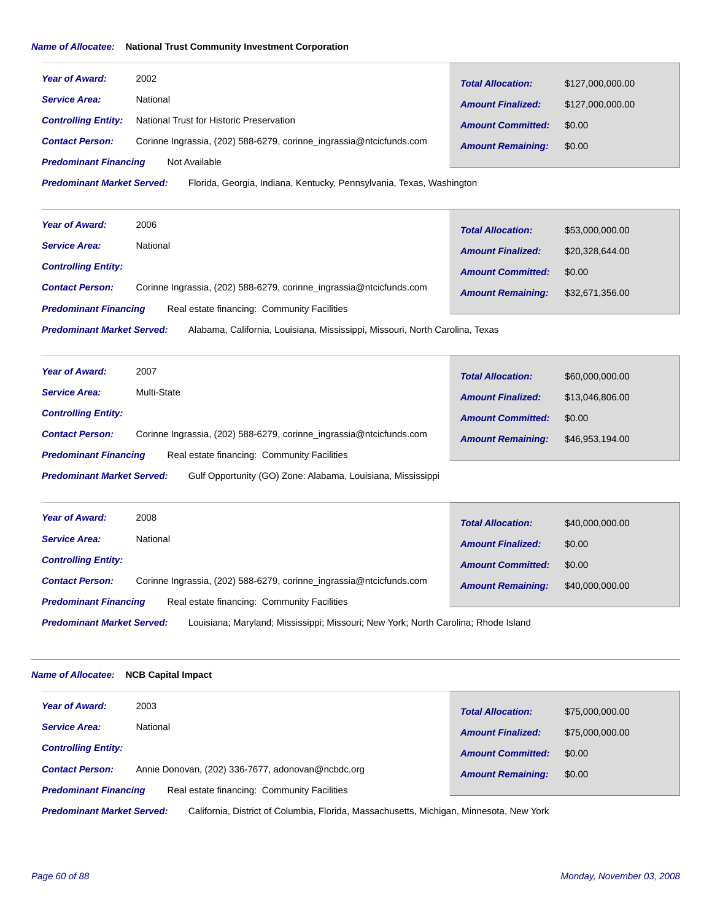***Name of Allocatee:*** **National Trust Community Investment Corporation**

| | | | |
|---|---|---|---|
| ***Year of Award:*** | 2002 | ***Total Allocation:*** | $127,000,000.00 |
| ***Service Area:*** | National | ***Amount Finalized:*** | $127,000,000.00 |
| ***Controlling Entity:*** | National Trust for Historic Preservation | ***Amount Committed:*** | $0.00 |
| ***Contact Person:*** | Corinne Ingrassia, (202) 588-6279, corinne_ingrassia@ntcicfunds.com | ***Amount Remaining:*** | $0.00 |
| ***Predominant Financing*** | Not Available | | |

***Predominant Market Served:*** Florida, Georgia, Indiana, Kentucky, Pennsylvania, Texas, Washington

| | | | |
|---|---|---|---|
| ***Year of Award:*** | 2006 | ***Total Allocation:*** | $53,000,000.00 |
| ***Service Area:*** | National | ***Amount Finalized:*** | $20,328,644.00 |
| ***Controlling Entity:*** | | ***Amount Committed:*** | $0.00 |
| ***Contact Person:*** | Corinne Ingrassia, (202) 588-6279, corinne_ingrassia@ntcicfunds.com | ***Amount Remaining:*** | $32,671,356.00 |
| ***Predominant Financing*** | Real estate financing: Community Facilities | | |

***Predominant Market Served:*** Alabama, California, Louisiana, Mississippi, Missouri, North Carolina, Texas

| | | | |
|---|---|---|---|
| ***Year of Award:*** | 2007 | ***Total Allocation:*** | $60,000,000.00 |
| ***Service Area:*** | Multi-State | ***Amount Finalized:*** | $13,046,806.00 |
| ***Controlling Entity:*** | | ***Amount Committed:*** | $0.00 |
| ***Contact Person:*** | Corinne Ingrassia, (202) 588-6279, corinne_ingrassia@ntcicfunds.com | ***Amount Remaining:*** | $46,953,194.00 |
| ***Predominant Financing*** | Real estate financing: Community Facilities | | |

***Predominant Market Served:*** Gulf Opportunity (GO) Zone: Alabama, Louisiana, Mississippi

| | | | |
|---|---|---|---|
| ***Year of Award:*** | 2008 | ***Total Allocation:*** | $40,000,000.00 |
| ***Service Area:*** | National | ***Amount Finalized:*** | $0.00 |
| ***Controlling Entity:*** | | ***Amount Committed:*** | $0.00 |
| ***Contact Person:*** | Corinne Ingrassia, (202) 588-6279, corinne_ingrassia@ntcicfunds.com | ***Amount Remaining:*** | $40,000,000.00 |
| ***Predominant Financing*** | Real estate financing: Community Facilities | | |

***Predominant Market Served:*** Louisiana; Maryland; Mississippi; Missouri; New York; North Carolina; Rhode Island

---

***Name of Allocatee:*** **NCB Capital Impact**

| | | | |
|---|---|---|---|
| ***Year of Award:*** | 2003 | ***Total Allocation:*** | $75,000,000.00 |
| ***Service Area:*** | National | ***Amount Finalized:*** | $75,000,000.00 |
| ***Controlling Entity:*** | | ***Amount Committed:*** | $0.00 |
| ***Contact Person:*** | Annie Donovan, (202) 336-7677, adonovan@ncbdc.org | ***Amount Remaining:*** | $0.00 |
| ***Predominant Financing*** | Real estate financing: Community Facilities | | |

***Predominant Market Served:*** California, District of Columbia, Florida, Massachusetts, Michigan, Minnesota, New York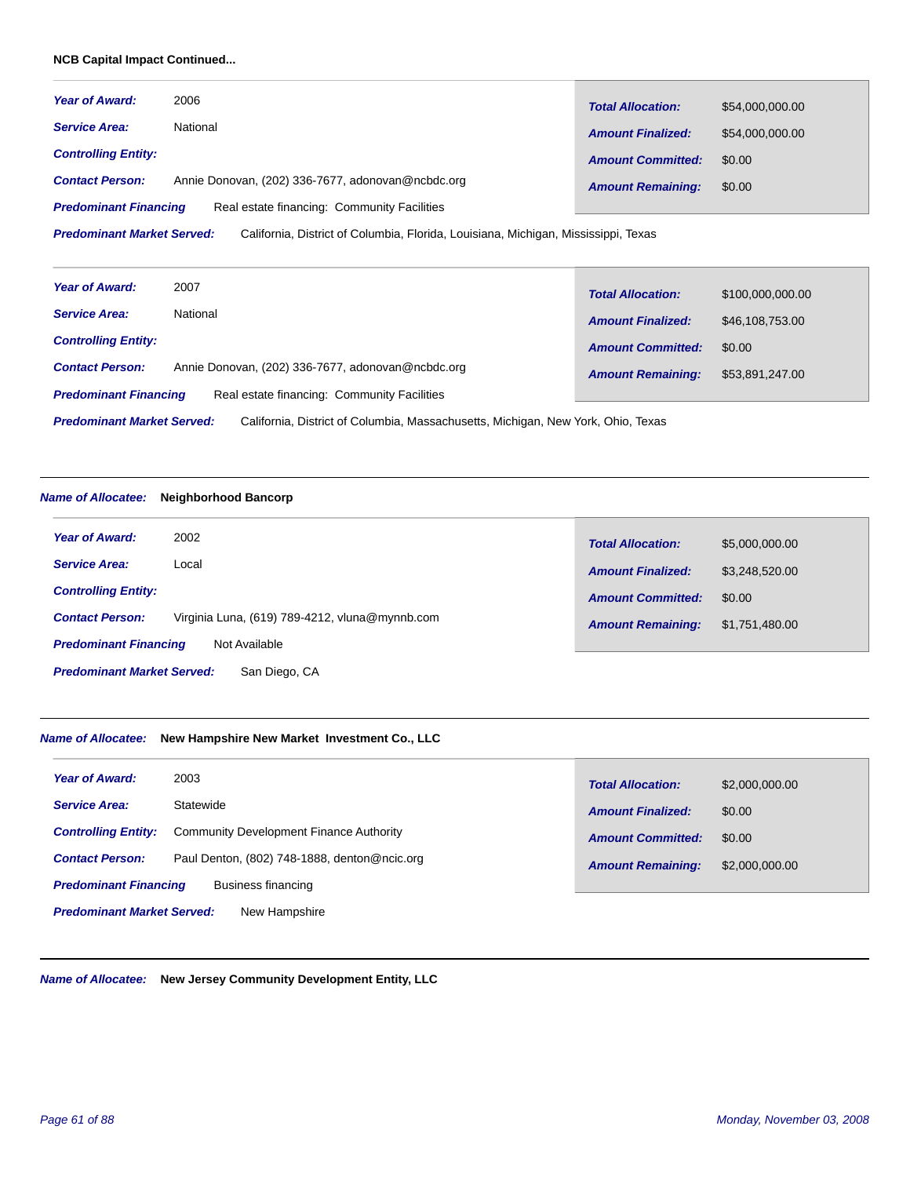**NCB Capital Impact Continued...**

**_Year of Award:_** 2006

**_Service Area:_** National

**_Controlling Entity:_**

**_Contact Person:_** Annie Donovan, (202) 336-7677, adonovan@ncbdc.org

**_Predominant Financing_** Real estate financing: Community Facilities

**_Predominant Market Served:_** California, District of Columbia, Florida, Louisiana, Michigan, Mississippi, Texas

| | |
|---|---|
| **_Total Allocation:_** | $54,000,000.00 |
| **_Amount Finalized:_** | $54,000,000.00 |
| **_Amount Committed:_** | $0.00 |
| **_Amount Remaining:_** | $0.00 |

**_Year of Award:_** 2007

**_Service Area:_** National

**_Controlling Entity:_**

**_Contact Person:_** Annie Donovan, (202) 336-7677, adonovan@ncbdc.org

**_Predominant Financing_** Real estate financing: Community Facilities

**_Predominant Market Served:_** California, District of Columbia, Massachusetts, Michigan, New York, Ohio, Texas

| | |
|---|---|
| **_Total Allocation:_** | $100,000,000.00 |
| **_Amount Finalized:_** | $46,108,753.00 |
| **_Amount Committed:_** | $0.00 |
| **_Amount Remaining:_** | $53,891,247.00 |

---

**_Name of Allocatee:_** **Neighborhood Bancorp**

**_Year of Award:_** 2002

**_Service Area:_** Local

**_Controlling Entity:_**

**_Contact Person:_** Virginia Luna, (619) 789-4212, vluna@mynnb.com

**_Predominant Financing_** Not Available

**_Predominant Market Served:_** San Diego, CA

| | |
|---|---|
| **_Total Allocation:_** | $5,000,000.00 |
| **_Amount Finalized:_** | $3,248,520.00 |
| **_Amount Committed:_** | $0.00 |
| **_Amount Remaining:_** | $1,751,480.00 |

---

**_Name of Allocatee:_** **New Hampshire New Market Investment Co., LLC**

**_Year of Award:_** 2003

**_Service Area:_** Statewide

**_Controlling Entity:_** Community Development Finance Authority

**_Contact Person:_** Paul Denton, (802) 748-1888, denton@ncic.org

**_Predominant Financing_** Business financing

**_Predominant Market Served:_** New Hampshire

| | |
|---|---|
| **_Total Allocation:_** | $2,000,000.00 |
| **_Amount Finalized:_** | $0.00 |
| **_Amount Committed:_** | $0.00 |
| **_Amount Remaining:_** | $2,000,000.00 |

---

**_Name of Allocatee:_** **New Jersey Community Development Entity, LLC**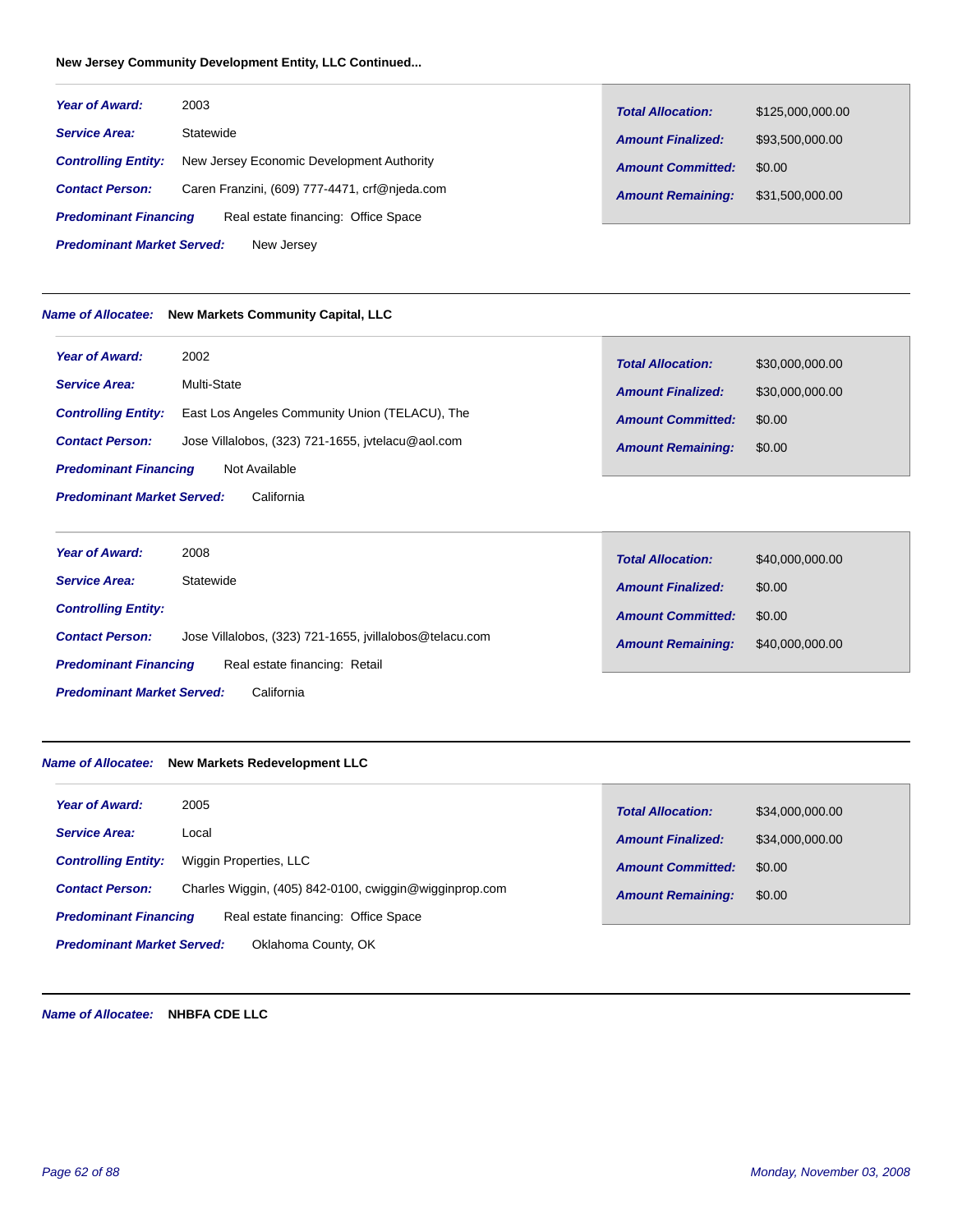**New Jersey Community Development Entity, LLC Continued...**

***Year of Award:*** 2003
***Service Area:*** Statewide
***Controlling Entity:*** New Jersey Economic Development Authority
***Contact Person:*** Caren Franzini, (609) 777-4471, crf@njeda.com
***Predominant Financing*** Real estate financing: Office Space
***Predominant Market Served:*** New Jersey

| | |
|---|---|
| ***Total Allocation:*** | $125,000,000.00 |
| ***Amount Finalized:*** | $93,500,000.00 |
| ***Amount Committed:*** | $0.00 |
| ***Amount Remaining:*** | $31,500,000.00 |

---

***Name of Allocatee:*** **New Markets Community Capital, LLC**

***Year of Award:*** 2002
***Service Area:*** Multi-State
***Controlling Entity:*** East Los Angeles Community Union (TELACU), The
***Contact Person:*** Jose Villalobos, (323) 721-1655, jvtelacu@aol.com
***Predominant Financing*** Not Available
***Predominant Market Served:*** California

| | |
|---|---|
| ***Total Allocation:*** | $30,000,000.00 |
| ***Amount Finalized:*** | $30,000,000.00 |
| ***Amount Committed:*** | $0.00 |
| ***Amount Remaining:*** | $0.00 |

***Year of Award:*** 2008
***Service Area:*** Statewide
***Controlling Entity:***
***Contact Person:*** Jose Villalobos, (323) 721-1655, jvillalobos@telacu.com
***Predominant Financing*** Real estate financing: Retail
***Predominant Market Served:*** California

| | |
|---|---|
| ***Total Allocation:*** | $40,000,000.00 |
| ***Amount Finalized:*** | $0.00 |
| ***Amount Committed:*** | $0.00 |
| ***Amount Remaining:*** | $40,000,000.00 |

---

***Name of Allocatee:*** **New Markets Redevelopment LLC**

***Year of Award:*** 2005
***Service Area:*** Local
***Controlling Entity:*** Wiggin Properties, LLC
***Contact Person:*** Charles Wiggin, (405) 842-0100, cwiggin@wigginprop.com
***Predominant Financing*** Real estate financing: Office Space
***Predominant Market Served:*** Oklahoma County, OK

| | |
|---|---|
| ***Total Allocation:*** | $34,000,000.00 |
| ***Amount Finalized:*** | $34,000,000.00 |
| ***Amount Committed:*** | $0.00 |
| ***Amount Remaining:*** | $0.00 |

---

***Name of Allocatee:*** **NHBFA CDE LLC**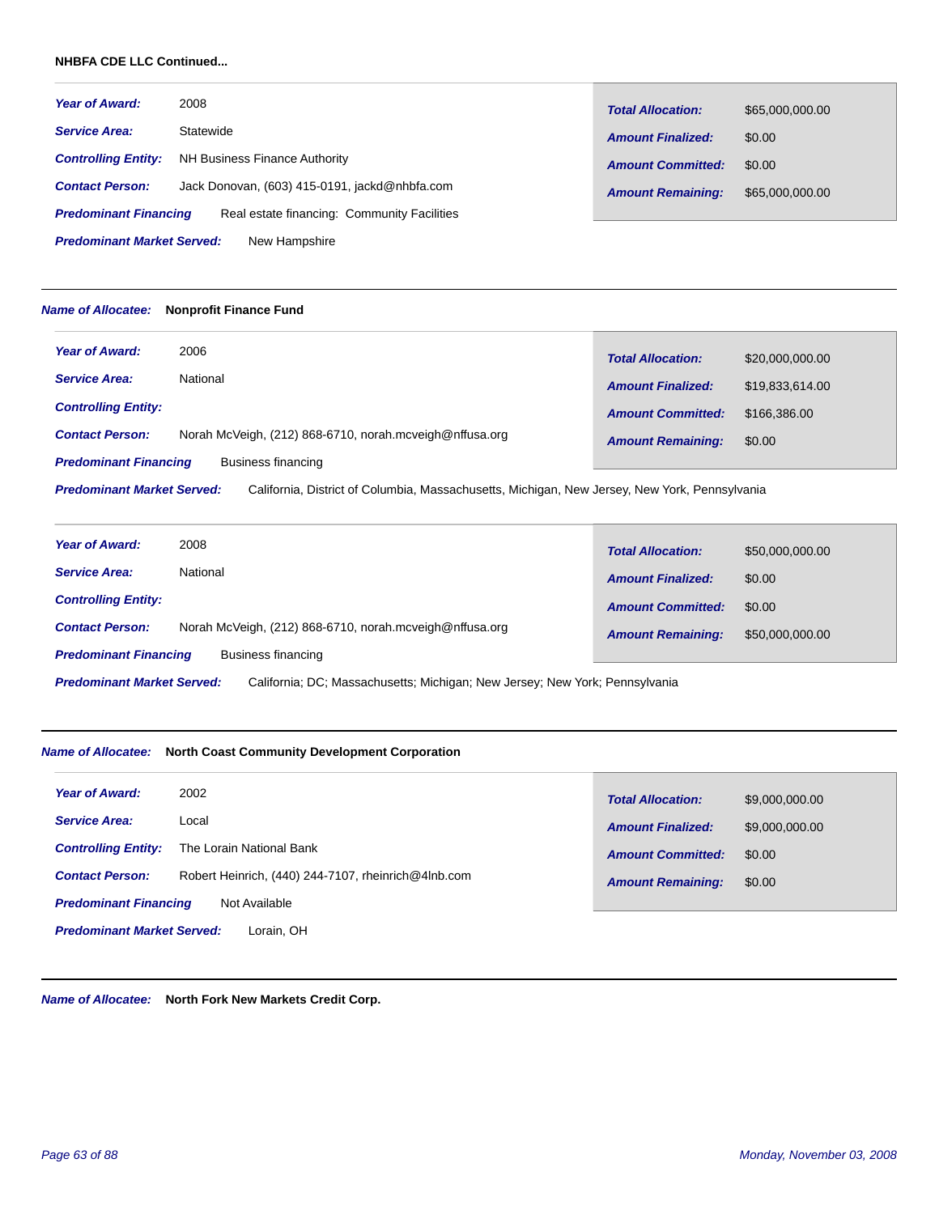**NHBFA CDE LLC Continued...**

***Year of Award:*** 2008

***Service Area:*** Statewide

***Controlling Entity:*** NH Business Finance Authority

***Contact Person:*** Jack Donovan, (603) 415-0191, jackd@nhbfa.com

***Predominant Financing*** Real estate financing: Community Facilities

***Predominant Market Served:*** New Hampshire

***Total Allocation:*** $65,000,000.00

***Amount Finalized:*** $0.00

***Amount Committed:*** $0.00

***Amount Remaining:*** $65,000,000.00

---

***Name of Allocatee:*** **Nonprofit Finance Fund**

***Year of Award:*** 2006

***Service Area:*** National

***Controlling Entity:***

***Contact Person:*** Norah McVeigh, (212) 868-6710, norah.mcveigh@nffusa.org

***Predominant Financing*** Business financing

***Predominant Market Served:*** California, District of Columbia, Massachusetts, Michigan, New Jersey, New York, Pennsylvania

***Total Allocation:*** $20,000,000.00

***Amount Finalized:*** $19,833,614.00

***Amount Committed:*** $166,386.00

***Amount Remaining:*** $0.00

***Year of Award:*** 2008

***Service Area:*** National

***Controlling Entity:***

***Contact Person:*** Norah McVeigh, (212) 868-6710, norah.mcveigh@nffusa.org

***Predominant Financing*** Business financing

***Predominant Market Served:*** California; DC; Massachusetts; Michigan; New Jersey; New York; Pennsylvania

***Total Allocation:*** $50,000,000.00

***Amount Finalized:*** $0.00

***Amount Committed:*** $0.00

***Amount Remaining:*** $50,000,000.00

---

***Name of Allocatee:*** **North Coast Community Development Corporation**

***Year of Award:*** 2002

***Service Area:*** Local

***Controlling Entity:*** The Lorain National Bank

***Contact Person:*** Robert Heinrich, (440) 244-7107, rheinrich@4lnb.com

***Predominant Financing*** Not Available

***Predominant Market Served:*** Lorain, OH

***Total Allocation:*** $9,000,000.00

***Amount Finalized:*** $9,000,000.00

***Amount Committed:*** $0.00

***Amount Remaining:*** $0.00

---

***Name of Allocatee:*** **North Fork New Markets Credit Corp.**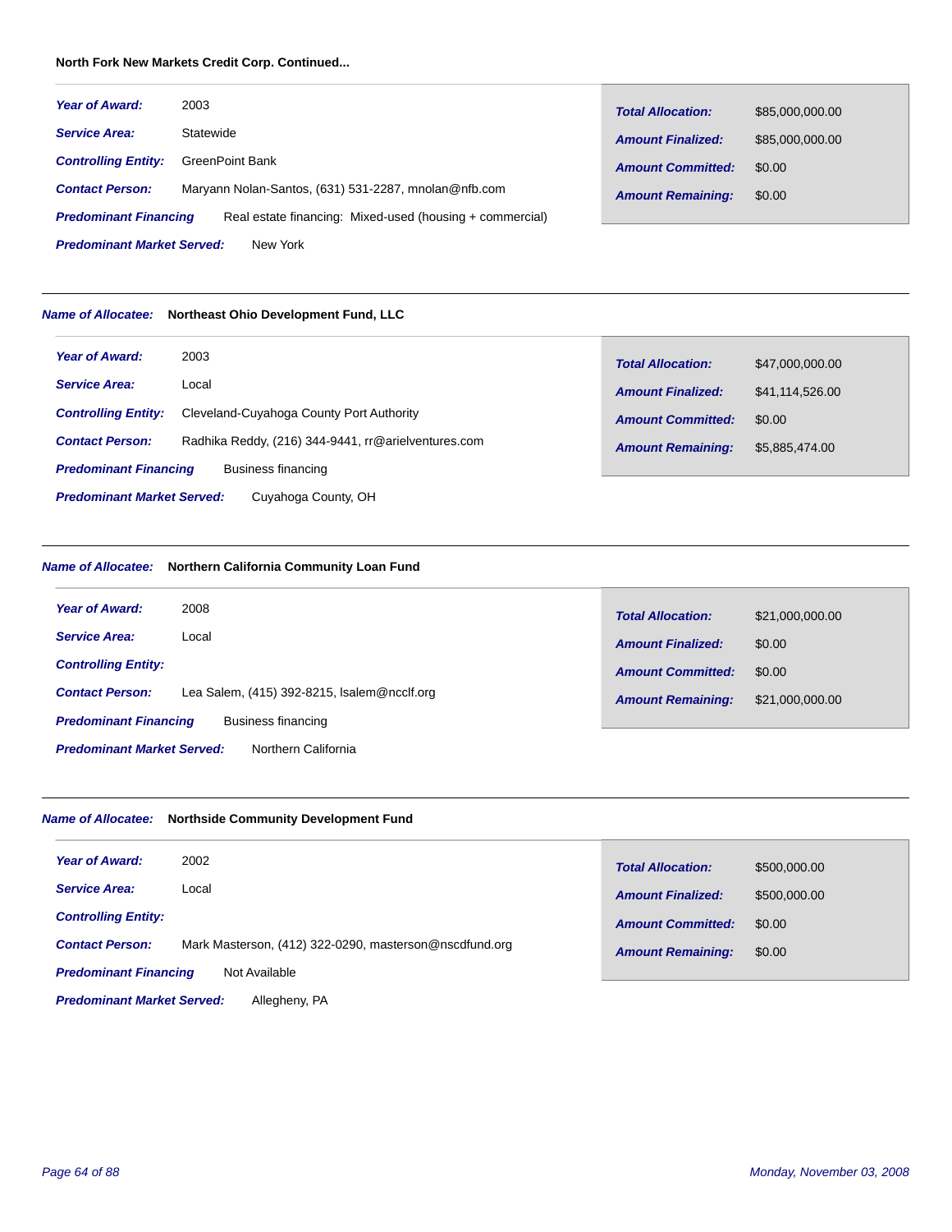**North Fork New Markets Credit Corp. Continued...**

***Year of Award:*** 2003

***Service Area:*** Statewide

***Controlling Entity:*** GreenPoint Bank

***Contact Person:*** Maryann Nolan-Santos, (631) 531-2287, mnolan@nfb.com

***Predominant Financing*** Real estate financing: Mixed-used (housing + commercial)

***Predominant Market Served:*** New York

| | |
|---|---|
| ***Total Allocation:*** | $85,000,000.00 |
| ***Amount Finalized:*** | $85,000,000.00 |
| ***Amount Committed:*** | $0.00 |
| ***Amount Remaining:*** | $0.00 |

---

***Name of Allocatee:*** **Northeast Ohio Development Fund, LLC**

***Year of Award:*** 2003

***Service Area:*** Local

***Controlling Entity:*** Cleveland-Cuyahoga County Port Authority

***Contact Person:*** Radhika Reddy, (216) 344-9441, rr@arielventures.com

***Predominant Financing*** Business financing

***Predominant Market Served:*** Cuyahoga County, OH

| | |
|---|---|
| ***Total Allocation:*** | $47,000,000.00 |
| ***Amount Finalized:*** | $41,114,526.00 |
| ***Amount Committed:*** | $0.00 |
| ***Amount Remaining:*** | $5,885,474.00 |

---

***Name of Allocatee:*** **Northern California Community Loan Fund**

***Year of Award:*** 2008

***Service Area:*** Local

***Controlling Entity:***

***Contact Person:*** Lea Salem, (415) 392-8215, lsalem@ncclf.org

***Predominant Financing*** Business financing

***Predominant Market Served:*** Northern California

| | |
|---|---|
| ***Total Allocation:*** | $21,000,000.00 |
| ***Amount Finalized:*** | $0.00 |
| ***Amount Committed:*** | $0.00 |
| ***Amount Remaining:*** | $21,000,000.00 |

---

***Name of Allocatee:*** **Northside Community Development Fund**

***Year of Award:*** 2002

***Service Area:*** Local

***Controlling Entity:***

***Contact Person:*** Mark Masterson, (412) 322-0290, masterson@nscdfund.org

***Predominant Financing*** Not Available

***Predominant Market Served:*** Allegheny, PA

| | |
|---|---|
| ***Total Allocation:*** | $500,000.00 |
| ***Amount Finalized:*** | $500,000.00 |
| ***Amount Committed:*** | $0.00 |
| ***Amount Remaining:*** | $0.00 |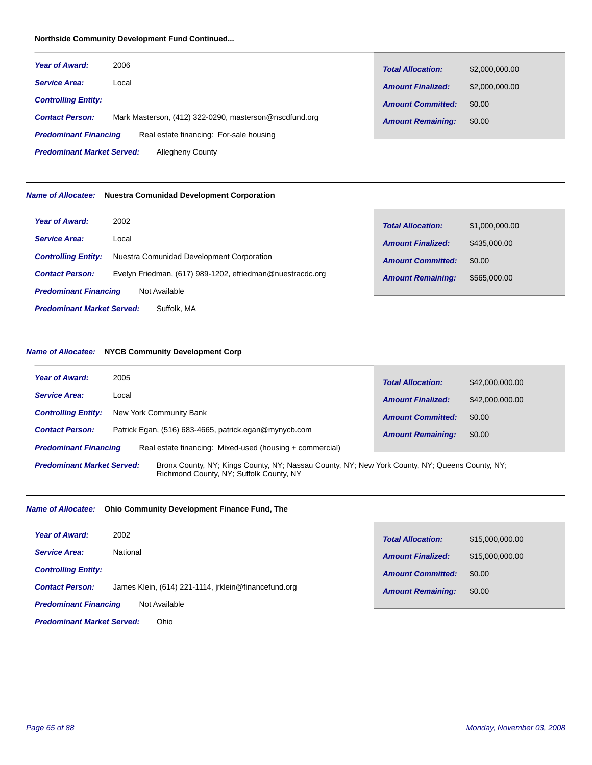**Northside Community Development Fund Continued...**

***Year of Award:*** 2006

***Service Area:*** Local

***Controlling Entity:***

***Contact Person:*** Mark Masterson, (412) 322-0290, masterson@nscdfund.org

***Predominant Financing*** Real estate financing: For-sale housing

***Predominant Market Served:*** Allegheny County

| | |
|---|---|
| ***Total Allocation:*** | $2,000,000.00 |
| ***Amount Finalized:*** | $2,000,000.00 |
| ***Amount Committed:*** | $0.00 |
| ***Amount Remaining:*** | $0.00 |

---

***Name of Allocatee:*** **Nuestra Comunidad Development Corporation**

***Year of Award:*** 2002

***Service Area:*** Local

***Controlling Entity:*** Nuestra Comunidad Development Corporation

***Contact Person:*** Evelyn Friedman, (617) 989-1202, efriedman@nuestracdc.org

***Predominant Financing*** Not Available

***Predominant Market Served:*** Suffolk, MA

| | |
|---|---|
| ***Total Allocation:*** | $1,000,000.00 |
| ***Amount Finalized:*** | $435,000.00 |
| ***Amount Committed:*** | $0.00 |
| ***Amount Remaining:*** | $565,000.00 |

---

***Name of Allocatee:*** **NYCB Community Development Corp**

***Year of Award:*** 2005

***Service Area:*** Local

***Controlling Entity:*** New York Community Bank

***Contact Person:*** Patrick Egan, (516) 683-4665, patrick.egan@mynycb.com

***Predominant Financing*** Real estate financing: Mixed-used (housing + commercial)

***Predominant Market Served:*** Bronx County, NY; Kings County, NY; Nassau County, NY; New York County, NY; Queens County, NY; Richmond County, NY; Suffolk County, NY

| | |
|---|---|
| ***Total Allocation:*** | $42,000,000.00 |
| ***Amount Finalized:*** | $42,000,000.00 |
| ***Amount Committed:*** | $0.00 |
| ***Amount Remaining:*** | $0.00 |

---

***Name of Allocatee:*** **Ohio Community Development Finance Fund, The**

***Year of Award:*** 2002

***Service Area:*** National

***Controlling Entity:***

***Contact Person:*** James Klein, (614) 221-1114, jrklein@financefund.org

***Predominant Financing*** Not Available

***Predominant Market Served:*** Ohio

| | |
|---|---|
| ***Total Allocation:*** | $15,000,000.00 |
| ***Amount Finalized:*** | $15,000,000.00 |
| ***Amount Committed:*** | $0.00 |
| ***Amount Remaining:*** | $0.00 |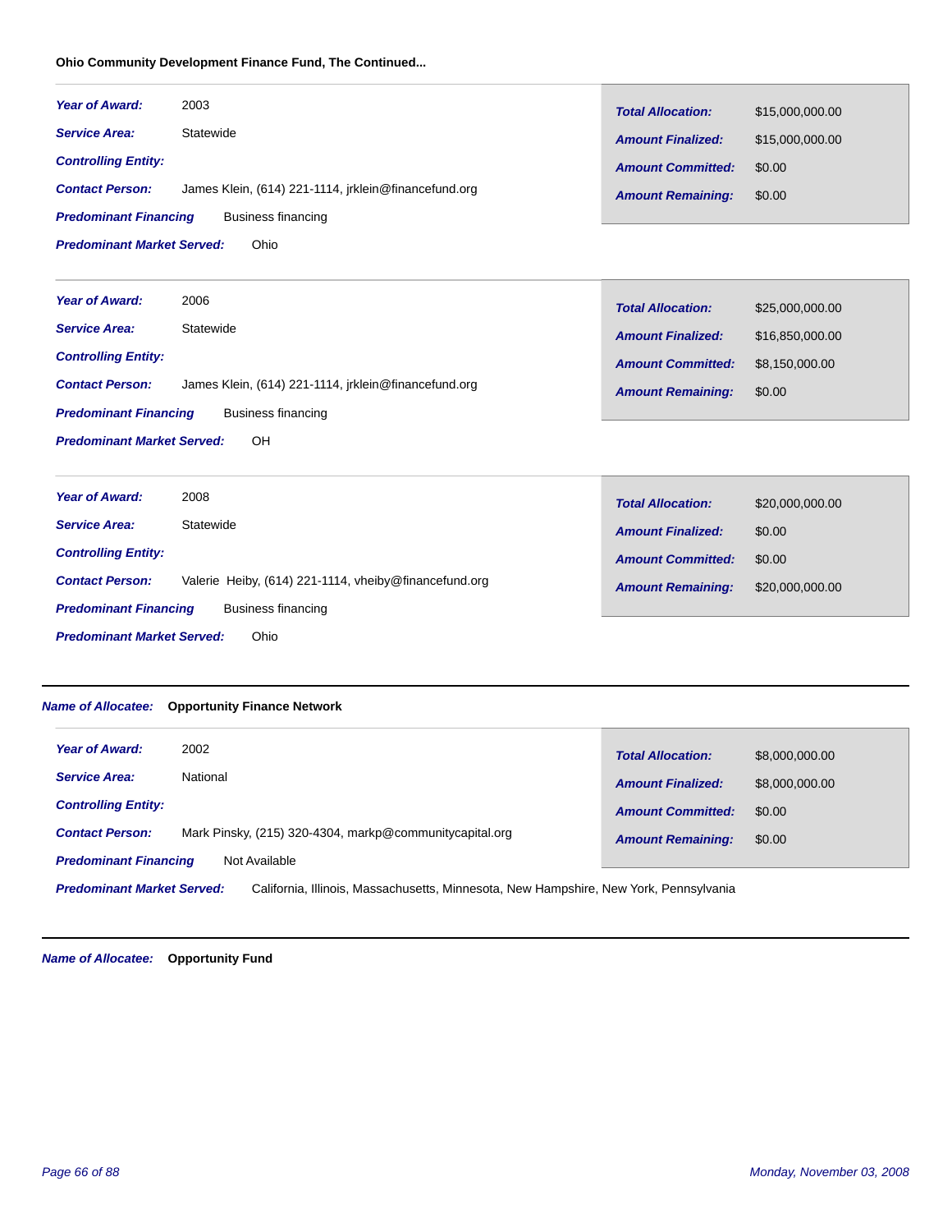**Ohio Community Development Finance Fund, The Continued...**

***Year of Award:*** 2003
***Service Area:*** Statewide
***Controlling Entity:***
***Contact Person:*** James Klein, (614) 221-1114, jrklein@financefund.org
***Predominant Financing*** Business financing
***Predominant Market Served:*** Ohio

| | |
|---|---|
| ***Total Allocation:*** | $15,000,000.00 |
| ***Amount Finalized:*** | $15,000,000.00 |
| ***Amount Committed:*** | $0.00 |
| ***Amount Remaining:*** | $0.00 |

***Year of Award:*** 2006
***Service Area:*** Statewide
***Controlling Entity:***
***Contact Person:*** James Klein, (614) 221-1114, jrklein@financefund.org
***Predominant Financing*** Business financing
***Predominant Market Served:*** OH

| | |
|---|---|
| ***Total Allocation:*** | $25,000,000.00 |
| ***Amount Finalized:*** | $16,850,000.00 |
| ***Amount Committed:*** | $8,150,000.00 |
| ***Amount Remaining:*** | $0.00 |

***Year of Award:*** 2008
***Service Area:*** Statewide
***Controlling Entity:***
***Contact Person:*** Valerie Heiby, (614) 221-1114, vheiby@financefund.org
***Predominant Financing*** Business financing
***Predominant Market Served:*** Ohio

| | |
|---|---|
| ***Total Allocation:*** | $20,000,000.00 |
| ***Amount Finalized:*** | $0.00 |
| ***Amount Committed:*** | $0.00 |
| ***Amount Remaining:*** | $20,000,000.00 |

---

***Name of Allocatee:*** **Opportunity Finance Network**

***Year of Award:*** 2002
***Service Area:*** National
***Controlling Entity:***
***Contact Person:*** Mark Pinsky, (215) 320-4304, markp@communitycapital.org
***Predominant Financing*** Not Available
***Predominant Market Served:*** California, Illinois, Massachusetts, Minnesota, New Hampshire, New York, Pennsylvania

| | |
|---|---|
| ***Total Allocation:*** | $8,000,000.00 |
| ***Amount Finalized:*** | $8,000,000.00 |
| ***Amount Committed:*** | $0.00 |
| ***Amount Remaining:*** | $0.00 |

---

***Name of Allocatee:*** **Opportunity Fund**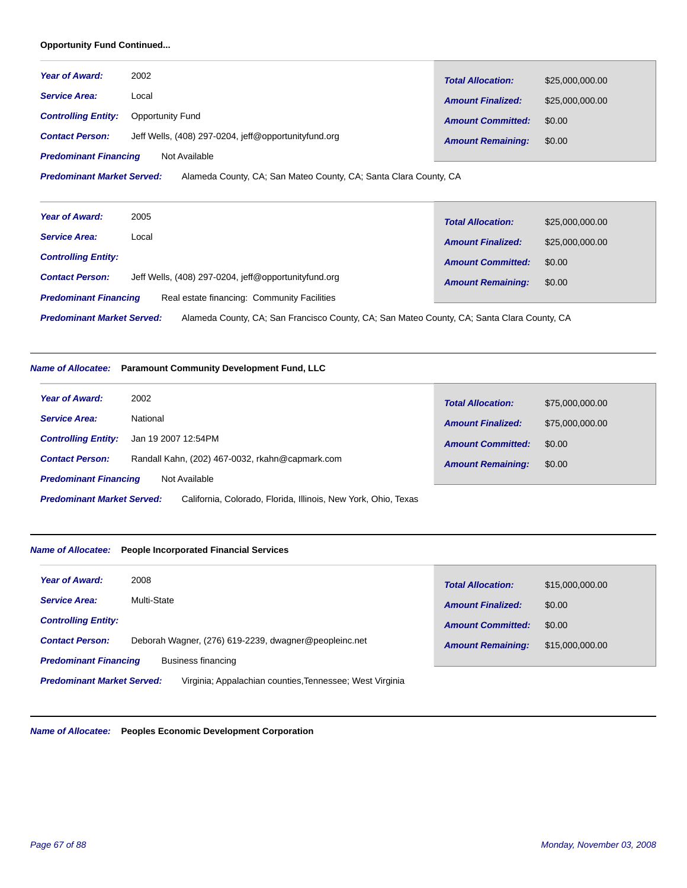**Opportunity Fund Continued...**

---

***Year of Award:*** 2002

***Service Area:*** Local

***Controlling Entity:*** Opportunity Fund

***Contact Person:*** Jeff Wells, (408) 297-0204, jeff@opportunityfund.org

***Predominant Financing*** Not Available

***Predominant Market Served:*** Alameda County, CA; San Mateo County, CA; Santa Clara County, CA

| | |
|---|---|
| ***Total Allocation:*** | $25,000,000.00 |
| ***Amount Finalized:*** | $25,000,000.00 |
| ***Amount Committed:*** | $0.00 |
| ***Amount Remaining:*** | $0.00 |

---

***Year of Award:*** 2005

***Service Area:*** Local

***Controlling Entity:***

***Contact Person:*** Jeff Wells, (408) 297-0204, jeff@opportunityfund.org

***Predominant Financing*** Real estate financing: Community Facilities

***Predominant Market Served:*** Alameda County, CA; San Francisco County, CA; San Mateo County, CA; Santa Clara County, CA

| | |
|---|---|
| ***Total Allocation:*** | $25,000,000.00 |
| ***Amount Finalized:*** | $25,000,000.00 |
| ***Amount Committed:*** | $0.00 |
| ***Amount Remaining:*** | $0.00 |

---

***Name of Allocatee:*** **Paramount Community Development Fund, LLC**

***Year of Award:*** 2002

***Service Area:*** National

***Controlling Entity:*** Jan 19 2007 12:54PM

***Contact Person:*** Randall Kahn, (202) 467-0032, rkahn@capmark.com

***Predominant Financing*** Not Available

***Predominant Market Served:*** California, Colorado, Florida, Illinois, New York, Ohio, Texas

| | |
|---|---|
| ***Total Allocation:*** | $75,000,000.00 |
| ***Amount Finalized:*** | $75,000,000.00 |
| ***Amount Committed:*** | $0.00 |
| ***Amount Remaining:*** | $0.00 |

---

***Name of Allocatee:*** **People Incorporated Financial Services**

***Year of Award:*** 2008

***Service Area:*** Multi-State

***Controlling Entity:***

***Contact Person:*** Deborah Wagner, (276) 619-2239, dwagner@peopleinc.net

***Predominant Financing*** Business financing

***Predominant Market Served:*** Virginia; Appalachian counties,Tennessee; West Virginia

| | |
|---|---|
| ***Total Allocation:*** | $15,000,000.00 |
| ***Amount Finalized:*** | $0.00 |
| ***Amount Committed:*** | $0.00 |
| ***Amount Remaining:*** | $15,000,000.00 |

---

***Name of Allocatee:*** **Peoples Economic Development Corporation**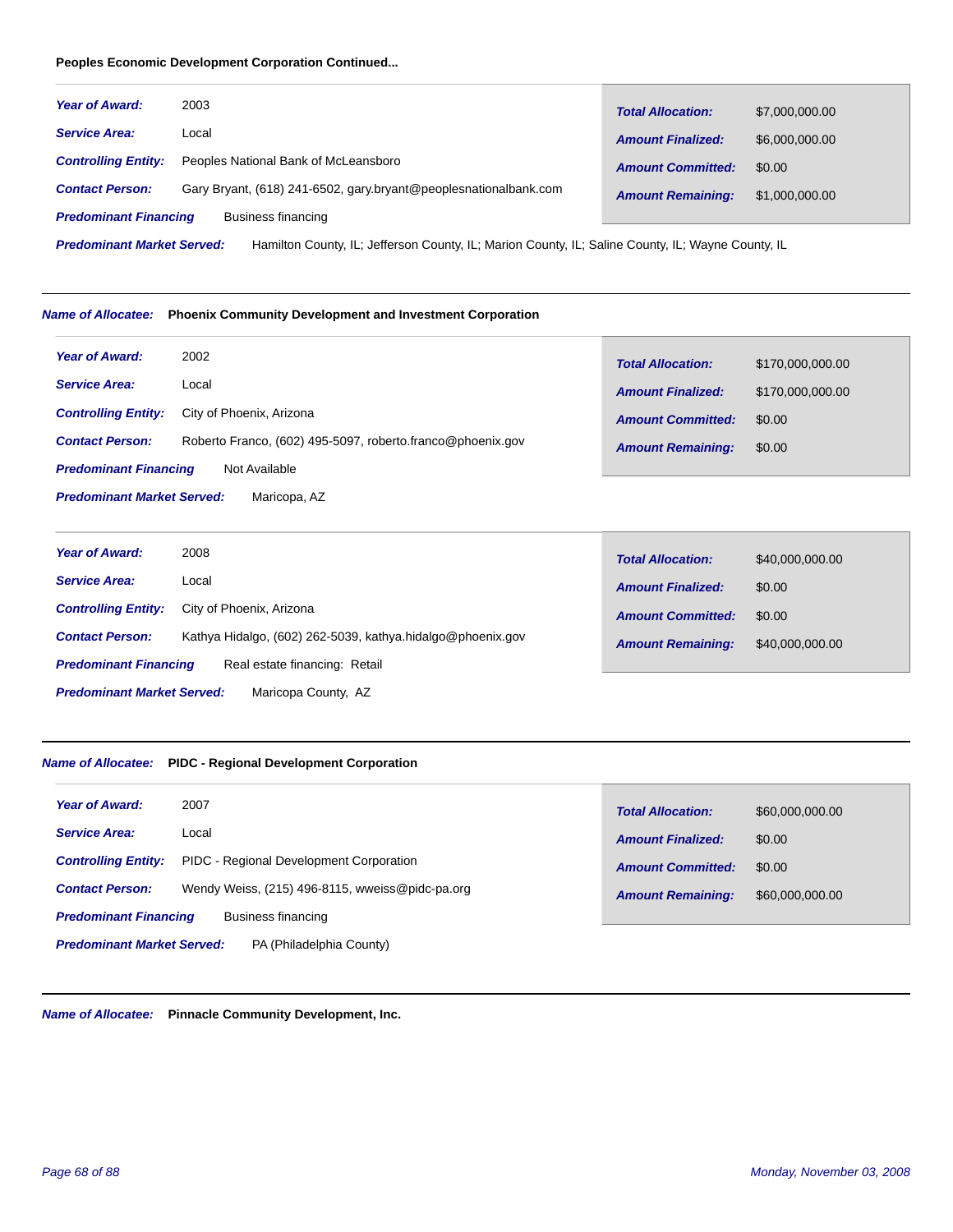**Peoples Economic Development Corporation Continued...**

| | |
|---|---|
| ***Year of Award:*** | 2003 |
| ***Service Area:*** | Local |
| ***Controlling Entity:*** | Peoples National Bank of McLeansboro |
| ***Contact Person:*** | Gary Bryant, (618) 241-6502, gary.bryant@peoplesnationalbank.com |
| ***Predominant Financing*** | Business financing |
| ***Predominant Market Served:*** | Hamilton County, IL; Jefferson County, IL; Marion County, IL; Saline County, IL; Wayne County, IL |
| ***Total Allocation:*** | $7,000,000.00 |
| ***Amount Finalized:*** | $6,000,000.00 |
| ***Amount Committed:*** | $0.00 |
| ***Amount Remaining:*** | $1,000,000.00 |

---

***Name of Allocatee:*** **Phoenix Community Development and Investment Corporation**

| | |
|---|---|
| ***Year of Award:*** | 2002 |
| ***Service Area:*** | Local |
| ***Controlling Entity:*** | City of Phoenix, Arizona |
| ***Contact Person:*** | Roberto Franco, (602) 495-5097, roberto.franco@phoenix.gov |
| ***Predominant Financing*** | Not Available |
| ***Predominant Market Served:*** | Maricopa, AZ |
| ***Total Allocation:*** | $170,000,000.00 |
| ***Amount Finalized:*** | $170,000,000.00 |
| ***Amount Committed:*** | $0.00 |
| ***Amount Remaining:*** | $0.00 |

| | |
|---|---|
| ***Year of Award:*** | 2008 |
| ***Service Area:*** | Local |
| ***Controlling Entity:*** | City of Phoenix, Arizona |
| ***Contact Person:*** | Kathya Hidalgo, (602) 262-5039, kathya.hidalgo@phoenix.gov |
| ***Predominant Financing*** | Real estate financing: Retail |
| ***Predominant Market Served:*** | Maricopa County, AZ |
| ***Total Allocation:*** | $40,000,000.00 |
| ***Amount Finalized:*** | $0.00 |
| ***Amount Committed:*** | $0.00 |
| ***Amount Remaining:*** | $40,000,000.00 |

---

***Name of Allocatee:*** **PIDC - Regional Development Corporation**

| | |
|---|---|
| ***Year of Award:*** | 2007 |
| ***Service Area:*** | Local |
| ***Controlling Entity:*** | PIDC - Regional Development Corporation |
| ***Contact Person:*** | Wendy Weiss, (215) 496-8115, wweiss@pidc-pa.org |
| ***Predominant Financing*** | Business financing |
| ***Predominant Market Served:*** | PA (Philadelphia County) |
| ***Total Allocation:*** | $60,000,000.00 |
| ***Amount Finalized:*** | $0.00 |
| ***Amount Committed:*** | $0.00 |
| ***Amount Remaining:*** | $60,000,000.00 |

---

***Name of Allocatee:*** **Pinnacle Community Development, Inc.**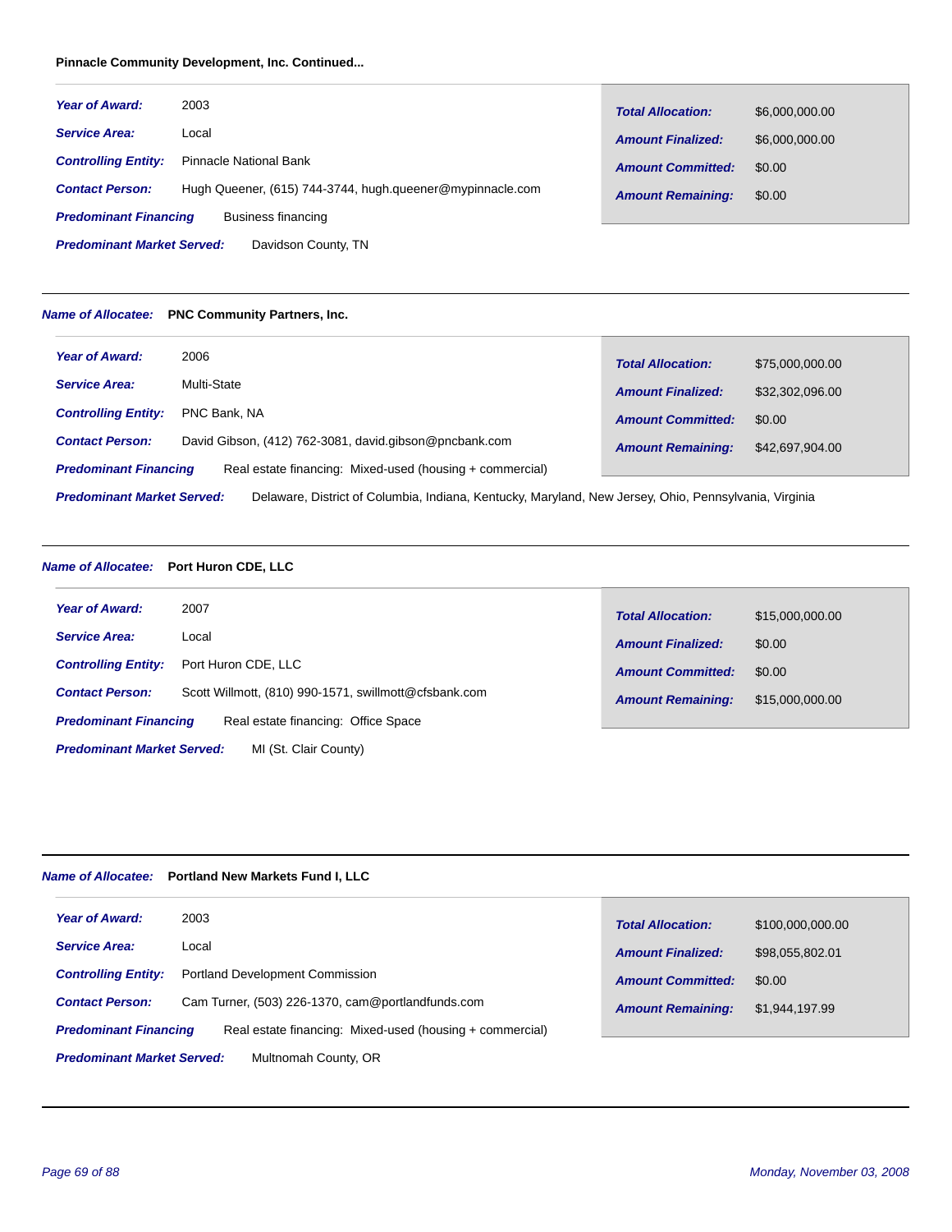**Pinnacle Community Development, Inc. Continued...**

***Year of Award:*** 2003

***Service Area:*** Local

***Controlling Entity:*** Pinnacle National Bank

***Contact Person:*** Hugh Queener, (615) 744-3744, hugh.queener@mypinnacle.com

***Predominant Financing*** Business financing

***Predominant Market Served:*** Davidson County, TN

***Total Allocation:*** $6,000,000.00

***Amount Finalized:*** $6,000,000.00

***Amount Committed:*** $0.00

***Amount Remaining:*** $0.00

---

***Name of Allocatee:*** **PNC Community Partners, Inc.**

***Year of Award:*** 2006

***Service Area:*** Multi-State

***Controlling Entity:*** PNC Bank, NA

***Contact Person:*** David Gibson, (412) 762-3081, david.gibson@pncbank.com

***Predominant Financing*** Real estate financing: Mixed-used (housing + commercial)

***Predominant Market Served:*** Delaware, District of Columbia, Indiana, Kentucky, Maryland, New Jersey, Ohio, Pennsylvania, Virginia

***Total Allocation:*** $75,000,000.00

***Amount Finalized:*** $32,302,096.00

***Amount Committed:*** $0.00

***Amount Remaining:*** $42,697,904.00

---

***Name of Allocatee:*** **Port Huron CDE, LLC**

***Year of Award:*** 2007

***Service Area:*** Local

***Controlling Entity:*** Port Huron CDE, LLC

***Contact Person:*** Scott Willmott, (810) 990-1571, swillmott@cfsbank.com

***Predominant Financing*** Real estate financing: Office Space

***Predominant Market Served:*** MI (St. Clair County)

***Total Allocation:*** $15,000,000.00

***Amount Finalized:*** $0.00

***Amount Committed:*** $0.00

***Amount Remaining:*** $15,000,000.00

---

***Name of Allocatee:*** **Portland New Markets Fund I, LLC**

***Year of Award:*** 2003

***Service Area:*** Local

***Controlling Entity:*** Portland Development Commission

***Contact Person:*** Cam Turner, (503) 226-1370, cam@portlandfunds.com

***Predominant Financing*** Real estate financing: Mixed-used (housing + commercial)

***Predominant Market Served:*** Multnomah County, OR

***Total Allocation:*** $100,000,000.00

***Amount Finalized:*** $98,055,802.01

***Amount Committed:*** $0.00

***Amount Remaining:*** $1,944,197.99

---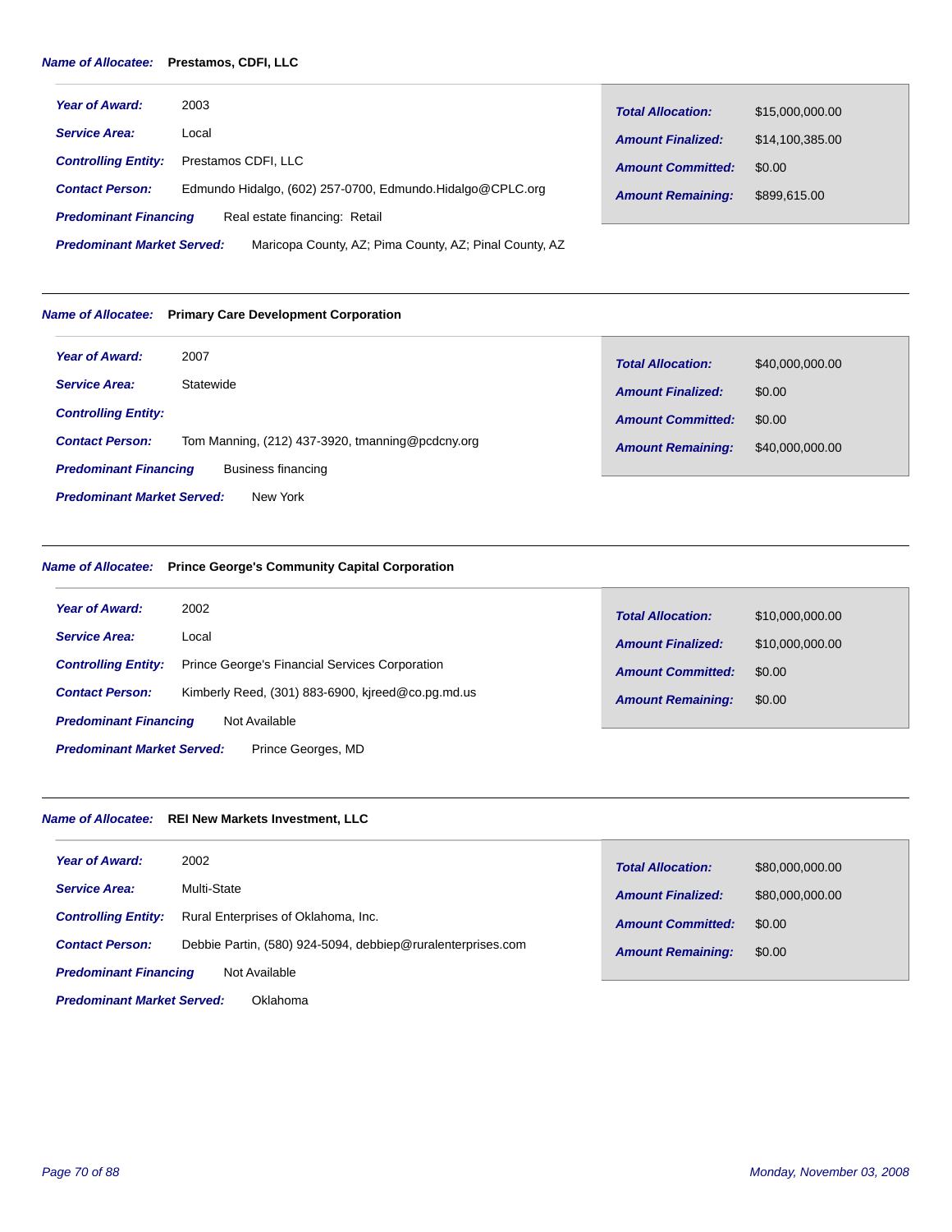***Name of Allocatee:*** **Prestamos, CDFI, LLC**

***Year of Award:*** 2003

***Service Area:*** Local

***Controlling Entity:*** Prestamos CDFI, LLC

***Contact Person:*** Edmundo Hidalgo, (602) 257-0700, Edmundo.Hidalgo@CPLC.org

***Predominant Financing*** Real estate financing: Retail

***Predominant Market Served:*** Maricopa County, AZ; Pima County, AZ; Pinal County, AZ

| | |
|---|---|
| ***Total Allocation:*** | $15,000,000.00 |
| ***Amount Finalized:*** | $14,100,385.00 |
| ***Amount Committed:*** | $0.00 |
| ***Amount Remaining:*** | $899,615.00 |

---

***Name of Allocatee:*** **Primary Care Development Corporation**

***Year of Award:*** 2007

***Service Area:*** Statewide

***Controlling Entity:***

***Contact Person:*** Tom Manning, (212) 437-3920, tmanning@pcdcny.org

***Predominant Financing*** Business financing

***Predominant Market Served:*** New York

| | |
|---|---|
| ***Total Allocation:*** | $40,000,000.00 |
| ***Amount Finalized:*** | $0.00 |
| ***Amount Committed:*** | $0.00 |
| ***Amount Remaining:*** | $40,000,000.00 |

---

***Name of Allocatee:*** **Prince George's Community Capital Corporation**

***Year of Award:*** 2002

***Service Area:*** Local

***Controlling Entity:*** Prince George's Financial Services Corporation

***Contact Person:*** Kimberly Reed, (301) 883-6900, kjreed@co.pg.md.us

***Predominant Financing*** Not Available

***Predominant Market Served:*** Prince Georges, MD

| | |
|---|---|
| ***Total Allocation:*** | $10,000,000.00 |
| ***Amount Finalized:*** | $10,000,000.00 |
| ***Amount Committed:*** | $0.00 |
| ***Amount Remaining:*** | $0.00 |

---

***Name of Allocatee:*** **REI New Markets Investment, LLC**

***Year of Award:*** 2002

***Service Area:*** Multi-State

***Controlling Entity:*** Rural Enterprises of Oklahoma, Inc.

***Contact Person:*** Debbie Partin, (580) 924-5094, debbiep@ruralenterprises.com

***Predominant Financing*** Not Available

***Predominant Market Served:*** Oklahoma

| | |
|---|---|
| ***Total Allocation:*** | $80,000,000.00 |
| ***Amount Finalized:*** | $80,000,000.00 |
| ***Amount Committed:*** | $0.00 |
| ***Amount Remaining:*** | $0.00 |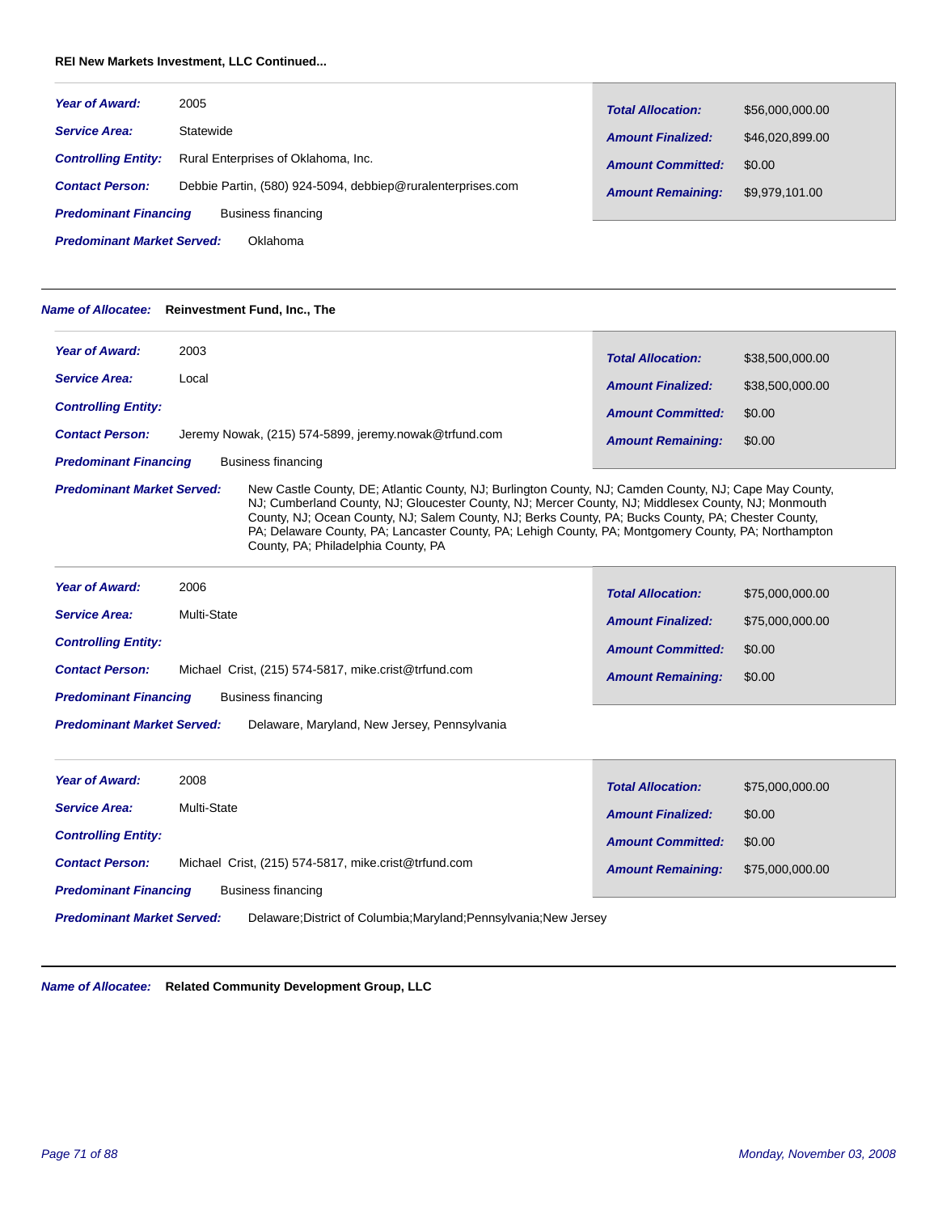**REI New Markets Investment, LLC Continued...**

***Year of Award:*** 2005

***Service Area:*** Statewide

***Controlling Entity:*** Rural Enterprises of Oklahoma, Inc.

***Contact Person:*** Debbie Partin, (580) 924-5094, debbiep@ruralenterprises.com

***Predominant Financing*** Business financing

***Predominant Market Served:*** Oklahoma

| | |
|---|---|
| ***Total Allocation:*** | $56,000,000.00 |
| ***Amount Finalized:*** | $46,020,899.00 |
| ***Amount Committed:*** | $0.00 |
| ***Amount Remaining:*** | $9,979,101.00 |

---

***Name of Allocatee:*** **Reinvestment Fund, Inc., The**

***Year of Award:*** 2003

***Service Area:*** Local

***Controlling Entity:***

***Contact Person:*** Jeremy Nowak, (215) 574-5899, jeremy.nowak@trfund.com

***Predominant Financing*** Business financing

***Predominant Market Served:*** New Castle County, DE; Atlantic County, NJ; Burlington County, NJ; Camden County, NJ; Cape May County, NJ; Cumberland County, NJ; Gloucester County, NJ; Mercer County, NJ; Middlesex County, NJ; Monmouth County, NJ; Ocean County, NJ; Salem County, NJ; Berks County, PA; Bucks County, PA; Chester County, PA; Delaware County, PA; Lancaster County, PA; Lehigh County, PA; Montgomery County, PA; Northampton County, PA; Philadelphia County, PA

| | |
|---|---|
| ***Total Allocation:*** | $38,500,000.00 |
| ***Amount Finalized:*** | $38,500,000.00 |
| ***Amount Committed:*** | $0.00 |
| ***Amount Remaining:*** | $0.00 |

***Year of Award:*** 2006

***Service Area:*** Multi-State

***Controlling Entity:***

***Contact Person:*** Michael Crist, (215) 574-5817, mike.crist@trfund.com

***Predominant Financing*** Business financing

***Predominant Market Served:*** Delaware, Maryland, New Jersey, Pennsylvania

| | |
|---|---|
| ***Total Allocation:*** | $75,000,000.00 |
| ***Amount Finalized:*** | $75,000,000.00 |
| ***Amount Committed:*** | $0.00 |
| ***Amount Remaining:*** | $0.00 |

***Year of Award:*** 2008

***Service Area:*** Multi-State

***Controlling Entity:***

***Contact Person:*** Michael Crist, (215) 574-5817, mike.crist@trfund.com

***Predominant Financing*** Business financing

***Predominant Market Served:*** Delaware;District of Columbia;Maryland;Pennsylvania;New Jersey

| | |
|---|---|
| ***Total Allocation:*** | $75,000,000.00 |
| ***Amount Finalized:*** | $0.00 |
| ***Amount Committed:*** | $0.00 |
| ***Amount Remaining:*** | $75,000,000.00 |

---

***Name of Allocatee:*** **Related Community Development Group, LLC**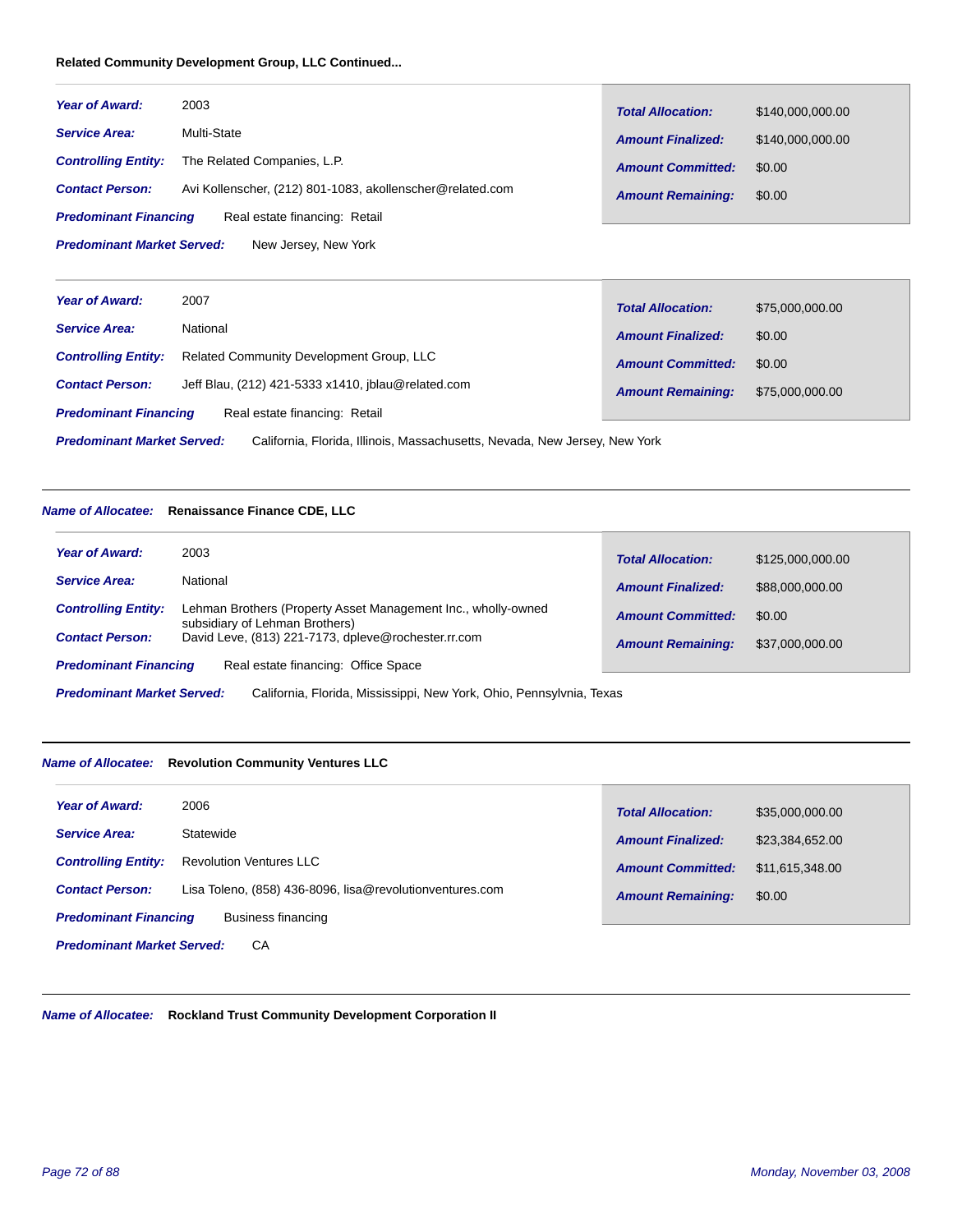**Related Community Development Group, LLC Continued...**

---

***Year of Award:*** 2003

***Service Area:*** Multi-State

***Controlling Entity:*** The Related Companies, L.P.

***Contact Person:*** Avi Kollenscher, (212) 801-1083, akollenscher@related.com

***Predominant Financing*** Real estate financing: Retail

***Predominant Market Served:*** New Jersey, New York

| | |
|---|---|
| ***Total Allocation:*** | $140,000,000.00 |
| ***Amount Finalized:*** | $140,000,000.00 |
| ***Amount Committed:*** | $0.00 |
| ***Amount Remaining:*** | $0.00 |

---

***Year of Award:*** 2007

***Service Area:*** National

***Controlling Entity:*** Related Community Development Group, LLC

***Contact Person:*** Jeff Blau, (212) 421-5333 x1410, jblau@related.com

***Predominant Financing*** Real estate financing: Retail

***Predominant Market Served:*** California, Florida, Illinois, Massachusetts, Nevada, New Jersey, New York

| | |
|---|---|
| ***Total Allocation:*** | $75,000,000.00 |
| ***Amount Finalized:*** | $0.00 |
| ***Amount Committed:*** | $0.00 |
| ***Amount Remaining:*** | $75,000,000.00 |

---

***Name of Allocatee:*** **Renaissance Finance CDE, LLC**

***Year of Award:*** 2003

***Service Area:*** National

***Controlling Entity:*** Lehman Brothers (Property Asset Management Inc., wholly-owned subsidiary of Lehman Brothers)

***Contact Person:*** David Leve, (813) 221-7173, dpleve@rochester.rr.com

***Predominant Financing*** Real estate financing: Office Space

***Predominant Market Served:*** California, Florida, Mississippi, New York, Ohio, Pennsylvnia, Texas

| | |
|---|---|
| ***Total Allocation:*** | $125,000,000.00 |
| ***Amount Finalized:*** | $88,000,000.00 |
| ***Amount Committed:*** | $0.00 |
| ***Amount Remaining:*** | $37,000,000.00 |

---

***Name of Allocatee:*** **Revolution Community Ventures LLC**

***Year of Award:*** 2006

***Service Area:*** Statewide

***Controlling Entity:*** Revolution Ventures LLC

***Contact Person:*** Lisa Toleno, (858) 436-8096, lisa@revolutionventures.com

***Predominant Financing*** Business financing

***Predominant Market Served:*** CA

| | |
|---|---|
| ***Total Allocation:*** | $35,000,000.00 |
| ***Amount Finalized:*** | $23,384,652.00 |
| ***Amount Committed:*** | $11,615,348.00 |
| ***Amount Remaining:*** | $0.00 |

---

***Name of Allocatee:*** **Rockland Trust Community Development Corporation II**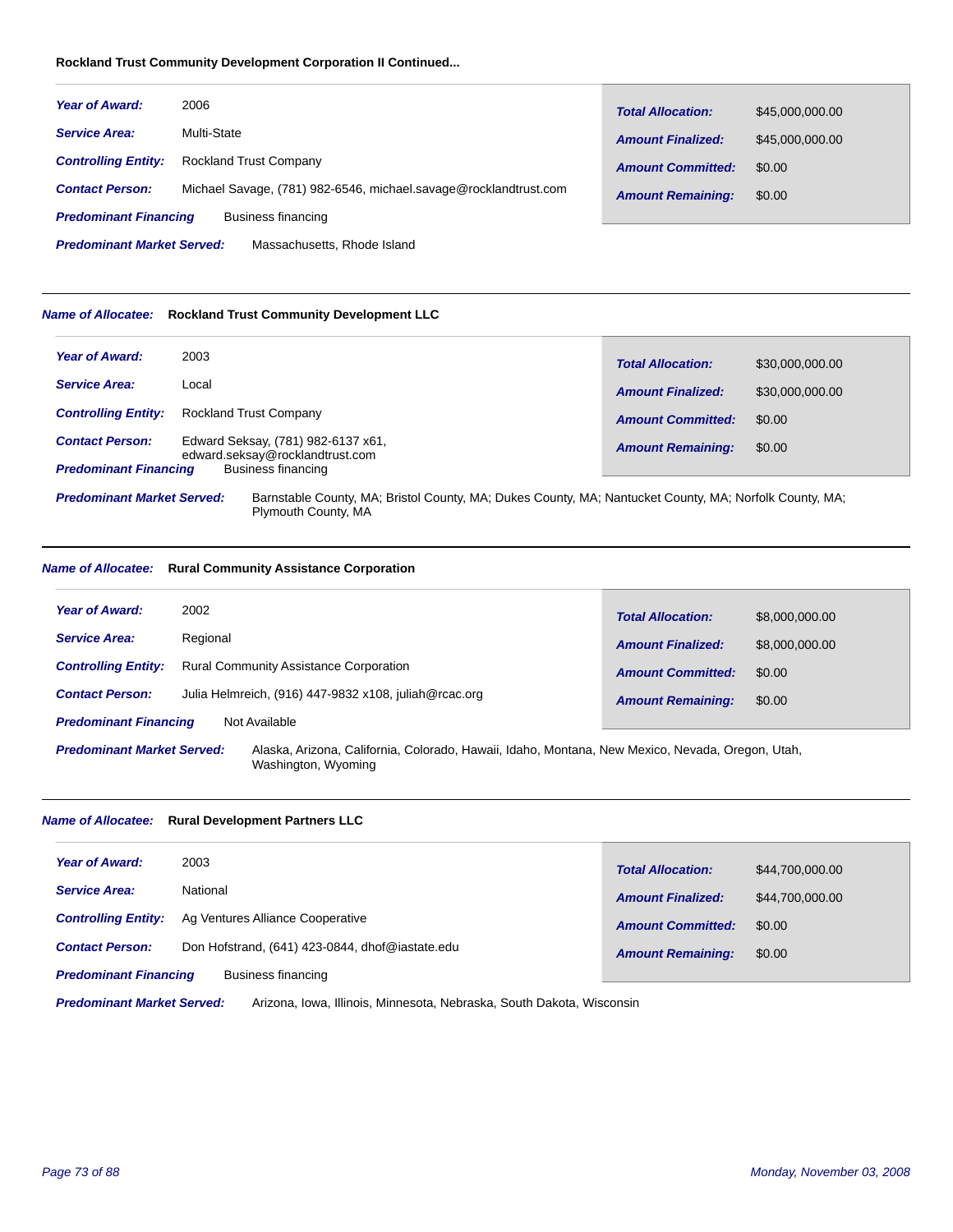**Rockland Trust Community Development Corporation II Continued...**

***Year of Award:*** 2006

***Service Area:*** Multi-State

***Controlling Entity:*** Rockland Trust Company

***Contact Person:*** Michael Savage, (781) 982-6546, michael.savage@rocklandtrust.com

***Predominant Financing*** Business financing

***Predominant Market Served:*** Massachusetts, Rhode Island

| | |
|---|---|
| ***Total Allocation:*** | $45,000,000.00 |
| ***Amount Finalized:*** | $45,000,000.00 |
| ***Amount Committed:*** | $0.00 |
| ***Amount Remaining:*** | $0.00 |

---

***Name of Allocatee:*** **Rockland Trust Community Development LLC**

***Year of Award:*** 2003

***Service Area:*** Local

***Controlling Entity:*** Rockland Trust Company

***Contact Person:*** Edward Seksay, (781) 982-6137 x61, edward.seksay@rocklandtrust.com

***Predominant Financing*** Business financing

***Predominant Market Served:*** Barnstable County, MA; Bristol County, MA; Dukes County, MA; Nantucket County, MA; Norfolk County, MA; Plymouth County, MA

| | |
|---|---|
| ***Total Allocation:*** | $30,000,000.00 |
| ***Amount Finalized:*** | $30,000,000.00 |
| ***Amount Committed:*** | $0.00 |
| ***Amount Remaining:*** | $0.00 |

---

***Name of Allocatee:*** **Rural Community Assistance Corporation**

***Year of Award:*** 2002

***Service Area:*** Regional

***Controlling Entity:*** Rural Community Assistance Corporation

***Contact Person:*** Julia Helmreich, (916) 447-9832 x108, juliah@rcac.org

***Predominant Financing*** Not Available

***Predominant Market Served:*** Alaska, Arizona, California, Colorado, Hawaii, Idaho, Montana, New Mexico, Nevada, Oregon, Utah, Washington, Wyoming

| | |
|---|---|
| ***Total Allocation:*** | $8,000,000.00 |
| ***Amount Finalized:*** | $8,000,000.00 |
| ***Amount Committed:*** | $0.00 |
| ***Amount Remaining:*** | $0.00 |

---

***Name of Allocatee:*** **Rural Development Partners LLC**

***Year of Award:*** 2003

***Service Area:*** National

***Controlling Entity:*** Ag Ventures Alliance Cooperative

***Contact Person:*** Don Hofstrand, (641) 423-0844, dhof@iastate.edu

***Predominant Financing*** Business financing

***Predominant Market Served:*** Arizona, Iowa, Illinois, Minnesota, Nebraska, South Dakota, Wisconsin

| | |
|---|---|
| ***Total Allocation:*** | $44,700,000.00 |
| ***Amount Finalized:*** | $44,700,000.00 |
| ***Amount Committed:*** | $0.00 |
| ***Amount Remaining:*** | $0.00 |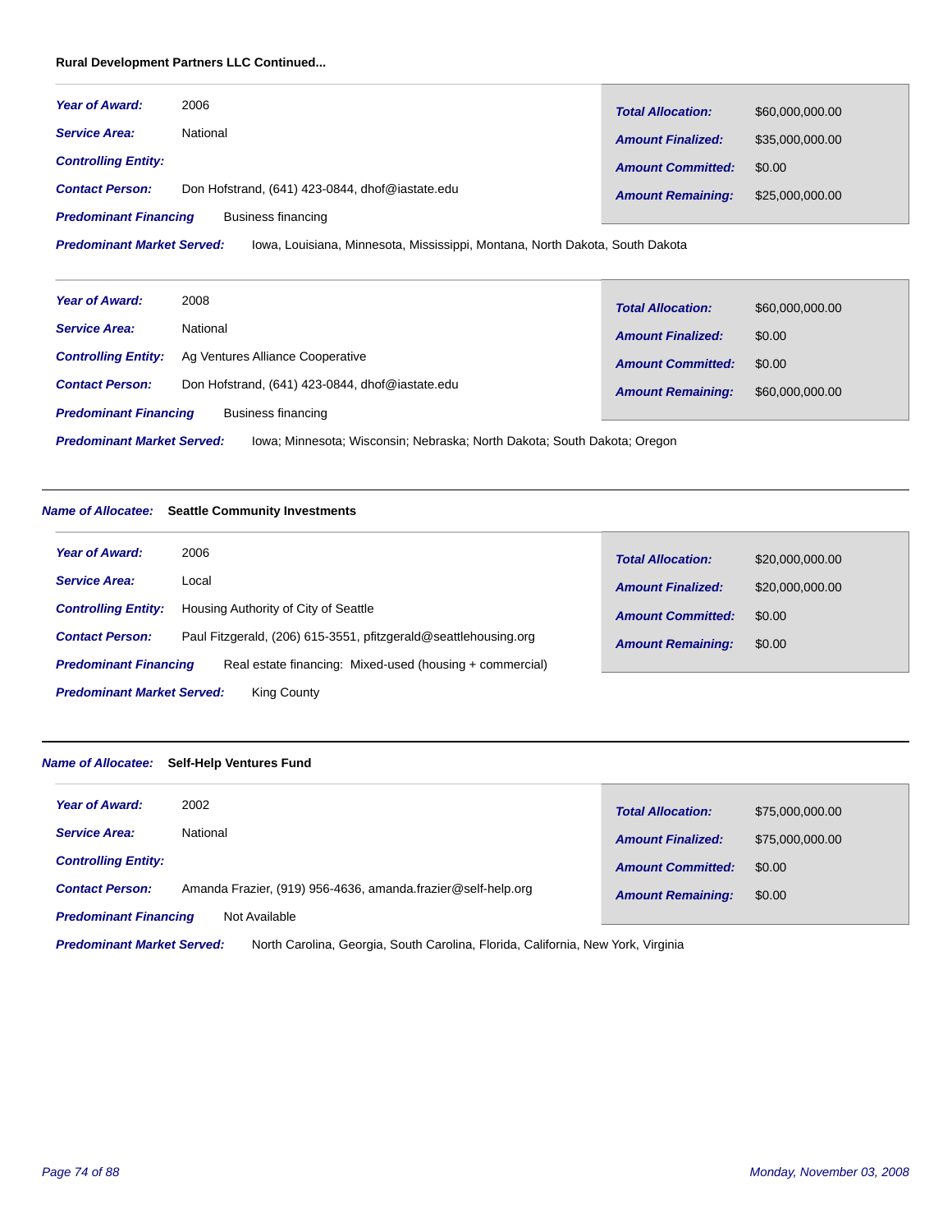**Rural Development Partners LLC Continued...**

| | | | |
|---|---|---|---|
| ***Year of Award:*** | 2006 | ***Total Allocation:*** | $60,000,000.00 |
| ***Service Area:*** | National | ***Amount Finalized:*** | $35,000,000.00 |
| ***Controlling Entity:*** | | ***Amount Committed:*** | $0.00 |
| ***Contact Person:*** | Don Hofstrand, (641) 423-0844, dhof@iastate.edu | ***Amount Remaining:*** | $25,000,000.00 |
| ***Predominant Financing*** | Business financing | | |

***Predominant Market Served:*** Iowa, Louisiana, Minnesota, Mississippi, Montana, North Dakota, South Dakota

| | | | |
|---|---|---|---|
| ***Year of Award:*** | 2008 | ***Total Allocation:*** | $60,000,000.00 |
| ***Service Area:*** | National | ***Amount Finalized:*** | $0.00 |
| ***Controlling Entity:*** | Ag Ventures Alliance Cooperative | ***Amount Committed:*** | $0.00 |
| ***Contact Person:*** | Don Hofstrand, (641) 423-0844, dhof@iastate.edu | ***Amount Remaining:*** | $60,000,000.00 |
| ***Predominant Financing*** | Business financing | | |

***Predominant Market Served:*** Iowa; Minnesota; Wisconsin; Nebraska; North Dakota; South Dakota; Oregon

---

***Name of Allocatee:*** **Seattle Community Investments**

| | | | |
|---|---|---|---|
| ***Year of Award:*** | 2006 | ***Total Allocation:*** | $20,000,000.00 |
| ***Service Area:*** | Local | ***Amount Finalized:*** | $20,000,000.00 |
| ***Controlling Entity:*** | Housing Authority of City of Seattle | ***Amount Committed:*** | $0.00 |
| ***Contact Person:*** | Paul Fitzgerald, (206) 615-3551, pfitzgerald@seattlehousing.org | ***Amount Remaining:*** | $0.00 |
| ***Predominant Financing*** | Real estate financing: Mixed-used (housing + commercial) | | |

***Predominant Market Served:*** King County

---

***Name of Allocatee:*** **Self-Help Ventures Fund**

| | | | |
|---|---|---|---|
| ***Year of Award:*** | 2002 | ***Total Allocation:*** | $75,000,000.00 |
| ***Service Area:*** | National | ***Amount Finalized:*** | $75,000,000.00 |
| ***Controlling Entity:*** | | ***Amount Committed:*** | $0.00 |
| ***Contact Person:*** | Amanda Frazier, (919) 956-4636, amanda.frazier@self-help.org | ***Amount Remaining:*** | $0.00 |
| ***Predominant Financing*** | Not Available | | |

***Predominant Market Served:*** North Carolina, Georgia, South Carolina, Florida, California, New York, Virginia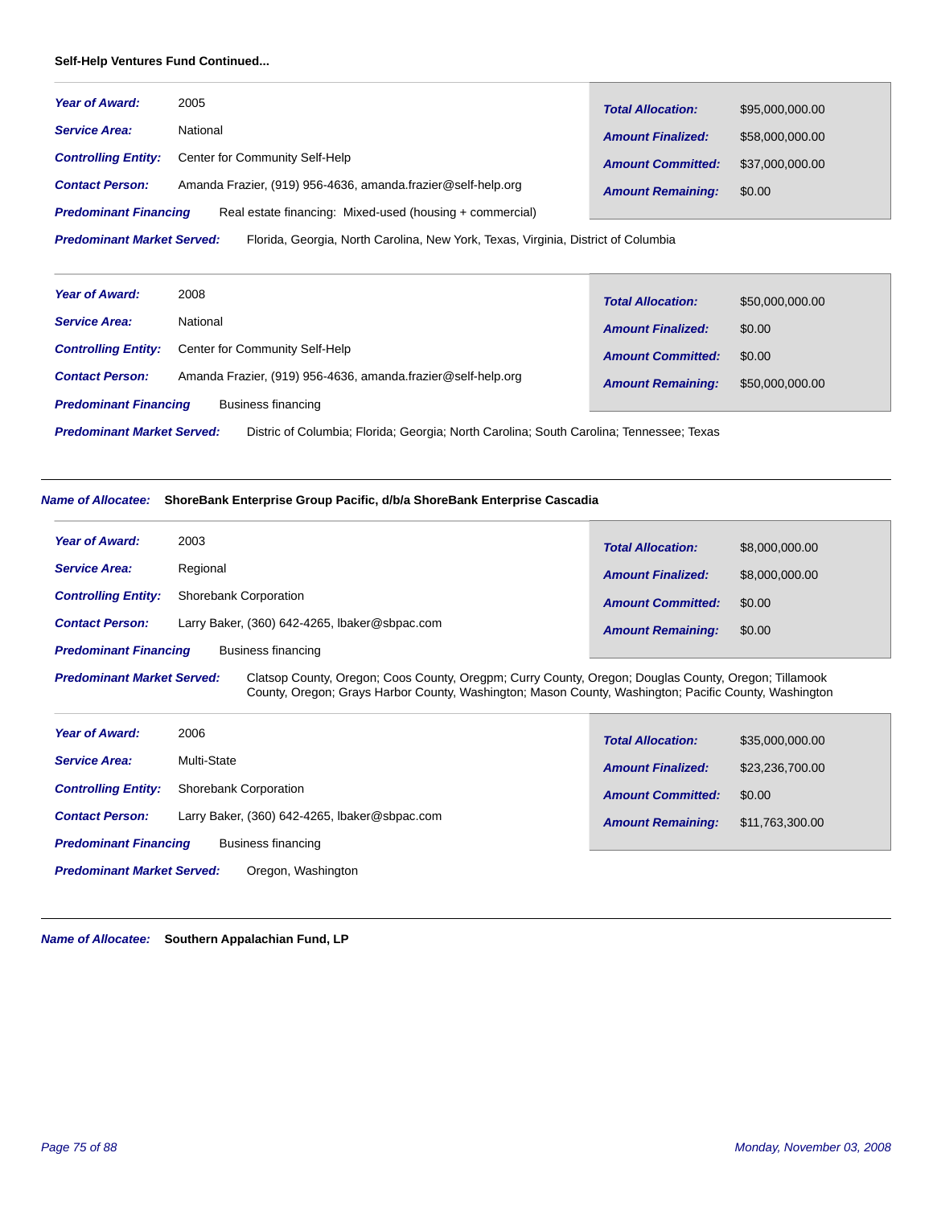**Self-Help Ventures Fund Continued...**

| | | | |
|---|---|---|---|
| ***Year of Award:*** | 2005 | ***Total Allocation:*** | $95,000,000.00 |
| ***Service Area:*** | National | ***Amount Finalized:*** | $58,000,000.00 |
| ***Controlling Entity:*** | Center for Community Self-Help | ***Amount Committed:*** | $37,000,000.00 |
| ***Contact Person:*** | Amanda Frazier, (919) 956-4636, amanda.frazier@self-help.org | ***Amount Remaining:*** | $0.00 |
| ***Predominant Financing*** | Real estate financing: Mixed-used (housing + commercial) | | |
| ***Predominant Market Served:*** | Florida, Georgia, North Carolina, New York, Texas, Virginia, District of Columbia | | |

| | | | |
|---|---|---|---|
| ***Year of Award:*** | 2008 | ***Total Allocation:*** | $50,000,000.00 |
| ***Service Area:*** | National | ***Amount Finalized:*** | $0.00 |
| ***Controlling Entity:*** | Center for Community Self-Help | ***Amount Committed:*** | $0.00 |
| ***Contact Person:*** | Amanda Frazier, (919) 956-4636, amanda.frazier@self-help.org | ***Amount Remaining:*** | $50,000,000.00 |
| ***Predominant Financing*** | Business financing | | |
| ***Predominant Market Served:*** | Distric of Columbia; Florida; Georgia; North Carolina; South Carolina; Tennessee; Texas | | |

---

***Name of Allocatee:*** **ShoreBank Enterprise Group Pacific, d/b/a ShoreBank Enterprise Cascadia**

| | | | |
|---|---|---|---|
| ***Year of Award:*** | 2003 | ***Total Allocation:*** | $8,000,000.00 |
| ***Service Area:*** | Regional | ***Amount Finalized:*** | $8,000,000.00 |
| ***Controlling Entity:*** | Shorebank Corporation | ***Amount Committed:*** | $0.00 |
| ***Contact Person:*** | Larry Baker, (360) 642-4265, lbaker@sbpac.com | ***Amount Remaining:*** | $0.00 |
| ***Predominant Financing*** | Business financing | | |
| ***Predominant Market Served:*** | Clatsop County, Oregon; Coos County, Oregpm; Curry County, Oregon; Douglas County, Oregon; Tillamook County, Oregon; Grays Harbor County, Washington; Mason County, Washington; Pacific County, Washington | | |

| | | | |
|---|---|---|---|
| ***Year of Award:*** | 2006 | ***Total Allocation:*** | $35,000,000.00 |
| ***Service Area:*** | Multi-State | ***Amount Finalized:*** | $23,236,700.00 |
| ***Controlling Entity:*** | Shorebank Corporation | ***Amount Committed:*** | $0.00 |
| ***Contact Person:*** | Larry Baker, (360) 642-4265, lbaker@sbpac.com | ***Amount Remaining:*** | $11,763,300.00 |
| ***Predominant Financing*** | Business financing | | |
| ***Predominant Market Served:*** | Oregon, Washington | | |

---

***Name of Allocatee:*** **Southern Appalachian Fund, LP**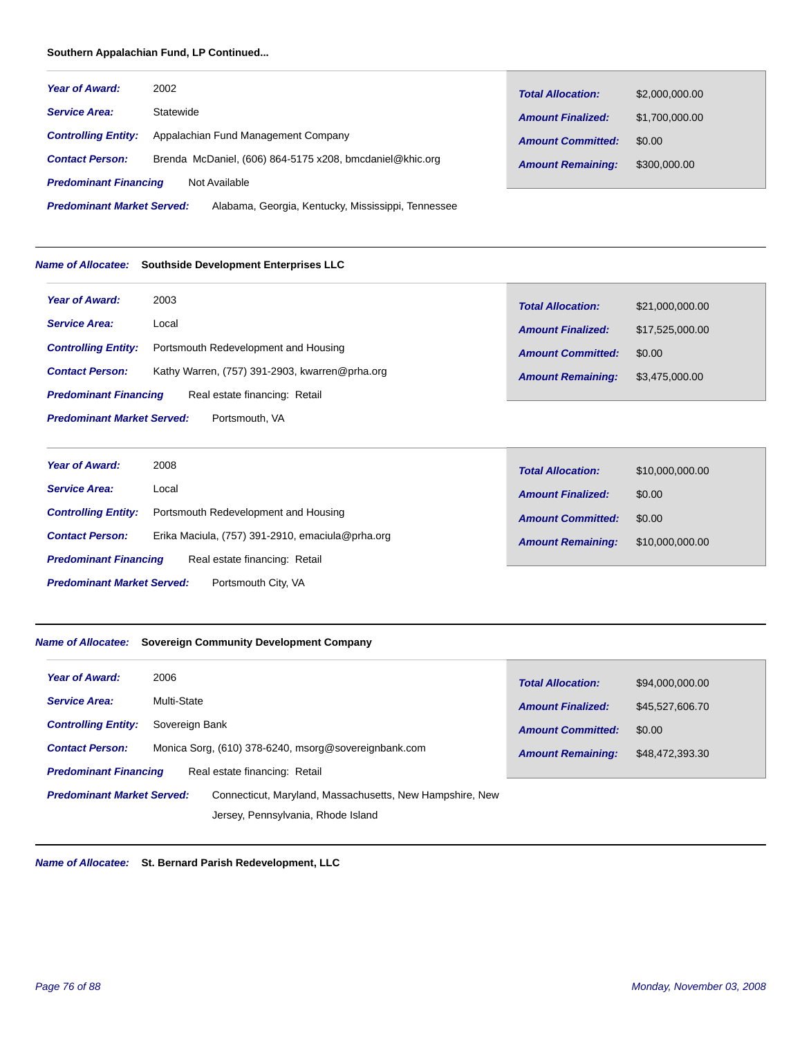**Southern Appalachian Fund, LP Continued...**

***Year of Award:*** 2002
***Service Area:*** Statewide
***Controlling Entity:*** Appalachian Fund Management Company
***Contact Person:*** Brenda McDaniel, (606) 864-5175 x208, bmcdaniel@khic.org
***Predominant Financing*** Not Available
***Predominant Market Served:*** Alabama, Georgia, Kentucky, Mississippi, Tennessee

| | |
|---|---|
| ***Total Allocation:*** | $2,000,000.00 |
| ***Amount Finalized:*** | $1,700,000.00 |
| ***Amount Committed:*** | $0.00 |
| ***Amount Remaining:*** | $300,000.00 |

---

***Name of Allocatee:*** **Southside Development Enterprises LLC**

***Year of Award:*** 2003
***Service Area:*** Local
***Controlling Entity:*** Portsmouth Redevelopment and Housing
***Contact Person:*** Kathy Warren, (757) 391-2903, kwarren@prha.org
***Predominant Financing*** Real estate financing: Retail
***Predominant Market Served:*** Portsmouth, VA

| | |
|---|---|
| ***Total Allocation:*** | $21,000,000.00 |
| ***Amount Finalized:*** | $17,525,000.00 |
| ***Amount Committed:*** | $0.00 |
| ***Amount Remaining:*** | $3,475,000.00 |

***Year of Award:*** 2008
***Service Area:*** Local
***Controlling Entity:*** Portsmouth Redevelopment and Housing
***Contact Person:*** Erika Maciula, (757) 391-2910, emaciula@prha.org
***Predominant Financing*** Real estate financing: Retail
***Predominant Market Served:*** Portsmouth City, VA

| | |
|---|---|
| ***Total Allocation:*** | $10,000,000.00 |
| ***Amount Finalized:*** | $0.00 |
| ***Amount Committed:*** | $0.00 |
| ***Amount Remaining:*** | $10,000,000.00 |

---

***Name of Allocatee:*** **Sovereign Community Development Company**

***Year of Award:*** 2006
***Service Area:*** Multi-State
***Controlling Entity:*** Sovereign Bank
***Contact Person:*** Monica Sorg, (610) 378-6240, msorg@sovereignbank.com
***Predominant Financing*** Real estate financing: Retail
***Predominant Market Served:*** Connecticut, Maryland, Massachusetts, New Hampshire, New Jersey, Pennsylvania, Rhode Island

| | |
|---|---|
| ***Total Allocation:*** | $94,000,000.00 |
| ***Amount Finalized:*** | $45,527,606.70 |
| ***Amount Committed:*** | $0.00 |
| ***Amount Remaining:*** | $48,472,393.30 |

---

***Name of Allocatee:*** **St. Bernard Parish Redevelopment, LLC**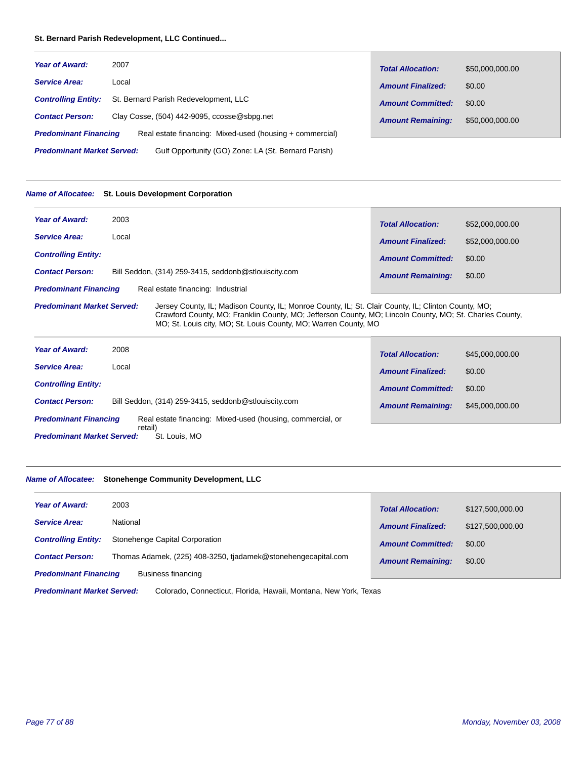**St. Bernard Parish Redevelopment, LLC Continued...**

| | |
|---|---|
| ***Year of Award:*** | 2007 |
| ***Service Area:*** | Local |
| ***Controlling Entity:*** | St. Bernard Parish Redevelopment, LLC |
| ***Contact Person:*** | Clay Cosse, (504) 442-9095, ccosse@sbpg.net |
| ***Predominant Financing*** | Real estate financing: Mixed-used (housing + commercial) |
| ***Predominant Market Served:*** | Gulf Opportunity (GO) Zone: LA (St. Bernard Parish) |

| | |
|---|---|
| ***Total Allocation:*** | $50,000,000.00 |
| ***Amount Finalized:*** | $0.00 |
| ***Amount Committed:*** | $0.00 |
| ***Amount Remaining:*** | $50,000,000.00 |

---

***Name of Allocatee:*** **St. Louis Development Corporation**

| | |
|---|---|
| ***Year of Award:*** | 2003 |
| ***Service Area:*** | Local |
| ***Controlling Entity:*** | |
| ***Contact Person:*** | Bill Seddon, (314) 259-3415, seddonb@stlouiscity.com |
| ***Predominant Financing*** | Real estate financing: Industrial |
| ***Predominant Market Served:*** | Jersey County, IL; Madison County, IL; Monroe County, IL; St. Clair County, IL; Clinton County, MO; Crawford County, MO; Franklin County, MO; Jefferson County, MO; Lincoln County, MO; St. Charles County, MO; St. Louis city, MO; St. Louis County, MO; Warren County, MO |

| | |
|---|---|
| ***Total Allocation:*** | $52,000,000.00 |
| ***Amount Finalized:*** | $52,000,000.00 |
| ***Amount Committed:*** | $0.00 |
| ***Amount Remaining:*** | $0.00 |

| | |
|---|---|
| ***Year of Award:*** | 2008 |
| ***Service Area:*** | Local |
| ***Controlling Entity:*** | |
| ***Contact Person:*** | Bill Seddon, (314) 259-3415, seddonb@stlouiscity.com |
| ***Predominant Financing*** | Real estate financing: Mixed-used (housing, commercial, or retail) |
| ***Predominant Market Served:*** | St. Louis, MO |

| | |
|---|---|
| ***Total Allocation:*** | $45,000,000.00 |
| ***Amount Finalized:*** | $0.00 |
| ***Amount Committed:*** | $0.00 |
| ***Amount Remaining:*** | $45,000,000.00 |

---

***Name of Allocatee:*** **Stonehenge Community Development, LLC**

| | |
|---|---|
| ***Year of Award:*** | 2003 |
| ***Service Area:*** | National |
| ***Controlling Entity:*** | Stonehenge Capital Corporation |
| ***Contact Person:*** | Thomas Adamek, (225) 408-3250, tjadamek@stonehengecapital.com |
| ***Predominant Financing*** | Business financing |
| ***Predominant Market Served:*** | Colorado, Connecticut, Florida, Hawaii, Montana, New York, Texas |

| | |
|---|---|
| ***Total Allocation:*** | $127,500,000.00 |
| ***Amount Finalized:*** | $127,500,000.00 |
| ***Amount Committed:*** | $0.00 |
| ***Amount Remaining:*** | $0.00 |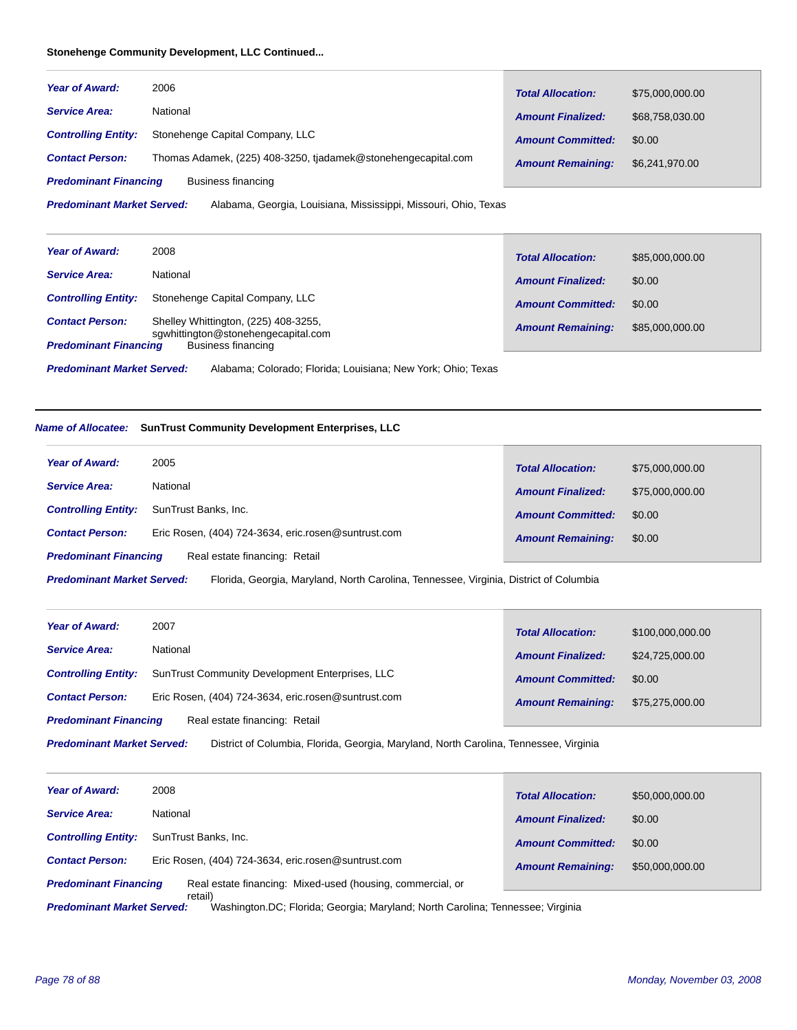**Stonehenge Community Development, LLC Continued...**

***Year of Award:*** 2006

***Service Area:*** National

***Controlling Entity:*** Stonehenge Capital Company, LLC

***Contact Person:*** Thomas Adamek, (225) 408-3250, tjadamek@stonehengecapital.com

***Predominant Financing*** Business financing

***Predominant Market Served:*** Alabama, Georgia, Louisiana, Mississippi, Missouri, Ohio, Texas

| | |
|---|---|
| ***Total Allocation:*** | $75,000,000.00 |
| ***Amount Finalized:*** | $68,758,030.00 |
| ***Amount Committed:*** | $0.00 |
| ***Amount Remaining:*** | $6,241,970.00 |

---

***Year of Award:*** 2008

***Service Area:*** National

***Controlling Entity:*** Stonehenge Capital Company, LLC

***Contact Person:*** Shelley Whittington, (225) 408-3255, sgwhittington@stonehengecapital.com

***Predominant Financing*** Business financing

***Predominant Market Served:*** Alabama; Colorado; Florida; Louisiana; New York; Ohio; Texas

| | |
|---|---|
| ***Total Allocation:*** | $85,000,000.00 |
| ***Amount Finalized:*** | $0.00 |
| ***Amount Committed:*** | $0.00 |
| ***Amount Remaining:*** | $85,000,000.00 |

---

***Name of Allocatee:*** **SunTrust Community Development Enterprises, LLC**

***Year of Award:*** 2005

***Service Area:*** National

***Controlling Entity:*** SunTrust Banks, Inc.

***Contact Person:*** Eric Rosen, (404) 724-3634, eric.rosen@suntrust.com

***Predominant Financing*** Real estate financing: Retail

***Predominant Market Served:*** Florida, Georgia, Maryland, North Carolina, Tennessee, Virginia, District of Columbia

| | |
|---|---|
| ***Total Allocation:*** | $75,000,000.00 |
| ***Amount Finalized:*** | $75,000,000.00 |
| ***Amount Committed:*** | $0.00 |
| ***Amount Remaining:*** | $0.00 |

---

***Year of Award:*** 2007

***Service Area:*** National

***Controlling Entity:*** SunTrust Community Development Enterprises, LLC

***Contact Person:*** Eric Rosen, (404) 724-3634, eric.rosen@suntrust.com

***Predominant Financing*** Real estate financing: Retail

***Predominant Market Served:*** District of Columbia, Florida, Georgia, Maryland, North Carolina, Tennessee, Virginia

| | |
|---|---|
| ***Total Allocation:*** | $100,000,000.00 |
| ***Amount Finalized:*** | $24,725,000.00 |
| ***Amount Committed:*** | $0.00 |
| ***Amount Remaining:*** | $75,275,000.00 |

---

***Year of Award:*** 2008

***Service Area:*** National

***Controlling Entity:*** SunTrust Banks, Inc.

***Contact Person:*** Eric Rosen, (404) 724-3634, eric.rosen@suntrust.com

***Predominant Financing*** Real estate financing: Mixed-used (housing, commercial, or retail)

***Predominant Market Served:*** Washington.DC; Florida; Georgia; Maryland; North Carolina; Tennessee; Virginia

| | |
|---|---|
| ***Total Allocation:*** | $50,000,000.00 |
| ***Amount Finalized:*** | $0.00 |
| ***Amount Committed:*** | $0.00 |
| ***Amount Remaining:*** | $50,000,000.00 |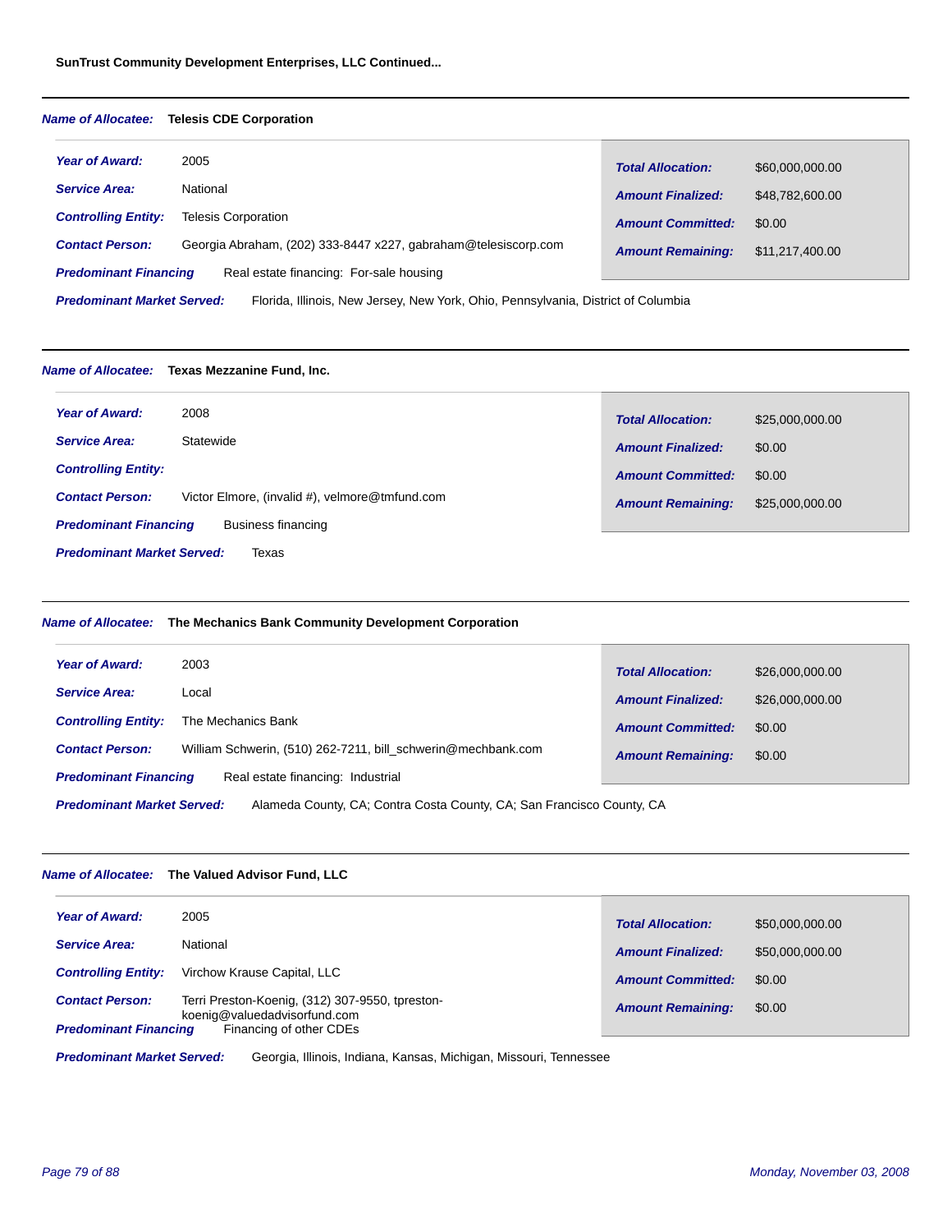**SunTrust Community Development Enterprises, LLC Continued...**

---

***Name of Allocatee:*** **Telesis CDE Corporation**

| | | | |
|---|---|---|---|
| ***Year of Award:*** | 2005 | ***Total Allocation:*** | $60,000,000.00 |
| ***Service Area:*** | National | ***Amount Finalized:*** | $48,782,600.00 |
| ***Controlling Entity:*** | Telesis Corporation | ***Amount Committed:*** | $0.00 |
| ***Contact Person:*** | Georgia Abraham, (202) 333-8447 x227, gabraham@telesiscorp.com | ***Amount Remaining:*** | $11,217,400.00 |
| ***Predominant Financing*** | Real estate financing: For-sale housing | | |

***Predominant Market Served:*** Florida, Illinois, New Jersey, New York, Ohio, Pennsylvania, District of Columbia

---

***Name of Allocatee:*** **Texas Mezzanine Fund, Inc.**

| | | | |
|---|---|---|---|
| ***Year of Award:*** | 2008 | ***Total Allocation:*** | $25,000,000.00 |
| ***Service Area:*** | Statewide | ***Amount Finalized:*** | $0.00 |
| ***Controlling Entity:*** | | ***Amount Committed:*** | $0.00 |
| ***Contact Person:*** | Victor Elmore, (invalid #), velmore@tmfund.com | ***Amount Remaining:*** | $25,000,000.00 |
| ***Predominant Financing*** | Business financing | | |

***Predominant Market Served:*** Texas

---

***Name of Allocatee:*** **The Mechanics Bank Community Development Corporation**

| | | | |
|---|---|---|---|
| ***Year of Award:*** | 2003 | ***Total Allocation:*** | $26,000,000.00 |
| ***Service Area:*** | Local | ***Amount Finalized:*** | $26,000,000.00 |
| ***Controlling Entity:*** | The Mechanics Bank | ***Amount Committed:*** | $0.00 |
| ***Contact Person:*** | William Schwerin, (510) 262-7211, bill_schwerin@mechbank.com | ***Amount Remaining:*** | $0.00 |
| ***Predominant Financing*** | Real estate financing: Industrial | | |

***Predominant Market Served:*** Alameda County, CA; Contra Costa County, CA; San Francisco County, CA

---

***Name of Allocatee:*** **The Valued Advisor Fund, LLC**

| | | | |
|---|---|---|---|
| ***Year of Award:*** | 2005 | ***Total Allocation:*** | $50,000,000.00 |
| ***Service Area:*** | National | ***Amount Finalized:*** | $50,000,000.00 |
| ***Controlling Entity:*** | Virchow Krause Capital, LLC | ***Amount Committed:*** | $0.00 |
| ***Contact Person:*** | Terri Preston-Koenig, (312) 307-9550, tpreston-koenig@valuedadvisorfund.com | ***Amount Remaining:*** | $0.00 |
| ***Predominant Financing*** | Financing of other CDEs | | |

***Predominant Market Served:*** Georgia, Illinois, Indiana, Kansas, Michigan, Missouri, Tennessee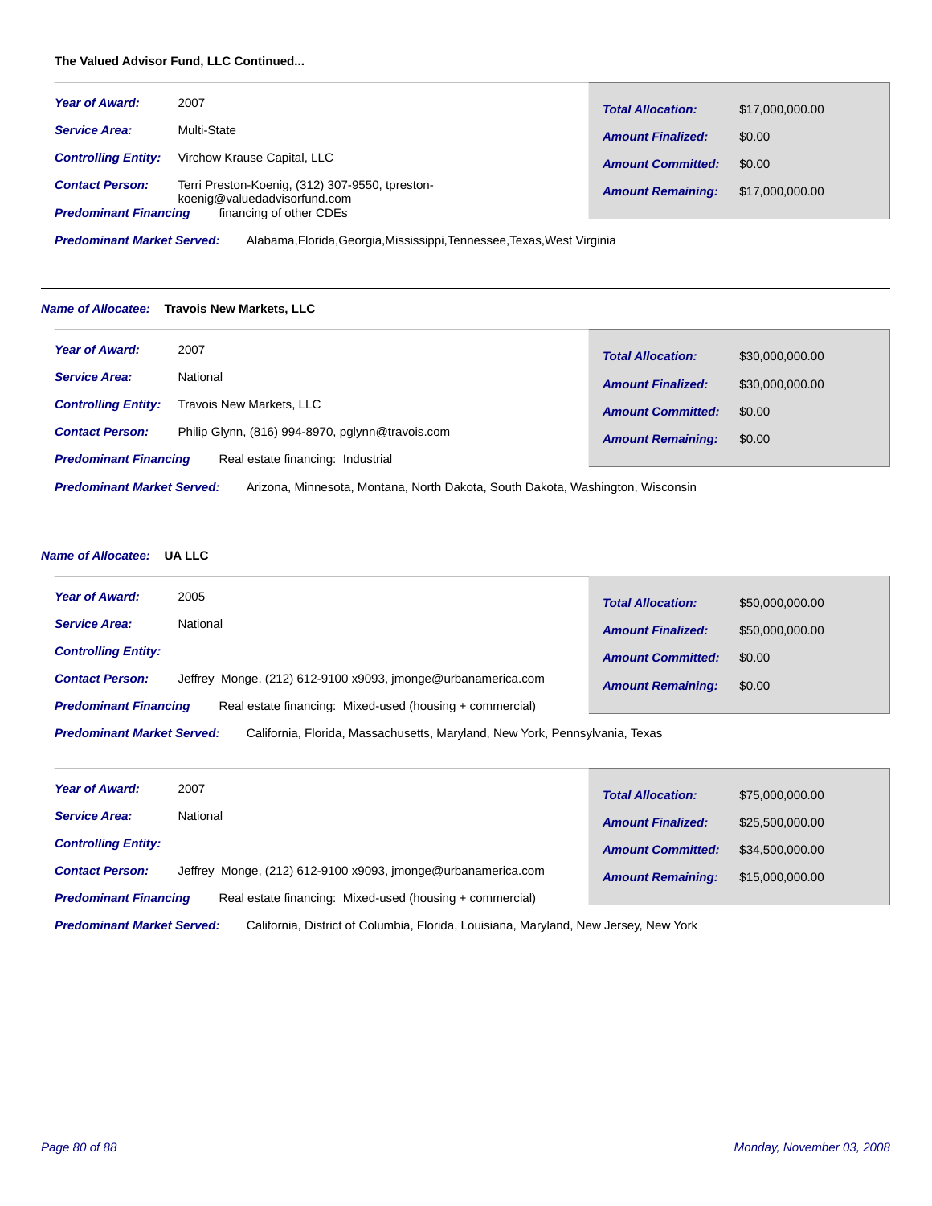**The Valued Advisor Fund, LLC Continued...**

| | |
|---|---|
| ***Year of Award:*** | 2007 |
| ***Service Area:*** | Multi-State |
| ***Controlling Entity:*** | Virchow Krause Capital, LLC |
| ***Contact Person:*** | Terri Preston-Koenig, (312) 307-9550, tpreston-koenig@valuedadvisorfund.com |
| ***Predominant Financing*** | financing of other CDEs |
| ***Total Allocation:*** | $17,000,000.00 |
| ***Amount Finalized:*** | $0.00 |
| ***Amount Committed:*** | $0.00 |
| ***Amount Remaining:*** | $17,000,000.00 |

***Predominant Market Served:*** Alabama,Florida,Georgia,Mississippi,Tennessee,Texas,West Virginia

---

***Name of Allocatee:*** **Travois New Markets, LLC**

| | |
|---|---|
| ***Year of Award:*** | 2007 |
| ***Service Area:*** | National |
| ***Controlling Entity:*** | Travois New Markets, LLC |
| ***Contact Person:*** | Philip Glynn, (816) 994-8970, pglynn@travois.com |
| ***Predominant Financing*** | Real estate financing: Industrial |
| ***Total Allocation:*** | $30,000,000.00 |
| ***Amount Finalized:*** | $30,000,000.00 |
| ***Amount Committed:*** | $0.00 |
| ***Amount Remaining:*** | $0.00 |

***Predominant Market Served:*** Arizona, Minnesota, Montana, North Dakota, South Dakota, Washington, Wisconsin

---

***Name of Allocatee:*** **UA LLC**

| | |
|---|---|
| ***Year of Award:*** | 2005 |
| ***Service Area:*** | National |
| ***Controlling Entity:*** | |
| ***Contact Person:*** | Jeffrey Monge, (212) 612-9100 x9093, jmonge@urbanamerica.com |
| ***Predominant Financing*** | Real estate financing: Mixed-used (housing + commercial) |
| ***Total Allocation:*** | $50,000,000.00 |
| ***Amount Finalized:*** | $50,000,000.00 |
| ***Amount Committed:*** | $0.00 |
| ***Amount Remaining:*** | $0.00 |

***Predominant Market Served:*** California, Florida, Massachusetts, Maryland, New York, Pennsylvania, Texas

| | |
|---|---|
| ***Year of Award:*** | 2007 |
| ***Service Area:*** | National |
| ***Controlling Entity:*** | |
| ***Contact Person:*** | Jeffrey Monge, (212) 612-9100 x9093, jmonge@urbanamerica.com |
| ***Predominant Financing*** | Real estate financing: Mixed-used (housing + commercial) |
| ***Total Allocation:*** | $75,000,000.00 |
| ***Amount Finalized:*** | $25,500,000.00 |
| ***Amount Committed:*** | $34,500,000.00 |
| ***Amount Remaining:*** | $15,000,000.00 |

***Predominant Market Served:*** California, District of Columbia, Florida, Louisiana, Maryland, New Jersey, New York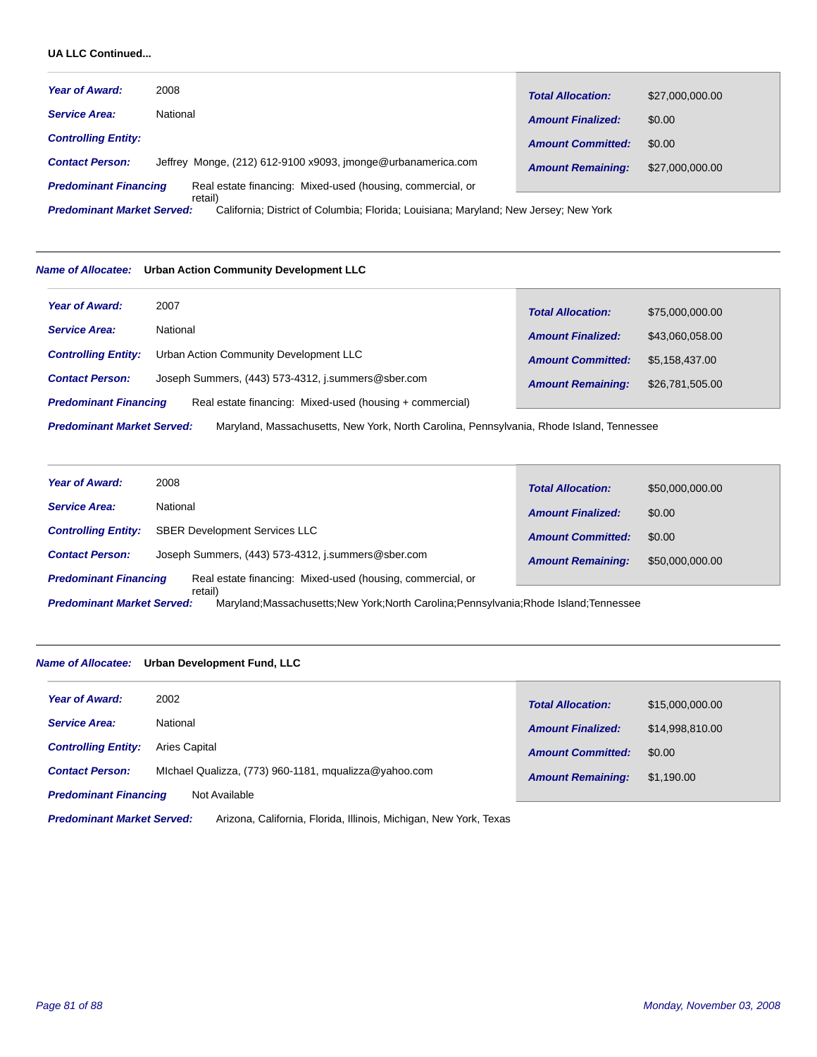**UA LLC Continued...**

**Year of Award:** 2008

**Service Area:** National

**Controlling Entity:**

**Contact Person:** Jeffrey Monge, (212) 612-9100 x9093, jmonge@urbanamerica.com

**Predominant Financing** Real estate financing: Mixed-used (housing, commercial, or retail)

**Predominant Market Served:** California; District of Columbia; Florida; Louisiana; Maryland; New Jersey; New York

| | |
|---|---|
| **Total Allocation:** | $27,000,000.00 |
| **Amount Finalized:** | $0.00 |
| **Amount Committed:** | $0.00 |
| **Amount Remaining:** | $27,000,000.00 |

---

**Name of Allocatee:** **Urban Action Community Development LLC**

**Year of Award:** 2007

**Service Area:** National

**Controlling Entity:** Urban Action Community Development LLC

**Contact Person:** Joseph Summers, (443) 573-4312, j.summers@sber.com

**Predominant Financing** Real estate financing: Mixed-used (housing + commercial)

**Predominant Market Served:** Maryland, Massachusetts, New York, North Carolina, Pennsylvania, Rhode Island, Tennessee

| | |
|---|---|
| **Total Allocation:** | $75,000,000.00 |
| **Amount Finalized:** | $43,060,058.00 |
| **Amount Committed:** | $5,158,437.00 |
| **Amount Remaining:** | $26,781,505.00 |

**Year of Award:** 2008

**Service Area:** National

**Controlling Entity:** SBER Development Services LLC

**Contact Person:** Joseph Summers, (443) 573-4312, j.summers@sber.com

**Predominant Financing** Real estate financing: Mixed-used (housing, commercial, or retail)

**Predominant Market Served:** Maryland;Massachusetts;New York;North Carolina;Pennsylvania;Rhode Island;Tennessee

| | |
|---|---|
| **Total Allocation:** | $50,000,000.00 |
| **Amount Finalized:** | $0.00 |
| **Amount Committed:** | $0.00 |
| **Amount Remaining:** | $50,000,000.00 |

---

**Name of Allocatee:** **Urban Development Fund, LLC**

**Year of Award:** 2002

**Service Area:** National

**Controlling Entity:** Aries Capital

**Contact Person:** MIchael Qualizza, (773) 960-1181, mqualizza@yahoo.com

**Predominant Financing** Not Available

**Predominant Market Served:** Arizona, California, Florida, Illinois, Michigan, New York, Texas

| | |
|---|---|
| **Total Allocation:** | $15,000,000.00 |
| **Amount Finalized:** | $14,998,810.00 |
| **Amount Committed:** | $0.00 |
| **Amount Remaining:** | $1,190.00 |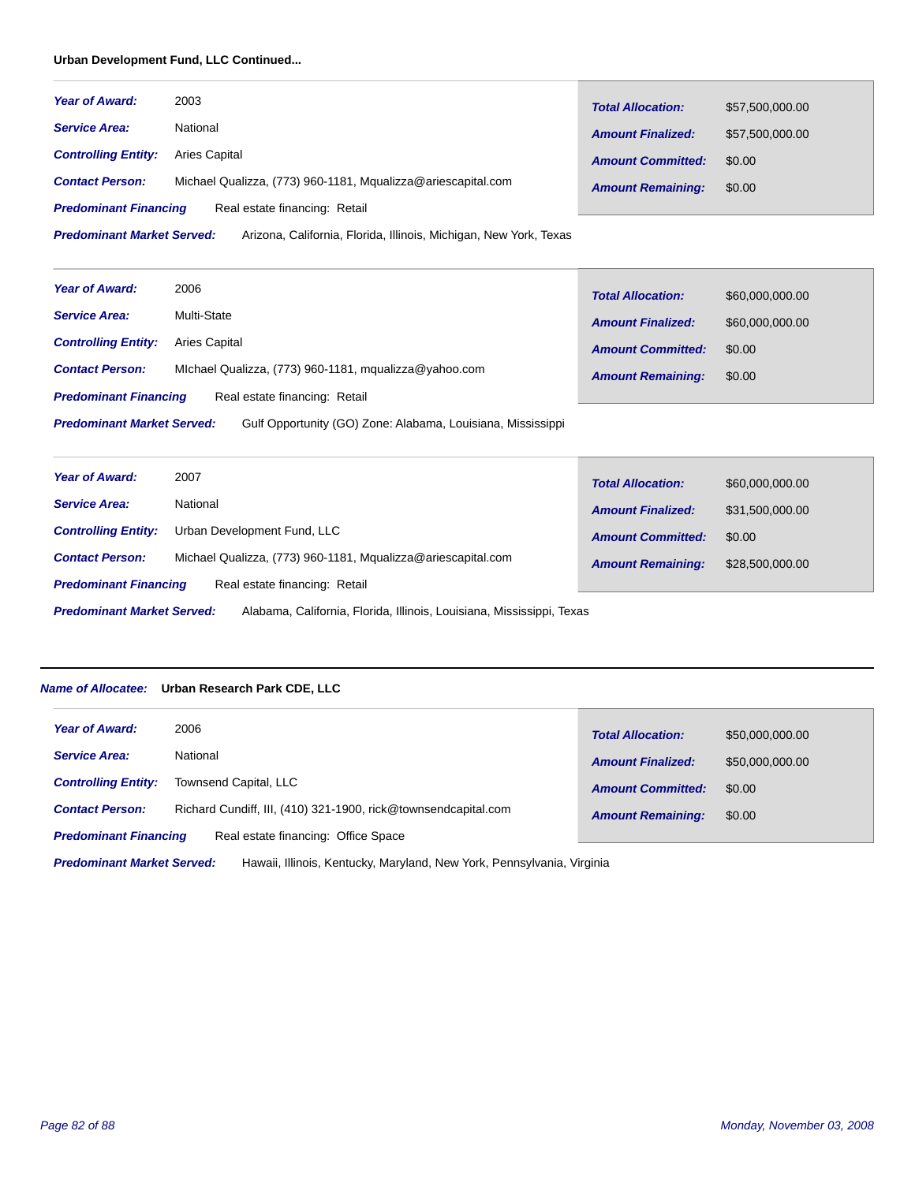**Urban Development Fund, LLC Continued...**

---

***Year of Award:*** 2003

***Service Area:*** National

***Controlling Entity:*** Aries Capital

***Contact Person:*** Michael Qualizza, (773) 960-1181, Mqualizza@ariescapital.com

***Predominant Financing*** Real estate financing: Retail

***Predominant Market Served:*** Arizona, California, Florida, Illinois, Michigan, New York, Texas

| | |
|---|---|
| ***Total Allocation:*** | $57,500,000.00 |
| ***Amount Finalized:*** | $57,500,000.00 |
| ***Amount Committed:*** | $0.00 |
| ***Amount Remaining:*** | $0.00 |

---

***Year of Award:*** 2006

***Service Area:*** Multi-State

***Controlling Entity:*** Aries Capital

***Contact Person:*** MIchael Qualizza, (773) 960-1181, mqualizza@yahoo.com

***Predominant Financing*** Real estate financing: Retail

***Predominant Market Served:*** Gulf Opportunity (GO) Zone: Alabama, Louisiana, Mississippi

| | |
|---|---|
| ***Total Allocation:*** | $60,000,000.00 |
| ***Amount Finalized:*** | $60,000,000.00 |
| ***Amount Committed:*** | $0.00 |
| ***Amount Remaining:*** | $0.00 |

---

***Year of Award:*** 2007

***Service Area:*** National

***Controlling Entity:*** Urban Development Fund, LLC

***Contact Person:*** Michael Qualizza, (773) 960-1181, Mqualizza@ariescapital.com

***Predominant Financing*** Real estate financing: Retail

***Predominant Market Served:*** Alabama, California, Florida, Illinois, Louisiana, Mississippi, Texas

| | |
|---|---|
| ***Total Allocation:*** | $60,000,000.00 |
| ***Amount Finalized:*** | $31,500,000.00 |
| ***Amount Committed:*** | $0.00 |
| ***Amount Remaining:*** | $28,500,000.00 |

---

***Name of Allocatee:*** **Urban Research Park CDE, LLC**

***Year of Award:*** 2006

***Service Area:*** National

***Controlling Entity:*** Townsend Capital, LLC

***Contact Person:*** Richard Cundiff, III, (410) 321-1900, rick@townsendcapital.com

***Predominant Financing*** Real estate financing: Office Space

***Predominant Market Served:*** Hawaii, Illinois, Kentucky, Maryland, New York, Pennsylvania, Virginia

| | |
|---|---|
| ***Total Allocation:*** | $50,000,000.00 |
| ***Amount Finalized:*** | $50,000,000.00 |
| ***Amount Committed:*** | $0.00 |
| ***Amount Remaining:*** | $0.00 |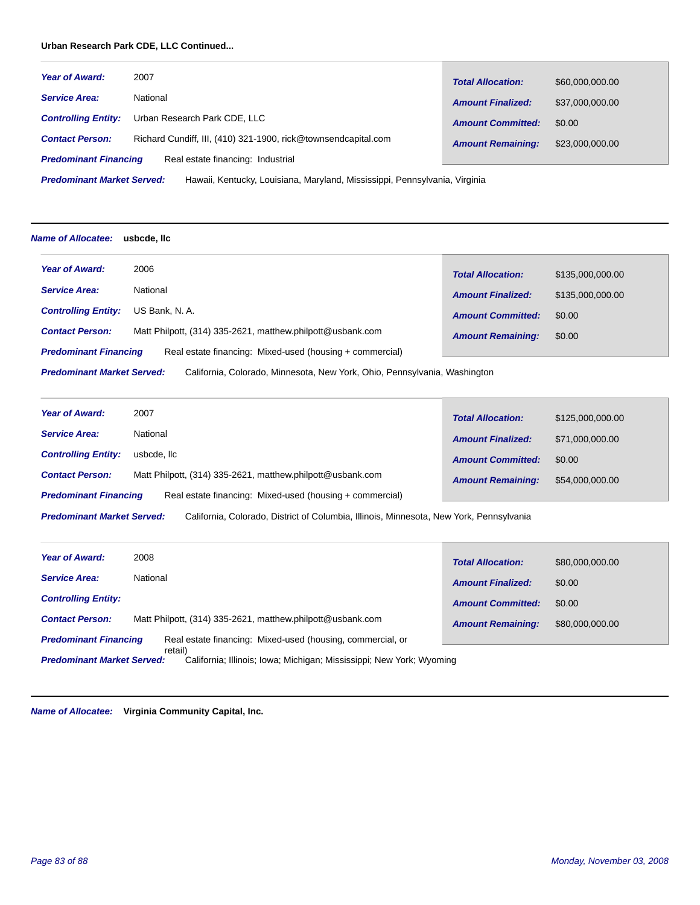**Urban Research Park CDE, LLC Continued...**

| | | | |
|---|---|---|---|
| ***Year of Award:*** | 2007 | ***Total Allocation:*** | $60,000,000.00 |
| ***Service Area:*** | National | ***Amount Finalized:*** | $37,000,000.00 |
| ***Controlling Entity:*** | Urban Research Park CDE, LLC | ***Amount Committed:*** | $0.00 |
| ***Contact Person:*** | Richard Cundiff, III, (410) 321-1900, rick@townsendcapital.com | ***Amount Remaining:*** | $23,000,000.00 |
| ***Predominant Financing*** | Real estate financing: Industrial | | |
| ***Predominant Market Served:*** | Hawaii, Kentucky, Louisiana, Maryland, Mississippi, Pennsylvania, Virginia | | |

---

***Name of Allocatee:*** **usbcde, llc**

| | | | |
|---|---|---|---|
| ***Year of Award:*** | 2006 | ***Total Allocation:*** | $135,000,000.00 |
| ***Service Area:*** | National | ***Amount Finalized:*** | $135,000,000.00 |
| ***Controlling Entity:*** | US Bank, N. A. | ***Amount Committed:*** | $0.00 |
| ***Contact Person:*** | Matt Philpott, (314) 335-2621, matthew.philpott@usbank.com | ***Amount Remaining:*** | $0.00 |
| ***Predominant Financing*** | Real estate financing: Mixed-used (housing + commercial) | | |
| ***Predominant Market Served:*** | California, Colorado, Minnesota, New York, Ohio, Pennsylvania, Washington | | |

| | | | |
|---|---|---|---|
| ***Year of Award:*** | 2007 | ***Total Allocation:*** | $125,000,000.00 |
| ***Service Area:*** | National | ***Amount Finalized:*** | $71,000,000.00 |
| ***Controlling Entity:*** | usbcde, llc | ***Amount Committed:*** | $0.00 |
| ***Contact Person:*** | Matt Philpott, (314) 335-2621, matthew.philpott@usbank.com | ***Amount Remaining:*** | $54,000,000.00 |
| ***Predominant Financing*** | Real estate financing: Mixed-used (housing + commercial) | | |
| ***Predominant Market Served:*** | California, Colorado, District of Columbia, Illinois, Minnesota, New York, Pennsylvania | | |

| | | | |
|---|---|---|---|
| ***Year of Award:*** | 2008 | ***Total Allocation:*** | $80,000,000.00 |
| ***Service Area:*** | National | ***Amount Finalized:*** | $0.00 |
| ***Controlling Entity:*** | | ***Amount Committed:*** | $0.00 |
| ***Contact Person:*** | Matt Philpott, (314) 335-2621, matthew.philpott@usbank.com | ***Amount Remaining:*** | $80,000,000.00 |
| ***Predominant Financing*** | Real estate financing: Mixed-used (housing, commercial, or retail) | | |
| ***Predominant Market Served:*** | California; Illinois; Iowa; Michigan; Mississippi; New York; Wyoming | | |

---

***Name of Allocatee:*** **Virginia Community Capital, Inc.**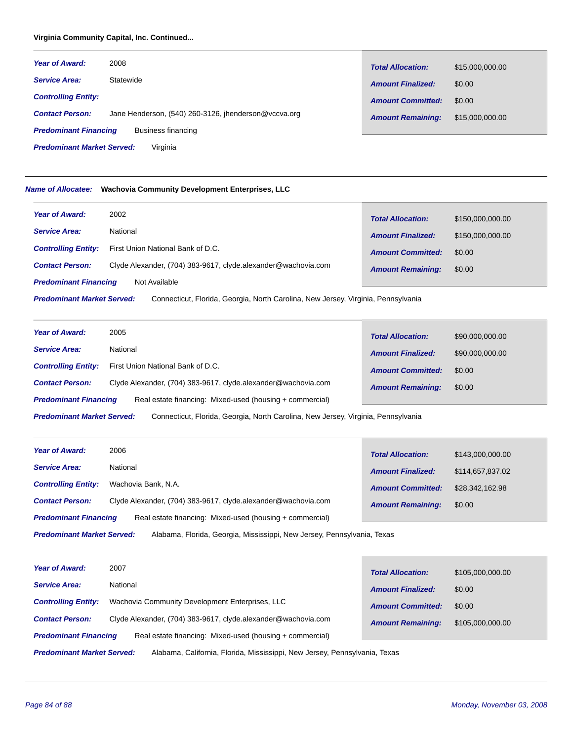**Virginia Community Capital, Inc. Continued...**

| | |
|---|---|
| ***Year of Award:*** | 2008 |
| ***Service Area:*** | Statewide |
| ***Controlling Entity:*** | |
| ***Contact Person:*** | Jane Henderson, (540) 260-3126, jhenderson@vccva.org |
| ***Predominant Financing*** | Business financing |
| ***Predominant Market Served:*** | Virginia |
| ***Total Allocation:*** | $15,000,000.00 |
| ***Amount Finalized:*** | $0.00 |
| ***Amount Committed:*** | $0.00 |
| ***Amount Remaining:*** | $15,000,000.00 |

---

***Name of Allocatee:*** **Wachovia Community Development Enterprises, LLC**

| | |
|---|---|
| ***Year of Award:*** | 2002 |
| ***Service Area:*** | National |
| ***Controlling Entity:*** | First Union National Bank of D.C. |
| ***Contact Person:*** | Clyde Alexander, (704) 383-9617, clyde.alexander@wachovia.com |
| ***Predominant Financing*** | Not Available |
| ***Predominant Market Served:*** | Connecticut, Florida, Georgia, North Carolina, New Jersey, Virginia, Pennsylvania |
| ***Total Allocation:*** | $150,000,000.00 |
| ***Amount Finalized:*** | $150,000,000.00 |
| ***Amount Committed:*** | $0.00 |
| ***Amount Remaining:*** | $0.00 |

| | |
|---|---|
| ***Year of Award:*** | 2005 |
| ***Service Area:*** | National |
| ***Controlling Entity:*** | First Union National Bank of D.C. |
| ***Contact Person:*** | Clyde Alexander, (704) 383-9617, clyde.alexander@wachovia.com |
| ***Predominant Financing*** | Real estate financing: Mixed-used (housing + commercial) |
| ***Predominant Market Served:*** | Connecticut, Florida, Georgia, North Carolina, New Jersey, Virginia, Pennsylvania |
| ***Total Allocation:*** | $90,000,000.00 |
| ***Amount Finalized:*** | $90,000,000.00 |
| ***Amount Committed:*** | $0.00 |
| ***Amount Remaining:*** | $0.00 |

| | |
|---|---|
| ***Year of Award:*** | 2006 |
| ***Service Area:*** | National |
| ***Controlling Entity:*** | Wachovia Bank, N.A. |
| ***Contact Person:*** | Clyde Alexander, (704) 383-9617, clyde.alexander@wachovia.com |
| ***Predominant Financing*** | Real estate financing: Mixed-used (housing + commercial) |
| ***Predominant Market Served:*** | Alabama, Florida, Georgia, Mississippi, New Jersey, Pennsylvania, Texas |
| ***Total Allocation:*** | $143,000,000.00 |
| ***Amount Finalized:*** | $114,657,837.02 |
| ***Amount Committed:*** | $28,342,162.98 |
| ***Amount Remaining:*** | $0.00 |

| | |
|---|---|
| ***Year of Award:*** | 2007 |
| ***Service Area:*** | National |
| ***Controlling Entity:*** | Wachovia Community Development Enterprises, LLC |
| ***Contact Person:*** | Clyde Alexander, (704) 383-9617, clyde.alexander@wachovia.com |
| ***Predominant Financing*** | Real estate financing: Mixed-used (housing + commercial) |
| ***Predominant Market Served:*** | Alabama, California, Florida, Mississippi, New Jersey, Pennsylvania, Texas |
| ***Total Allocation:*** | $105,000,000.00 |
| ***Amount Finalized:*** | $0.00 |
| ***Amount Committed:*** | $0.00 |
| ***Amount Remaining:*** | $105,000,000.00 |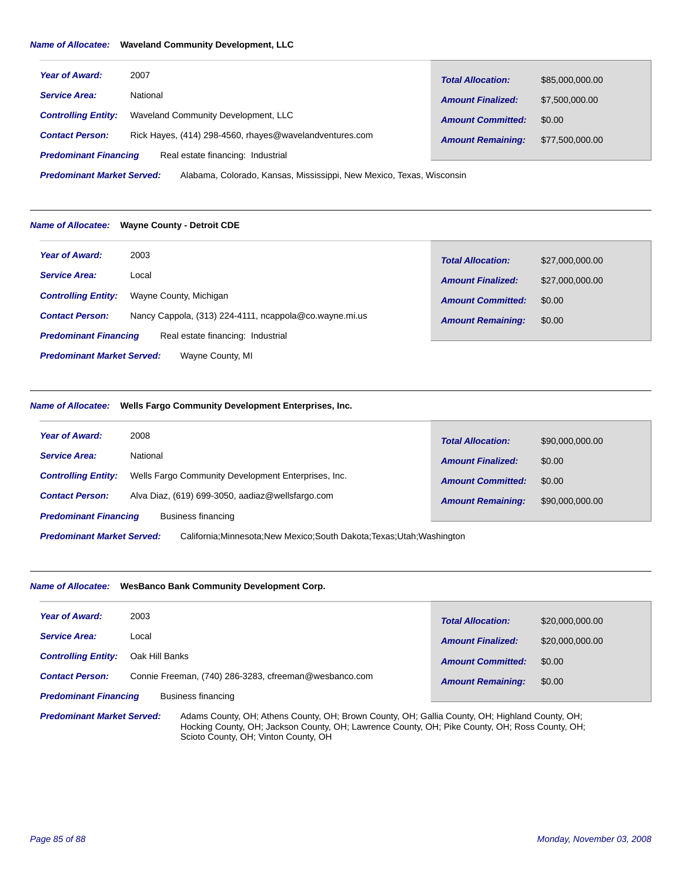**Name of Allocatee:** **Waveland Community Development, LLC**

| | |
|---|---|
| **Year of Award:** | 2007 |
| **Service Area:** | National |
| **Controlling Entity:** | Waveland Community Development, LLC |
| **Contact Person:** | Rick Hayes, (414) 298-4560, rhayes@wavelandventures.com |
| **Predominant Financing** | Real estate financing: Industrial |
| **Predominant Market Served:** | Alabama, Colorado, Kansas, Mississippi, New Mexico, Texas, Wisconsin |

| | |
|---|---|
| **Total Allocation:** | $85,000,000.00 |
| **Amount Finalized:** | $7,500,000.00 |
| **Amount Committed:** | $0.00 |
| **Amount Remaining:** | $77,500,000.00 |

---

**Name of Allocatee:** **Wayne County - Detroit CDE**

| | |
|---|---|
| **Year of Award:** | 2003 |
| **Service Area:** | Local |
| **Controlling Entity:** | Wayne County, Michigan |
| **Contact Person:** | Nancy Cappola, (313) 224-4111, ncappola@co.wayne.mi.us |
| **Predominant Financing** | Real estate financing: Industrial |
| **Predominant Market Served:** | Wayne County, MI |

| | |
|---|---|
| **Total Allocation:** | $27,000,000.00 |
| **Amount Finalized:** | $27,000,000.00 |
| **Amount Committed:** | $0.00 |
| **Amount Remaining:** | $0.00 |

---

**Name of Allocatee:** **Wells Fargo Community Development Enterprises, Inc.**

| | |
|---|---|
| **Year of Award:** | 2008 |
| **Service Area:** | National |
| **Controlling Entity:** | Wells Fargo Community Development Enterprises, Inc. |
| **Contact Person:** | Alva Diaz, (619) 699-3050, aadiaz@wellsfargo.com |
| **Predominant Financing** | Business financing |
| **Predominant Market Served:** | California;Minnesota;New Mexico;South Dakota;Texas;Utah;Washington |

| | |
|---|---|
| **Total Allocation:** | $90,000,000.00 |
| **Amount Finalized:** | $0.00 |
| **Amount Committed:** | $0.00 |
| **Amount Remaining:** | $90,000,000.00 |

---

**Name of Allocatee:** **WesBanco Bank Community Development Corp.**

| | |
|---|---|
| **Year of Award:** | 2003 |
| **Service Area:** | Local |
| **Controlling Entity:** | Oak Hill Banks |
| **Contact Person:** | Connie Freeman, (740) 286-3283, cfreeman@wesbanco.com |
| **Predominant Financing** | Business financing |
| **Predominant Market Served:** | Adams County, OH; Athens County, OH; Brown County, OH; Gallia County, OH; Highland County, OH; Hocking County, OH; Jackson County, OH; Lawrence County, OH; Pike County, OH; Ross County, OH; Scioto County, OH; Vinton County, OH |

| | |
|---|---|
| **Total Allocation:** | $20,000,000.00 |
| **Amount Finalized:** | $20,000,000.00 |
| **Amount Committed:** | $0.00 |
| **Amount Remaining:** | $0.00 |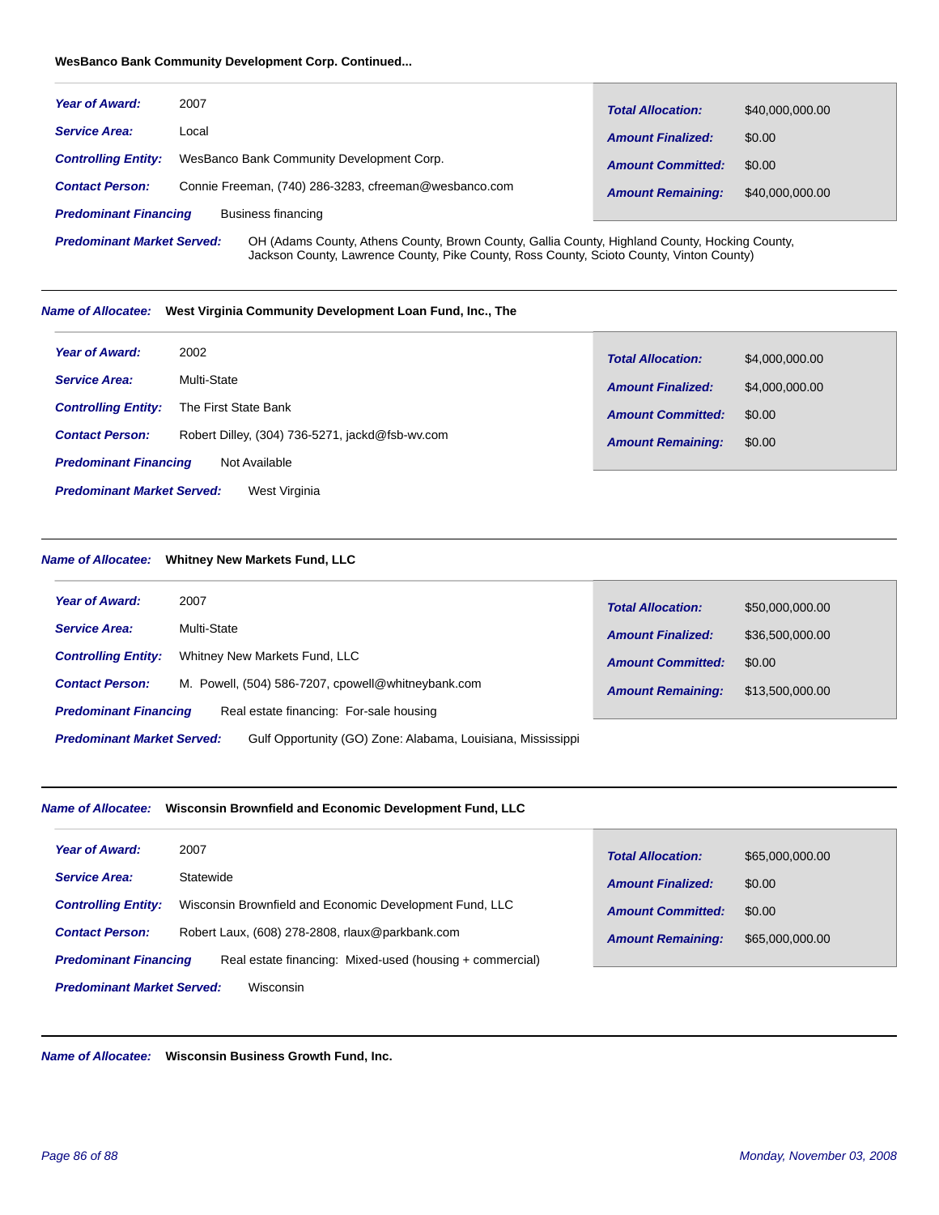**WesBanco Bank Community Development Corp. Continued...**

| | |
|---|---|
| ***Year of Award:*** | 2007 |
| ***Service Area:*** | Local |
| ***Controlling Entity:*** | WesBanco Bank Community Development Corp. |
| ***Contact Person:*** | Connie Freeman, (740) 286-3283, cfreeman@wesbanco.com |
| ***Predominant Financing*** | Business financing |
| ***Predominant Market Served:*** | OH (Adams County, Athens County, Brown County, Gallia County, Highland County, Hocking County, Jackson County, Lawrence County, Pike County, Ross County, Scioto County, Vinton County) |

| | |
|---|---|
| ***Total Allocation:*** | $40,000,000.00 |
| ***Amount Finalized:*** | $0.00 |
| ***Amount Committed:*** | $0.00 |
| ***Amount Remaining:*** | $40,000,000.00 |

---

***Name of Allocatee:*** **West Virginia Community Development Loan Fund, Inc., The**

| | |
|---|---|
| ***Year of Award:*** | 2002 |
| ***Service Area:*** | Multi-State |
| ***Controlling Entity:*** | The First State Bank |
| ***Contact Person:*** | Robert Dilley, (304) 736-5271, jackd@fsb-wv.com |
| ***Predominant Financing*** | Not Available |
| ***Predominant Market Served:*** | West Virginia |

| | |
|---|---|
| ***Total Allocation:*** | $4,000,000.00 |
| ***Amount Finalized:*** | $4,000,000.00 |
| ***Amount Committed:*** | $0.00 |
| ***Amount Remaining:*** | $0.00 |

---

***Name of Allocatee:*** **Whitney New Markets Fund, LLC**

| | |
|---|---|
| ***Year of Award:*** | 2007 |
| ***Service Area:*** | Multi-State |
| ***Controlling Entity:*** | Whitney New Markets Fund, LLC |
| ***Contact Person:*** | M. Powell, (504) 586-7207, cpowell@whitneybank.com |
| ***Predominant Financing*** | Real estate financing: For-sale housing |
| ***Predominant Market Served:*** | Gulf Opportunity (GO) Zone: Alabama, Louisiana, Mississippi |

| | |
|---|---|
| ***Total Allocation:*** | $50,000,000.00 |
| ***Amount Finalized:*** | $36,500,000.00 |
| ***Amount Committed:*** | $0.00 |
| ***Amount Remaining:*** | $13,500,000.00 |

---

***Name of Allocatee:*** **Wisconsin Brownfield and Economic Development Fund, LLC**

| | |
|---|---|
| ***Year of Award:*** | 2007 |
| ***Service Area:*** | Statewide |
| ***Controlling Entity:*** | Wisconsin Brownfield and Economic Development Fund, LLC |
| ***Contact Person:*** | Robert Laux, (608) 278-2808, rlaux@parkbank.com |
| ***Predominant Financing*** | Real estate financing: Mixed-used (housing + commercial) |
| ***Predominant Market Served:*** | Wisconsin |

| | |
|---|---|
| ***Total Allocation:*** | $65,000,000.00 |
| ***Amount Finalized:*** | $0.00 |
| ***Amount Committed:*** | $0.00 |
| ***Amount Remaining:*** | $65,000,000.00 |

---

***Name of Allocatee:*** **Wisconsin Business Growth Fund, Inc.**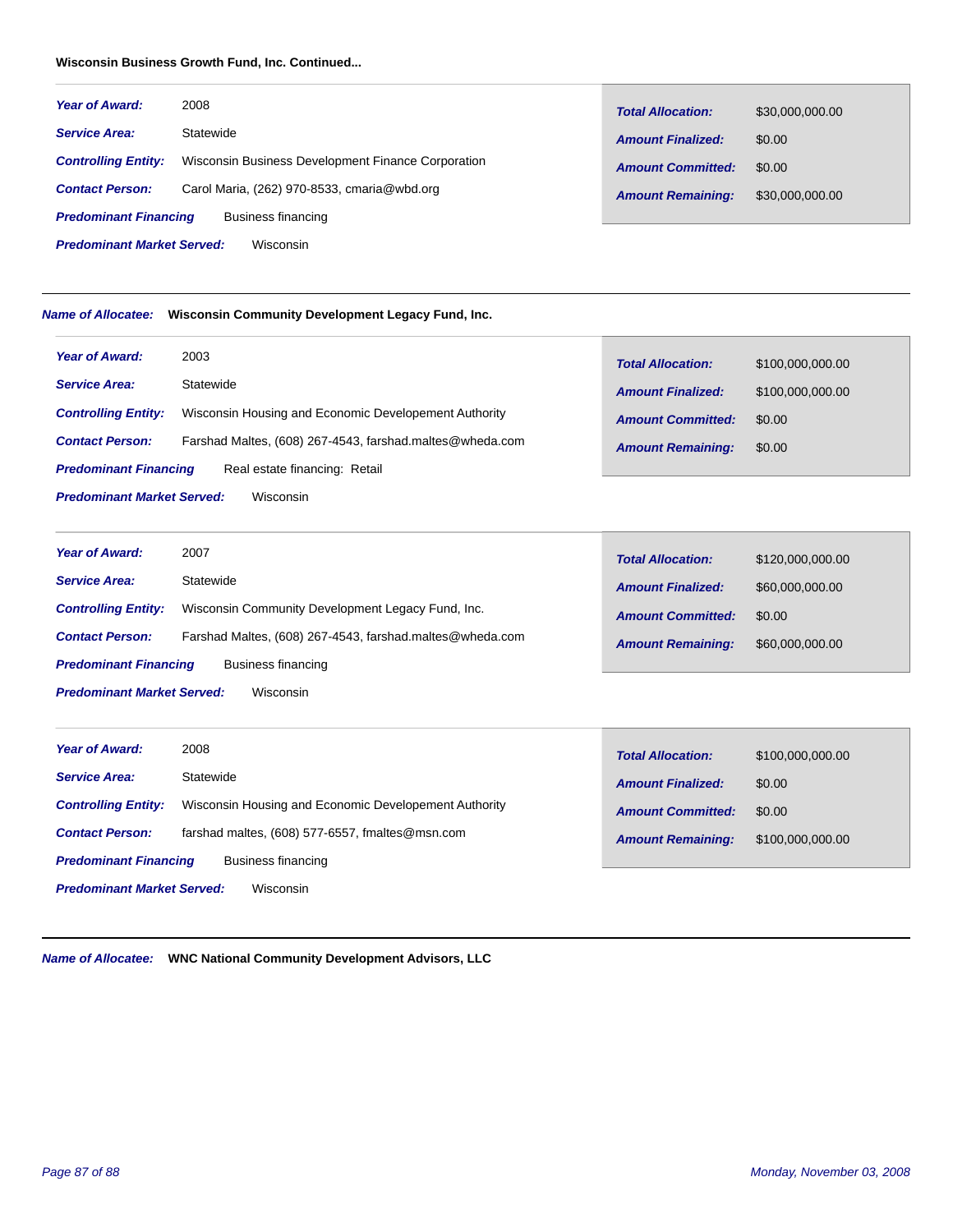**Wisconsin Business Growth Fund, Inc. Continued...**

***Year of Award:*** 2008

***Service Area:*** Statewide

***Controlling Entity:*** Wisconsin Business Development Finance Corporation

***Contact Person:*** Carol Maria, (262) 970-8533, cmaria@wbd.org

***Predominant Financing*** Business financing

***Predominant Market Served:*** Wisconsin

| | |
|---|---|
| ***Total Allocation:*** | $30,000,000.00 |
| ***Amount Finalized:*** | $0.00 |
| ***Amount Committed:*** | $0.00 |
| ***Amount Remaining:*** | $30,000,000.00 |

---

***Name of Allocatee:*** **Wisconsin Community Development Legacy Fund, Inc.**

***Year of Award:*** 2003

***Service Area:*** Statewide

***Controlling Entity:*** Wisconsin Housing and Economic Developement Authority

***Contact Person:*** Farshad Maltes, (608) 267-4543, farshad.maltes@wheda.com

***Predominant Financing*** Real estate financing: Retail

***Predominant Market Served:*** Wisconsin

| | |
|---|---|
| ***Total Allocation:*** | $100,000,000.00 |
| ***Amount Finalized:*** | $100,000,000.00 |
| ***Amount Committed:*** | $0.00 |
| ***Amount Remaining:*** | $0.00 |

***Year of Award:*** 2007

***Service Area:*** Statewide

***Controlling Entity:*** Wisconsin Community Development Legacy Fund, Inc.

***Contact Person:*** Farshad Maltes, (608) 267-4543, farshad.maltes@wheda.com

***Predominant Financing*** Business financing

***Predominant Market Served:*** Wisconsin

| | |
|---|---|
| ***Total Allocation:*** | $120,000,000.00 |
| ***Amount Finalized:*** | $60,000,000.00 |
| ***Amount Committed:*** | $0.00 |
| ***Amount Remaining:*** | $60,000,000.00 |

***Year of Award:*** 2008

***Service Area:*** Statewide

***Controlling Entity:*** Wisconsin Housing and Economic Developement Authority

***Contact Person:*** farshad maltes, (608) 577-6557, fmaltes@msn.com

***Predominant Financing*** Business financing

***Predominant Market Served:*** Wisconsin

| | |
|---|---|
| ***Total Allocation:*** | $100,000,000.00 |
| ***Amount Finalized:*** | $0.00 |
| ***Amount Committed:*** | $0.00 |
| ***Amount Remaining:*** | $100,000,000.00 |

---

***Name of Allocatee:*** **WNC National Community Development Advisors, LLC**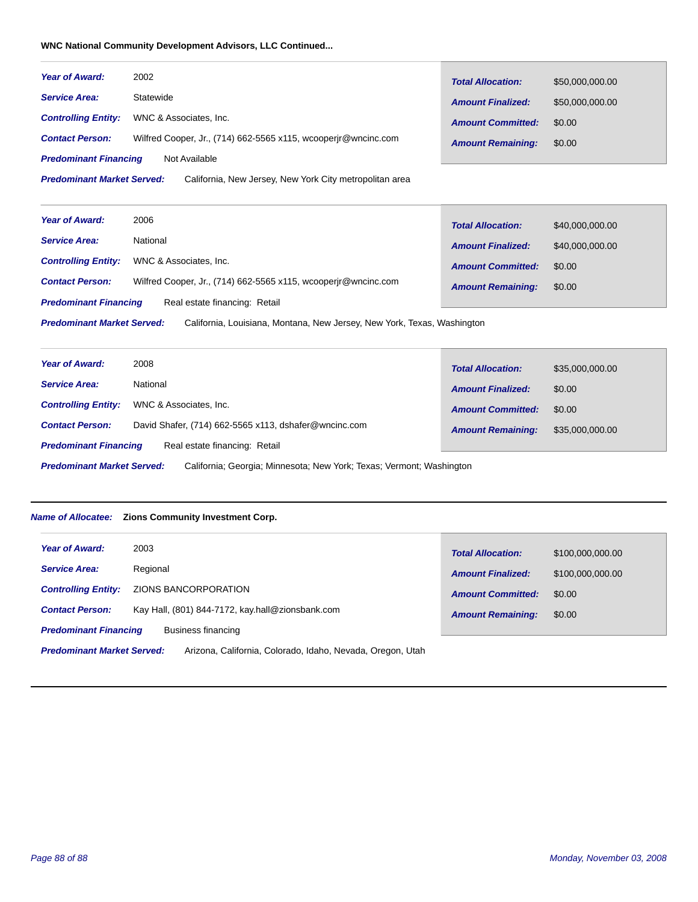**WNC National Community Development Advisors, LLC Continued...**

***Year of Award:*** 2002

***Service Area:*** Statewide

***Controlling Entity:*** WNC & Associates, Inc.

***Contact Person:*** Wilfred Cooper, Jr., (714) 662-5565 x115, wcooperjr@wncinc.com

***Predominant Financing*** Not Available

***Predominant Market Served:*** California, New Jersey, New York City metropolitan area

| | |
|---|---|
| ***Total Allocation:*** | $50,000,000.00 |
| ***Amount Finalized:*** | $50,000,000.00 |
| ***Amount Committed:*** | $0.00 |
| ***Amount Remaining:*** | $0.00 |

---

***Year of Award:*** 2006

***Service Area:*** National

***Controlling Entity:*** WNC & Associates, Inc.

***Contact Person:*** Wilfred Cooper, Jr., (714) 662-5565 x115, wcooperjr@wncinc.com

***Predominant Financing*** Real estate financing: Retail

***Predominant Market Served:*** California, Louisiana, Montana, New Jersey, New York, Texas, Washington

| | |
|---|---|
| ***Total Allocation:*** | $40,000,000.00 |
| ***Amount Finalized:*** | $40,000,000.00 |
| ***Amount Committed:*** | $0.00 |
| ***Amount Remaining:*** | $0.00 |

---

***Year of Award:*** 2008

***Service Area:*** National

***Controlling Entity:*** WNC & Associates, Inc.

***Contact Person:*** David Shafer, (714) 662-5565 x113, dshafer@wncinc.com

***Predominant Financing*** Real estate financing: Retail

***Predominant Market Served:*** California; Georgia; Minnesota; New York; Texas; Vermont; Washington

| | |
|---|---|
| ***Total Allocation:*** | $35,000,000.00 |
| ***Amount Finalized:*** | $0.00 |
| ***Amount Committed:*** | $0.00 |
| ***Amount Remaining:*** | $35,000,000.00 |

---

***Name of Allocatee:*** **Zions Community Investment Corp.**

***Year of Award:*** 2003

***Service Area:*** Regional

***Controlling Entity:*** ZIONS BANCORPORATION

***Contact Person:*** Kay Hall, (801) 844-7172, kay.hall@zionsbank.com

***Predominant Financing*** Business financing

***Predominant Market Served:*** Arizona, California, Colorado, Idaho, Nevada, Oregon, Utah

| | |
|---|---|
| ***Total Allocation:*** | $100,000,000.00 |
| ***Amount Finalized:*** | $100,000,000.00 |
| ***Amount Committed:*** | $0.00 |
| ***Amount Remaining:*** | $0.00 |